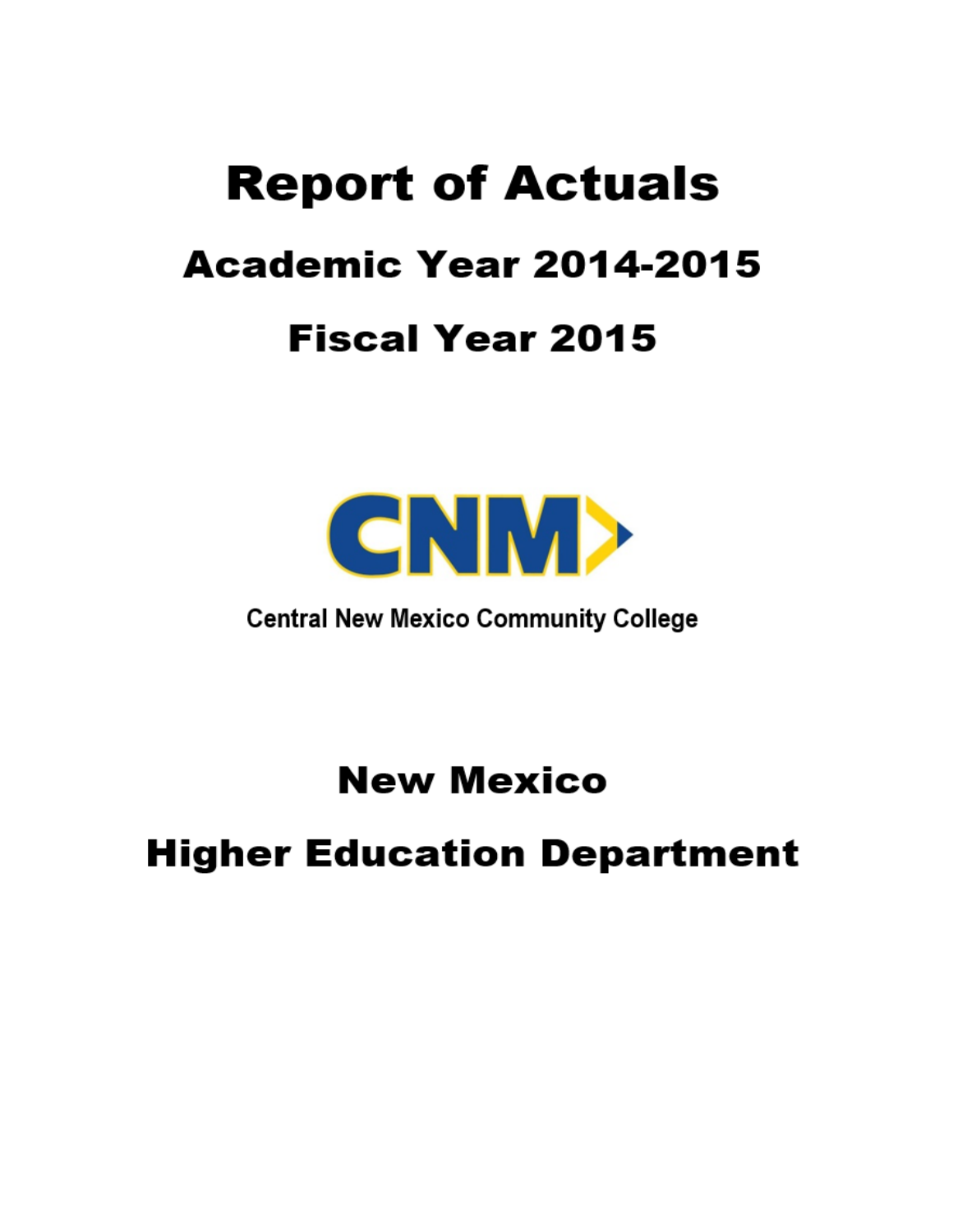# Report of Actuals

## Academic Year 2014-2015

## Fiscal Year 2015

CNM

Central New Mexico Community College

## New Mexico

## Higher Education Department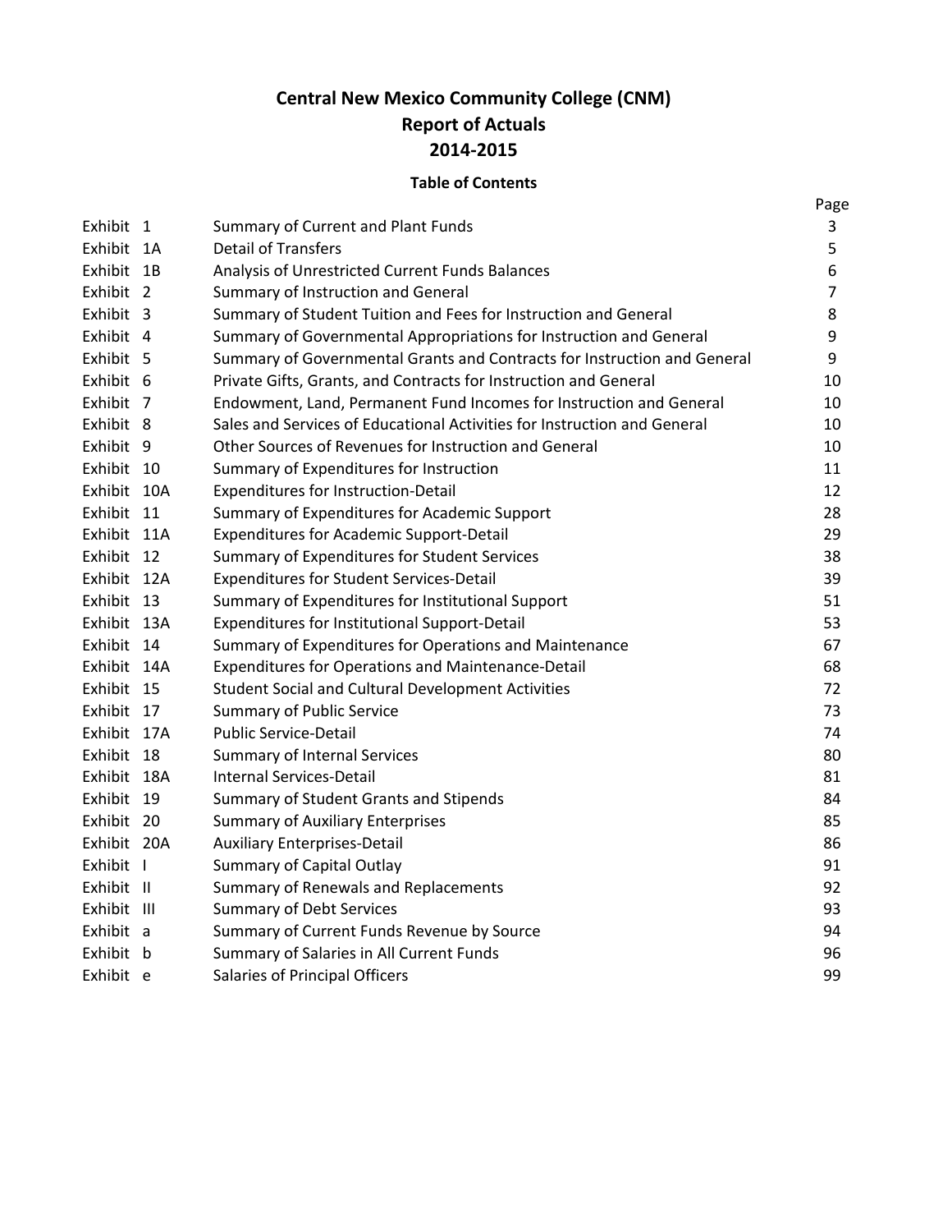# Central New Mexico Community College (CNM)
# Report of Actuals
# 2014-2015

## Table of Contents

| | | | Page |
|---|---|---|---|
| Exhibit | 1 | Summary of Current and Plant Funds | 3 |
| Exhibit | 1A | Detail of Transfers | 5 |
| Exhibit | 1B | Analysis of Unrestricted Current Funds Balances | 6 |
| Exhibit | 2 | Summary of Instruction and General | 7 |
| Exhibit | 3 | Summary of Student Tuition and Fees for Instruction and General | 8 |
| Exhibit | 4 | Summary of Governmental Appropriations for Instruction and General | 9 |
| Exhibit | 5 | Summary of Governmental Grants and Contracts for Instruction and General | 9 |
| Exhibit | 6 | Private Gifts, Grants, and Contracts for Instruction and General | 10 |
| Exhibit | 7 | Endowment, Land, Permanent Fund Incomes for Instruction and General | 10 |
| Exhibit | 8 | Sales and Services of Educational Activities for Instruction and General | 10 |
| Exhibit | 9 | Other Sources of Revenues for Instruction and General | 10 |
| Exhibit | 10 | Summary of Expenditures for Instruction | 11 |
| Exhibit | 10A | Expenditures for Instruction-Detail | 12 |
| Exhibit | 11 | Summary of Expenditures for Academic Support | 28 |
| Exhibit | 11A | Expenditures for Academic Support-Detail | 29 |
| Exhibit | 12 | Summary of Expenditures for Student Services | 38 |
| Exhibit | 12A | Expenditures for Student Services-Detail | 39 |
| Exhibit | 13 | Summary of Expenditures for Institutional Support | 51 |
| Exhibit | 13A | Expenditures for Institutional Support-Detail | 53 |
| Exhibit | 14 | Summary of Expenditures for Operations and Maintenance | 67 |
| Exhibit | 14A | Expenditures for Operations and Maintenance-Detail | 68 |
| Exhibit | 15 | Student Social and Cultural Development Activities | 72 |
| Exhibit | 17 | Summary of Public Service | 73 |
| Exhibit | 17A | Public Service-Detail | 74 |
| Exhibit | 18 | Summary of Internal Services | 80 |
| Exhibit | 18A | Internal Services-Detail | 81 |
| Exhibit | 19 | Summary of Student Grants and Stipends | 84 |
| Exhibit | 20 | Summary of Auxiliary Enterprises | 85 |
| Exhibit | 20A | Auxiliary Enterprises-Detail | 86 |
| Exhibit | I | Summary of Capital Outlay | 91 |
| Exhibit | II | Summary of Renewals and Replacements | 92 |
| Exhibit | III | Summary of Debt Services | 93 |
| Exhibit | a | Summary of Current Funds Revenue by Source | 94 |
| Exhibit | b | Summary of Salaries in All Current Funds | 96 |
| Exhibit | e | Salaries of Principal Officers | 99 |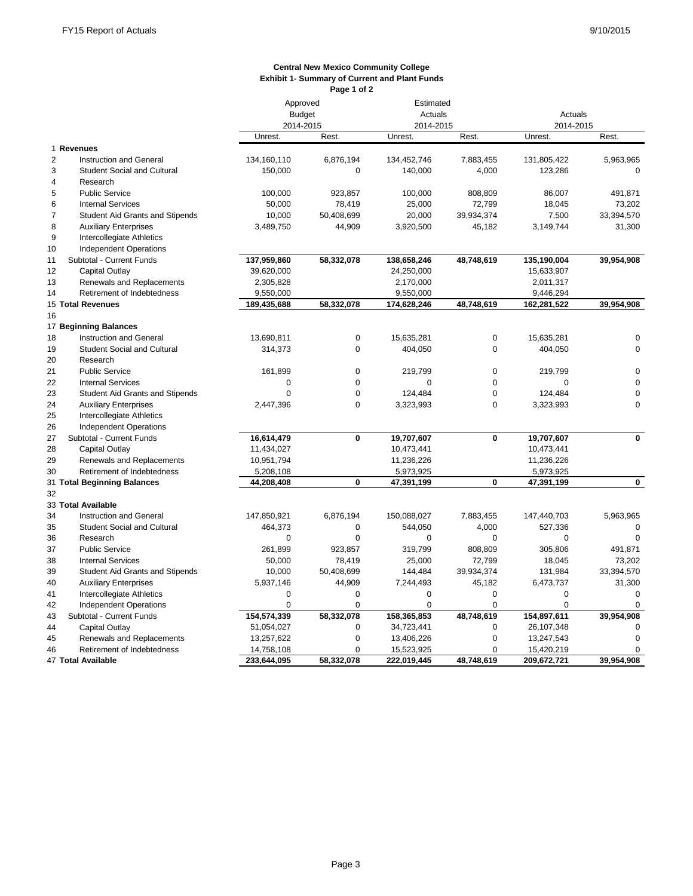**Central New Mexico Community College**
**Exhibit 1- Summary of Current and Plant Funds**
**Page 1 of 2**

| | | Approved Budget 2014-2015 | | Estimated Actuals 2014-2015 | | Actuals 2014-2015 | |
|---|---|---|---|---|---|---|---|
| | | Unrest. | Rest. | Unrest. | Rest. | Unrest. | Rest. |
| 1 | **Revenues** | | | | | | |
| 2 | Instruction and General | 134,160,110 | 6,876,194 | 134,452,746 | 7,883,455 | 131,805,422 | 5,963,965 |
| 3 | Student Social and Cultural | 150,000 | 0 | 140,000 | 4,000 | 123,286 | 0 |
| 4 | Research | | | | | | |
| 5 | Public Service | 100,000 | 923,857 | 100,000 | 808,809 | 86,007 | 491,871 |
| 6 | Internal Services | 50,000 | 78,419 | 25,000 | 72,799 | 18,045 | 73,202 |
| 7 | Student Aid Grants and Stipends | 10,000 | 50,408,699 | 20,000 | 39,934,374 | 7,500 | 33,394,570 |
| 8 | Auxiliary Enterprises | 3,489,750 | 44,909 | 3,920,500 | 45,182 | 3,149,744 | 31,300 |
| 9 | Intercollegiate Athletics | | | | | | |
| 10 | Independent Operations | | | | | | |
| 11 | Subtotal - Current Funds | **137,959,860** | **58,332,078** | **138,658,246** | **48,748,619** | **135,190,004** | **39,954,908** |
| 12 | Capital Outlay | 39,620,000 | | 24,250,000 | | 15,633,907 | |
| 13 | Renewals and Replacements | 2,305,828 | | 2,170,000 | | 2,011,317 | |
| 14 | Retirement of Indebtedness | 9,550,000 | | 9,550,000 | | 9,446,294 | |
| 15 | **Total Revenues** | **189,435,688** | **58,332,078** | **174,628,246** | **48,748,619** | **162,281,522** | **39,954,908** |
| 16 | | | | | | | |
| 17 | **Beginning Balances** | | | | | | |
| 18 | Instruction and General | 13,690,811 | 0 | 15,635,281 | 0 | 15,635,281 | 0 |
| 19 | Student Social and Cultural | 314,373 | 0 | 404,050 | 0 | 404,050 | 0 |
| 20 | Research | | | | | | |
| 21 | Public Service | 161,899 | 0 | 219,799 | 0 | 219,799 | 0 |
| 22 | Internal Services | 0 | 0 | 0 | 0 | 0 | 0 |
| 23 | Student Aid Grants and Stipends | 0 | 0 | 124,484 | 0 | 124,484 | 0 |
| 24 | Auxiliary Enterprises | 2,447,396 | 0 | 3,323,993 | 0 | 3,323,993 | 0 |
| 25 | Intercollegiate Athletics | | | | | | |
| 26 | Independent Operations | | | | | | |
| 27 | Subtotal - Current Funds | **16,614,479** | **0** | **19,707,607** | **0** | **19,707,607** | **0** |
| 28 | Capital Outlay | 11,434,027 | | 10,473,441 | | 10,473,441 | |
| 29 | Renewals and Replacements | 10,951,794 | | 11,236,226 | | 11,236,226 | |
| 30 | Retirement of Indebtedness | 5,208,108 | | 5,973,925 | | 5,973,925 | |
| 31 | **Total Beginning Balances** | **44,208,408** | **0** | **47,391,199** | **0** | **47,391,199** | **0** |
| 32 | | | | | | | |
| 33 | **Total Available** | | | | | | |
| 34 | Instruction and General | 147,850,921 | 6,876,194 | 150,088,027 | 7,883,455 | 147,440,703 | 5,963,965 |
| 35 | Student Social and Cultural | 464,373 | 0 | 544,050 | 4,000 | 527,336 | 0 |
| 36 | Research | 0 | 0 | 0 | 0 | 0 | 0 |
| 37 | Public Service | 261,899 | 923,857 | 319,799 | 808,809 | 305,806 | 491,871 |
| 38 | Internal Services | 50,000 | 78,419 | 25,000 | 72,799 | 18,045 | 73,202 |
| 39 | Student Aid Grants and Stipends | 10,000 | 50,408,699 | 144,484 | 39,934,374 | 131,984 | 33,394,570 |
| 40 | Auxiliary Enterprises | 5,937,146 | 44,909 | 7,244,493 | 45,182 | 6,473,737 | 31,300 |
| 41 | Intercollegiate Athletics | 0 | 0 | 0 | 0 | 0 | 0 |
| 42 | Independent Operations | 0 | 0 | 0 | 0 | 0 | 0 |
| 43 | Subtotal - Current Funds | **154,574,339** | **58,332,078** | **158,365,853** | **48,748,619** | **154,897,611** | **39,954,908** |
| 44 | Capital Outlay | 51,054,027 | 0 | 34,723,441 | 0 | 26,107,348 | 0 |
| 45 | Renewals and Replacements | 13,257,622 | 0 | 13,406,226 | 0 | 13,247,543 | 0 |
| 46 | Retirement of Indebtedness | 14,758,108 | 0 | 15,523,925 | 0 | 15,420,219 | 0 |
| 47 | **Total Available** | **233,644,095** | **58,332,078** | **222,019,445** | **48,748,619** | **209,672,721** | **39,954,908** |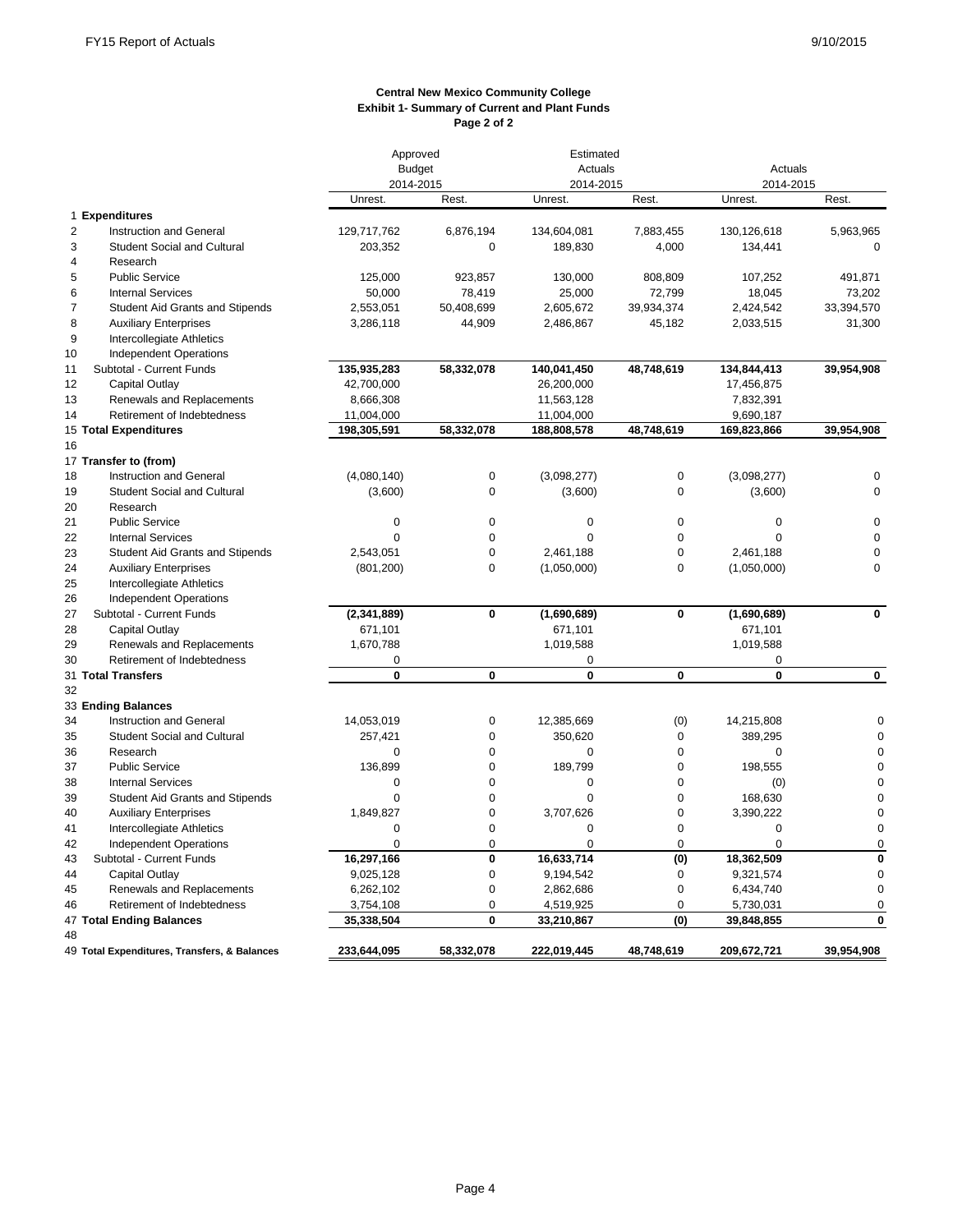FY15 Report of Actuals

9/10/2015

**Central New Mexico Community College**
**Exhibit 1- Summary of Current and Plant Funds**
**Page 2 of 2**

| | | Approved Budget 2014-2015 | | Estimated Actuals 2014-2015 | | Actuals 2014-2015 | |
|---|---|---|---|---|---|---|---|
| | | Unrest. | Rest. | Unrest. | Rest. | Unrest. | Rest. |
| 1 | **Expenditures** | | | | | | |
| 2 | Instruction and General | 129,717,762 | 6,876,194 | 134,604,081 | 7,883,455 | 130,126,618 | 5,963,965 |
| 3 | Student Social and Cultural | 203,352 | 0 | 189,830 | 4,000 | 134,441 | 0 |
| 4 | Research | | | | | | |
| 5 | Public Service | 125,000 | 923,857 | 130,000 | 808,809 | 107,252 | 491,871 |
| 6 | Internal Services | 50,000 | 78,419 | 25,000 | 72,799 | 18,045 | 73,202 |
| 7 | Student Aid Grants and Stipends | 2,553,051 | 50,408,699 | 2,605,672 | 39,934,374 | 2,424,542 | 33,394,570 |
| 8 | Auxiliary Enterprises | 3,286,118 | 44,909 | 2,486,867 | 45,182 | 2,033,515 | 31,300 |
| 9 | Intercollegiate Athletics | | | | | | |
| 10 | Independent Operations | | | | | | |
| 11 | Subtotal - Current Funds | **135,935,283** | **58,332,078** | **140,041,450** | **48,748,619** | **134,844,413** | **39,954,908** |
| 12 | Capital Outlay | 42,700,000 | | 26,200,000 | | 17,456,875 | |
| 13 | Renewals and Replacements | 8,666,308 | | 11,563,128 | | 7,832,391 | |
| 14 | Retirement of Indebtedness | 11,004,000 | | 11,004,000 | | 9,690,187 | |
| 15 | **Total Expenditures** | **198,305,591** | **58,332,078** | **188,808,578** | **48,748,619** | **169,823,866** | **39,954,908** |
| 16 | | | | | | | |
| 17 | **Transfer to (from)** | | | | | | |
| 18 | Instruction and General | (4,080,140) | 0 | (3,098,277) | 0 | (3,098,277) | 0 |
| 19 | Student Social and Cultural | (3,600) | 0 | (3,600) | 0 | (3,600) | 0 |
| 20 | Research | | | | | | |
| 21 | Public Service | 0 | 0 | 0 | 0 | 0 | 0 |
| 22 | Internal Services | 0 | 0 | 0 | 0 | 0 | 0 |
| 23 | Student Aid Grants and Stipends | 2,543,051 | 0 | 2,461,188 | 0 | 2,461,188 | 0 |
| 24 | Auxiliary Enterprises | (801,200) | 0 | (1,050,000) | 0 | (1,050,000) | 0 |
| 25 | Intercollegiate Athletics | | | | | | |
| 26 | Independent Operations | | | | | | |
| 27 | Subtotal - Current Funds | **(2,341,889)** | **0** | **(1,690,689)** | **0** | **(1,690,689)** | **0** |
| 28 | Capital Outlay | 671,101 | | 671,101 | | 671,101 | |
| 29 | Renewals and Replacements | 1,670,788 | | 1,019,588 | | 1,019,588 | |
| 30 | Retirement of Indebtedness | 0 | | 0 | | 0 | |
| 31 | **Total Transfers** | **0** | **0** | **0** | **0** | **0** | **0** |
| 32 | | | | | | | |
| 33 | **Ending Balances** | | | | | | |
| 34 | Instruction and General | 14,053,019 | 0 | 12,385,669 | (0) | 14,215,808 | 0 |
| 35 | Student Social and Cultural | 257,421 | 0 | 350,620 | 0 | 389,295 | 0 |
| 36 | Research | 0 | 0 | 0 | 0 | 0 | 0 |
| 37 | Public Service | 136,899 | 0 | 189,799 | 0 | 198,555 | 0 |
| 38 | Internal Services | 0 | 0 | 0 | 0 | (0) | 0 |
| 39 | Student Aid Grants and Stipends | 0 | 0 | 0 | 0 | 168,630 | 0 |
| 40 | Auxiliary Enterprises | 1,849,827 | 0 | 3,707,626 | 0 | 3,390,222 | 0 |
| 41 | Intercollegiate Athletics | 0 | 0 | 0 | 0 | 0 | 0 |
| 42 | Independent Operations | 0 | 0 | 0 | 0 | 0 | 0 |
| 43 | Subtotal - Current Funds | **16,297,166** | **0** | **16,633,714** | **(0)** | **18,362,509** | **0** |
| 44 | Capital Outlay | 9,025,128 | 0 | 9,194,542 | 0 | 9,321,574 | 0 |
| 45 | Renewals and Replacements | 6,262,102 | 0 | 2,862,686 | 0 | 6,434,740 | 0 |
| 46 | Retirement of Indebtedness | 3,754,108 | 0 | 4,519,925 | 0 | 5,730,031 | 0 |
| 47 | **Total Ending Balances** | **35,338,504** | **0** | **33,210,867** | **(0)** | **39,848,855** | **0** |
| 48 | | | | | | | |
| 49 | **Total Expenditures, Transfers, & Balances** | **233,644,095** | **58,332,078** | **222,019,445** | **48,748,619** | **209,672,721** | **39,954,908** |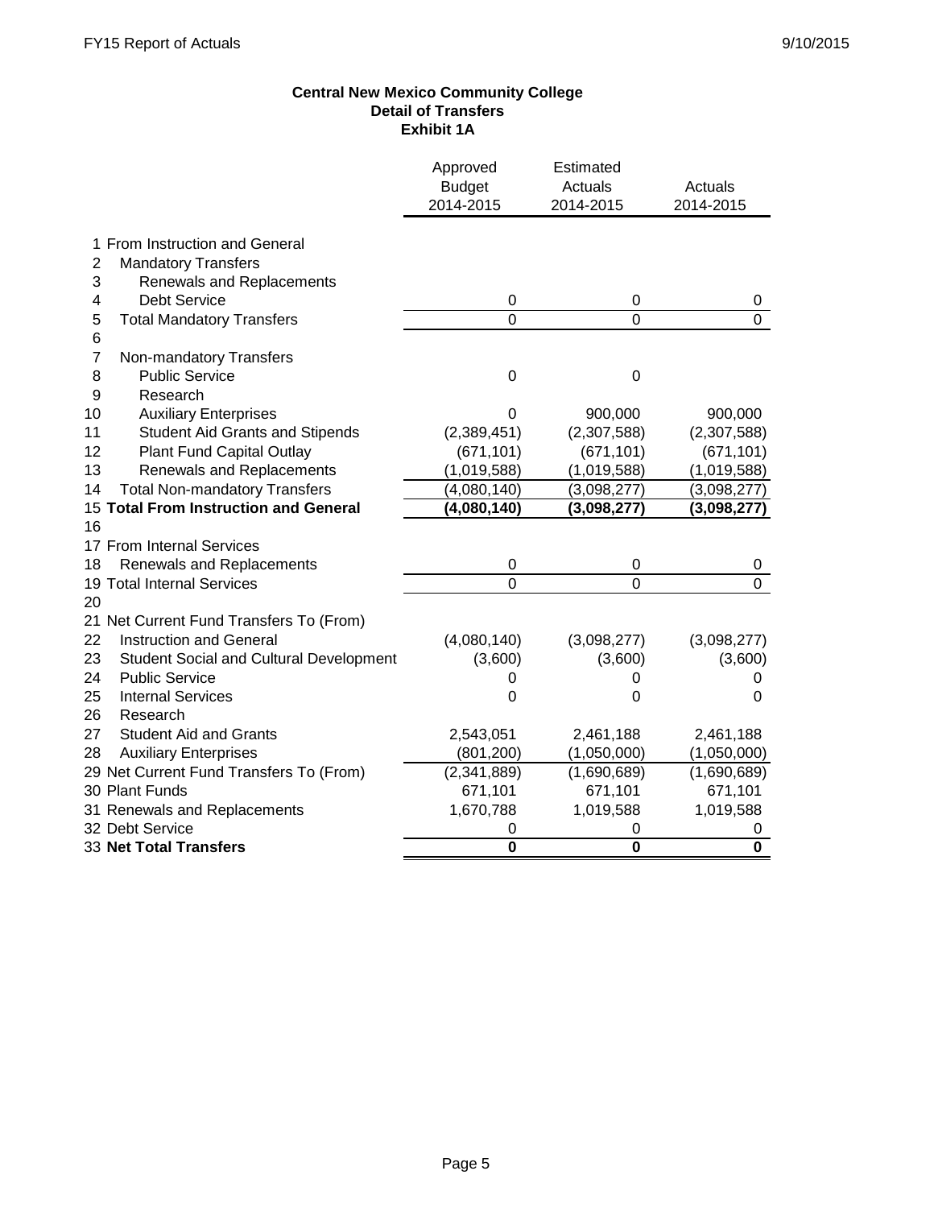**Central New Mexico Community College**
**Detail of Transfers**
**Exhibit 1A**

| | | Approved Budget 2014-2015 | Estimated Actuals 2014-2015 | Actuals 2014-2015 |
|---|---|---|---|---|
| 1 | From Instruction and General | | | |
| 2 | Mandatory Transfers | | | |
| 3 | Renewals and Replacements | | | |
| 4 | Debt Service | 0 | 0 | 0 |
| 5 | Total Mandatory Transfers | 0 | 0 | 0 |
| 6 | | | | |
| 7 | Non-mandatory Transfers | | | |
| 8 | Public Service | 0 | 0 | |
| 9 | Research | | | |
| 10 | Auxiliary Enterprises | 0 | 900,000 | 900,000 |
| 11 | Student Aid Grants and Stipends | (2,389,451) | (2,307,588) | (2,307,588) |
| 12 | Plant Fund Capital Outlay | (671,101) | (671,101) | (671,101) |
| 13 | Renewals and Replacements | (1,019,588) | (1,019,588) | (1,019,588) |
| 14 | Total Non-mandatory Transfers | (4,080,140) | (3,098,277) | (3,098,277) |
| 15 | **Total From Instruction and General** | **(4,080,140)** | **(3,098,277)** | **(3,098,277)** |
| 16 | | | | |
| 17 | From Internal Services | | | |
| 18 | Renewals and Replacements | 0 | 0 | 0 |
| 19 | Total Internal Services | 0 | 0 | 0 |
| 20 | | | | |
| 21 | Net Current Fund Transfers To (From) | | | |
| 22 | Instruction and General | (4,080,140) | (3,098,277) | (3,098,277) |
| 23 | Student Social and Cultural Development | (3,600) | (3,600) | (3,600) |
| 24 | Public Service | 0 | 0 | 0 |
| 25 | Internal Services | 0 | 0 | 0 |
| 26 | Research | | | |
| 27 | Student Aid and Grants | 2,543,051 | 2,461,188 | 2,461,188 |
| 28 | Auxiliary Enterprises | (801,200) | (1,050,000) | (1,050,000) |
| 29 | Net Current Fund Transfers To (From) | (2,341,889) | (1,690,689) | (1,690,689) |
| 30 | Plant Funds | 671,101 | 671,101 | 671,101 |
| 31 | Renewals and Replacements | 1,670,788 | 1,019,588 | 1,019,588 |
| 32 | Debt Service | 0 | 0 | 0 |
| 33 | **Net Total Transfers** | **0** | **0** | **0** |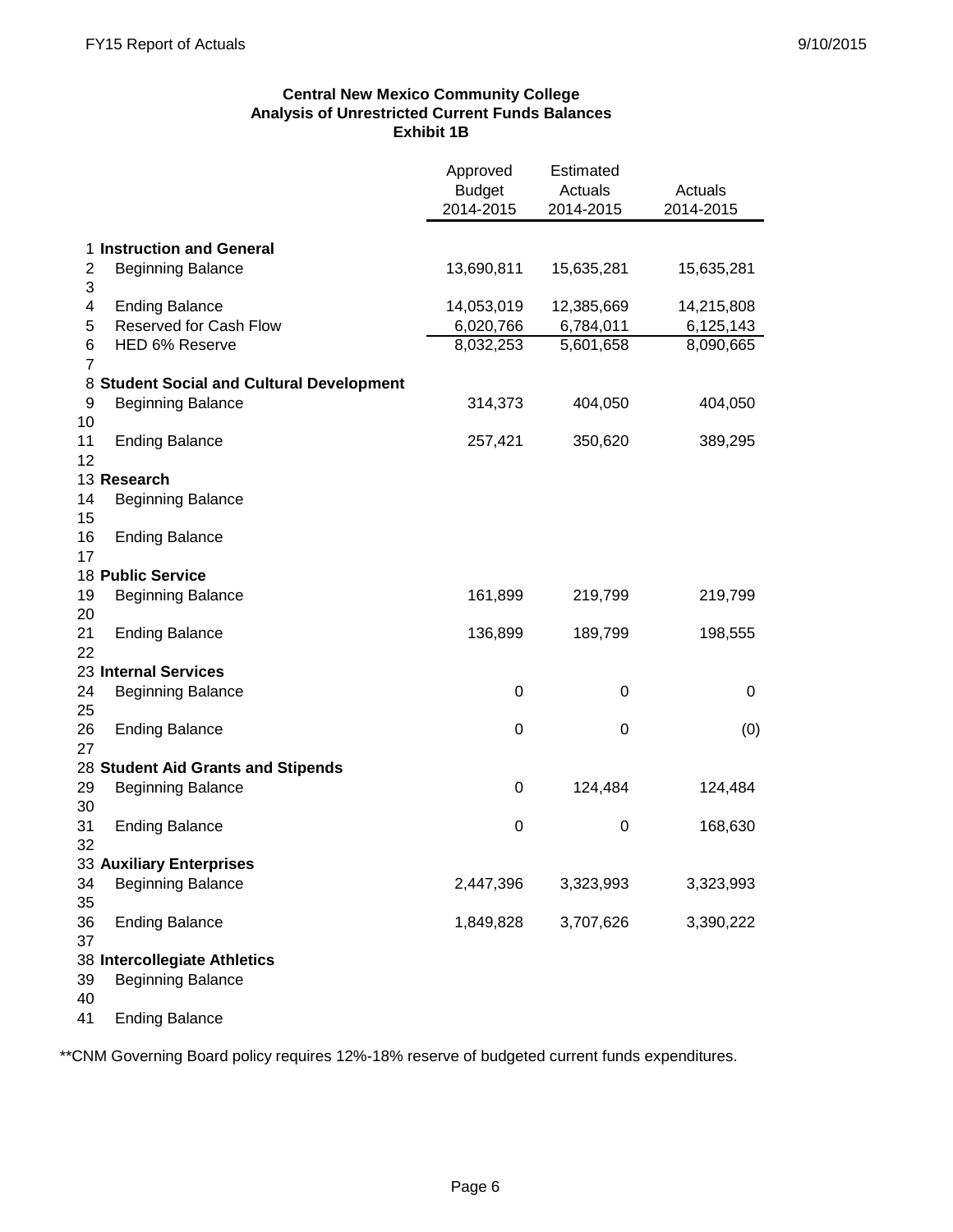**Central New Mexico Community College**
**Analysis of Unrestricted Current Funds Balances**
**Exhibit 1B**

| | | Approved Budget 2014-2015 | Estimated Actuals 2014-2015 | Actuals 2014-2015 |
|---|---|---|---|---|
| 1 | **Instruction and General** | | | |
| 2 | Beginning Balance | 13,690,811 | 15,635,281 | 15,635,281 |
| 3 | | | | |
| 4 | Ending Balance | 14,053,019 | 12,385,669 | 14,215,808 |
| 5 | Reserved for Cash Flow | 6,020,766 | 6,784,011 | 6,125,143 |
| 6 | HED 6% Reserve | 8,032,253 | 5,601,658 | 8,090,665 |
| 7 | | | | |
| 8 | **Student Social and Cultural Development** | | | |
| 9 | Beginning Balance | 314,373 | 404,050 | 404,050 |
| 10 | | | | |
| 11 | Ending Balance | 257,421 | 350,620 | 389,295 |
| 12 | | | | |
| 13 | **Research** | | | |
| 14 | Beginning Balance | | | |
| 15 | | | | |
| 16 | Ending Balance | | | |
| 17 | | | | |
| 18 | **Public Service** | | | |
| 19 | Beginning Balance | 161,899 | 219,799 | 219,799 |
| 20 | | | | |
| 21 | Ending Balance | 136,899 | 189,799 | 198,555 |
| 22 | | | | |
| 23 | **Internal Services** | | | |
| 24 | Beginning Balance | 0 | 0 | 0 |
| 25 | | | | |
| 26 | Ending Balance | 0 | 0 | (0) |
| 27 | | | | |
| 28 | **Student Aid Grants and Stipends** | | | |
| 29 | Beginning Balance | 0 | 124,484 | 124,484 |
| 30 | | | | |
| 31 | Ending Balance | 0 | 0 | 168,630 |
| 32 | | | | |
| 33 | **Auxiliary Enterprises** | | | |
| 34 | Beginning Balance | 2,447,396 | 3,323,993 | 3,323,993 |
| 35 | | | | |
| 36 | Ending Balance | 1,849,828 | 3,707,626 | 3,390,222 |
| 37 | | | | |
| 38 | **Intercollegiate Athletics** | | | |
| 39 | Beginning Balance | | | |
| 40 | | | | |
| 41 | Ending Balance | | | |

**CNM Governing Board policy requires 12%-18% reserve of budgeted current funds expenditures.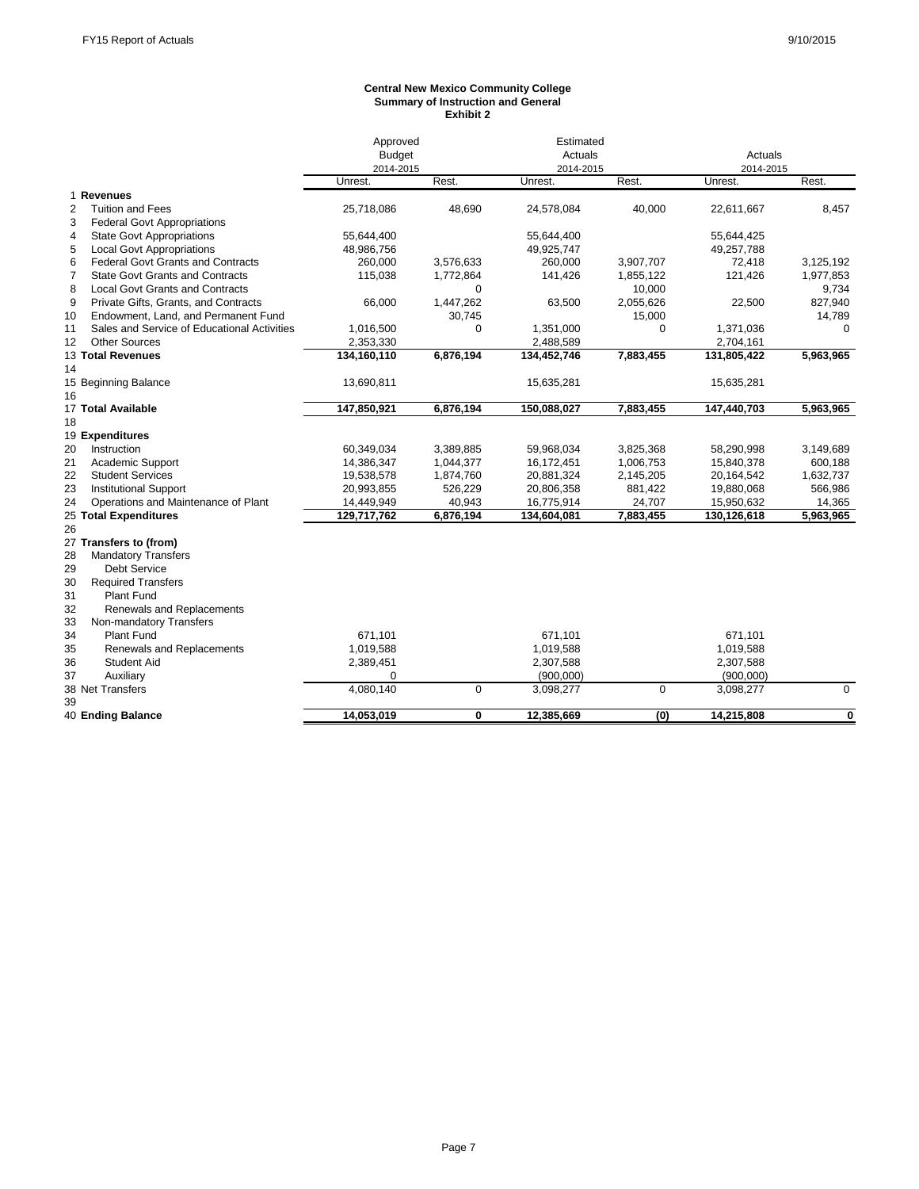**Central New Mexico Community College**
**Summary of Instruction and General**
**Exhibit 2**

| | | Approved Budget 2014-2015 | | Estimated Actuals 2014-2015 | | Actuals 2014-2015 | |
|---|---|---|---|---|---|---|---|
| | | Unrest. | Rest. | Unrest. | Rest. | Unrest. | Rest. |
| 1 | **Revenues** | | | | | | |
| 2 | Tuition and Fees | 25,718,086 | 48,690 | 24,578,084 | 40,000 | 22,611,667 | 8,457 |
| 3 | Federal Govt Appropriations | | | | | | |
| 4 | State Govt Appropriations | 55,644,400 | | 55,644,400 | | 55,644,425 | |
| 5 | Local Govt Appropriations | 48,986,756 | | 49,925,747 | | 49,257,788 | |
| 6 | Federal Govt Grants and Contracts | 260,000 | 3,576,633 | 260,000 | 3,907,707 | 72,418 | 3,125,192 |
| 7 | State Govt Grants and Contracts | 115,038 | 1,772,864 | 141,426 | 1,855,122 | 121,426 | 1,977,853 |
| 8 | Local Govt Grants and Contracts | | 0 | | 10,000 | | 9,734 |
| 9 | Private Gifts, Grants, and Contracts | 66,000 | 1,447,262 | 63,500 | 2,055,626 | 22,500 | 827,940 |
| 10 | Endowment, Land, and Permanent Fund | | 30,745 | | 15,000 | | 14,789 |
| 11 | Sales and Service of Educational Activities | 1,016,500 | 0 | 1,351,000 | 0 | 1,371,036 | 0 |
| 12 | Other Sources | 2,353,330 | | 2,488,589 | | 2,704,161 | |
| 13 | **Total Revenues** | **134,160,110** | **6,876,194** | **134,452,746** | **7,883,455** | **131,805,422** | **5,963,965** |
| 14 | | | | | | | |
| 15 | Beginning Balance | 13,690,811 | | 15,635,281 | | 15,635,281 | |
| 16 | | | | | | | |
| 17 | **Total Available** | **147,850,921** | **6,876,194** | **150,088,027** | **7,883,455** | **147,440,703** | **5,963,965** |
| 18 | | | | | | | |
| 19 | **Expenditures** | | | | | | |
| 20 | Instruction | 60,349,034 | 3,389,885 | 59,968,034 | 3,825,368 | 58,290,998 | 3,149,689 |
| 21 | Academic Support | 14,386,347 | 1,044,377 | 16,172,451 | 1,006,753 | 15,840,378 | 600,188 |
| 22 | Student Services | 19,538,578 | 1,874,760 | 20,881,324 | 2,145,205 | 20,164,542 | 1,632,737 |
| 23 | Institutional Support | 20,993,855 | 526,229 | 20,806,358 | 881,422 | 19,880,068 | 566,986 |
| 24 | Operations and Maintenance of Plant | 14,449,949 | 40,943 | 16,775,914 | 24,707 | 15,950,632 | 14,365 |
| 25 | **Total Expenditures** | **129,717,762** | **6,876,194** | **134,604,081** | **7,883,455** | **130,126,618** | **5,963,965** |
| 26 | | | | | | | |
| 27 | **Transfers to (from)** | | | | | | |
| 28 | Mandatory Transfers | | | | | | |
| 29 | Debt Service | | | | | | |
| 30 | Required Transfers | | | | | | |
| 31 | Plant Fund | | | | | | |
| 32 | Renewals and Replacements | | | | | | |
| 33 | Non-mandatory Transfers | | | | | | |
| 34 | Plant Fund | 671,101 | | 671,101 | | 671,101 | |
| 35 | Renewals and Replacements | 1,019,588 | | 1,019,588 | | 1,019,588 | |
| 36 | Student Aid | 2,389,451 | | 2,307,588 | | 2,307,588 | |
| 37 | Auxiliary | 0 | | (900,000) | | (900,000) | |
| 38 | Net Transfers | 4,080,140 | 0 | 3,098,277 | 0 | 3,098,277 | 0 |
| 39 | | | | | | | |
| 40 | **Ending Balance** | **14,053,019** | **0** | **12,385,669** | **(0)** | **14,215,808** | **0** |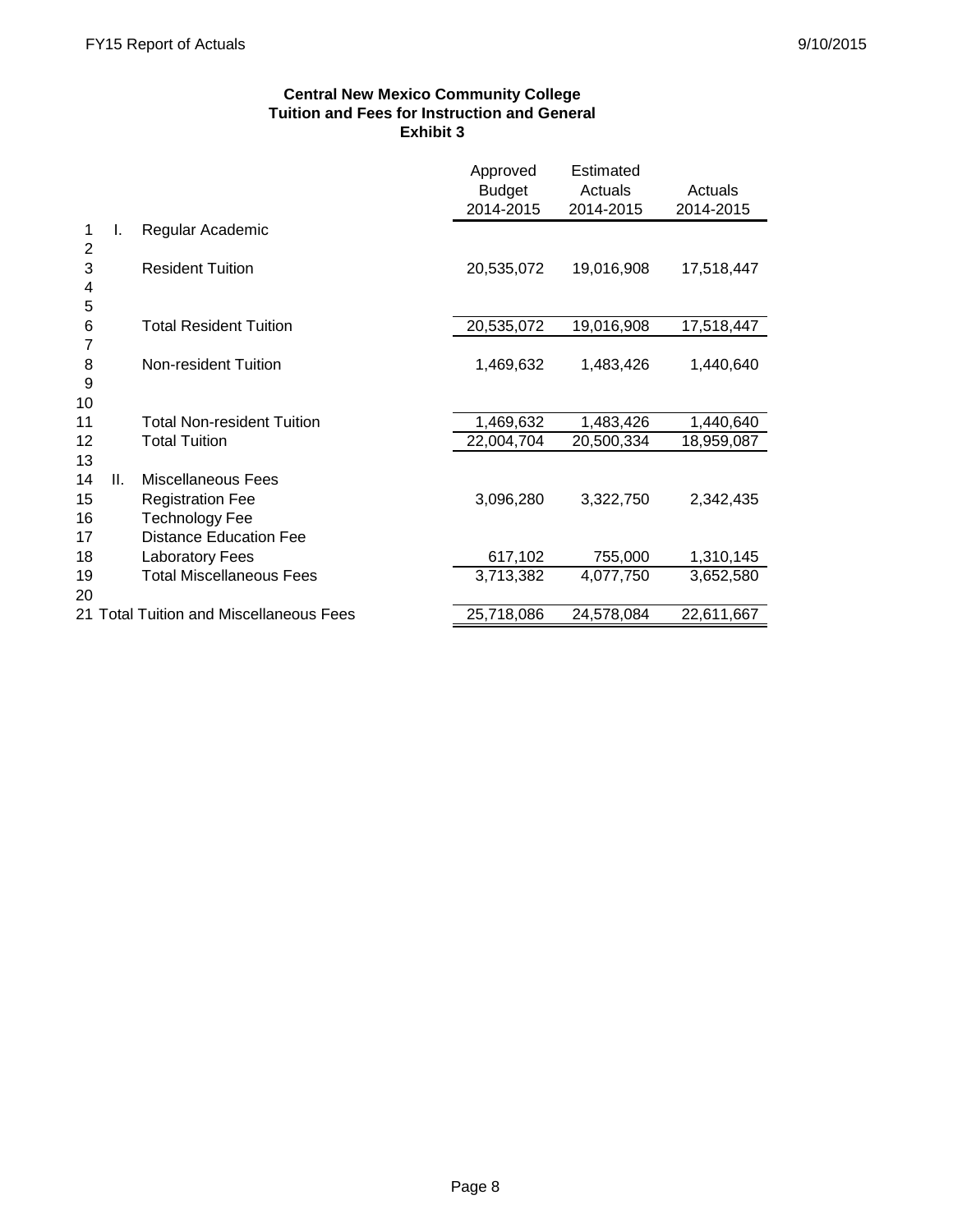**Central New Mexico Community College**
**Tuition and Fees for Instruction and General**
**Exhibit 3**

| | | | Approved Budget 2014-2015 | Estimated Actuals 2014-2015 | Actuals 2014-2015 |
|---|---|---|---|---|---|
| 1 | I. | Regular Academic | | | |
| 2 | | | | | |
| 3 | | Resident Tuition | 20,535,072 | 19,016,908 | 17,518,447 |
| 4 | | | | | |
| 5 | | | | | |
| 6 | | Total Resident Tuition | 20,535,072 | 19,016,908 | 17,518,447 |
| 7 | | | | | |
| 8 | | Non-resident Tuition | 1,469,632 | 1,483,426 | 1,440,640 |
| 9 | | | | | |
| 10 | | | | | |
| 11 | | Total Non-resident Tuition | 1,469,632 | 1,483,426 | 1,440,640 |
| 12 | | Total Tuition | 22,004,704 | 20,500,334 | 18,959,087 |
| 13 | | | | | |
| 14 | II. | Miscellaneous Fees | | | |
| 15 | | Registration Fee | 3,096,280 | 3,322,750 | 2,342,435 |
| 16 | | Technology Fee | | | |
| 17 | | Distance Education Fee | | | |
| 18 | | Laboratory Fees | 617,102 | 755,000 | 1,310,145 |
| 19 | | Total Miscellaneous Fees | 3,713,382 | 4,077,750 | 3,652,580 |
| 20 | | | | | |
| 21 | | Total Tuition and Miscellaneous Fees | 25,718,086 | 24,578,084 | 22,611,667 |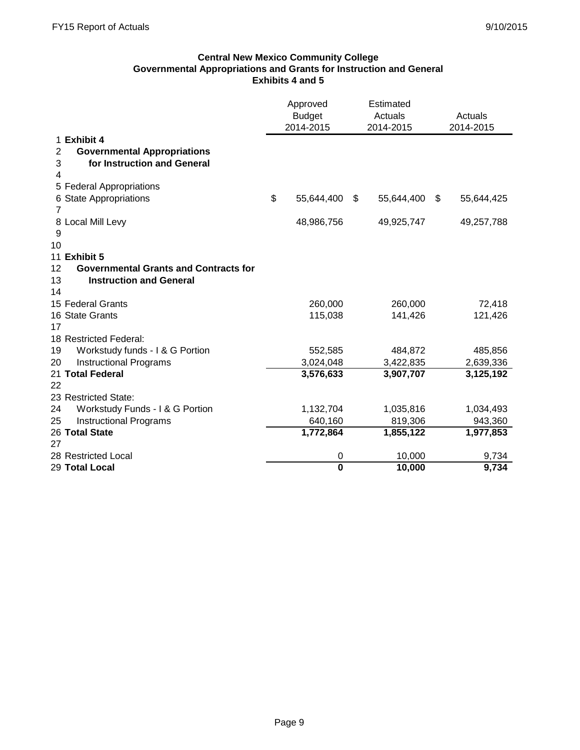## Central New Mexico Community College
## Governmental Appropriations and Grants for Instruction and General
## Exhibits 4 and 5

| | | Approved Budget 2014-2015 | Estimated Actuals 2014-2015 | Actuals 2014-2015 |
|---|---|---|---|---|
| 1 | **Exhibit 4** | | | |
| 2 | **Governmental Appropriations** | | | |
| 3 | **for Instruction and General** | | | |
| 4 | | | | |
| 5 | Federal Appropriations | | | |
| 6 | State Appropriations | $ 55,644,400 | $ 55,644,400 | $ 55,644,425 |
| 7 | | | | |
| 8 | Local Mill Levy | 48,986,756 | 49,925,747 | 49,257,788 |
| 9 | | | | |
| 10 | | | | |
| 11 | **Exhibit 5** | | | |
| 12 | **Governmental Grants and Contracts for** | | | |
| 13 | **Instruction and General** | | | |
| 14 | | | | |
| 15 | Federal Grants | 260,000 | 260,000 | 72,418 |
| 16 | State Grants | 115,038 | 141,426 | 121,426 |
| 17 | | | | |
| 18 | Restricted Federal: | | | |
| 19 | Workstudy funds - I & G Portion | 552,585 | 484,872 | 485,856 |
| 20 | Instructional Programs | 3,024,048 | 3,422,835 | 2,639,336 |
| 21 | **Total Federal** | **3,576,633** | **3,907,707** | **3,125,192** |
| 22 | | | | |
| 23 | Restricted State: | | | |
| 24 | Workstudy Funds - I & G Portion | 1,132,704 | 1,035,816 | 1,034,493 |
| 25 | Instructional Programs | 640,160 | 819,306 | 943,360 |
| 26 | **Total State** | **1,772,864** | **1,855,122** | **1,977,853** |
| 27 | | | | |
| 28 | Restricted Local | 0 | 10,000 | 9,734 |
| 29 | **Total Local** | **0** | **10,000** | **9,734** |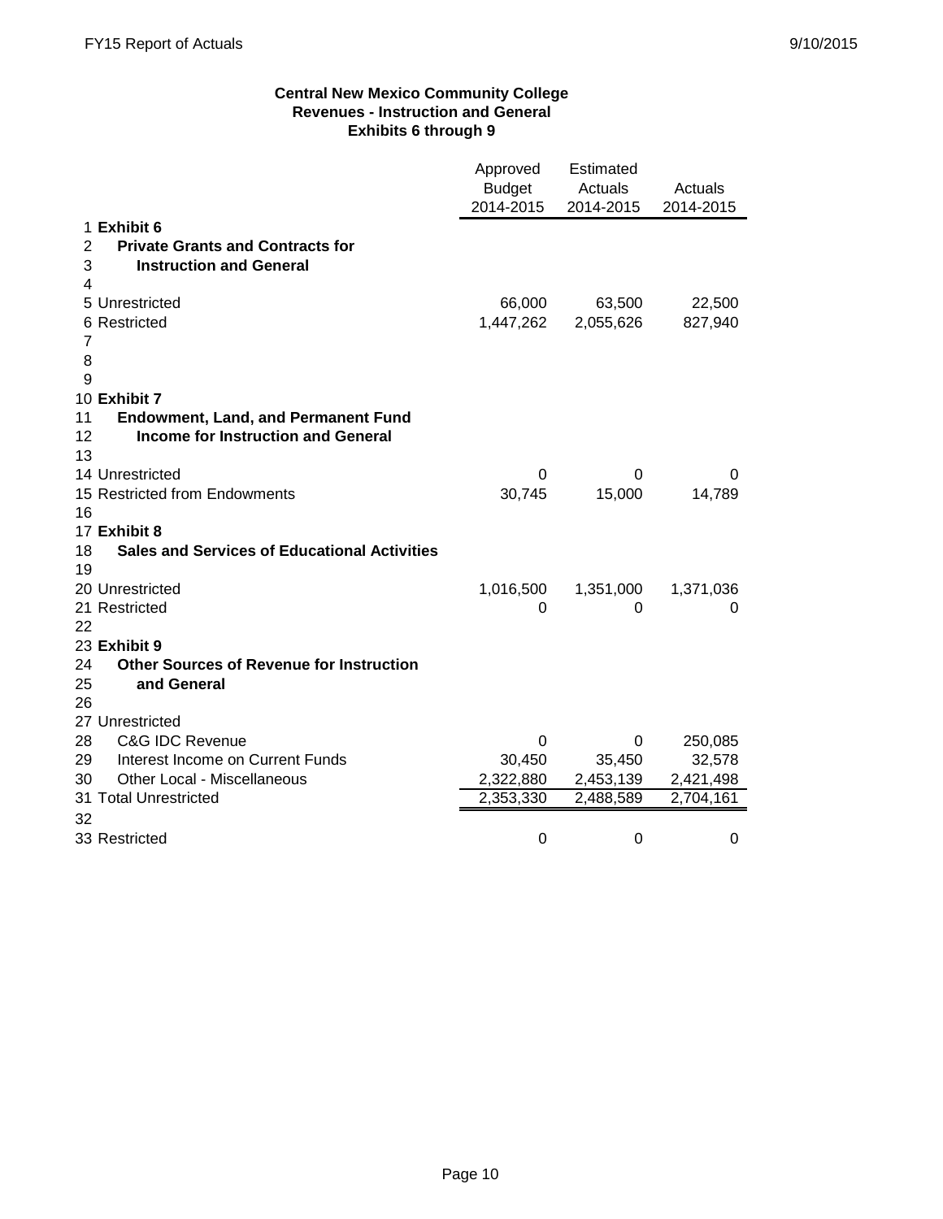**Central New Mexico Community College**
**Revenues - Instruction and General**
**Exhibits 6 through 9**

| # | | Approved Budget 2014-2015 | Estimated Actuals 2014-2015 | Actuals 2014-2015 |
|---|---|---|---|---|
| 1 | **Exhibit 6** | | | |
| 2 | **Private Grants and Contracts for** | | | |
| 3 | **Instruction and General** | | | |
| 4 | | | | |
| 5 | Unrestricted | 66,000 | 63,500 | 22,500 |
| 6 | Restricted | 1,447,262 | 2,055,626 | 827,940 |
| 7 | | | | |
| 8 | | | | |
| 9 | | | | |
| 10 | **Exhibit 7** | | | |
| 11 | **Endowment, Land, and Permanent Fund** | | | |
| 12 | **Income for Instruction and General** | | | |
| 13 | | | | |
| 14 | Unrestricted | 0 | 0 | 0 |
| 15 | Restricted from Endowments | 30,745 | 15,000 | 14,789 |
| 16 | | | | |
| 17 | **Exhibit 8** | | | |
| 18 | **Sales and Services of Educational Activities** | | | |
| 19 | | | | |
| 20 | Unrestricted | 1,016,500 | 1,351,000 | 1,371,036 |
| 21 | Restricted | 0 | 0 | 0 |
| 22 | | | | |
| 23 | **Exhibit 9** | | | |
| 24 | **Other Sources of Revenue for Instruction** | | | |
| 25 | **and General** | | | |
| 26 | | | | |
| 27 | Unrestricted | | | |
| 28 | C&G IDC Revenue | 0 | 0 | 250,085 |
| 29 | Interest Income on Current Funds | 30,450 | 35,450 | 32,578 |
| 30 | Other Local - Miscellaneous | 2,322,880 | 2,453,139 | 2,421,498 |
| 31 | Total Unrestricted | 2,353,330 | 2,488,589 | 2,704,161 |
| 32 | | | | |
| 33 | Restricted | 0 | 0 | 0 |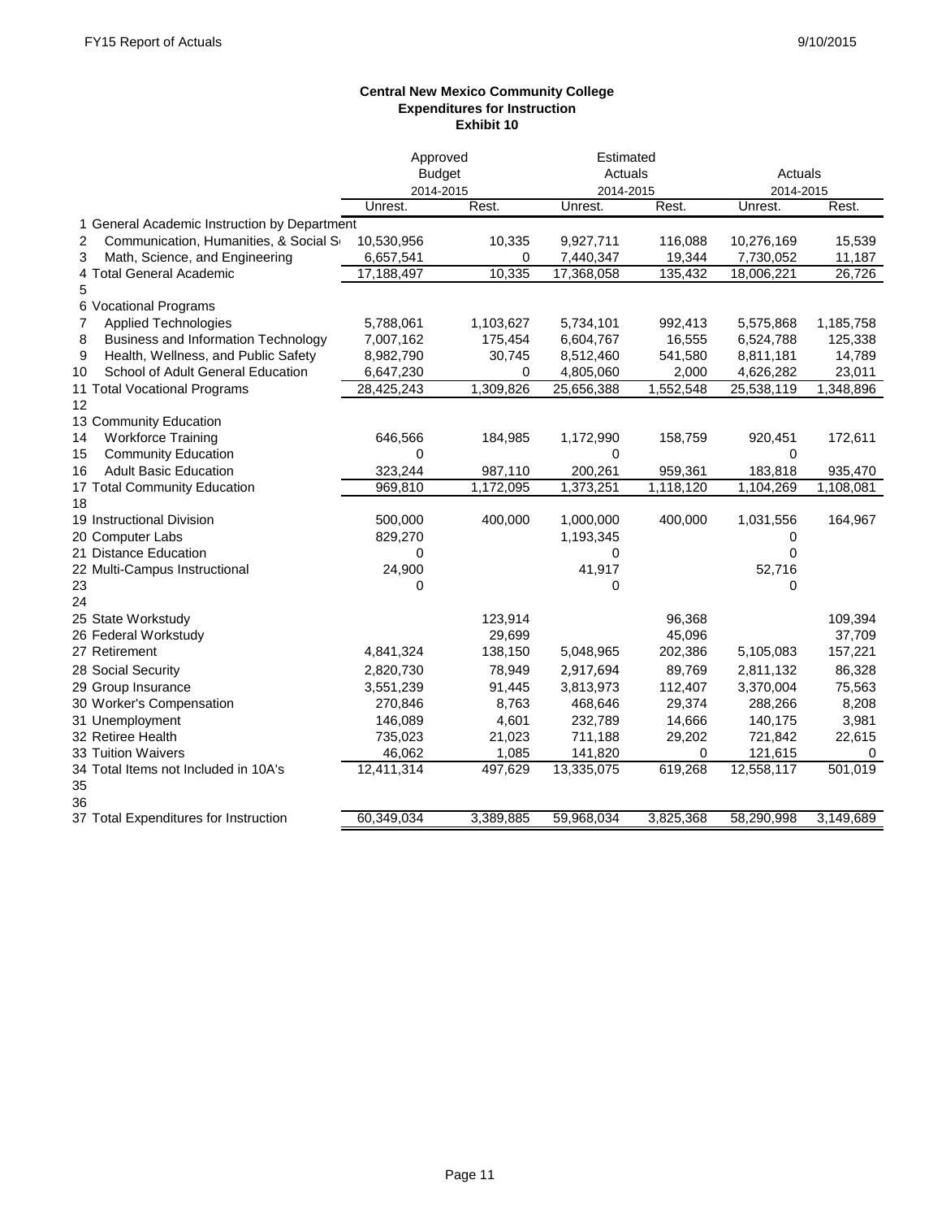**Central New Mexico Community College**
**Expenditures for Instruction**
**Exhibit 10**

| | | Approved Budget 2014-2015 | | Estimated Actuals 2014-2015 | | Actuals 2014-2015 | |
|---|---|---|---|---|---|---|---|
| | | Unrest. | Rest. | Unrest. | Rest. | Unrest. | Rest. |
| 1 | General Academic Instruction by Department | | | | | | |
| 2 | Communication, Humanities, & Social S | 10,530,956 | 10,335 | 9,927,711 | 116,088 | 10,276,169 | 15,539 |
| 3 | Math, Science, and Engineering | 6,657,541 | 0 | 7,440,347 | 19,344 | 7,730,052 | 11,187 |
| 4 | Total General Academic | 17,188,497 | 10,335 | 17,368,058 | 135,432 | 18,006,221 | 26,726 |
| 5 | | | | | | | |
| 6 | Vocational Programs | | | | | | |
| 7 | Applied Technologies | 5,788,061 | 1,103,627 | 5,734,101 | 992,413 | 5,575,868 | 1,185,758 |
| 8 | Business and Information Technology | 7,007,162 | 175,454 | 6,604,767 | 16,555 | 6,524,788 | 125,338 |
| 9 | Health, Wellness, and Public Safety | 8,982,790 | 30,745 | 8,512,460 | 541,580 | 8,811,181 | 14,789 |
| 10 | School of Adult General Education | 6,647,230 | 0 | 4,805,060 | 2,000 | 4,626,282 | 23,011 |
| 11 | Total Vocational Programs | 28,425,243 | 1,309,826 | 25,656,388 | 1,552,548 | 25,538,119 | 1,348,896 |
| 12 | | | | | | | |
| 13 | Community Education | | | | | | |
| 14 | Workforce Training | 646,566 | 184,985 | 1,172,990 | 158,759 | 920,451 | 172,611 |
| 15 | Community Education | 0 | | 0 | | 0 | |
| 16 | Adult Basic Education | 323,244 | 987,110 | 200,261 | 959,361 | 183,818 | 935,470 |
| 17 | Total Community Education | 969,810 | 1,172,095 | 1,373,251 | 1,118,120 | 1,104,269 | 1,108,081 |
| 18 | | | | | | | |
| 19 | Instructional Division | 500,000 | 400,000 | 1,000,000 | 400,000 | 1,031,556 | 164,967 |
| 20 | Computer Labs | 829,270 | | 1,193,345 | | 0 | |
| 21 | Distance Education | 0 | | 0 | | 0 | |
| 22 | Multi-Campus Instructional | 24,900 | | 41,917 | | 52,716 | |
| 23 | | 0 | | 0 | | 0 | |
| 24 | | | | | | | |
| 25 | State Workstudy | | 123,914 | | 96,368 | | 109,394 |
| 26 | Federal Workstudy | | 29,699 | | 45,096 | | 37,709 |
| 27 | Retirement | 4,841,324 | 138,150 | 5,048,965 | 202,386 | 5,105,083 | 157,221 |
| 28 | Social Security | 2,820,730 | 78,949 | 2,917,694 | 89,769 | 2,811,132 | 86,328 |
| 29 | Group Insurance | 3,551,239 | 91,445 | 3,813,973 | 112,407 | 3,370,004 | 75,563 |
| 30 | Worker's Compensation | 270,846 | 8,763 | 468,646 | 29,374 | 288,266 | 8,208 |
| 31 | Unemployment | 146,089 | 4,601 | 232,789 | 14,666 | 140,175 | 3,981 |
| 32 | Retiree Health | 735,023 | 21,023 | 711,188 | 29,202 | 721,842 | 22,615 |
| 33 | Tuition Waivers | 46,062 | 1,085 | 141,820 | 0 | 121,615 | 0 |
| 34 | Total Items not Included in 10A's | 12,411,314 | 497,629 | 13,335,075 | 619,268 | 12,558,117 | 501,019 |
| 35 | | | | | | | |
| 36 | | | | | | | |
| 37 | Total Expenditures for Instruction | 60,349,034 | 3,389,885 | 59,968,034 | 3,825,368 | 58,290,998 | 3,149,689 |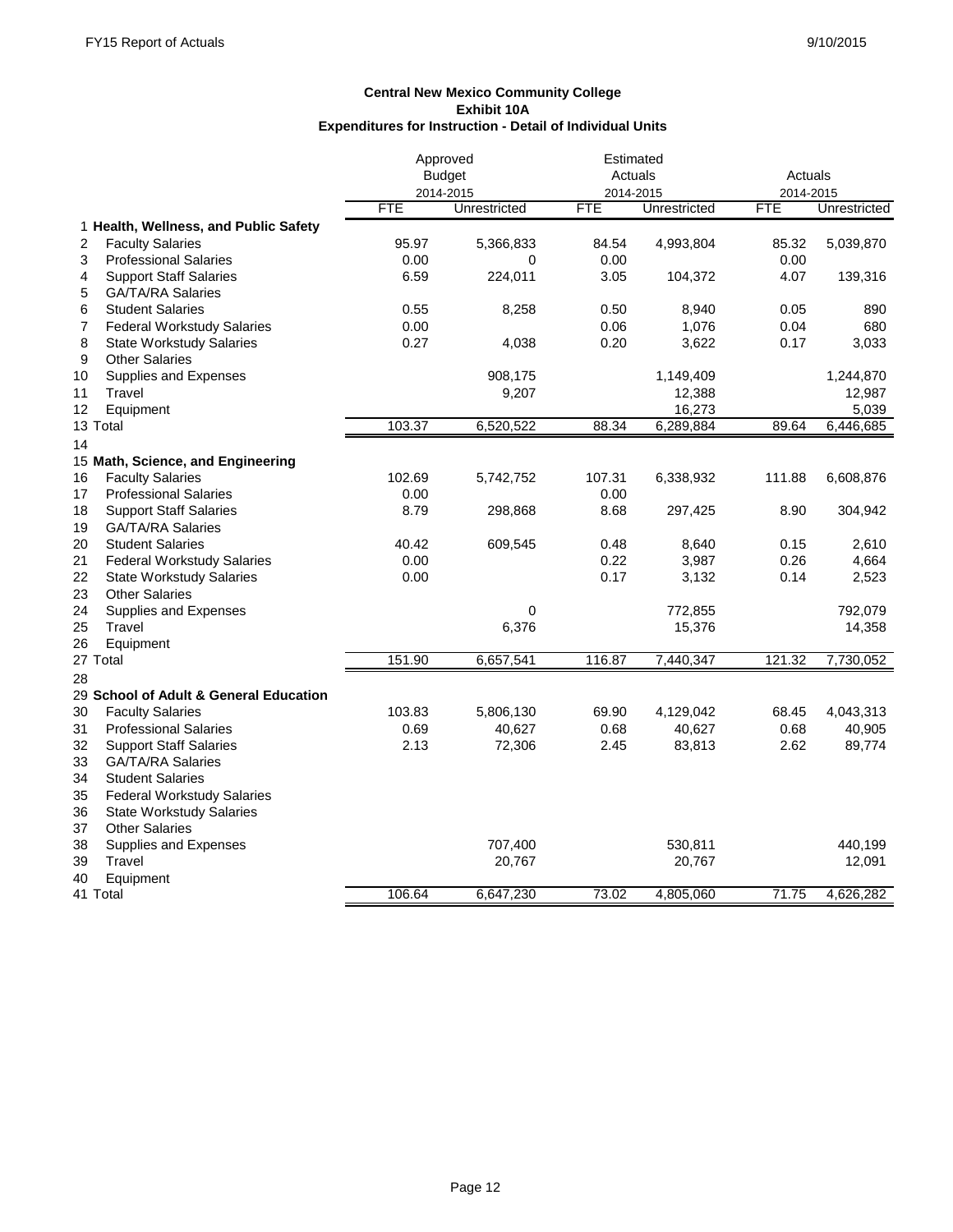**Central New Mexico Community College**
**Exhibit 10A**
**Expenditures for Instruction - Detail of Individual Units**

| | | Approved Budget 2014-2015 | | Estimated Actuals 2014-2015 | | Actuals 2014-2015 | |
|---|---|---|---|---|---|---|---|
| | | FTE | Unrestricted | FTE | Unrestricted | FTE | Unrestricted |
| 1 | **Health, Wellness, and Public Safety** | | | | | | |
| 2 | Faculty Salaries | 95.97 | 5,366,833 | 84.54 | 4,993,804 | 85.32 | 5,039,870 |
| 3 | Professional Salaries | 0.00 | 0 | 0.00 | | 0.00 | |
| 4 | Support Staff Salaries | 6.59 | 224,011 | 3.05 | 104,372 | 4.07 | 139,316 |
| 5 | GA/TA/RA Salaries | | | | | | |
| 6 | Student Salaries | 0.55 | 8,258 | 0.50 | 8,940 | 0.05 | 890 |
| 7 | Federal Workstudy Salaries | 0.00 | | 0.06 | 1,076 | 0.04 | 680 |
| 8 | State Workstudy Salaries | 0.27 | 4,038 | 0.20 | 3,622 | 0.17 | 3,033 |
| 9 | Other Salaries | | | | | | |
| 10 | Supplies and Expenses | | 908,175 | | 1,149,409 | | 1,244,870 |
| 11 | Travel | | 9,207 | | 12,388 | | 12,987 |
| 12 | Equipment | | | | 16,273 | | 5,039 |
| 13 | Total | 103.37 | 6,520,522 | 88.34 | 6,289,884 | 89.64 | 6,446,685 |
| 14 | | | | | | | |
| 15 | **Math, Science, and Engineering** | | | | | | |
| 16 | Faculty Salaries | 102.69 | 5,742,752 | 107.31 | 6,338,932 | 111.88 | 6,608,876 |
| 17 | Professional Salaries | 0.00 | | 0.00 | | | |
| 18 | Support Staff Salaries | 8.79 | 298,868 | 8.68 | 297,425 | 8.90 | 304,942 |
| 19 | GA/TA/RA Salaries | | | | | | |
| 20 | Student Salaries | 40.42 | 609,545 | 0.48 | 8,640 | 0.15 | 2,610 |
| 21 | Federal Workstudy Salaries | 0.00 | | 0.22 | 3,987 | 0.26 | 4,664 |
| 22 | State Workstudy Salaries | 0.00 | | 0.17 | 3,132 | 0.14 | 2,523 |
| 23 | Other Salaries | | | | | | |
| 24 | Supplies and Expenses | | 0 | | 772,855 | | 792,079 |
| 25 | Travel | | 6,376 | | 15,376 | | 14,358 |
| 26 | Equipment | | | | | | |
| 27 | Total | 151.90 | 6,657,541 | 116.87 | 7,440,347 | 121.32 | 7,730,052 |
| 28 | | | | | | | |
| 29 | **School of Adult & General Education** | | | | | | |
| 30 | Faculty Salaries | 103.83 | 5,806,130 | 69.90 | 4,129,042 | 68.45 | 4,043,313 |
| 31 | Professional Salaries | 0.69 | 40,627 | 0.68 | 40,627 | 0.68 | 40,905 |
| 32 | Support Staff Salaries | 2.13 | 72,306 | 2.45 | 83,813 | 2.62 | 89,774 |
| 33 | GA/TA/RA Salaries | | | | | | |
| 34 | Student Salaries | | | | | | |
| 35 | Federal Workstudy Salaries | | | | | | |
| 36 | State Workstudy Salaries | | | | | | |
| 37 | Other Salaries | | | | | | |
| 38 | Supplies and Expenses | | 707,400 | | 530,811 | | 440,199 |
| 39 | Travel | | 20,767 | | 20,767 | | 12,091 |
| 40 | Equipment | | | | | | |
| 41 | Total | 106.64 | 6,647,230 | 73.02 | 4,805,060 | 71.75 | 4,626,282 |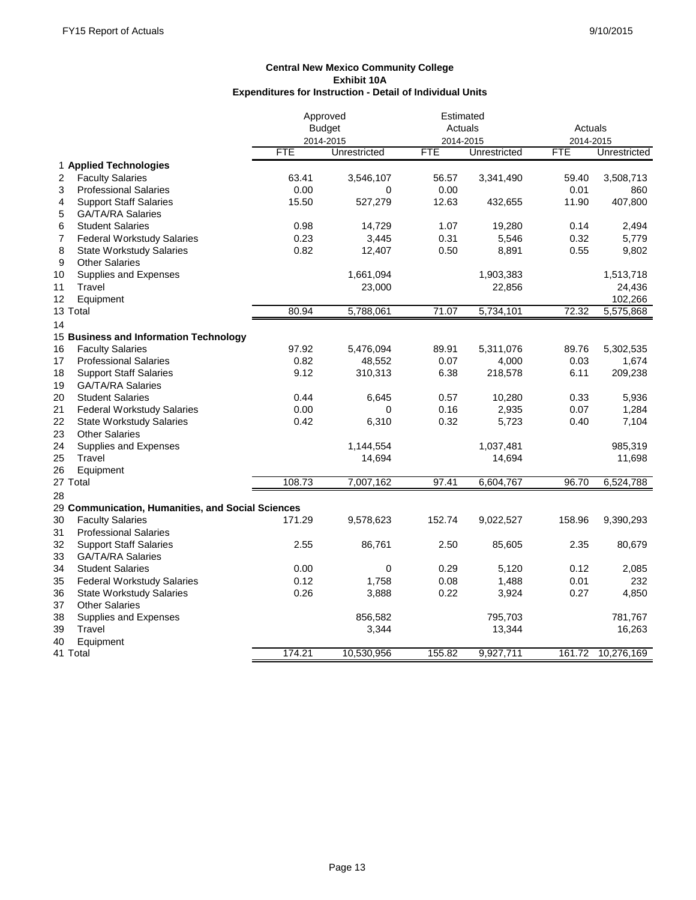**Central New Mexico Community College**
**Exhibit 10A**
**Expenditures for Instruction - Detail of Individual Units**

| | | Approved Budget 2014-2015 | | Estimated Actuals 2014-2015 | | Actuals 2014-2015 | |
|---|---|---|---|---|---|---|---|
| | | FTE | Unrestricted | FTE | Unrestricted | FTE | Unrestricted |
| 1 | **Applied Technologies** | | | | | | |
| 2 | Faculty Salaries | 63.41 | 3,546,107 | 56.57 | 3,341,490 | 59.40 | 3,508,713 |
| 3 | Professional Salaries | 0.00 | 0 | 0.00 | | 0.01 | 860 |
| 4 | Support Staff Salaries | 15.50 | 527,279 | 12.63 | 432,655 | 11.90 | 407,800 |
| 5 | GA/TA/RA Salaries | | | | | | |
| 6 | Student Salaries | 0.98 | 14,729 | 1.07 | 19,280 | 0.14 | 2,494 |
| 7 | Federal Workstudy Salaries | 0.23 | 3,445 | 0.31 | 5,546 | 0.32 | 5,779 |
| 8 | State Workstudy Salaries | 0.82 | 12,407 | 0.50 | 8,891 | 0.55 | 9,802 |
| 9 | Other Salaries | | | | | | |
| 10 | Supplies and Expenses | | 1,661,094 | | 1,903,383 | | 1,513,718 |
| 11 | Travel | | 23,000 | | 22,856 | | 24,436 |
| 12 | Equipment | | | | | | 102,266 |
| 13 | Total | 80.94 | 5,788,061 | 71.07 | 5,734,101 | 72.32 | 5,575,868 |
| 14 | | | | | | | |
| 15 | **Business and Information Technology** | | | | | | |
| 16 | Faculty Salaries | 97.92 | 5,476,094 | 89.91 | 5,311,076 | 89.76 | 5,302,535 |
| 17 | Professional Salaries | 0.82 | 48,552 | 0.07 | 4,000 | 0.03 | 1,674 |
| 18 | Support Staff Salaries | 9.12 | 310,313 | 6.38 | 218,578 | 6.11 | 209,238 |
| 19 | GA/TA/RA Salaries | | | | | | |
| 20 | Student Salaries | 0.44 | 6,645 | 0.57 | 10,280 | 0.33 | 5,936 |
| 21 | Federal Workstudy Salaries | 0.00 | 0 | 0.16 | 2,935 | 0.07 | 1,284 |
| 22 | State Workstudy Salaries | 0.42 | 6,310 | 0.32 | 5,723 | 0.40 | 7,104 |
| 23 | Other Salaries | | | | | | |
| 24 | Supplies and Expenses | | 1,144,554 | | 1,037,481 | | 985,319 |
| 25 | Travel | | 14,694 | | 14,694 | | 11,698 |
| 26 | Equipment | | | | | | |
| 27 | Total | 108.73 | 7,007,162 | 97.41 | 6,604,767 | 96.70 | 6,524,788 |
| 28 | | | | | | | |
| 29 | **Communication, Humanities, and Social Sciences** | | | | | | |
| 30 | Faculty Salaries | 171.29 | 9,578,623 | 152.74 | 9,022,527 | 158.96 | 9,390,293 |
| 31 | Professional Salaries | | | | | | |
| 32 | Support Staff Salaries | 2.55 | 86,761 | 2.50 | 85,605 | 2.35 | 80,679 |
| 33 | GA/TA/RA Salaries | | | | | | |
| 34 | Student Salaries | 0.00 | 0 | 0.29 | 5,120 | 0.12 | 2,085 |
| 35 | Federal Workstudy Salaries | 0.12 | 1,758 | 0.08 | 1,488 | 0.01 | 232 |
| 36 | State Workstudy Salaries | 0.26 | 3,888 | 0.22 | 3,924 | 0.27 | 4,850 |
| 37 | Other Salaries | | | | | | |
| 38 | Supplies and Expenses | | 856,582 | | 795,703 | | 781,767 |
| 39 | Travel | | 3,344 | | 13,344 | | 16,263 |
| 40 | Equipment | | | | | | |
| 41 | Total | 174.21 | 10,530,956 | 155.82 | 9,927,711 | 161.72 | 10,276,169 |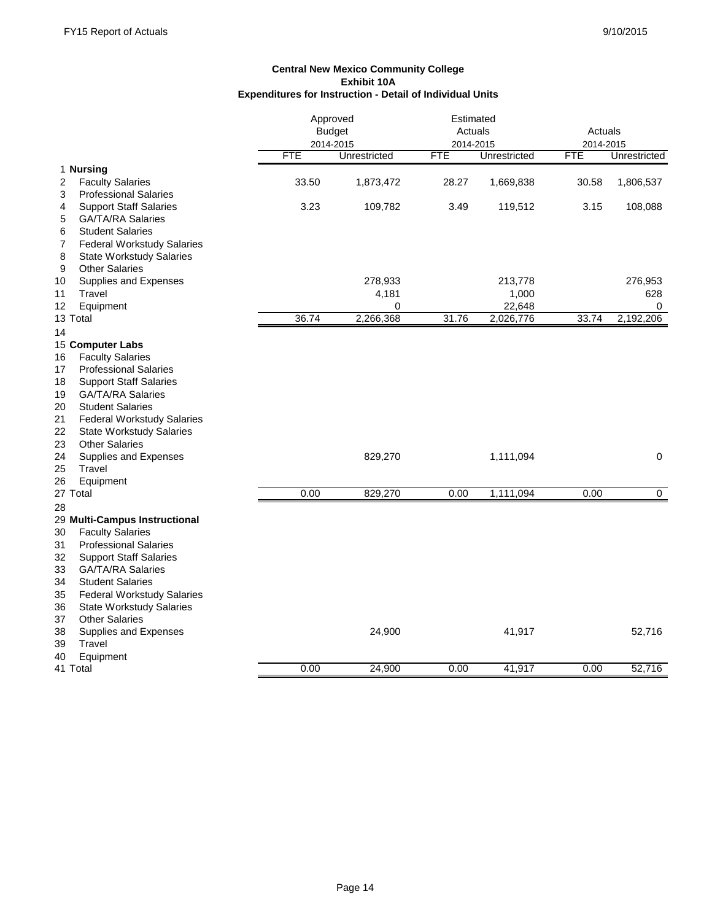**Central New Mexico Community College**
**Exhibit 10A**
**Expenditures for Instruction - Detail of Individual Units**

| | | Approved Budget 2014-2015 | | Estimated Actuals 2014-2015 | | Actuals 2014-2015 | |
|---|---|---|---|---|---|---|---|
| | | FTE | Unrestricted | FTE | Unrestricted | FTE | Unrestricted |
| 1 | **Nursing** | | | | | | |
| 2 | Faculty Salaries | 33.50 | 1,873,472 | 28.27 | 1,669,838 | 30.58 | 1,806,537 |
| 3 | Professional Salaries | | | | | | |
| 4 | Support Staff Salaries | 3.23 | 109,782 | 3.49 | 119,512 | 3.15 | 108,088 |
| 5 | GA/TA/RA Salaries | | | | | | |
| 6 | Student Salaries | | | | | | |
| 7 | Federal Workstudy Salaries | | | | | | |
| 8 | State Workstudy Salaries | | | | | | |
| 9 | Other Salaries | | | | | | |
| 10 | Supplies and Expenses | | 278,933 | | 213,778 | | 276,953 |
| 11 | Travel | | 4,181 | | 1,000 | | 628 |
| 12 | Equipment | | 0 | | 22,648 | | 0 |
| 13 | Total | 36.74 | 2,266,368 | 31.76 | 2,026,776 | 33.74 | 2,192,206 |
| 14 | | | | | | | |
| 15 | **Computer Labs** | | | | | | |
| 16 | Faculty Salaries | | | | | | |
| 17 | Professional Salaries | | | | | | |
| 18 | Support Staff Salaries | | | | | | |
| 19 | GA/TA/RA Salaries | | | | | | |
| 20 | Student Salaries | | | | | | |
| 21 | Federal Workstudy Salaries | | | | | | |
| 22 | State Workstudy Salaries | | | | | | |
| 23 | Other Salaries | | | | | | |
| 24 | Supplies and Expenses | | 829,270 | | 1,111,094 | | 0 |
| 25 | Travel | | | | | | |
| 26 | Equipment | | | | | | |
| 27 | Total | 0.00 | 829,270 | 0.00 | 1,111,094 | 0.00 | 0 |
| 28 | | | | | | | |
| 29 | **Multi-Campus Instructional** | | | | | | |
| 30 | Faculty Salaries | | | | | | |
| 31 | Professional Salaries | | | | | | |
| 32 | Support Staff Salaries | | | | | | |
| 33 | GA/TA/RA Salaries | | | | | | |
| 34 | Student Salaries | | | | | | |
| 35 | Federal Workstudy Salaries | | | | | | |
| 36 | State Workstudy Salaries | | | | | | |
| 37 | Other Salaries | | | | | | |
| 38 | Supplies and Expenses | | 24,900 | | 41,917 | | 52,716 |
| 39 | Travel | | | | | | |
| 40 | Equipment | | | | | | |
| 41 | Total | 0.00 | 24,900 | 0.00 | 41,917 | 0.00 | 52,716 |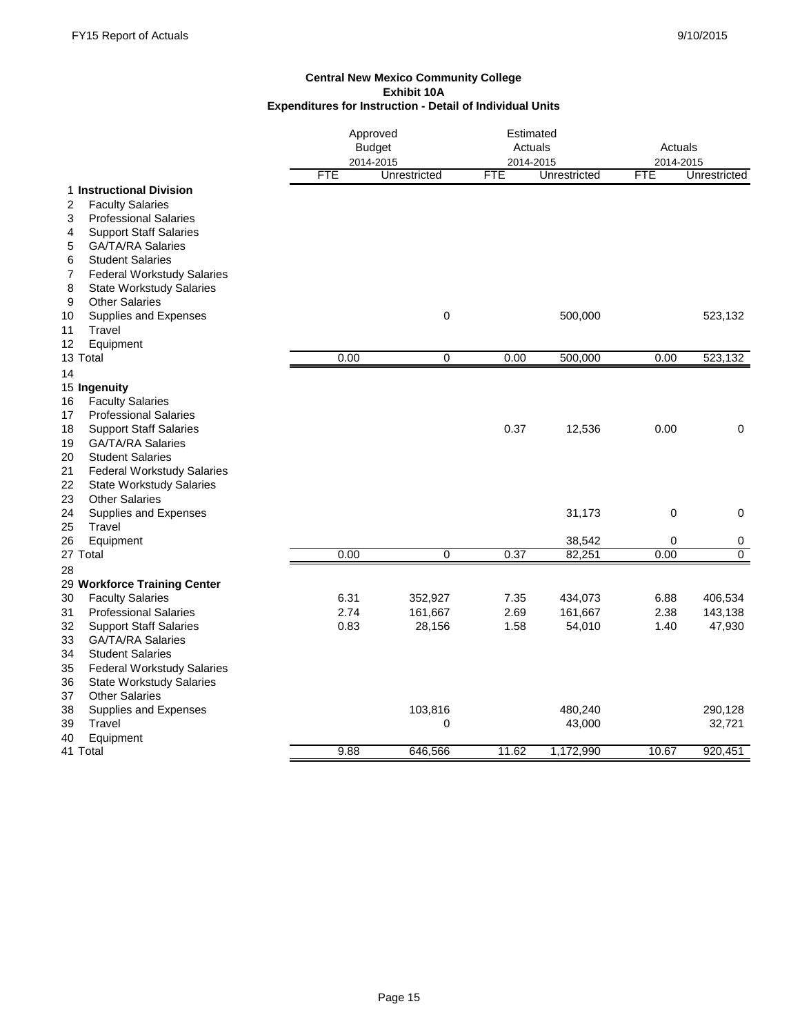**Central New Mexico Community College**
**Exhibit 10A**
**Expenditures for Instruction - Detail of Individual Units**

| | | Approved Budget 2014-2015 | | Estimated Actuals 2014-2015 | | Actuals 2014-2015 | |
|---|---|---|---|---|---|---|---|
| | | FTE | Unrestricted | FTE | Unrestricted | FTE | Unrestricted |
| 1 | **Instructional Division** | | | | | | |
| 2 | Faculty Salaries | | | | | | |
| 3 | Professional Salaries | | | | | | |
| 4 | Support Staff Salaries | | | | | | |
| 5 | GA/TA/RA Salaries | | | | | | |
| 6 | Student Salaries | | | | | | |
| 7 | Federal Workstudy Salaries | | | | | | |
| 8 | State Workstudy Salaries | | | | | | |
| 9 | Other Salaries | | | | | | |
| 10 | Supplies and Expenses | | 0 | | 500,000 | | 523,132 |
| 11 | Travel | | | | | | |
| 12 | Equipment | | | | | | |
| 13 | Total | 0.00 | 0 | 0.00 | 500,000 | 0.00 | 523,132 |
| 14 | | | | | | | |
| 15 | **Ingenuity** | | | | | | |
| 16 | Faculty Salaries | | | | | | |
| 17 | Professional Salaries | | | | | | |
| 18 | Support Staff Salaries | | | 0.37 | 12,536 | 0.00 | 0 |
| 19 | GA/TA/RA Salaries | | | | | | |
| 20 | Student Salaries | | | | | | |
| 21 | Federal Workstudy Salaries | | | | | | |
| 22 | State Workstudy Salaries | | | | | | |
| 23 | Other Salaries | | | | | | |
| 24 | Supplies and Expenses | | | | 31,173 | 0 | 0 |
| 25 | Travel | | | | | | |
| 26 | Equipment | | | | 38,542 | 0 | 0 |
| 27 | Total | 0.00 | 0 | 0.37 | 82,251 | 0.00 | 0 |
| 28 | | | | | | | |
| 29 | **Workforce Training Center** | | | | | | |
| 30 | Faculty Salaries | 6.31 | 352,927 | 7.35 | 434,073 | 6.88 | 406,534 |
| 31 | Professional Salaries | 2.74 | 161,667 | 2.69 | 161,667 | 2.38 | 143,138 |
| 32 | Support Staff Salaries | 0.83 | 28,156 | 1.58 | 54,010 | 1.40 | 47,930 |
| 33 | GA/TA/RA Salaries | | | | | | |
| 34 | Student Salaries | | | | | | |
| 35 | Federal Workstudy Salaries | | | | | | |
| 36 | State Workstudy Salaries | | | | | | |
| 37 | Other Salaries | | | | | | |
| 38 | Supplies and Expenses | | 103,816 | | 480,240 | | 290,128 |
| 39 | Travel | | 0 | | 43,000 | | 32,721 |
| 40 | Equipment | | | | | | |
| 41 | Total | 9.88 | 646,566 | 11.62 | 1,172,990 | 10.67 | 920,451 |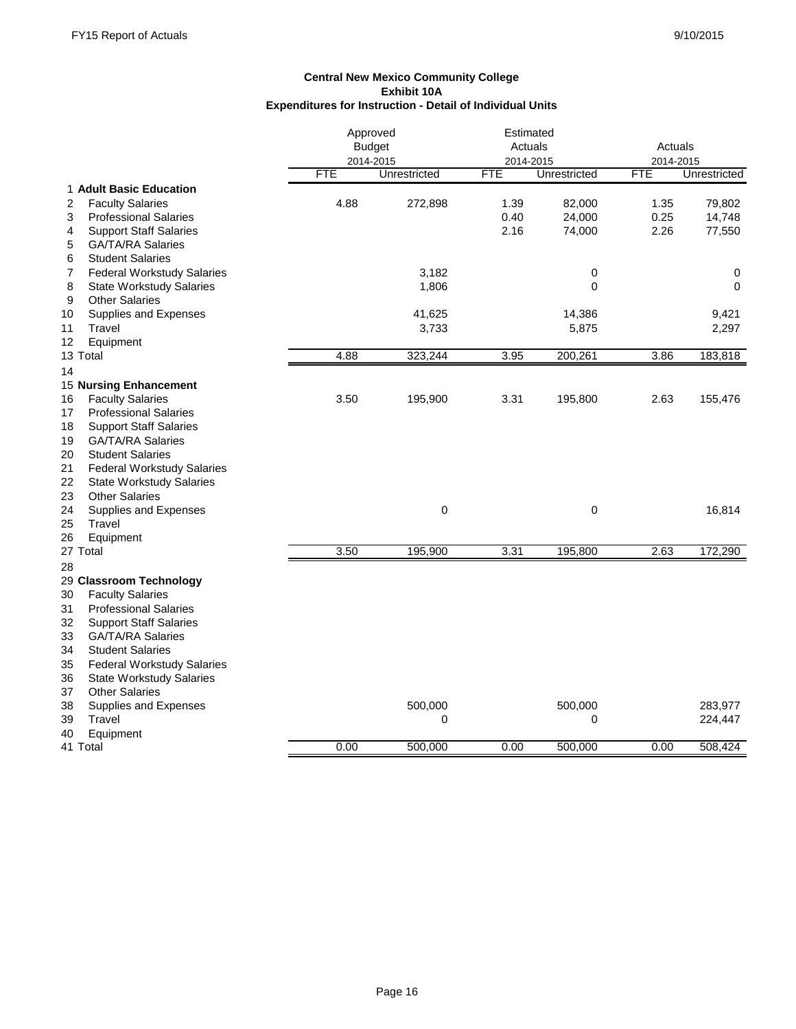**Central New Mexico Community College**
**Exhibit 10A**
**Expenditures for Instruction - Detail of Individual Units**

| | | Approved Budget 2014-2015 | | Estimated Actuals 2014-2015 | | Actuals 2014-2015 | |
|---|---|---|---|---|---|---|---|
| | | FTE | Unrestricted | FTE | Unrestricted | FTE | Unrestricted |
| 1 | **Adult Basic Education** | | | | | | |
| 2 | Faculty Salaries | 4.88 | 272,898 | 1.39 | 82,000 | 1.35 | 79,802 |
| 3 | Professional Salaries | | | 0.40 | 24,000 | 0.25 | 14,748 |
| 4 | Support Staff Salaries | | | 2.16 | 74,000 | 2.26 | 77,550 |
| 5 | GA/TA/RA Salaries | | | | | | |
| 6 | Student Salaries | | | | | | |
| 7 | Federal Workstudy Salaries | | 3,182 | | 0 | | 0 |
| 8 | State Workstudy Salaries | | 1,806 | | 0 | | 0 |
| 9 | Other Salaries | | | | | | |
| 10 | Supplies and Expenses | | 41,625 | | 14,386 | | 9,421 |
| 11 | Travel | | 3,733 | | 5,875 | | 2,297 |
| 12 | Equipment | | | | | | |
| 13 | Total | 4.88 | 323,244 | 3.95 | 200,261 | 3.86 | 183,818 |
| 14 | | | | | | | |
| 15 | **Nursing Enhancement** | | | | | | |
| 16 | Faculty Salaries | 3.50 | 195,900 | 3.31 | 195,800 | 2.63 | 155,476 |
| 17 | Professional Salaries | | | | | | |
| 18 | Support Staff Salaries | | | | | | |
| 19 | GA/TA/RA Salaries | | | | | | |
| 20 | Student Salaries | | | | | | |
| 21 | Federal Workstudy Salaries | | | | | | |
| 22 | State Workstudy Salaries | | | | | | |
| 23 | Other Salaries | | | | | | |
| 24 | Supplies and Expenses | | 0 | | 0 | | 16,814 |
| 25 | Travel | | | | | | |
| 26 | Equipment | | | | | | |
| 27 | Total | 3.50 | 195,900 | 3.31 | 195,800 | 2.63 | 172,290 |
| 28 | | | | | | | |
| 29 | **Classroom Technology** | | | | | | |
| 30 | Faculty Salaries | | | | | | |
| 31 | Professional Salaries | | | | | | |
| 32 | Support Staff Salaries | | | | | | |
| 33 | GA/TA/RA Salaries | | | | | | |
| 34 | Student Salaries | | | | | | |
| 35 | Federal Workstudy Salaries | | | | | | |
| 36 | State Workstudy Salaries | | | | | | |
| 37 | Other Salaries | | | | | | |
| 38 | Supplies and Expenses | | 500,000 | | 500,000 | | 283,977 |
| 39 | Travel | | 0 | | 0 | | 224,447 |
| 40 | Equipment | | | | | | |
| 41 | Total | 0.00 | 500,000 | 0.00 | 500,000 | 0.00 | 508,424 |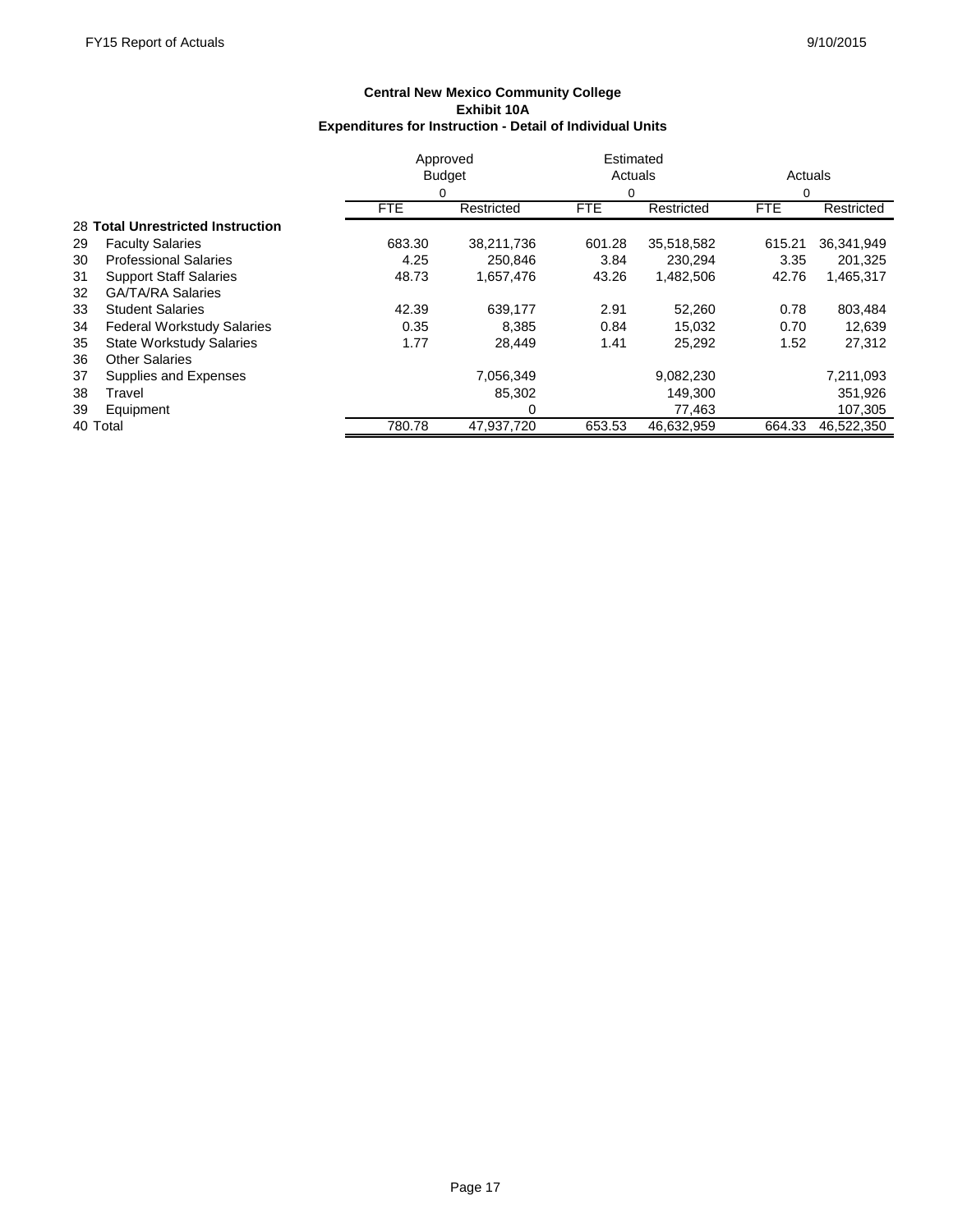**Central New Mexico Community College**
**Exhibit 10A**
**Expenditures for Instruction - Detail of Individual Units**

| | | Approved Budget | | Estimated Actuals | | Actuals | |
|---|---|---|---|---|---|---|---|
| | | 0 | | 0 | | 0 | |
| | | FTE | Restricted | FTE | Restricted | FTE | Restricted |
| 28 | **Total Unrestricted Instruction** | | | | | | |
| 29 | Faculty Salaries | 683.30 | 38,211,736 | 601.28 | 35,518,582 | 615.21 | 36,341,949 |
| 30 | Professional Salaries | 4.25 | 250,846 | 3.84 | 230,294 | 3.35 | 201,325 |
| 31 | Support Staff Salaries | 48.73 | 1,657,476 | 43.26 | 1,482,506 | 42.76 | 1,465,317 |
| 32 | GA/TA/RA Salaries | | | | | | |
| 33 | Student Salaries | 42.39 | 639,177 | 2.91 | 52,260 | 0.78 | 803,484 |
| 34 | Federal Workstudy Salaries | 0.35 | 8,385 | 0.84 | 15,032 | 0.70 | 12,639 |
| 35 | State Workstudy Salaries | 1.77 | 28,449 | 1.41 | 25,292 | 1.52 | 27,312 |
| 36 | Other Salaries | | | | | | |
| 37 | Supplies and Expenses | | 7,056,349 | | 9,082,230 | | 7,211,093 |
| 38 | Travel | | 85,302 | | 149,300 | | 351,926 |
| 39 | Equipment | | 0 | | 77,463 | | 107,305 |
| 40 | Total | 780.78 | 47,937,720 | 653.53 | 46,632,959 | 664.33 | 46,522,350 |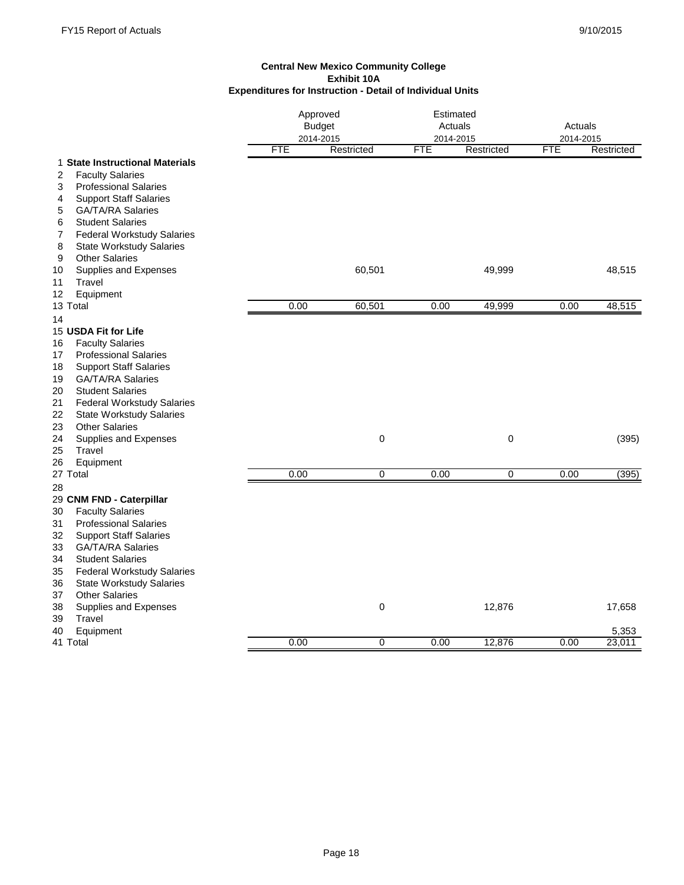**Central New Mexico Community College**
**Exhibit 10A**
**Expenditures for Instruction - Detail of Individual Units**

| | | Approved Budget 2014-2015 | | Estimated Actuals 2014-2015 | | Actuals 2014-2015 | |
|---|---|---|---|---|---|---|---|
| | | FTE | Restricted | FTE | Restricted | FTE | Restricted |
| 1 | **State Instructional Materials** | | | | | | |
| 2 | Faculty Salaries | | | | | | |
| 3 | Professional Salaries | | | | | | |
| 4 | Support Staff Salaries | | | | | | |
| 5 | GA/TA/RA Salaries | | | | | | |
| 6 | Student Salaries | | | | | | |
| 7 | Federal Workstudy Salaries | | | | | | |
| 8 | State Workstudy Salaries | | | | | | |
| 9 | Other Salaries | | | | | | |
| 10 | Supplies and Expenses | | 60,501 | | 49,999 | | 48,515 |
| 11 | Travel | | | | | | |
| 12 | Equipment | | | | | | |
| 13 | Total | 0.00 | 60,501 | 0.00 | 49,999 | 0.00 | 48,515 |
| 14 | | | | | | | |
| 15 | **USDA Fit for Life** | | | | | | |
| 16 | Faculty Salaries | | | | | | |
| 17 | Professional Salaries | | | | | | |
| 18 | Support Staff Salaries | | | | | | |
| 19 | GA/TA/RA Salaries | | | | | | |
| 20 | Student Salaries | | | | | | |
| 21 | Federal Workstudy Salaries | | | | | | |
| 22 | State Workstudy Salaries | | | | | | |
| 23 | Other Salaries | | | | | | |
| 24 | Supplies and Expenses | | 0 | | 0 | | (395) |
| 25 | Travel | | | | | | |
| 26 | Equipment | | | | | | |
| 27 | Total | 0.00 | 0 | 0.00 | 0 | 0.00 | (395) |
| 28 | | | | | | | |
| 29 | **CNM FND - Caterpillar** | | | | | | |
| 30 | Faculty Salaries | | | | | | |
| 31 | Professional Salaries | | | | | | |
| 32 | Support Staff Salaries | | | | | | |
| 33 | GA/TA/RA Salaries | | | | | | |
| 34 | Student Salaries | | | | | | |
| 35 | Federal Workstudy Salaries | | | | | | |
| 36 | State Workstudy Salaries | | | | | | |
| 37 | Other Salaries | | | | | | |
| 38 | Supplies and Expenses | | 0 | | 12,876 | | 17,658 |
| 39 | Travel | | | | | | |
| 40 | Equipment | | | | | | 5,353 |
| 41 | Total | 0.00 | 0 | 0.00 | 12,876 | 0.00 | 23,011 |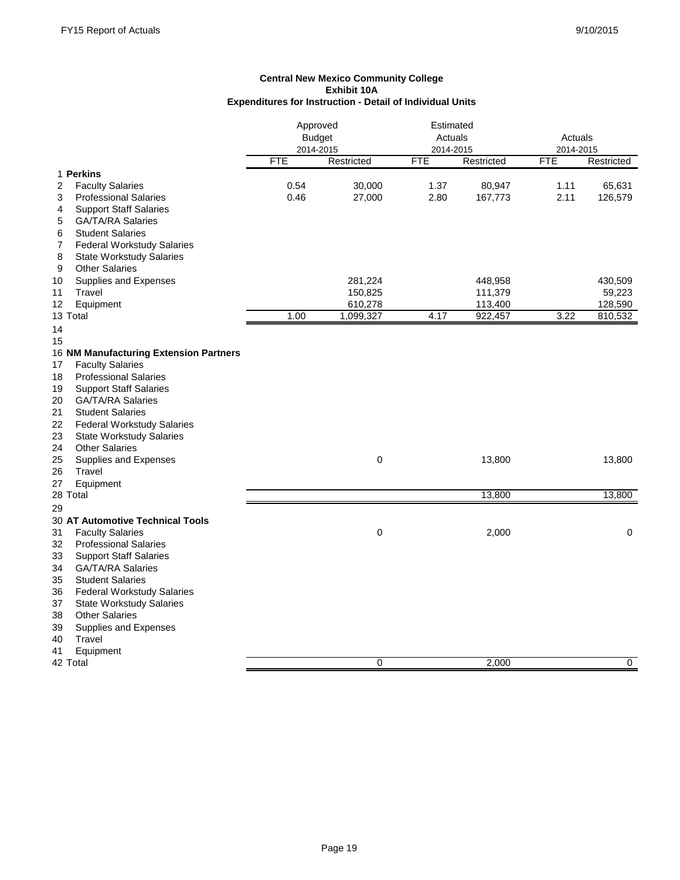**Central New Mexico Community College**
**Exhibit 10A**
**Expenditures for Instruction - Detail of Individual Units**

| | | Approved Budget 2014-2015 | | Estimated Actuals 2014-2015 | | Actuals 2014-2015 | |
|---|---|---|---|---|---|---|---|
| | | FTE | Restricted | FTE | Restricted | FTE | Restricted |
| 1 | **Perkins** | | | | | | |
| 2 | Faculty Salaries | 0.54 | 30,000 | 1.37 | 80,947 | 1.11 | 65,631 |
| 3 | Professional Salaries | 0.46 | 27,000 | 2.80 | 167,773 | 2.11 | 126,579 |
| 4 | Support Staff Salaries | | | | | | |
| 5 | GA/TA/RA Salaries | | | | | | |
| 6 | Student Salaries | | | | | | |
| 7 | Federal Workstudy Salaries | | | | | | |
| 8 | State Workstudy Salaries | | | | | | |
| 9 | Other Salaries | | | | | | |
| 10 | Supplies and Expenses | | 281,224 | | 448,958 | | 430,509 |
| 11 | Travel | | 150,825 | | 111,379 | | 59,223 |
| 12 | Equipment | | 610,278 | | 113,400 | | 128,590 |
| 13 | Total | 1.00 | 1,099,327 | 4.17 | 922,457 | 3.22 | 810,532 |
| 14 | | | | | | | |
| 15 | | | | | | | |
| 16 | **NM Manufacturing Extension Partners** | | | | | | |
| 17 | Faculty Salaries | | | | | | |
| 18 | Professional Salaries | | | | | | |
| 19 | Support Staff Salaries | | | | | | |
| 20 | GA/TA/RA Salaries | | | | | | |
| 21 | Student Salaries | | | | | | |
| 22 | Federal Workstudy Salaries | | | | | | |
| 23 | State Workstudy Salaries | | | | | | |
| 24 | Other Salaries | | | | | | |
| 25 | Supplies and Expenses | | 0 | | 13,800 | | 13,800 |
| 26 | Travel | | | | | | |
| 27 | Equipment | | | | | | |
| 28 | Total | | | | 13,800 | | 13,800 |
| 29 | | | | | | | |
| 30 | **AT Automotive Technical Tools** | | | | | | |
| 31 | Faculty Salaries | | 0 | | 2,000 | | 0 |
| 32 | Professional Salaries | | | | | | |
| 33 | Support Staff Salaries | | | | | | |
| 34 | GA/TA/RA Salaries | | | | | | |
| 35 | Student Salaries | | | | | | |
| 36 | Federal Workstudy Salaries | | | | | | |
| 37 | State Workstudy Salaries | | | | | | |
| 38 | Other Salaries | | | | | | |
| 39 | Supplies and Expenses | | | | | | |
| 40 | Travel | | | | | | |
| 41 | Equipment | | | | | | |
| 42 | Total | | 0 | | 2,000 | | 0 |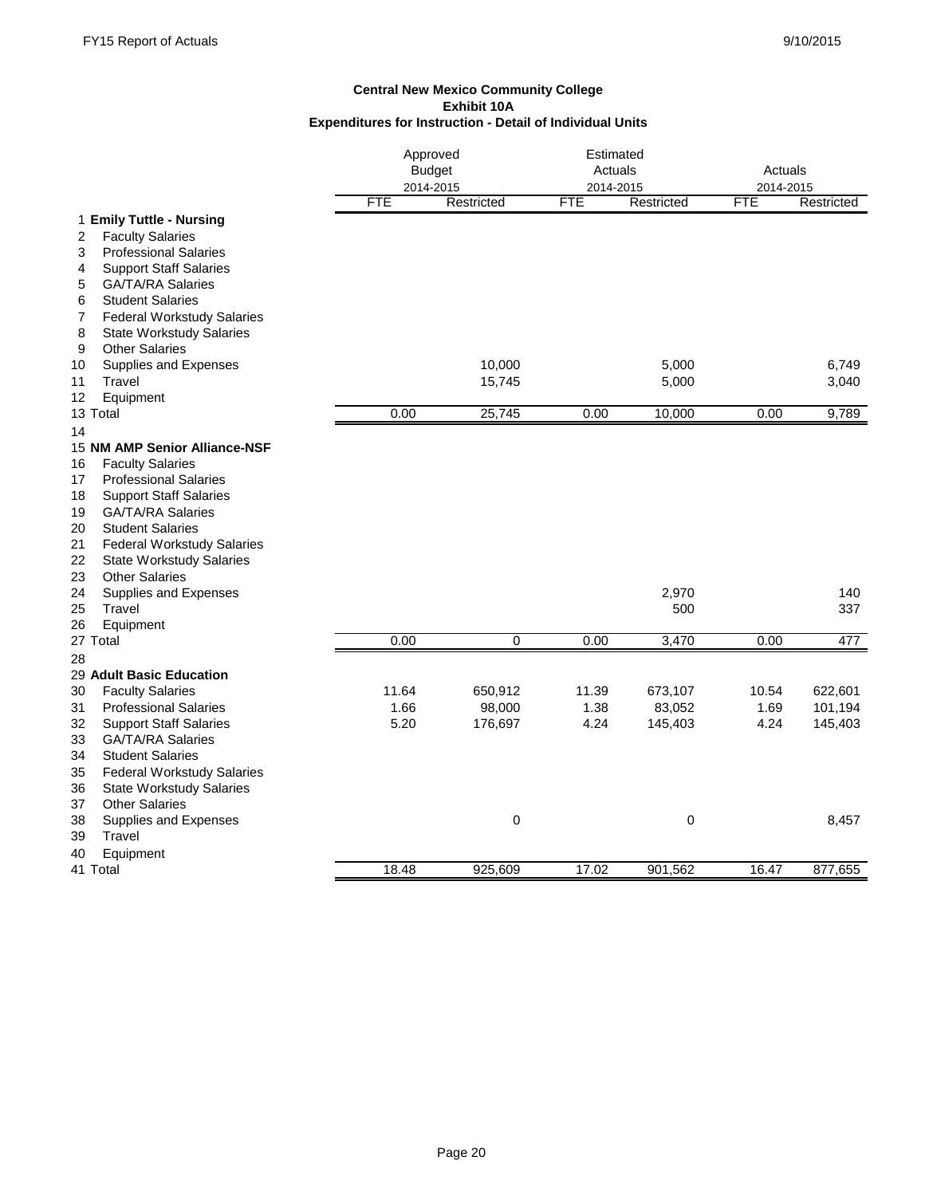**Central New Mexico Community College**
**Exhibit 10A**
**Expenditures for Instruction - Detail of Individual Units**

| | | Approved Budget 2014-2015 | | Estimated Actuals 2014-2015 | | Actuals 2014-2015 | |
|---|---|---|---|---|---|---|---|
| | | FTE | Restricted | FTE | Restricted | FTE | Restricted |
| 1 | **Emily Tuttle - Nursing** | | | | | | |
| 2 | Faculty Salaries | | | | | | |
| 3 | Professional Salaries | | | | | | |
| 4 | Support Staff Salaries | | | | | | |
| 5 | GA/TA/RA Salaries | | | | | | |
| 6 | Student Salaries | | | | | | |
| 7 | Federal Workstudy Salaries | | | | | | |
| 8 | State Workstudy Salaries | | | | | | |
| 9 | Other Salaries | | | | | | |
| 10 | Supplies and Expenses | | 10,000 | | 5,000 | | 6,749 |
| 11 | Travel | | 15,745 | | 5,000 | | 3,040 |
| 12 | Equipment | | | | | | |
| 13 | Total | 0.00 | 25,745 | 0.00 | 10,000 | 0.00 | 9,789 |
| 14 | | | | | | | |
| 15 | **NM AMP Senior Alliance-NSF** | | | | | | |
| 16 | Faculty Salaries | | | | | | |
| 17 | Professional Salaries | | | | | | |
| 18 | Support Staff Salaries | | | | | | |
| 19 | GA/TA/RA Salaries | | | | | | |
| 20 | Student Salaries | | | | | | |
| 21 | Federal Workstudy Salaries | | | | | | |
| 22 | State Workstudy Salaries | | | | | | |
| 23 | Other Salaries | | | | | | |
| 24 | Supplies and Expenses | | | | 2,970 | | 140 |
| 25 | Travel | | | | 500 | | 337 |
| 26 | Equipment | | | | | | |
| 27 | Total | 0.00 | 0 | 0.00 | 3,470 | 0.00 | 477 |
| 28 | | | | | | | |
| 29 | **Adult Basic Education** | | | | | | |
| 30 | Faculty Salaries | 11.64 | 650,912 | 11.39 | 673,107 | 10.54 | 622,601 |
| 31 | Professional Salaries | 1.66 | 98,000 | 1.38 | 83,052 | 1.69 | 101,194 |
| 32 | Support Staff Salaries | 5.20 | 176,697 | 4.24 | 145,403 | 4.24 | 145,403 |
| 33 | GA/TA/RA Salaries | | | | | | |
| 34 | Student Salaries | | | | | | |
| 35 | Federal Workstudy Salaries | | | | | | |
| 36 | State Workstudy Salaries | | | | | | |
| 37 | Other Salaries | | | | | | |
| 38 | Supplies and Expenses | | 0 | | 0 | | 8,457 |
| 39 | Travel | | | | | | |
| 40 | Equipment | | | | | | |
| 41 | Total | 18.48 | 925,609 | 17.02 | 901,562 | 16.47 | 877,655 |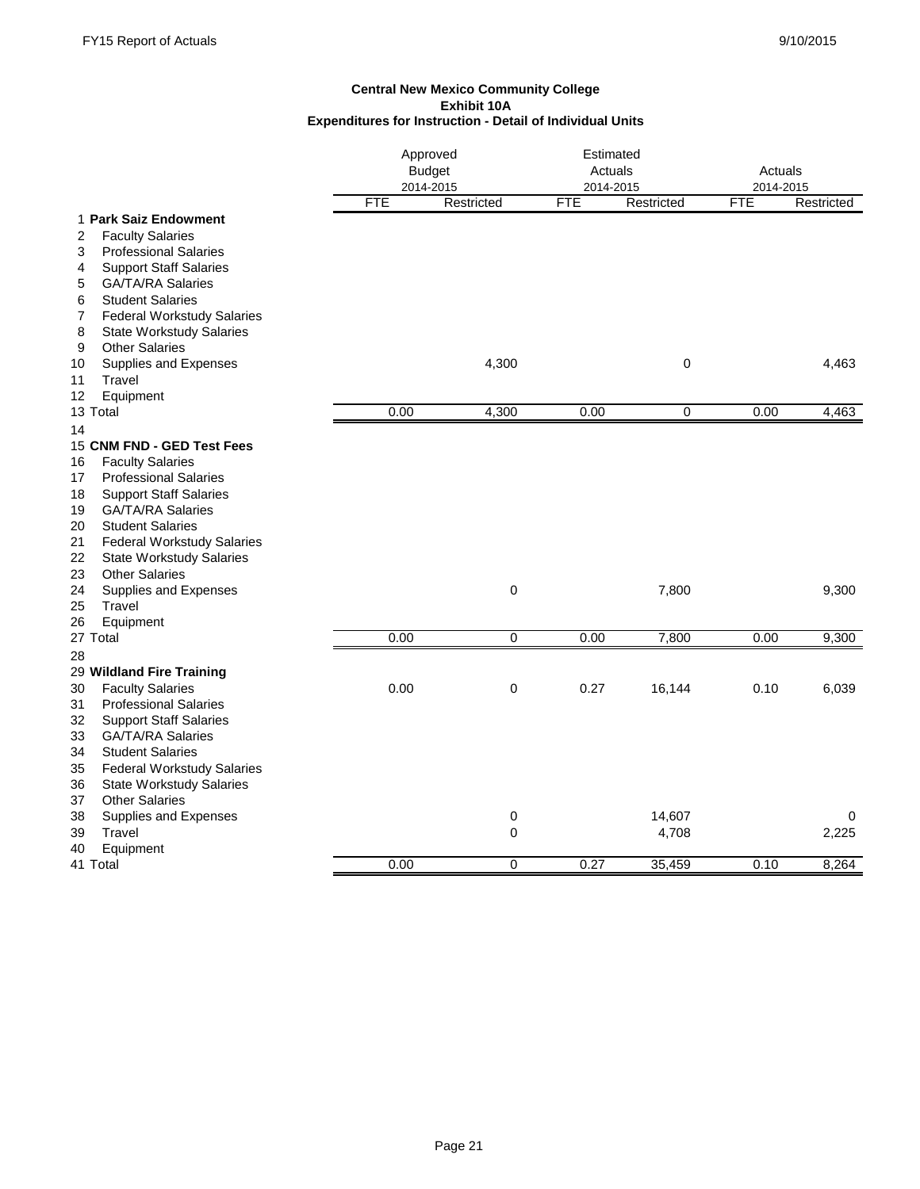**Central New Mexico Community College**
**Exhibit 10A**
**Expenditures for Instruction - Detail of Individual Units**

| | | Approved Budget 2014-2015 | | Estimated Actuals 2014-2015 | | Actuals 2014-2015 | |
|---|---|---|---|---|---|---|---|
| | | FTE | Restricted | FTE | Restricted | FTE | Restricted |
| 1 | **Park Saiz Endowment** | | | | | | |
| 2 | Faculty Salaries | | | | | | |
| 3 | Professional Salaries | | | | | | |
| 4 | Support Staff Salaries | | | | | | |
| 5 | GA/TA/RA Salaries | | | | | | |
| 6 | Student Salaries | | | | | | |
| 7 | Federal Workstudy Salaries | | | | | | |
| 8 | State Workstudy Salaries | | | | | | |
| 9 | Other Salaries | | | | | | |
| 10 | Supplies and Expenses | | 4,300 | | 0 | | 4,463 |
| 11 | Travel | | | | | | |
| 12 | Equipment | | | | | | |
| 13 | Total | 0.00 | 4,300 | 0.00 | 0 | 0.00 | 4,463 |
| 14 | | | | | | | |
| 15 | **CNM FND - GED Test Fees** | | | | | | |
| 16 | Faculty Salaries | | | | | | |
| 17 | Professional Salaries | | | | | | |
| 18 | Support Staff Salaries | | | | | | |
| 19 | GA/TA/RA Salaries | | | | | | |
| 20 | Student Salaries | | | | | | |
| 21 | Federal Workstudy Salaries | | | | | | |
| 22 | State Workstudy Salaries | | | | | | |
| 23 | Other Salaries | | | | | | |
| 24 | Supplies and Expenses | | 0 | | 7,800 | | 9,300 |
| 25 | Travel | | | | | | |
| 26 | Equipment | | | | | | |
| 27 | Total | 0.00 | 0 | 0.00 | 7,800 | 0.00 | 9,300 |
| 28 | | | | | | | |
| 29 | **Wildland Fire Training** | | | | | | |
| 30 | Faculty Salaries | 0.00 | 0 | 0.27 | 16,144 | 0.10 | 6,039 |
| 31 | Professional Salaries | | | | | | |
| 32 | Support Staff Salaries | | | | | | |
| 33 | GA/TA/RA Salaries | | | | | | |
| 34 | Student Salaries | | | | | | |
| 35 | Federal Workstudy Salaries | | | | | | |
| 36 | State Workstudy Salaries | | | | | | |
| 37 | Other Salaries | | | | | | |
| 38 | Supplies and Expenses | | 0 | | 14,607 | | 0 |
| 39 | Travel | | 0 | | 4,708 | | 2,225 |
| 40 | Equipment | | | | | | |
| 41 | Total | 0.00 | 0 | 0.27 | 35,459 | 0.10 | 8,264 |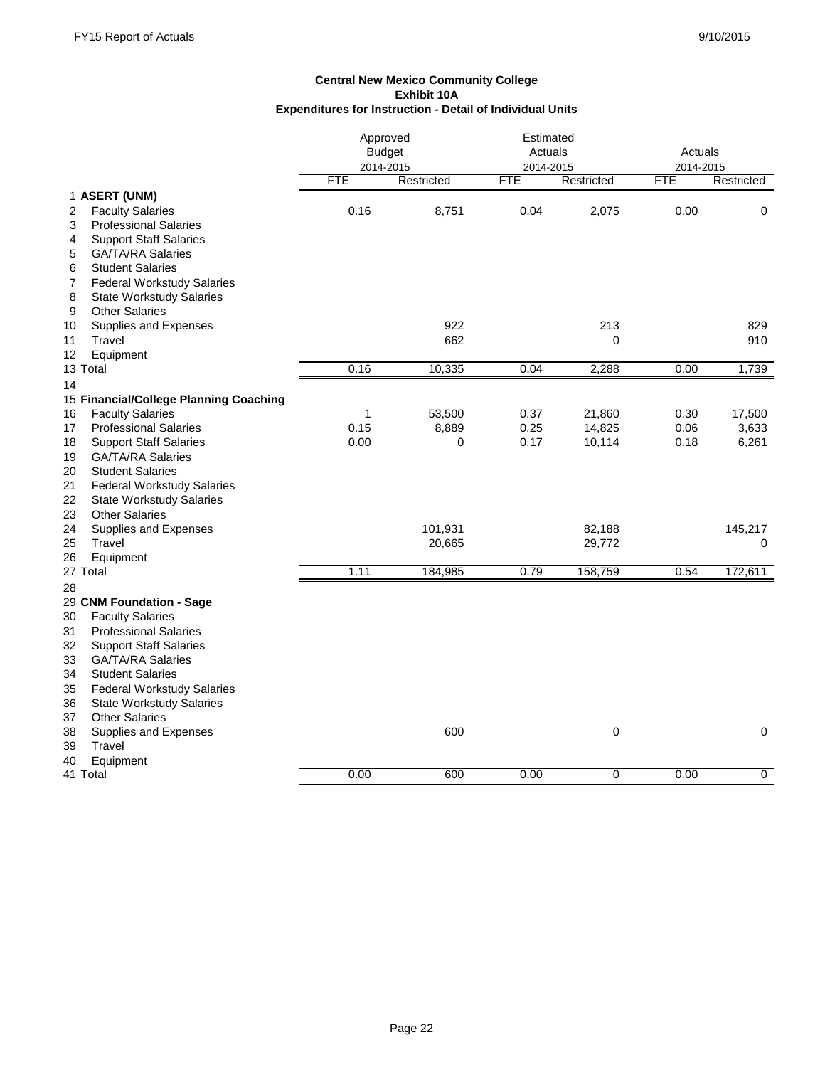**Central New Mexico Community College**
**Exhibit 10A**
**Expenditures for Instruction - Detail of Individual Units**

| | | Approved Budget 2014-2015 | | Estimated Actuals 2014-2015 | | Actuals 2014-2015 | |
|---|---|---|---|---|---|---|---|
| | | FTE | Restricted | FTE | Restricted | FTE | Restricted |
| 1 | **ASERT (UNM)** | | | | | | |
| 2 | Faculty Salaries | 0.16 | 8,751 | 0.04 | 2,075 | 0.00 | 0 |
| 3 | Professional Salaries | | | | | | |
| 4 | Support Staff Salaries | | | | | | |
| 5 | GA/TA/RA Salaries | | | | | | |
| 6 | Student Salaries | | | | | | |
| 7 | Federal Workstudy Salaries | | | | | | |
| 8 | State Workstudy Salaries | | | | | | |
| 9 | Other Salaries | | | | | | |
| 10 | Supplies and Expenses | | 922 | | 213 | | 829 |
| 11 | Travel | | 662 | | 0 | | 910 |
| 12 | Equipment | | | | | | |
| 13 | Total | 0.16 | 10,335 | 0.04 | 2,288 | 0.00 | 1,739 |
| 14 | | | | | | | |
| 15 | **Financial/College Planning Coaching** | | | | | | |
| 16 | Faculty Salaries | 1 | 53,500 | 0.37 | 21,860 | 0.30 | 17,500 |
| 17 | Professional Salaries | 0.15 | 8,889 | 0.25 | 14,825 | 0.06 | 3,633 |
| 18 | Support Staff Salaries | 0.00 | 0 | 0.17 | 10,114 | 0.18 | 6,261 |
| 19 | GA/TA/RA Salaries | | | | | | |
| 20 | Student Salaries | | | | | | |
| 21 | Federal Workstudy Salaries | | | | | | |
| 22 | State Workstudy Salaries | | | | | | |
| 23 | Other Salaries | | | | | | |
| 24 | Supplies and Expenses | | 101,931 | | 82,188 | | 145,217 |
| 25 | Travel | | 20,665 | | 29,772 | | 0 |
| 26 | Equipment | | | | | | |
| 27 | Total | 1.11 | 184,985 | 0.79 | 158,759 | 0.54 | 172,611 |
| 28 | | | | | | | |
| 29 | **CNM Foundation - Sage** | | | | | | |
| 30 | Faculty Salaries | | | | | | |
| 31 | Professional Salaries | | | | | | |
| 32 | Support Staff Salaries | | | | | | |
| 33 | GA/TA/RA Salaries | | | | | | |
| 34 | Student Salaries | | | | | | |
| 35 | Federal Workstudy Salaries | | | | | | |
| 36 | State Workstudy Salaries | | | | | | |
| 37 | Other Salaries | | | | | | |
| 38 | Supplies and Expenses | | 600 | | 0 | | 0 |
| 39 | Travel | | | | | | |
| 40 | Equipment | | | | | | |
| 41 | Total | 0.00 | 600 | 0.00 | 0 | 0.00 | 0 |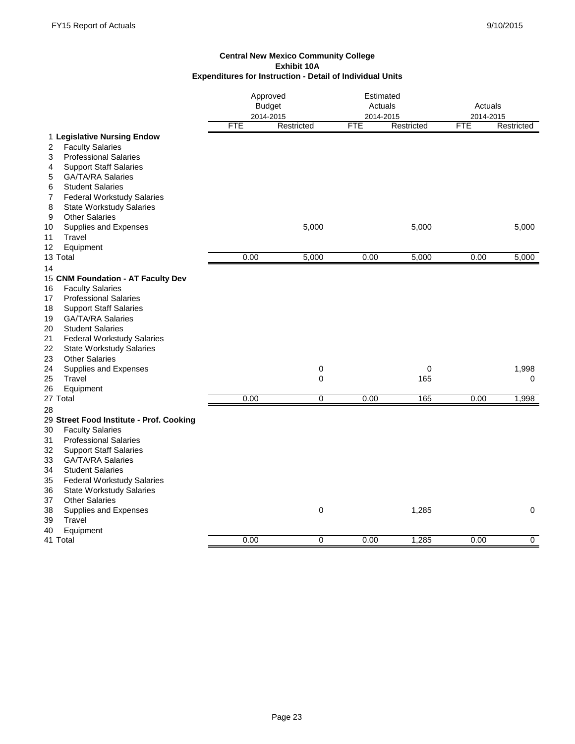**Central New Mexico Community College**
**Exhibit 10A**
**Expenditures for Instruction - Detail of Individual Units**

| | | Approved Budget 2014-2015 | | Estimated Actuals 2014-2015 | | Actuals 2014-2015 | |
|---|---|---|---|---|---|---|---|
| | | FTE | Restricted | FTE | Restricted | FTE | Restricted |
| 1 | **Legislative Nursing Endow** | | | | | | |
| 2 | Faculty Salaries | | | | | | |
| 3 | Professional Salaries | | | | | | |
| 4 | Support Staff Salaries | | | | | | |
| 5 | GA/TA/RA Salaries | | | | | | |
| 6 | Student Salaries | | | | | | |
| 7 | Federal Workstudy Salaries | | | | | | |
| 8 | State Workstudy Salaries | | | | | | |
| 9 | Other Salaries | | | | | | |
| 10 | Supplies and Expenses | | 5,000 | | 5,000 | | 5,000 |
| 11 | Travel | | | | | | |
| 12 | Equipment | | | | | | |
| 13 | Total | 0.00 | 5,000 | 0.00 | 5,000 | 0.00 | 5,000 |
| 14 | | | | | | | |
| 15 | **CNM Foundation - AT Faculty Dev** | | | | | | |
| 16 | Faculty Salaries | | | | | | |
| 17 | Professional Salaries | | | | | | |
| 18 | Support Staff Salaries | | | | | | |
| 19 | GA/TA/RA Salaries | | | | | | |
| 20 | Student Salaries | | | | | | |
| 21 | Federal Workstudy Salaries | | | | | | |
| 22 | State Workstudy Salaries | | | | | | |
| 23 | Other Salaries | | | | | | |
| 24 | Supplies and Expenses | | 0 | | 0 | | 1,998 |
| 25 | Travel | | 0 | | 165 | | 0 |
| 26 | Equipment | | | | | | |
| 27 | Total | 0.00 | 0 | 0.00 | 165 | 0.00 | 1,998 |
| 28 | | | | | | | |
| 29 | **Street Food Institute - Prof. Cooking** | | | | | | |
| 30 | Faculty Salaries | | | | | | |
| 31 | Professional Salaries | | | | | | |
| 32 | Support Staff Salaries | | | | | | |
| 33 | GA/TA/RA Salaries | | | | | | |
| 34 | Student Salaries | | | | | | |
| 35 | Federal Workstudy Salaries | | | | | | |
| 36 | State Workstudy Salaries | | | | | | |
| 37 | Other Salaries | | | | | | |
| 38 | Supplies and Expenses | | 0 | | 1,285 | | 0 |
| 39 | Travel | | | | | | |
| 40 | Equipment | | | | | | |
| 41 | Total | 0.00 | 0 | 0.00 | 1,285 | 0.00 | 0 |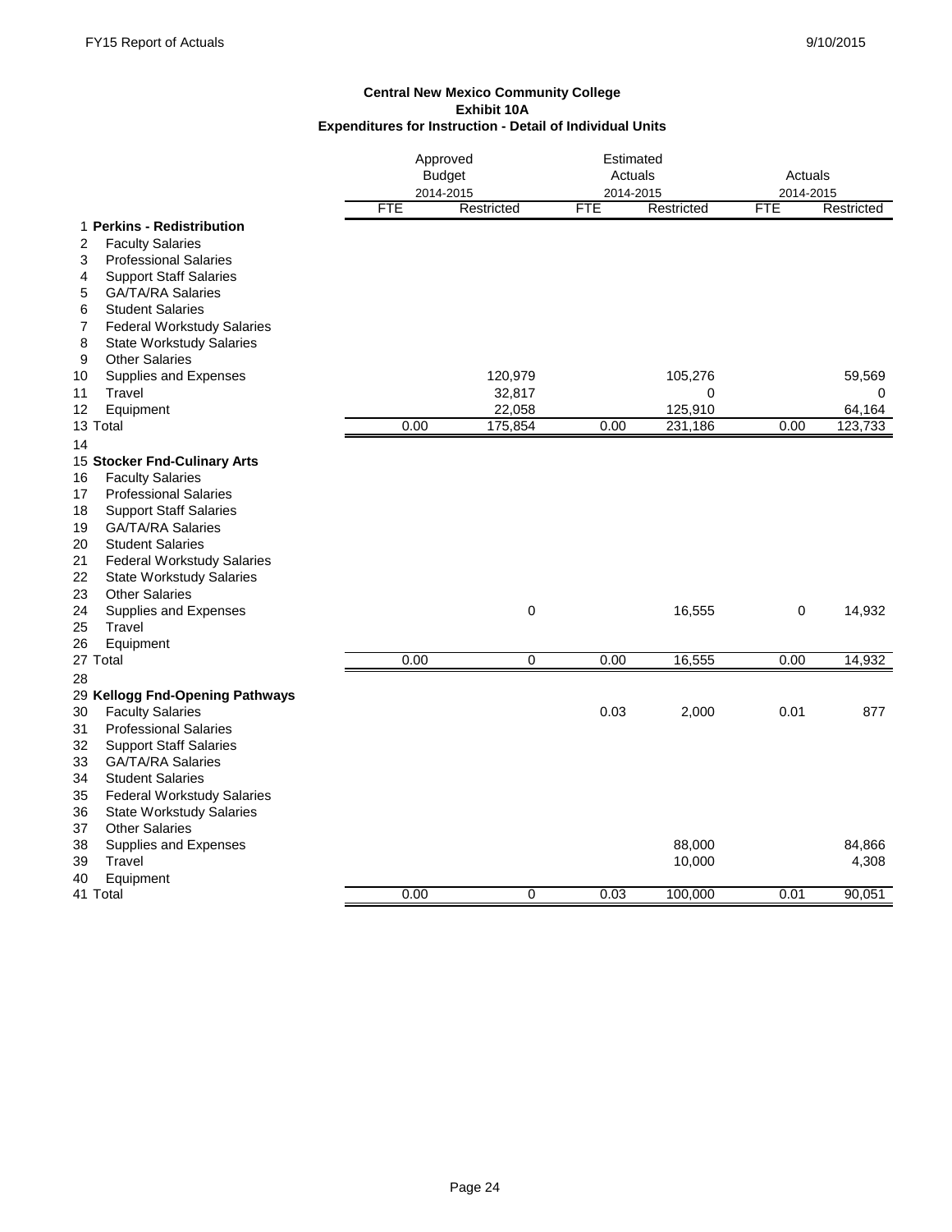**Central New Mexico Community College**
**Exhibit 10A**
**Expenditures for Instruction - Detail of Individual Units**

| | | Approved Budget 2014-2015 | | Estimated Actuals 2014-2015 | | Actuals 2014-2015 | |
|---|---|---|---|---|---|---|---|
| | | FTE | Restricted | FTE | Restricted | FTE | Restricted |
| 1 | **Perkins - Redistribution** | | | | | | |
| 2 | Faculty Salaries | | | | | | |
| 3 | Professional Salaries | | | | | | |
| 4 | Support Staff Salaries | | | | | | |
| 5 | GA/TA/RA Salaries | | | | | | |
| 6 | Student Salaries | | | | | | |
| 7 | Federal Workstudy Salaries | | | | | | |
| 8 | State Workstudy Salaries | | | | | | |
| 9 | Other Salaries | | | | | | |
| 10 | Supplies and Expenses | | 120,979 | | 105,276 | | 59,569 |
| 11 | Travel | | 32,817 | | 0 | | 0 |
| 12 | Equipment | | 22,058 | | 125,910 | | 64,164 |
| 13 | Total | 0.00 | 175,854 | 0.00 | 231,186 | 0.00 | 123,733 |
| 14 | | | | | | | |
| 15 | **Stocker Fnd-Culinary Arts** | | | | | | |
| 16 | Faculty Salaries | | | | | | |
| 17 | Professional Salaries | | | | | | |
| 18 | Support Staff Salaries | | | | | | |
| 19 | GA/TA/RA Salaries | | | | | | |
| 20 | Student Salaries | | | | | | |
| 21 | Federal Workstudy Salaries | | | | | | |
| 22 | State Workstudy Salaries | | | | | | |
| 23 | Other Salaries | | | | | | |
| 24 | Supplies and Expenses | | 0 | | 16,555 | 0 | 14,932 |
| 25 | Travel | | | | | | |
| 26 | Equipment | | | | | | |
| 27 | Total | 0.00 | 0 | 0.00 | 16,555 | 0.00 | 14,932 |
| 28 | | | | | | | |
| 29 | **Kellogg Fnd-Opening Pathways** | | | | | | |
| 30 | Faculty Salaries | | | 0.03 | 2,000 | 0.01 | 877 |
| 31 | Professional Salaries | | | | | | |
| 32 | Support Staff Salaries | | | | | | |
| 33 | GA/TA/RA Salaries | | | | | | |
| 34 | Student Salaries | | | | | | |
| 35 | Federal Workstudy Salaries | | | | | | |
| 36 | State Workstudy Salaries | | | | | | |
| 37 | Other Salaries | | | | | | |
| 38 | Supplies and Expenses | | | | 88,000 | | 84,866 |
| 39 | Travel | | | | 10,000 | | 4,308 |
| 40 | Equipment | | | | | | |
| 41 | Total | 0.00 | 0 | 0.03 | 100,000 | 0.01 | 90,051 |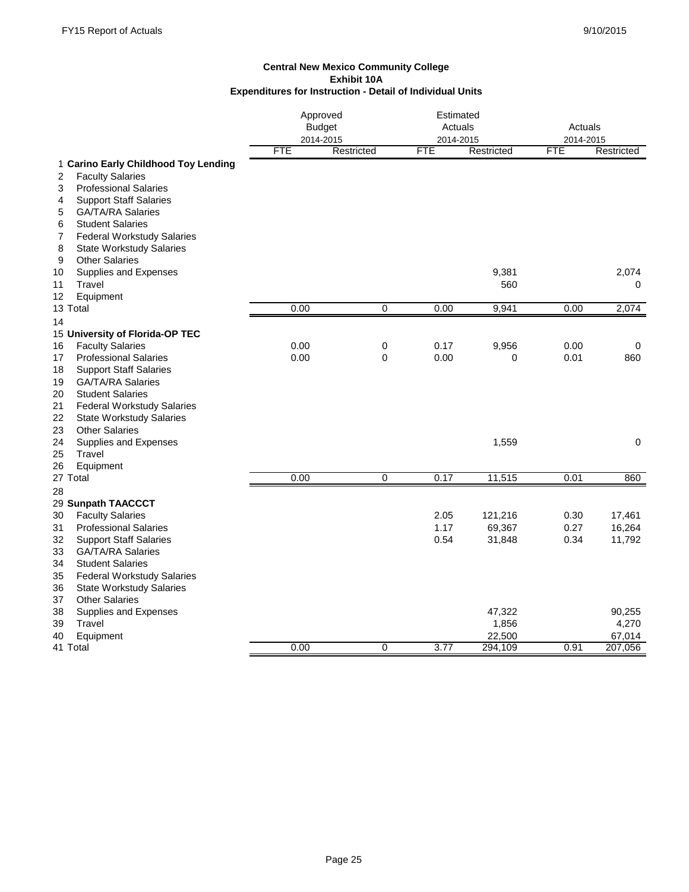**Central New Mexico Community College**
**Exhibit 10A**
**Expenditures for Instruction - Detail of Individual Units**

| | | Approved Budget 2014-2015 | | Estimated Actuals 2014-2015 | | Actuals 2014-2015 | |
|---|---|---|---|---|---|---|---|
| | | FTE | Restricted | FTE | Restricted | FTE | Restricted |
| 1 | **Carino Early Childhood Toy Lending** | | | | | | |
| 2 | Faculty Salaries | | | | | | |
| 3 | Professional Salaries | | | | | | |
| 4 | Support Staff Salaries | | | | | | |
| 5 | GA/TA/RA Salaries | | | | | | |
| 6 | Student Salaries | | | | | | |
| 7 | Federal Workstudy Salaries | | | | | | |
| 8 | State Workstudy Salaries | | | | | | |
| 9 | Other Salaries | | | | | | |
| 10 | Supplies and Expenses | | | | 9,381 | | 2,074 |
| 11 | Travel | | | | 560 | | 0 |
| 12 | Equipment | | | | | | |
| 13 | Total | 0.00 | 0 | 0.00 | 9,941 | 0.00 | 2,074 |
| 14 | | | | | | | |
| 15 | **University of Florida-OP TEC** | | | | | | |
| 16 | Faculty Salaries | 0.00 | 0 | 0.17 | 9,956 | 0.00 | 0 |
| 17 | Professional Salaries | 0.00 | 0 | 0.00 | 0 | 0.01 | 860 |
| 18 | Support Staff Salaries | | | | | | |
| 19 | GA/TA/RA Salaries | | | | | | |
| 20 | Student Salaries | | | | | | |
| 21 | Federal Workstudy Salaries | | | | | | |
| 22 | State Workstudy Salaries | | | | | | |
| 23 | Other Salaries | | | | | | |
| 24 | Supplies and Expenses | | | | 1,559 | | 0 |
| 25 | Travel | | | | | | |
| 26 | Equipment | | | | | | |
| 27 | Total | 0.00 | 0 | 0.17 | 11,515 | 0.01 | 860 |
| 28 | | | | | | | |
| 29 | **Sunpath TAACCCT** | | | | | | |
| 30 | Faculty Salaries | | | 2.05 | 121,216 | 0.30 | 17,461 |
| 31 | Professional Salaries | | | 1.17 | 69,367 | 0.27 | 16,264 |
| 32 | Support Staff Salaries | | | 0.54 | 31,848 | 0.34 | 11,792 |
| 33 | GA/TA/RA Salaries | | | | | | |
| 34 | Student Salaries | | | | | | |
| 35 | Federal Workstudy Salaries | | | | | | |
| 36 | State Workstudy Salaries | | | | | | |
| 37 | Other Salaries | | | | | | |
| 38 | Supplies and Expenses | | | | 47,322 | | 90,255 |
| 39 | Travel | | | | 1,856 | | 4,270 |
| 40 | Equipment | | | | 22,500 | | 67,014 |
| 41 | Total | 0.00 | 0 | 3.77 | 294,109 | 0.91 | 207,056 |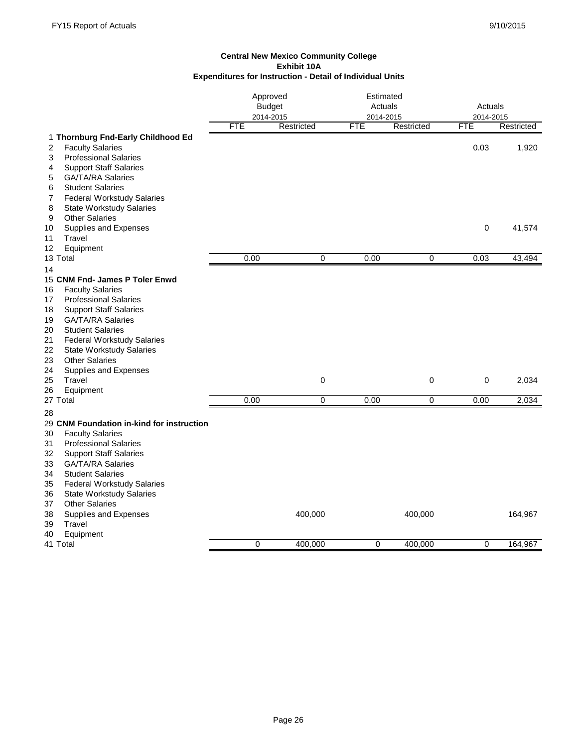**Central New Mexico Community College**
**Exhibit 10A**
**Expenditures for Instruction - Detail of Individual Units**

| | | Approved Budget 2014-2015 | | Estimated Actuals 2014-2015 | | Actuals 2014-2015 | |
|---|---|---|---|---|---|---|---|
| | | FTE | Restricted | FTE | Restricted | FTE | Restricted |
| 1 | **Thornburg Fnd-Early Childhood Ed** | | | | | | |
| 2 | Faculty Salaries | | | | | 0.03 | 1,920 |
| 3 | Professional Salaries | | | | | | |
| 4 | Support Staff Salaries | | | | | | |
| 5 | GA/TA/RA Salaries | | | | | | |
| 6 | Student Salaries | | | | | | |
| 7 | Federal Workstudy Salaries | | | | | | |
| 8 | State Workstudy Salaries | | | | | | |
| 9 | Other Salaries | | | | | | |
| 10 | Supplies and Expenses | | | | | 0 | 41,574 |
| 11 | Travel | | | | | | |
| 12 | Equipment | | | | | | |
| 13 | Total | 0.00 | 0 | 0.00 | 0 | 0.03 | 43,494 |
| 14 | | | | | | | |
| 15 | **CNM Fnd- James P Toler Enwd** | | | | | | |
| 16 | Faculty Salaries | | | | | | |
| 17 | Professional Salaries | | | | | | |
| 18 | Support Staff Salaries | | | | | | |
| 19 | GA/TA/RA Salaries | | | | | | |
| 20 | Student Salaries | | | | | | |
| 21 | Federal Workstudy Salaries | | | | | | |
| 22 | State Workstudy Salaries | | | | | | |
| 23 | Other Salaries | | | | | | |
| 24 | Supplies and Expenses | | | | | | |
| 25 | Travel | | 0 | | 0 | 0 | 2,034 |
| 26 | Equipment | | | | | | |
| 27 | Total | 0.00 | 0 | 0.00 | 0 | 0.00 | 2,034 |
| 28 | | | | | | | |
| 29 | **CNM Foundation in-kind for instruction** | | | | | | |
| 30 | Faculty Salaries | | | | | | |
| 31 | Professional Salaries | | | | | | |
| 32 | Support Staff Salaries | | | | | | |
| 33 | GA/TA/RA Salaries | | | | | | |
| 34 | Student Salaries | | | | | | |
| 35 | Federal Workstudy Salaries | | | | | | |
| 36 | State Workstudy Salaries | | | | | | |
| 37 | Other Salaries | | | | | | |
| 38 | Supplies and Expenses | | 400,000 | | 400,000 | | 164,967 |
| 39 | Travel | | | | | | |
| 40 | Equipment | | | | | | |
| 41 | Total | 0 | 400,000 | 0 | 400,000 | 0 | 164,967 |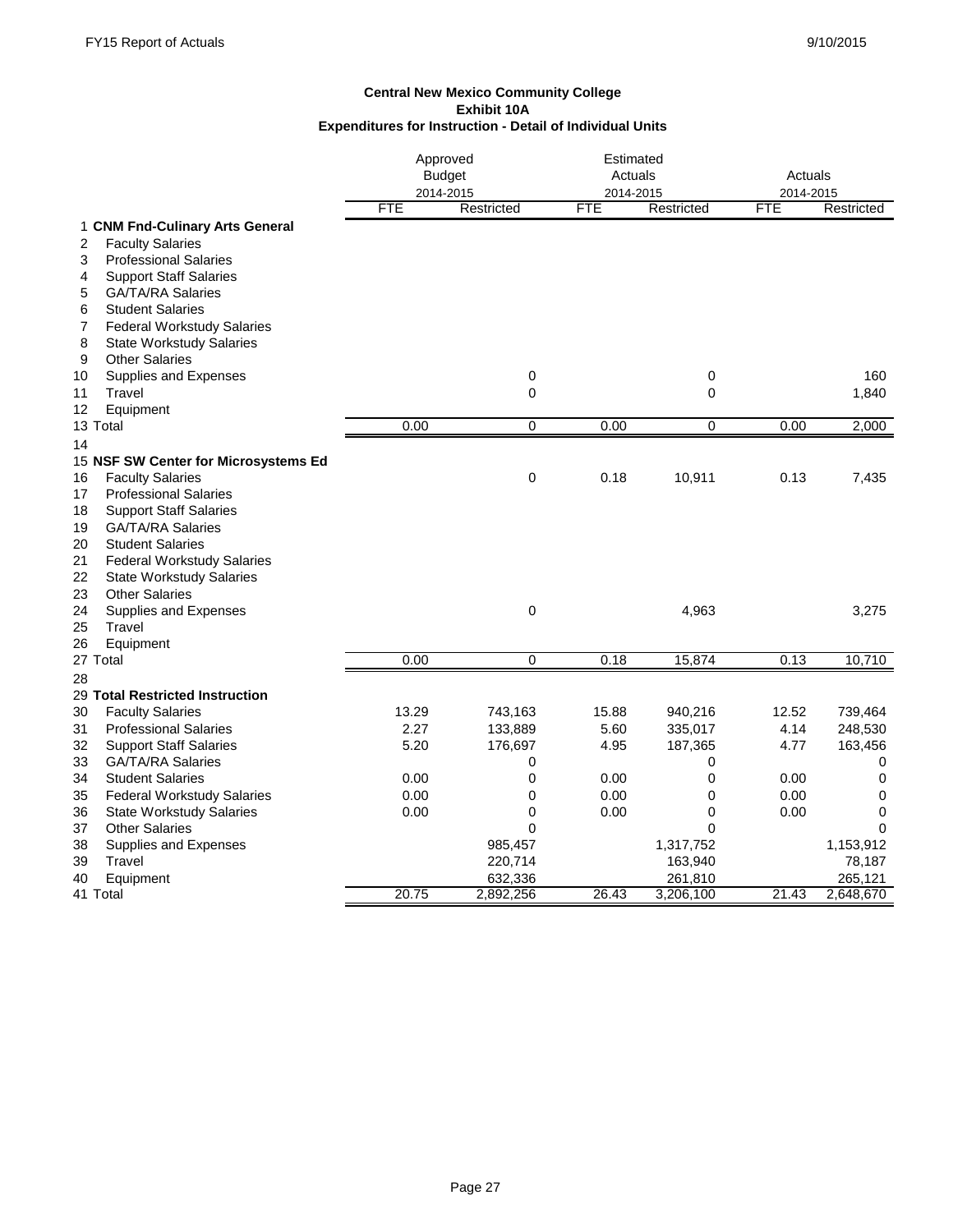**Central New Mexico Community College**
**Exhibit 10A**
**Expenditures for Instruction - Detail of Individual Units**

| | | Approved Budget 2014-2015 | | Estimated Actuals 2014-2015 | | Actuals 2014-2015 | |
|---|---|---|---|---|---|---|---|
| | | FTE | Restricted | FTE | Restricted | FTE | Restricted |
| 1 | **CNM Fnd-Culinary Arts General** | | | | | | |
| 2 | Faculty Salaries | | | | | | |
| 3 | Professional Salaries | | | | | | |
| 4 | Support Staff Salaries | | | | | | |
| 5 | GA/TA/RA Salaries | | | | | | |
| 6 | Student Salaries | | | | | | |
| 7 | Federal Workstudy Salaries | | | | | | |
| 8 | State Workstudy Salaries | | | | | | |
| 9 | Other Salaries | | | | | | |
| 10 | Supplies and Expenses | | 0 | | 0 | | 160 |
| 11 | Travel | | 0 | | 0 | | 1,840 |
| 12 | Equipment | | | | | | |
| 13 | Total | 0.00 | 0 | 0.00 | 0 | 0.00 | 2,000 |
| 14 | | | | | | | |
| 15 | **NSF SW Center for Microsystems Ed** | | | | | | |
| 16 | Faculty Salaries | | 0 | 0.18 | 10,911 | 0.13 | 7,435 |
| 17 | Professional Salaries | | | | | | |
| 18 | Support Staff Salaries | | | | | | |
| 19 | GA/TA/RA Salaries | | | | | | |
| 20 | Student Salaries | | | | | | |
| 21 | Federal Workstudy Salaries | | | | | | |
| 22 | State Workstudy Salaries | | | | | | |
| 23 | Other Salaries | | | | | | |
| 24 | Supplies and Expenses | | 0 | | 4,963 | | 3,275 |
| 25 | Travel | | | | | | |
| 26 | Equipment | | | | | | |
| 27 | Total | 0.00 | 0 | 0.18 | 15,874 | 0.13 | 10,710 |
| 28 | | | | | | | |
| 29 | **Total Restricted Instruction** | | | | | | |
| 30 | Faculty Salaries | 13.29 | 743,163 | 15.88 | 940,216 | 12.52 | 739,464 |
| 31 | Professional Salaries | 2.27 | 133,889 | 5.60 | 335,017 | 4.14 | 248,530 |
| 32 | Support Staff Salaries | 5.20 | 176,697 | 4.95 | 187,365 | 4.77 | 163,456 |
| 33 | GA/TA/RA Salaries | | 0 | | 0 | | 0 |
| 34 | Student Salaries | 0.00 | 0 | 0.00 | 0 | 0.00 | 0 |
| 35 | Federal Workstudy Salaries | 0.00 | 0 | 0.00 | 0 | 0.00 | 0 |
| 36 | State Workstudy Salaries | 0.00 | 0 | 0.00 | 0 | 0.00 | 0 |
| 37 | Other Salaries | | 0 | | 0 | | 0 |
| 38 | Supplies and Expenses | | 985,457 | | 1,317,752 | | 1,153,912 |
| 39 | Travel | | 220,714 | | 163,940 | | 78,187 |
| 40 | Equipment | | 632,336 | | 261,810 | | 265,121 |
| 41 | Total | 20.75 | 2,892,256 | 26.43 | 3,206,100 | 21.43 | 2,648,670 |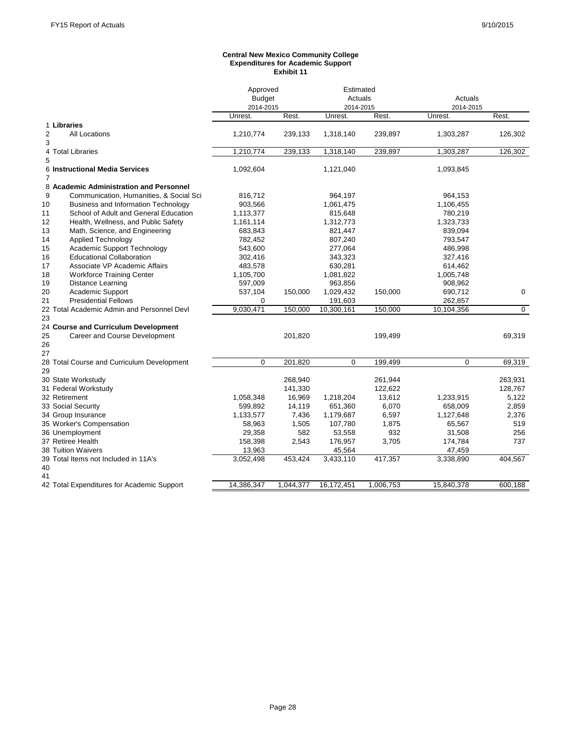**Central New Mexico Community College**
**Expenditures for Academic Support**
**Exhibit 11**

| | | Approved Budget 2014-2015 | | Estimated Actuals 2014-2015 | | Actuals 2014-2015 | |
|---|---|---|---|---|---|---|---|
| | | Unrest. | Rest. | Unrest. | Rest. | Unrest. | Rest. |
| 1 | **Libraries** | | | | | | |
| 2 | All Locations | 1,210,774 | 239,133 | 1,318,140 | 239,897 | 1,303,287 | 126,302 |
| 3 | | | | | | | |
| 4 | Total Libraries | 1,210,774 | 239,133 | 1,318,140 | 239,897 | 1,303,287 | 126,302 |
| 5 | | | | | | | |
| 6 | **Instructional Media Services** | 1,092,604 | | 1,121,040 | | 1,093,845 | |
| 7 | | | | | | | |
| 8 | **Academic Administration and Personnel** | | | | | | |
| 9 | Communication, Humanities, & Social Sci | 816,712 | | 964,197 | | 964,153 | |
| 10 | Business and Information Technology | 903,566 | | 1,061,475 | | 1,106,455 | |
| 11 | School of Adult and General Education | 1,113,377 | | 815,648 | | 780,219 | |
| 12 | Health, Wellness, and Public Safety | 1,161,114 | | 1,312,773 | | 1,323,733 | |
| 13 | Math, Science, and Engineering | 683,843 | | 821,447 | | 839,094 | |
| 14 | Applied Technology | 782,452 | | 807,240 | | 793,547 | |
| 15 | Academic Support Technology | 543,600 | | 277,064 | | 486,998 | |
| 16 | Educational Collaboration | 302,416 | | 343,323 | | 327,416 | |
| 17 | Associate VP Academic Affairs | 483,578 | | 630,281 | | 614,462 | |
| 18 | Workforce Training Center | 1,105,700 | | 1,081,822 | | 1,005,748 | |
| 19 | Distance Learning | 597,009 | | 963,856 | | 908,962 | |
| 20 | Academic Support | 537,104 | 150,000 | 1,029,432 | 150,000 | 690,712 | 0 |
| 21 | Presidential Fellows | 0 | | 191,603 | | 262,857 | |
| 22 | Total Academic Admin and Personnel Devl | 9,030,471 | 150,000 | 10,300,161 | 150,000 | 10,104,356 | 0 |
| 23 | | | | | | | |
| 24 | **Course and Curriculum Development** | | | | | | |
| 25 | Career and Course Development | | 201,820 | | 199,499 | | 69,319 |
| 26 | | | | | | | |
| 27 | | | | | | | |
| 28 | Total Course and Curriculum Development | 0 | 201,820 | 0 | 199,499 | 0 | 69,319 |
| 29 | | | | | | | |
| 30 | State Workstudy | | 268,940 | | 261,944 | | 263,931 |
| 31 | Federal Workstudy | | 141,330 | | 122,622 | | 128,767 |
| 32 | Retirement | 1,058,348 | 16,969 | 1,218,204 | 13,612 | 1,233,915 | 5,122 |
| 33 | Social Security | 599,892 | 14,119 | 651,360 | 6,070 | 658,009 | 2,859 |
| 34 | Group Insurance | 1,133,577 | 7,436 | 1,179,687 | 6,597 | 1,127,648 | 2,376 |
| 35 | Worker's Compensation | 58,963 | 1,505 | 107,780 | 1,875 | 65,567 | 519 |
| 36 | Unemployment | 29,358 | 582 | 53,558 | 932 | 31,508 | 256 |
| 37 | Retiree Health | 158,398 | 2,543 | 176,957 | 3,705 | 174,784 | 737 |
| 38 | Tuition Waivers | 13,963 | | 45,564 | | 47,459 | |
| 39 | Total Items not Included in 11A's | 3,052,498 | 453,424 | 3,433,110 | 417,357 | 3,338,890 | 404,567 |
| 40 | | | | | | | |
| 41 | | | | | | | |
| 42 | Total Expenditures for Academic Support | 14,386,347 | 1,044,377 | 16,172,451 | 1,006,753 | 15,840,378 | 600,188 |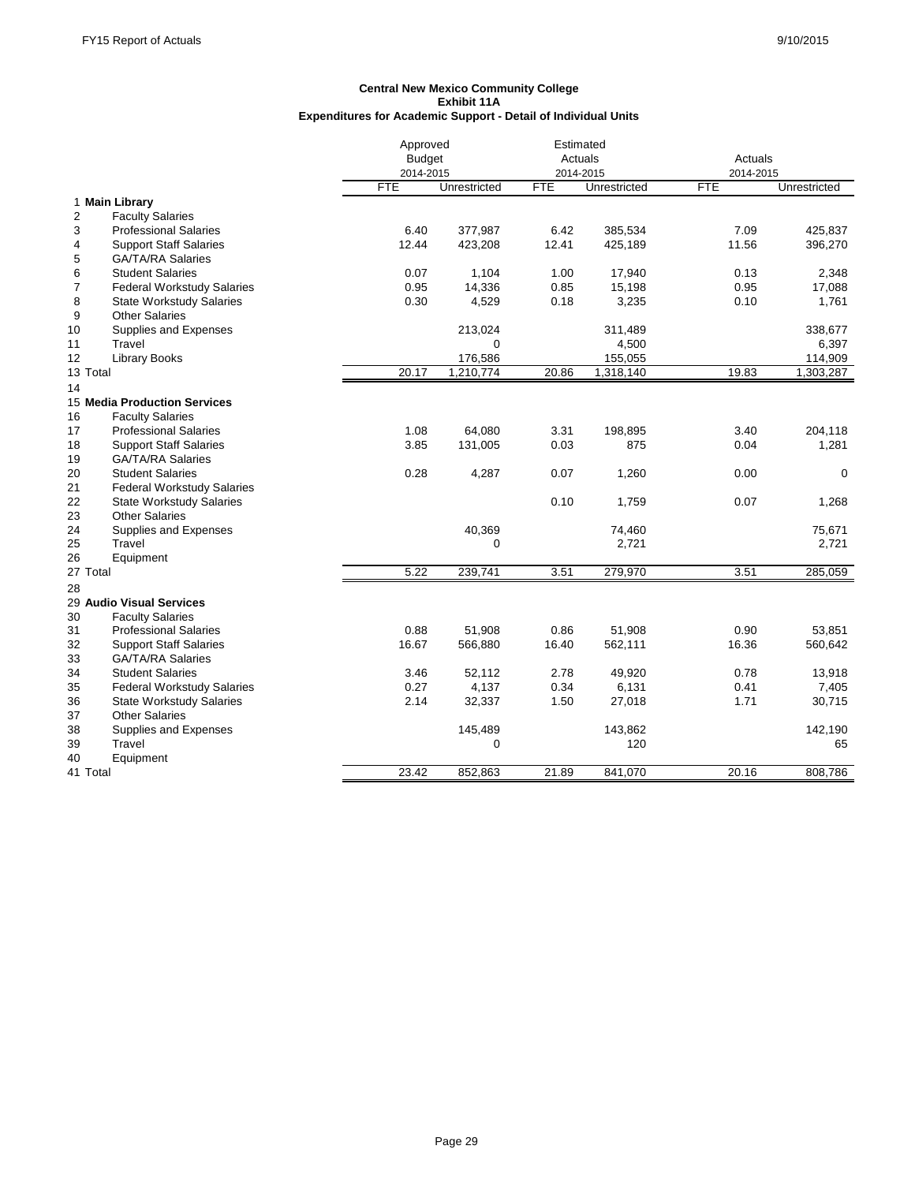**Central New Mexico Community College**
**Exhibit 11A**
**Expenditures for Academic Support - Detail of Individual Units**

| | | Approved Budget 2014-2015 | | Estimated Actuals 2014-2015 | | Actuals 2014-2015 | |
|---|---|---|---|---|---|---|---|
| | | FTE | Unrestricted | FTE | Unrestricted | FTE | Unrestricted |
| 1 | **Main Library** | | | | | | |
| 2 | Faculty Salaries | | | | | | |
| 3 | Professional Salaries | 6.40 | 377,987 | 6.42 | 385,534 | 7.09 | 425,837 |
| 4 | Support Staff Salaries | 12.44 | 423,208 | 12.41 | 425,189 | 11.56 | 396,270 |
| 5 | GA/TA/RA Salaries | | | | | | |
| 6 | Student Salaries | 0.07 | 1,104 | 1.00 | 17,940 | 0.13 | 2,348 |
| 7 | Federal Workstudy Salaries | 0.95 | 14,336 | 0.85 | 15,198 | 0.95 | 17,088 |
| 8 | State Workstudy Salaries | 0.30 | 4,529 | 0.18 | 3,235 | 0.10 | 1,761 |
| 9 | Other Salaries | | | | | | |
| 10 | Supplies and Expenses | | 213,024 | | 311,489 | | 338,677 |
| 11 | Travel | | 0 | | 4,500 | | 6,397 |
| 12 | Library Books | | 176,586 | | 155,055 | | 114,909 |
| 13 | Total | 20.17 | 1,210,774 | 20.86 | 1,318,140 | 19.83 | 1,303,287 |
| 14 | | | | | | | |
| 15 | **Media Production Services** | | | | | | |
| 16 | Faculty Salaries | | | | | | |
| 17 | Professional Salaries | 1.08 | 64,080 | 3.31 | 198,895 | 3.40 | 204,118 |
| 18 | Support Staff Salaries | 3.85 | 131,005 | 0.03 | 875 | 0.04 | 1,281 |
| 19 | GA/TA/RA Salaries | | | | | | |
| 20 | Student Salaries | 0.28 | 4,287 | 0.07 | 1,260 | 0.00 | 0 |
| 21 | Federal Workstudy Salaries | | | | | | |
| 22 | State Workstudy Salaries | | | 0.10 | 1,759 | 0.07 | 1,268 |
| 23 | Other Salaries | | | | | | |
| 24 | Supplies and Expenses | | 40,369 | | 74,460 | | 75,671 |
| 25 | Travel | | 0 | | 2,721 | | 2,721 |
| 26 | Equipment | | | | | | |
| 27 | Total | 5.22 | 239,741 | 3.51 | 279,970 | 3.51 | 285,059 |
| 28 | | | | | | | |
| 29 | **Audio Visual Services** | | | | | | |
| 30 | Faculty Salaries | | | | | | |
| 31 | Professional Salaries | 0.88 | 51,908 | 0.86 | 51,908 | 0.90 | 53,851 |
| 32 | Support Staff Salaries | 16.67 | 566,880 | 16.40 | 562,111 | 16.36 | 560,642 |
| 33 | GA/TA/RA Salaries | | | | | | |
| 34 | Student Salaries | 3.46 | 52,112 | 2.78 | 49,920 | 0.78 | 13,918 |
| 35 | Federal Workstudy Salaries | 0.27 | 4,137 | 0.34 | 6,131 | 0.41 | 7,405 |
| 36 | State Workstudy Salaries | 2.14 | 32,337 | 1.50 | 27,018 | 1.71 | 30,715 |
| 37 | Other Salaries | | | | | | |
| 38 | Supplies and Expenses | | 145,489 | | 143,862 | | 142,190 |
| 39 | Travel | | 0 | | 120 | | 65 |
| 40 | Equipment | | | | | | |
| 41 | Total | 23.42 | 852,863 | 21.89 | 841,070 | 20.16 | 808,786 |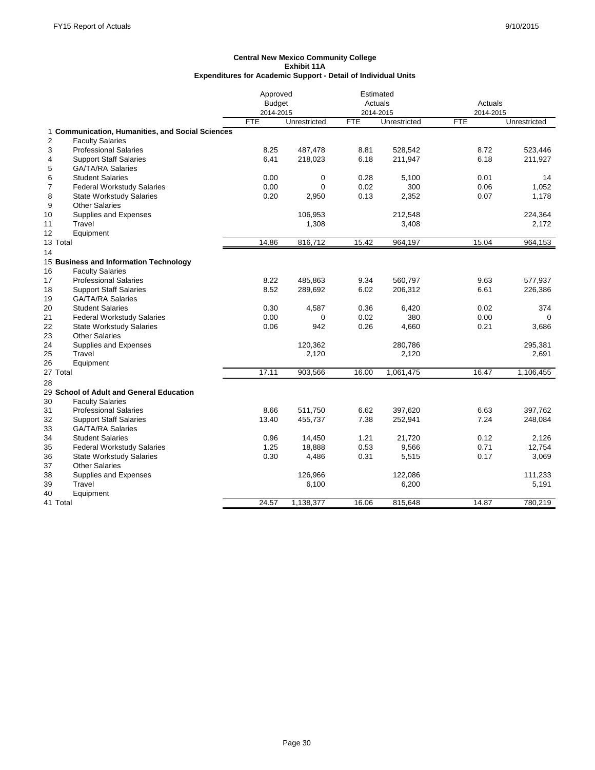**Central New Mexico Community College**
**Exhibit 11A**
**Expenditures for Academic Support - Detail of Individual Units**

| | | Approved Budget 2014-2015 | | Estimated Actuals 2014-2015 | | Actuals 2014-2015 | |
|---|---|---|---|---|---|---|---|
| | | FTE | Unrestricted | FTE | Unrestricted | FTE | Unrestricted |
| 1 | **Communication, Humanities, and Social Sciences** | | | | | | |
| 2 | Faculty Salaries | | | | | | |
| 3 | Professional Salaries | 8.25 | 487,478 | 8.81 | 528,542 | 8.72 | 523,446 |
| 4 | Support Staff Salaries | 6.41 | 218,023 | 6.18 | 211,947 | 6.18 | 211,927 |
| 5 | GA/TA/RA Salaries | | | | | | |
| 6 | Student Salaries | 0.00 | 0 | 0.28 | 5,100 | 0.01 | 14 |
| 7 | Federal Workstudy Salaries | 0.00 | 0 | 0.02 | 300 | 0.06 | 1,052 |
| 8 | State Workstudy Salaries | 0.20 | 2,950 | 0.13 | 2,352 | 0.07 | 1,178 |
| 9 | Other Salaries | | | | | | |
| 10 | Supplies and Expenses | | 106,953 | | 212,548 | | 224,364 |
| 11 | Travel | | 1,308 | | 3,408 | | 2,172 |
| 12 | Equipment | | | | | | |
| 13 | Total | 14.86 | 816,712 | 15.42 | 964,197 | 15.04 | 964,153 |
| 14 | | | | | | | |
| 15 | **Business and Information Technology** | | | | | | |
| 16 | Faculty Salaries | | | | | | |
| 17 | Professional Salaries | 8.22 | 485,863 | 9.34 | 560,797 | 9.63 | 577,937 |
| 18 | Support Staff Salaries | 8.52 | 289,692 | 6.02 | 206,312 | 6.61 | 226,386 |
| 19 | GA/TA/RA Salaries | | | | | | |
| 20 | Student Salaries | 0.30 | 4,587 | 0.36 | 6,420 | 0.02 | 374 |
| 21 | Federal Workstudy Salaries | 0.00 | 0 | 0.02 | 380 | 0.00 | 0 |
| 22 | State Workstudy Salaries | 0.06 | 942 | 0.26 | 4,660 | 0.21 | 3,686 |
| 23 | Other Salaries | | | | | | |
| 24 | Supplies and Expenses | | 120,362 | | 280,786 | | 295,381 |
| 25 | Travel | | 2,120 | | 2,120 | | 2,691 |
| 26 | Equipment | | | | | | |
| 27 | Total | 17.11 | 903,566 | 16.00 | 1,061,475 | 16.47 | 1,106,455 |
| 28 | | | | | | | |
| 29 | **School of Adult and General Education** | | | | | | |
| 30 | Faculty Salaries | | | | | | |
| 31 | Professional Salaries | 8.66 | 511,750 | 6.62 | 397,620 | 6.63 | 397,762 |
| 32 | Support Staff Salaries | 13.40 | 455,737 | 7.38 | 252,941 | 7.24 | 248,084 |
| 33 | GA/TA/RA Salaries | | | | | | |
| 34 | Student Salaries | 0.96 | 14,450 | 1.21 | 21,720 | 0.12 | 2,126 |
| 35 | Federal Workstudy Salaries | 1.25 | 18,888 | 0.53 | 9,566 | 0.71 | 12,754 |
| 36 | State Workstudy Salaries | 0.30 | 4,486 | 0.31 | 5,515 | 0.17 | 3,069 |
| 37 | Other Salaries | | | | | | |
| 38 | Supplies and Expenses | | 126,966 | | 122,086 | | 111,233 |
| 39 | Travel | | 6,100 | | 6,200 | | 5,191 |
| 40 | Equipment | | | | | | |
| 41 | Total | 24.57 | 1,138,377 | 16.06 | 815,648 | 14.87 | 780,219 |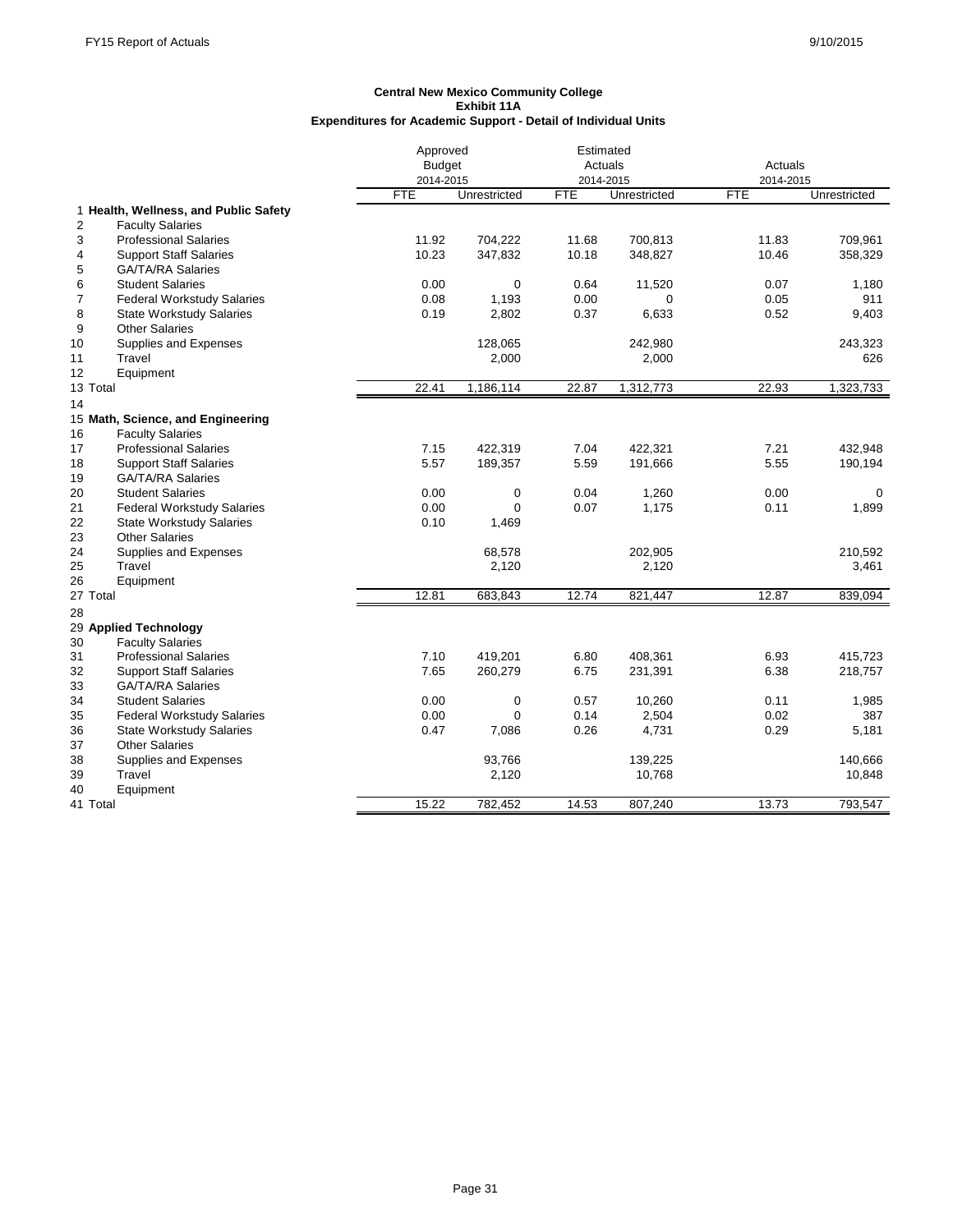**Central New Mexico Community College**
**Exhibit 11A**
**Expenditures for Academic Support - Detail of Individual Units**

| | | Approved Budget 2014-2015 | | Estimated Actuals 2014-2015 | | Actuals 2014-2015 | |
|---|---|---|---|---|---|---|---|
| | | FTE | Unrestricted | FTE | Unrestricted | FTE | Unrestricted |
| 1 | **Health, Wellness, and Public Safety** | | | | | | |
| 2 | Faculty Salaries | | | | | | |
| 3 | Professional Salaries | 11.92 | 704,222 | 11.68 | 700,813 | 11.83 | 709,961 |
| 4 | Support Staff Salaries | 10.23 | 347,832 | 10.18 | 348,827 | 10.46 | 358,329 |
| 5 | GA/TA/RA Salaries | | | | | | |
| 6 | Student Salaries | 0.00 | 0 | 0.64 | 11,520 | 0.07 | 1,180 |
| 7 | Federal Workstudy Salaries | 0.08 | 1,193 | 0.00 | 0 | 0.05 | 911 |
| 8 | State Workstudy Salaries | 0.19 | 2,802 | 0.37 | 6,633 | 0.52 | 9,403 |
| 9 | Other Salaries | | | | | | |
| 10 | Supplies and Expenses | | 128,065 | | 242,980 | | 243,323 |
| 11 | Travel | | 2,000 | | 2,000 | | 626 |
| 12 | Equipment | | | | | | |
| 13 | Total | 22.41 | 1,186,114 | 22.87 | 1,312,773 | 22.93 | 1,323,733 |
| 14 | | | | | | | |
| 15 | **Math, Science, and Engineering** | | | | | | |
| 16 | Faculty Salaries | | | | | | |
| 17 | Professional Salaries | 7.15 | 422,319 | 7.04 | 422,321 | 7.21 | 432,948 |
| 18 | Support Staff Salaries | 5.57 | 189,357 | 5.59 | 191,666 | 5.55 | 190,194 |
| 19 | GA/TA/RA Salaries | | | | | | |
| 20 | Student Salaries | 0.00 | 0 | 0.04 | 1,260 | 0.00 | 0 |
| 21 | Federal Workstudy Salaries | 0.00 | 0 | 0.07 | 1,175 | 0.11 | 1,899 |
| 22 | State Workstudy Salaries | 0.10 | 1,469 | | | | |
| 23 | Other Salaries | | | | | | |
| 24 | Supplies and Expenses | | 68,578 | | 202,905 | | 210,592 |
| 25 | Travel | | 2,120 | | 2,120 | | 3,461 |
| 26 | Equipment | | | | | | |
| 27 | Total | 12.81 | 683,843 | 12.74 | 821,447 | 12.87 | 839,094 |
| 28 | | | | | | | |
| 29 | **Applied Technology** | | | | | | |
| 30 | Faculty Salaries | | | | | | |
| 31 | Professional Salaries | 7.10 | 419,201 | 6.80 | 408,361 | 6.93 | 415,723 |
| 32 | Support Staff Salaries | 7.65 | 260,279 | 6.75 | 231,391 | 6.38 | 218,757 |
| 33 | GA/TA/RA Salaries | | | | | | |
| 34 | Student Salaries | 0.00 | 0 | 0.57 | 10,260 | 0.11 | 1,985 |
| 35 | Federal Workstudy Salaries | 0.00 | 0 | 0.14 | 2,504 | 0.02 | 387 |
| 36 | State Workstudy Salaries | 0.47 | 7,086 | 0.26 | 4,731 | 0.29 | 5,181 |
| 37 | Other Salaries | | | | | | |
| 38 | Supplies and Expenses | | 93,766 | | 139,225 | | 140,666 |
| 39 | Travel | | 2,120 | | 10,768 | | 10,848 |
| 40 | Equipment | | | | | | |
| 41 | Total | 15.22 | 782,452 | 14.53 | 807,240 | 13.73 | 793,547 |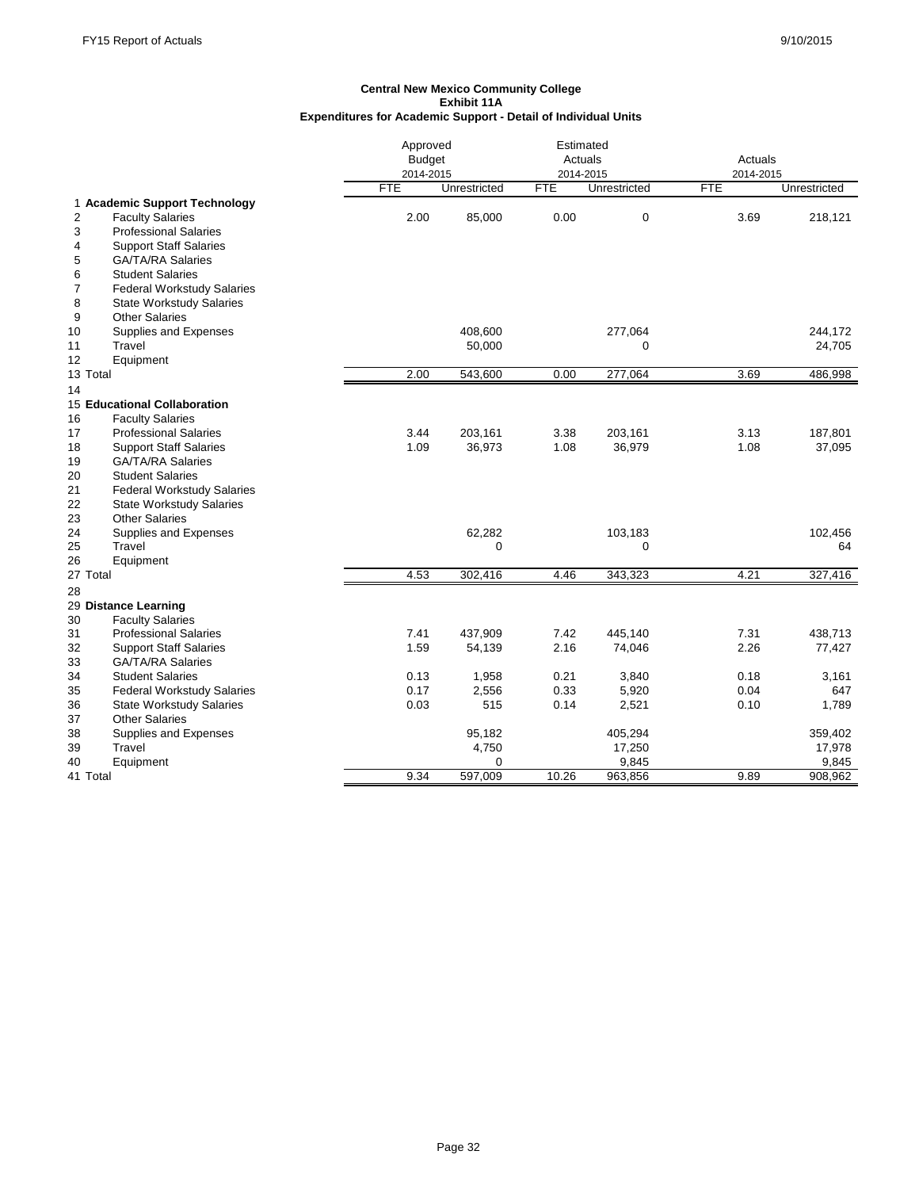**Central New Mexico Community College**
**Exhibit 11A**
**Expenditures for Academic Support - Detail of Individual Units**

| | | Approved Budget 2014-2015 | | Estimated Actuals 2014-2015 | | Actuals 2014-2015 | |
|---|---|---|---|---|---|---|---|
| | | FTE | Unrestricted | FTE | Unrestricted | FTE | Unrestricted |
| 1 | **Academic Support Technology** | | | | | | |
| 2 | Faculty Salaries | 2.00 | 85,000 | 0.00 | 0 | 3.69 | 218,121 |
| 3 | Professional Salaries | | | | | | |
| 4 | Support Staff Salaries | | | | | | |
| 5 | GA/TA/RA Salaries | | | | | | |
| 6 | Student Salaries | | | | | | |
| 7 | Federal Workstudy Salaries | | | | | | |
| 8 | State Workstudy Salaries | | | | | | |
| 9 | Other Salaries | | | | | | |
| 10 | Supplies and Expenses | | 408,600 | | 277,064 | | 244,172 |
| 11 | Travel | | 50,000 | | 0 | | 24,705 |
| 12 | Equipment | | | | | | |
| 13 | Total | 2.00 | 543,600 | 0.00 | 277,064 | 3.69 | 486,998 |
| 14 | | | | | | | |
| 15 | **Educational Collaboration** | | | | | | |
| 16 | Faculty Salaries | | | | | | |
| 17 | Professional Salaries | 3.44 | 203,161 | 3.38 | 203,161 | 3.13 | 187,801 |
| 18 | Support Staff Salaries | 1.09 | 36,973 | 1.08 | 36,979 | 1.08 | 37,095 |
| 19 | GA/TA/RA Salaries | | | | | | |
| 20 | Student Salaries | | | | | | |
| 21 | Federal Workstudy Salaries | | | | | | |
| 22 | State Workstudy Salaries | | | | | | |
| 23 | Other Salaries | | | | | | |
| 24 | Supplies and Expenses | | 62,282 | | 103,183 | | 102,456 |
| 25 | Travel | | 0 | | 0 | | 64 |
| 26 | Equipment | | | | | | |
| 27 | Total | 4.53 | 302,416 | 4.46 | 343,323 | 4.21 | 327,416 |
| 28 | | | | | | | |
| 29 | **Distance Learning** | | | | | | |
| 30 | Faculty Salaries | | | | | | |
| 31 | Professional Salaries | 7.41 | 437,909 | 7.42 | 445,140 | 7.31 | 438,713 |
| 32 | Support Staff Salaries | 1.59 | 54,139 | 2.16 | 74,046 | 2.26 | 77,427 |
| 33 | GA/TA/RA Salaries | | | | | | |
| 34 | Student Salaries | 0.13 | 1,958 | 0.21 | 3,840 | 0.18 | 3,161 |
| 35 | Federal Workstudy Salaries | 0.17 | 2,556 | 0.33 | 5,920 | 0.04 | 647 |
| 36 | State Workstudy Salaries | 0.03 | 515 | 0.14 | 2,521 | 0.10 | 1,789 |
| 37 | Other Salaries | | | | | | |
| 38 | Supplies and Expenses | | 95,182 | | 405,294 | | 359,402 |
| 39 | Travel | | 4,750 | | 17,250 | | 17,978 |
| 40 | Equipment | | 0 | | 9,845 | | 9,845 |
| 41 | Total | 9.34 | 597,009 | 10.26 | 963,856 | 9.89 | 908,962 |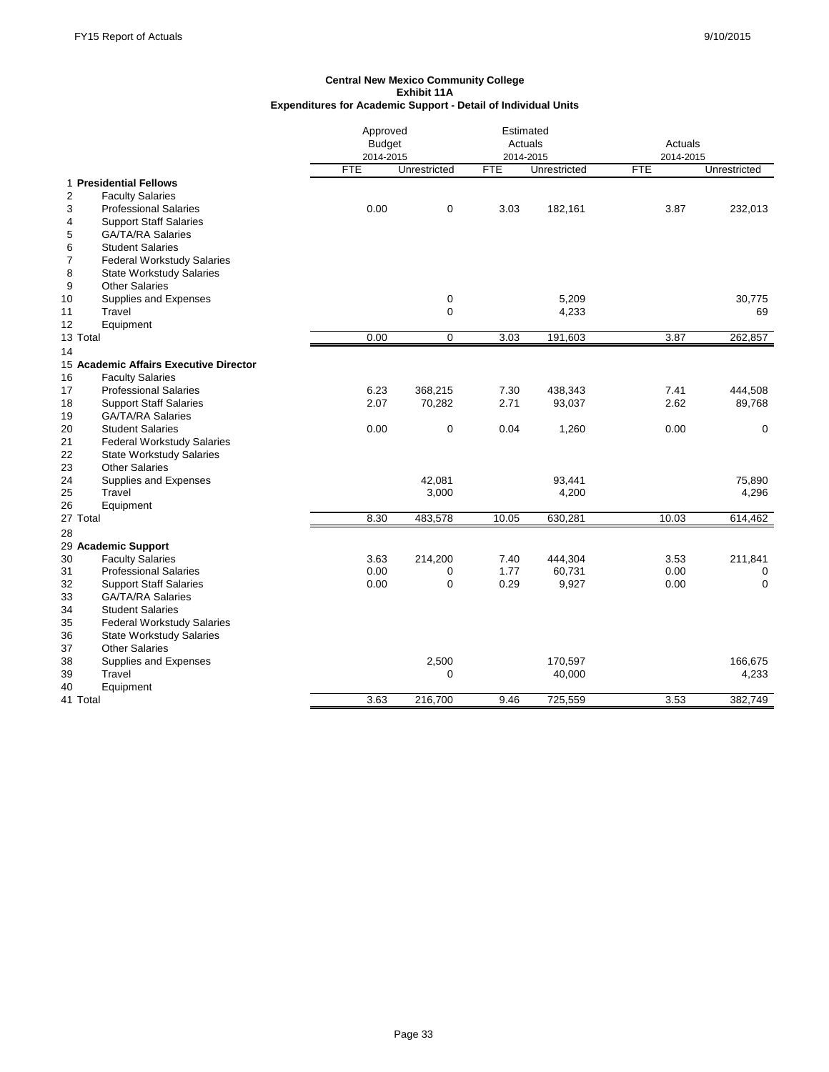**Central New Mexico Community College**
**Exhibit 11A**
**Expenditures for Academic Support - Detail of Individual Units**

| | | Approved Budget 2014-2015 | | Estimated Actuals 2014-2015 | | Actuals 2014-2015 | |
|---|---|---|---|---|---|---|---|
| | | FTE | Unrestricted | FTE | Unrestricted | FTE | Unrestricted |
| 1 | **Presidential Fellows** | | | | | | |
| 2 | Faculty Salaries | | | | | | |
| 3 | Professional Salaries | 0.00 | 0 | 3.03 | 182,161 | 3.87 | 232,013 |
| 4 | Support Staff Salaries | | | | | | |
| 5 | GA/TA/RA Salaries | | | | | | |
| 6 | Student Salaries | | | | | | |
| 7 | Federal Workstudy Salaries | | | | | | |
| 8 | State Workstudy Salaries | | | | | | |
| 9 | Other Salaries | | | | | | |
| 10 | Supplies and Expenses | | 0 | | 5,209 | | 30,775 |
| 11 | Travel | | 0 | | 4,233 | | 69 |
| 12 | Equipment | | | | | | |
| 13 | Total | 0.00 | 0 | 3.03 | 191,603 | 3.87 | 262,857 |
| 14 | | | | | | | |
| 15 | **Academic Affairs Executive Director** | | | | | | |
| 16 | Faculty Salaries | | | | | | |
| 17 | Professional Salaries | 6.23 | 368,215 | 7.30 | 438,343 | 7.41 | 444,508 |
| 18 | Support Staff Salaries | 2.07 | 70,282 | 2.71 | 93,037 | 2.62 | 89,768 |
| 19 | GA/TA/RA Salaries | | | | | | |
| 20 | Student Salaries | 0.00 | 0 | 0.04 | 1,260 | 0.00 | 0 |
| 21 | Federal Workstudy Salaries | | | | | | |
| 22 | State Workstudy Salaries | | | | | | |
| 23 | Other Salaries | | | | | | |
| 24 | Supplies and Expenses | | 42,081 | | 93,441 | | 75,890 |
| 25 | Travel | | 3,000 | | 4,200 | | 4,296 |
| 26 | Equipment | | | | | | |
| 27 | Total | 8.30 | 483,578 | 10.05 | 630,281 | 10.03 | 614,462 |
| 28 | | | | | | | |
| 29 | **Academic Support** | | | | | | |
| 30 | Faculty Salaries | 3.63 | 214,200 | 7.40 | 444,304 | 3.53 | 211,841 |
| 31 | Professional Salaries | 0.00 | 0 | 1.77 | 60,731 | 0.00 | 0 |
| 32 | Support Staff Salaries | 0.00 | 0 | 0.29 | 9,927 | 0.00 | 0 |
| 33 | GA/TA/RA Salaries | | | | | | |
| 34 | Student Salaries | | | | | | |
| 35 | Federal Workstudy Salaries | | | | | | |
| 36 | State Workstudy Salaries | | | | | | |
| 37 | Other Salaries | | | | | | |
| 38 | Supplies and Expenses | | 2,500 | | 170,597 | | 166,675 |
| 39 | Travel | | 0 | | 40,000 | | 4,233 |
| 40 | Equipment | | | | | | |
| 41 | Total | 3.63 | 216,700 | 9.46 | 725,559 | 3.53 | 382,749 |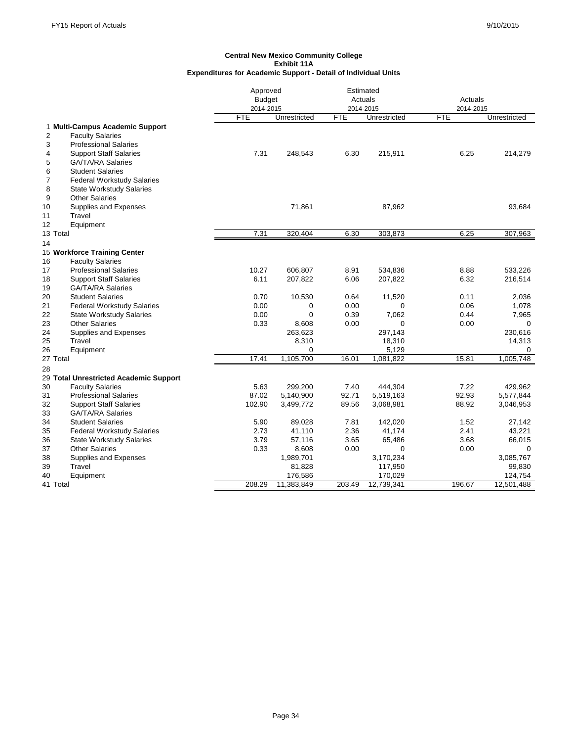**Central New Mexico Community College**
**Exhibit 11A**
**Expenditures for Academic Support - Detail of Individual Units**

| | | Approved Budget 2014-2015 | | Estimated Actuals 2014-2015 | | Actuals 2014-2015 | |
|---|---|---|---|---|---|---|---|
| | | FTE | Unrestricted | FTE | Unrestricted | FTE | Unrestricted |
| 1 | **Multi-Campus Academic Support** | | | | | | |
| 2 | Faculty Salaries | | | | | | |
| 3 | Professional Salaries | | | | | | |
| 4 | Support Staff Salaries | 7.31 | 248,543 | 6.30 | 215,911 | 6.25 | 214,279 |
| 5 | GA/TA/RA Salaries | | | | | | |
| 6 | Student Salaries | | | | | | |
| 7 | Federal Workstudy Salaries | | | | | | |
| 8 | State Workstudy Salaries | | | | | | |
| 9 | Other Salaries | | | | | | |
| 10 | Supplies and Expenses | | 71,861 | | 87,962 | | 93,684 |
| 11 | Travel | | | | | | |
| 12 | Equipment | | | | | | |
| 13 | Total | 7.31 | 320,404 | 6.30 | 303,873 | 6.25 | 307,963 |
| 14 | | | | | | | |
| 15 | **Workforce Training Center** | | | | | | |
| 16 | Faculty Salaries | | | | | | |
| 17 | Professional Salaries | 10.27 | 606,807 | 8.91 | 534,836 | 8.88 | 533,226 |
| 18 | Support Staff Salaries | 6.11 | 207,822 | 6.06 | 207,822 | 6.32 | 216,514 |
| 19 | GA/TA/RA Salaries | | | | | | |
| 20 | Student Salaries | 0.70 | 10,530 | 0.64 | 11,520 | 0.11 | 2,036 |
| 21 | Federal Workstudy Salaries | 0.00 | 0 | 0.00 | 0 | 0.06 | 1,078 |
| 22 | State Workstudy Salaries | 0.00 | 0 | 0.39 | 7,062 | 0.44 | 7,965 |
| 23 | Other Salaries | 0.33 | 8,608 | 0.00 | 0 | 0.00 | 0 |
| 24 | Supplies and Expenses | | 263,623 | | 297,143 | | 230,616 |
| 25 | Travel | | 8,310 | | 18,310 | | 14,313 |
| 26 | Equipment | | 0 | | 5,129 | | 0 |
| 27 | Total | 17.41 | 1,105,700 | 16.01 | 1,081,822 | 15.81 | 1,005,748 |
| 28 | | | | | | | |
| 29 | **Total Unrestricted Academic Support** | | | | | | |
| 30 | Faculty Salaries | 5.63 | 299,200 | 7.40 | 444,304 | 7.22 | 429,962 |
| 31 | Professional Salaries | 87.02 | 5,140,900 | 92.71 | 5,519,163 | 92.93 | 5,577,844 |
| 32 | Support Staff Salaries | 102.90 | 3,499,772 | 89.56 | 3,068,981 | 88.92 | 3,046,953 |
| 33 | GA/TA/RA Salaries | | | | | | |
| 34 | Student Salaries | 5.90 | 89,028 | 7.81 | 142,020 | 1.52 | 27,142 |
| 35 | Federal Workstudy Salaries | 2.73 | 41,110 | 2.36 | 41,174 | 2.41 | 43,221 |
| 36 | State Workstudy Salaries | 3.79 | 57,116 | 3.65 | 65,486 | 3.68 | 66,015 |
| 37 | Other Salaries | 0.33 | 8,608 | 0.00 | 0 | 0.00 | 0 |
| 38 | Supplies and Expenses | | 1,989,701 | | 3,170,234 | | 3,085,767 |
| 39 | Travel | | 81,828 | | 117,950 | | 99,830 |
| 40 | Equipment | | 176,586 | | 170,029 | | 124,754 |
| 41 | Total | 208.29 | 11,383,849 | 203.49 | 12,739,341 | 196.67 | 12,501,488 |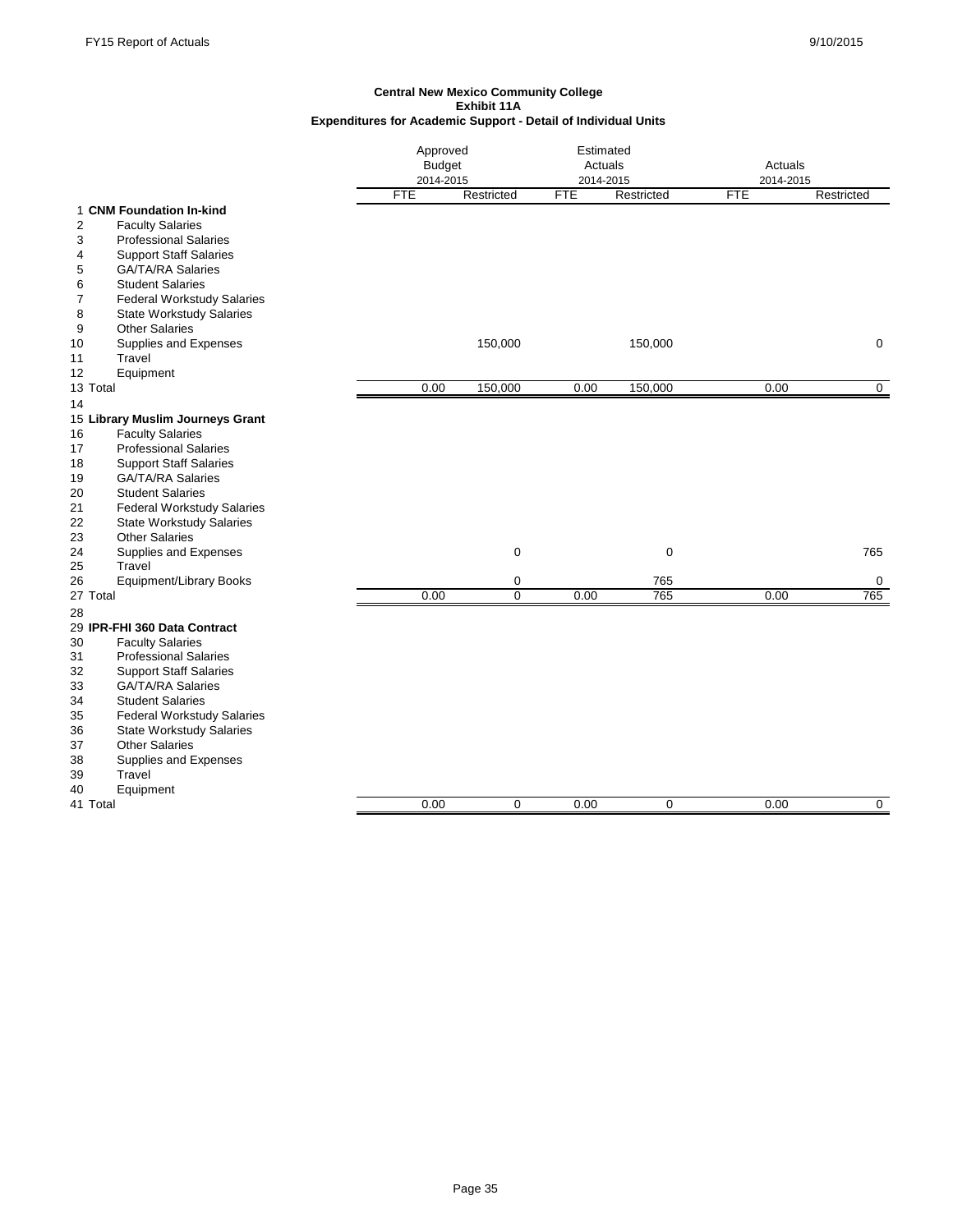**Central New Mexico Community College**
**Exhibit 11A**
**Expenditures for Academic Support - Detail of Individual Units**

| | | Approved Budget 2014-2015 | | Estimated Actuals 2014-2015 | | Actuals 2014-2015 | |
|---|---|---|---|---|---|---|---|
| | | FTE | Restricted | FTE | Restricted | FTE | Restricted |
| 1 | **CNM Foundation In-kind** | | | | | | |
| 2 | Faculty Salaries | | | | | | |
| 3 | Professional Salaries | | | | | | |
| 4 | Support Staff Salaries | | | | | | |
| 5 | GA/TA/RA Salaries | | | | | | |
| 6 | Student Salaries | | | | | | |
| 7 | Federal Workstudy Salaries | | | | | | |
| 8 | State Workstudy Salaries | | | | | | |
| 9 | Other Salaries | | | | | | |
| 10 | Supplies and Expenses | | 150,000 | | 150,000 | | 0 |
| 11 | Travel | | | | | | |
| 12 | Equipment | | | | | | |
| 13 | Total | 0.00 | 150,000 | 0.00 | 150,000 | 0.00 | 0 |
| 14 | | | | | | | |
| 15 | **Library Muslim Journeys Grant** | | | | | | |
| 16 | Faculty Salaries | | | | | | |
| 17 | Professional Salaries | | | | | | |
| 18 | Support Staff Salaries | | | | | | |
| 19 | GA/TA/RA Salaries | | | | | | |
| 20 | Student Salaries | | | | | | |
| 21 | Federal Workstudy Salaries | | | | | | |
| 22 | State Workstudy Salaries | | | | | | |
| 23 | Other Salaries | | | | | | |
| 24 | Supplies and Expenses | | 0 | | 0 | | 765 |
| 25 | Travel | | | | | | |
| 26 | Equipment/Library Books | | 0 | | 765 | | 0 |
| 27 | Total | 0.00 | 0 | 0.00 | 765 | 0.00 | 765 |
| 28 | | | | | | | |
| 29 | **IPR-FHI 360 Data Contract** | | | | | | |
| 30 | Faculty Salaries | | | | | | |
| 31 | Professional Salaries | | | | | | |
| 32 | Support Staff Salaries | | | | | | |
| 33 | GA/TA/RA Salaries | | | | | | |
| 34 | Student Salaries | | | | | | |
| 35 | Federal Workstudy Salaries | | | | | | |
| 36 | State Workstudy Salaries | | | | | | |
| 37 | Other Salaries | | | | | | |
| 38 | Supplies and Expenses | | | | | | |
| 39 | Travel | | | | | | |
| 40 | Equipment | | | | | | |
| 41 | Total | 0.00 | 0 | 0.00 | 0 | 0.00 | 0 |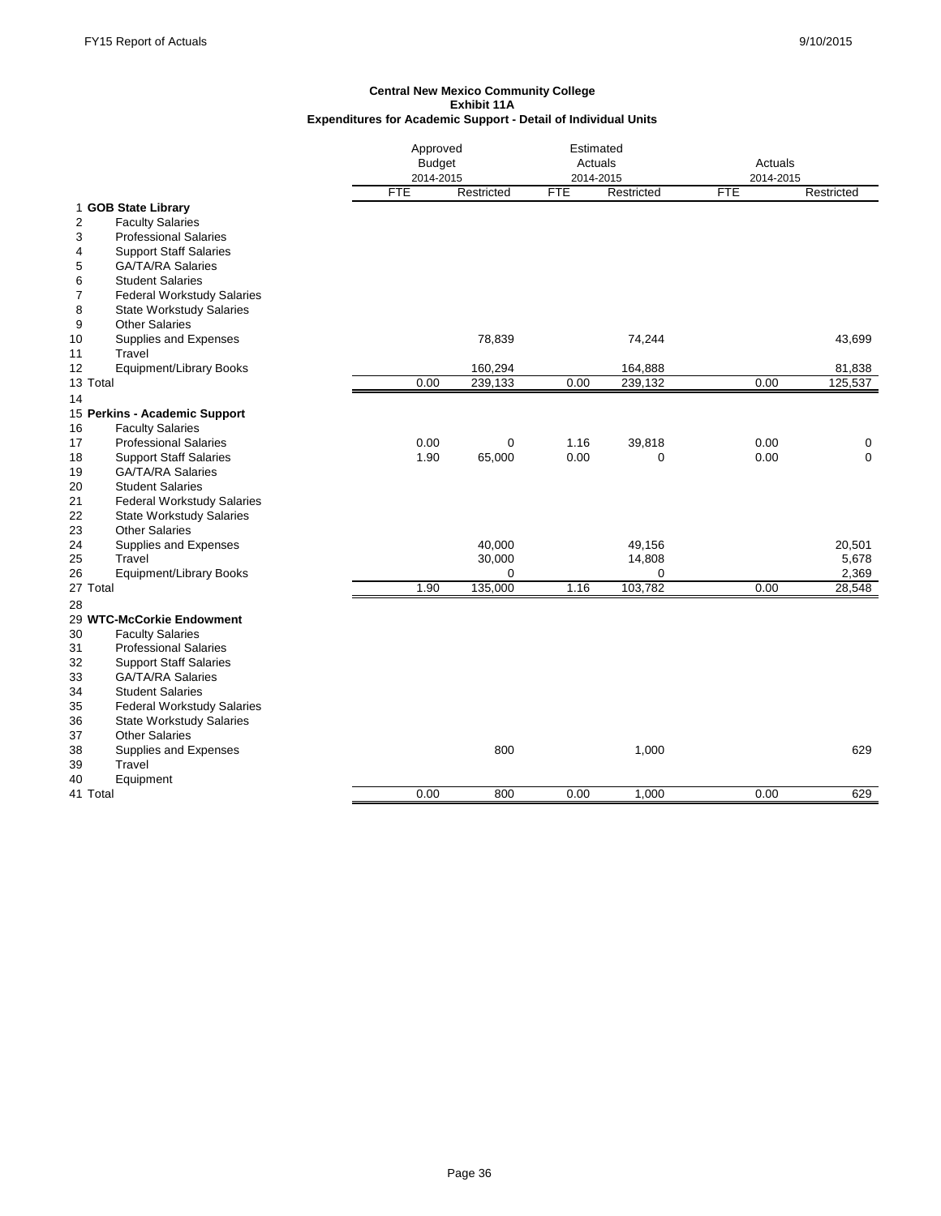**Central New Mexico Community College**
**Exhibit 11A**
**Expenditures for Academic Support - Detail of Individual Units**

| | | Approved Budget 2014-2015 | | Estimated Actuals 2014-2015 | | Actuals 2014-2015 | |
|---|---|---|---|---|---|---|---|
| | | FTE | Restricted | FTE | Restricted | FTE | Restricted |
| 1 | **GOB State Library** | | | | | | |
| 2 | Faculty Salaries | | | | | | |
| 3 | Professional Salaries | | | | | | |
| 4 | Support Staff Salaries | | | | | | |
| 5 | GA/TA/RA Salaries | | | | | | |
| 6 | Student Salaries | | | | | | |
| 7 | Federal Workstudy Salaries | | | | | | |
| 8 | State Workstudy Salaries | | | | | | |
| 9 | Other Salaries | | | | | | |
| 10 | Supplies and Expenses | | 78,839 | | 74,244 | | 43,699 |
| 11 | Travel | | | | | | |
| 12 | Equipment/Library Books | | 160,294 | | 164,888 | | 81,838 |
| 13 | Total | 0.00 | 239,133 | 0.00 | 239,132 | 0.00 | 125,537 |
| 14 | | | | | | | |
| 15 | **Perkins - Academic Support** | | | | | | |
| 16 | Faculty Salaries | | | | | | |
| 17 | Professional Salaries | 0.00 | 0 | 1.16 | 39,818 | 0.00 | 0 |
| 18 | Support Staff Salaries | 1.90 | 65,000 | 0.00 | 0 | 0.00 | 0 |
| 19 | GA/TA/RA Salaries | | | | | | |
| 20 | Student Salaries | | | | | | |
| 21 | Federal Workstudy Salaries | | | | | | |
| 22 | State Workstudy Salaries | | | | | | |
| 23 | Other Salaries | | | | | | |
| 24 | Supplies and Expenses | | 40,000 | | 49,156 | | 20,501 |
| 25 | Travel | | 30,000 | | 14,808 | | 5,678 |
| 26 | Equipment/Library Books | | 0 | | 0 | | 2,369 |
| 27 | Total | 1.90 | 135,000 | 1.16 | 103,782 | 0.00 | 28,548 |
| 28 | | | | | | | |
| 29 | **WTC-McCorkie Endowment** | | | | | | |
| 30 | Faculty Salaries | | | | | | |
| 31 | Professional Salaries | | | | | | |
| 32 | Support Staff Salaries | | | | | | |
| 33 | GA/TA/RA Salaries | | | | | | |
| 34 | Student Salaries | | | | | | |
| 35 | Federal Workstudy Salaries | | | | | | |
| 36 | State Workstudy Salaries | | | | | | |
| 37 | Other Salaries | | | | | | |
| 38 | Supplies and Expenses | | 800 | | 1,000 | | 629 |
| 39 | Travel | | | | | | |
| 40 | Equipment | | | | | | |
| 41 | Total | 0.00 | 800 | 0.00 | 1,000 | 0.00 | 629 |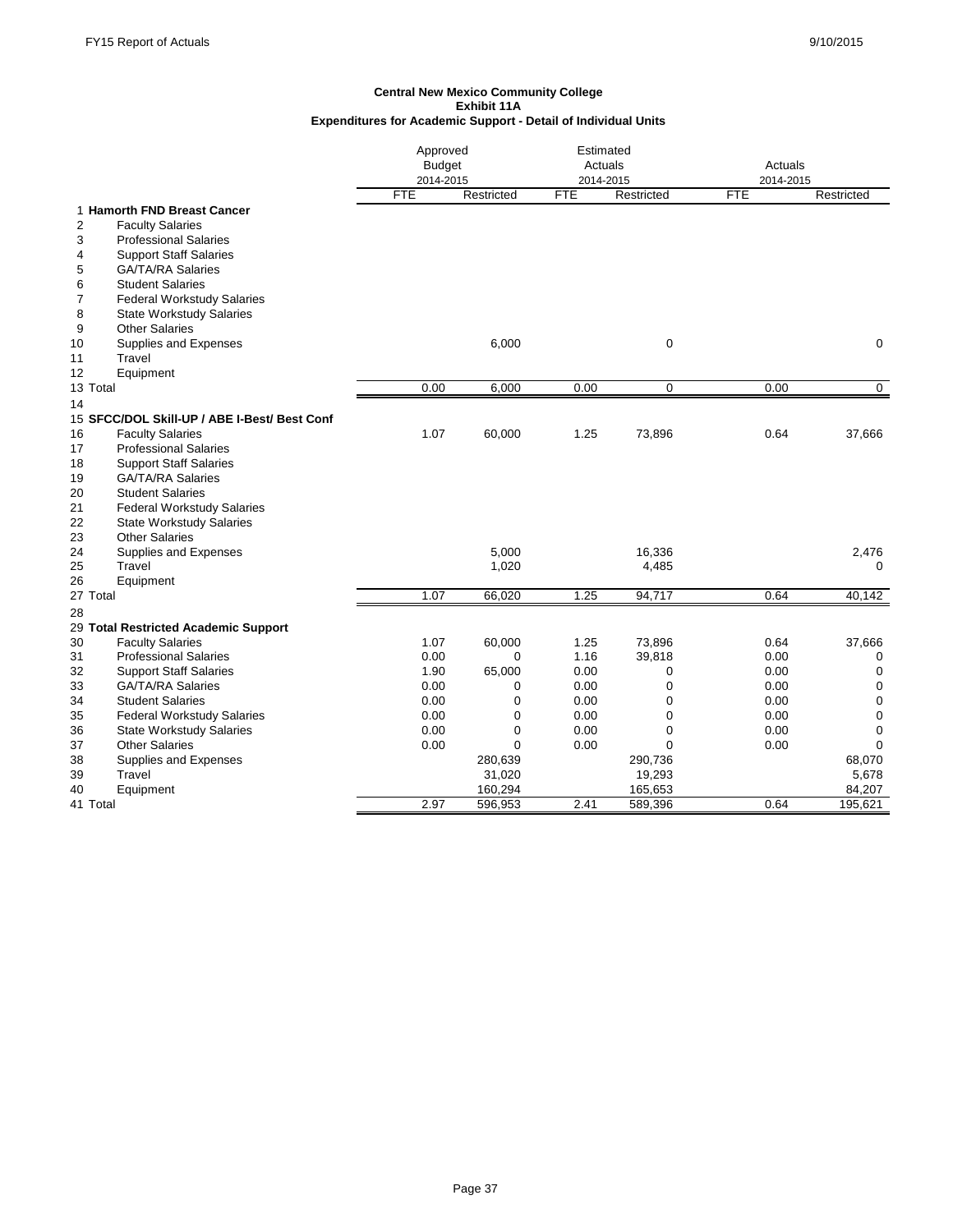**Central New Mexico Community College**
**Exhibit 11A**
**Expenditures for Academic Support - Detail of Individual Units**

| | | Approved Budget 2014-2015 | | Estimated Actuals 2014-2015 | | Actuals 2014-2015 | |
|---|---|---|---|---|---|---|---|
| | | FTE | Restricted | FTE | Restricted | FTE | Restricted |
| 1 | **Hamorth FND Breast Cancer** | | | | | | |
| 2 | Faculty Salaries | | | | | | |
| 3 | Professional Salaries | | | | | | |
| 4 | Support Staff Salaries | | | | | | |
| 5 | GA/TA/RA Salaries | | | | | | |
| 6 | Student Salaries | | | | | | |
| 7 | Federal Workstudy Salaries | | | | | | |
| 8 | State Workstudy Salaries | | | | | | |
| 9 | Other Salaries | | | | | | |
| 10 | Supplies and Expenses | | 6,000 | | 0 | | 0 |
| 11 | Travel | | | | | | |
| 12 | Equipment | | | | | | |
| 13 | Total | 0.00 | 6,000 | 0.00 | 0 | 0.00 | 0 |
| 14 | | | | | | | |
| 15 | **SFCC/DOL Skill-UP / ABE I-Best/ Best Conf** | | | | | | |
| 16 | Faculty Salaries | 1.07 | 60,000 | 1.25 | 73,896 | 0.64 | 37,666 |
| 17 | Professional Salaries | | | | | | |
| 18 | Support Staff Salaries | | | | | | |
| 19 | GA/TA/RA Salaries | | | | | | |
| 20 | Student Salaries | | | | | | |
| 21 | Federal Workstudy Salaries | | | | | | |
| 22 | State Workstudy Salaries | | | | | | |
| 23 | Other Salaries | | | | | | |
| 24 | Supplies and Expenses | | 5,000 | | 16,336 | | 2,476 |
| 25 | Travel | | 1,020 | | 4,485 | | 0 |
| 26 | Equipment | | | | | | |
| 27 | Total | 1.07 | 66,020 | 1.25 | 94,717 | 0.64 | 40,142 |
| 28 | | | | | | | |
| 29 | **Total Restricted Academic Support** | | | | | | |
| 30 | Faculty Salaries | 1.07 | 60,000 | 1.25 | 73,896 | 0.64 | 37,666 |
| 31 | Professional Salaries | 0.00 | 0 | 1.16 | 39,818 | 0.00 | 0 |
| 32 | Support Staff Salaries | 1.90 | 65,000 | 0.00 | 0 | 0.00 | 0 |
| 33 | GA/TA/RA Salaries | 0.00 | 0 | 0.00 | 0 | 0.00 | 0 |
| 34 | Student Salaries | 0.00 | 0 | 0.00 | 0 | 0.00 | 0 |
| 35 | Federal Workstudy Salaries | 0.00 | 0 | 0.00 | 0 | 0.00 | 0 |
| 36 | State Workstudy Salaries | 0.00 | 0 | 0.00 | 0 | 0.00 | 0 |
| 37 | Other Salaries | 0.00 | 0 | 0.00 | 0 | 0.00 | 0 |
| 38 | Supplies and Expenses | | 280,639 | | 290,736 | | 68,070 |
| 39 | Travel | | 31,020 | | 19,293 | | 5,678 |
| 40 | Equipment | | 160,294 | | 165,653 | | 84,207 |
| 41 | Total | 2.97 | 596,953 | 2.41 | 589,396 | 0.64 | 195,621 |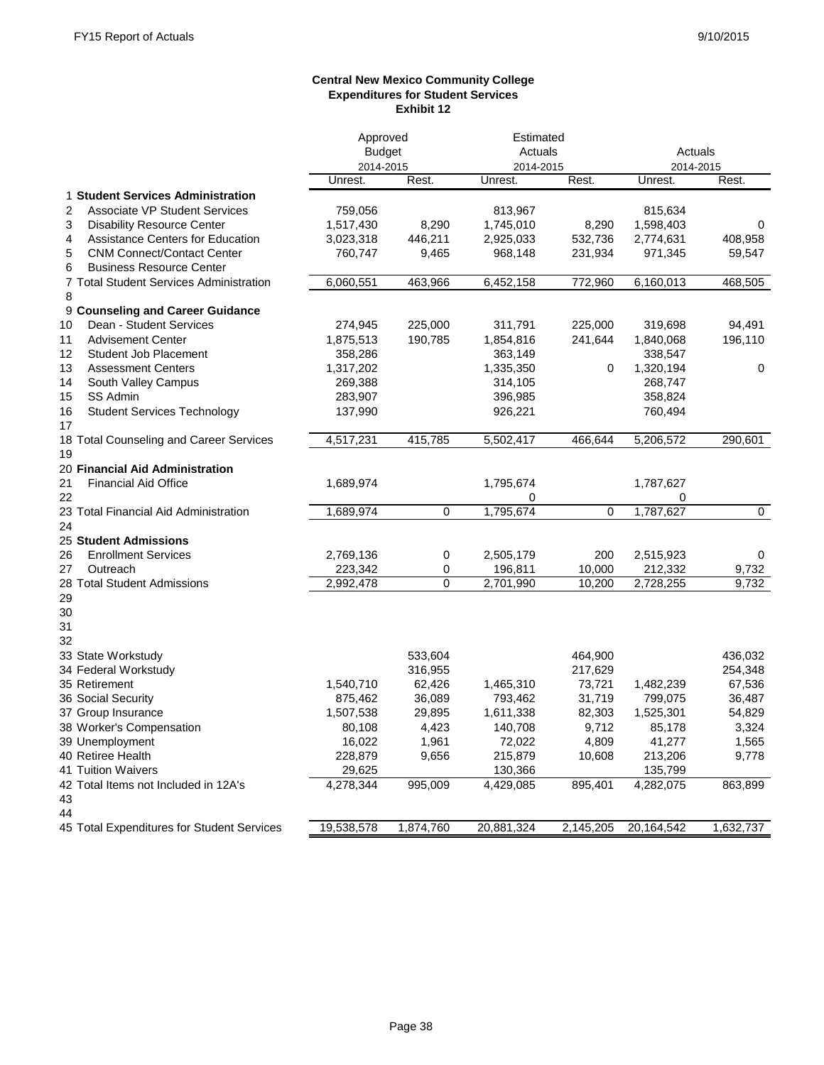**Central New Mexico Community College**
**Expenditures for Student Services**
**Exhibit 12**

| | | Approved Budget 2014-2015 | | Estimated Actuals 2014-2015 | | Actuals 2014-2015 | |
|---|---|---|---|---|---|---|---|
| | | Unrest. | Rest. | Unrest. | Rest. | Unrest. | Rest. |
| 1 | **Student Services Administration** | | | | | | |
| 2 | Associate VP Student Services | 759,056 | | 813,967 | | 815,634 | |
| 3 | Disability Resource Center | 1,517,430 | 8,290 | 1,745,010 | 8,290 | 1,598,403 | 0 |
| 4 | Assistance Centers for Education | 3,023,318 | 446,211 | 2,925,033 | 532,736 | 2,774,631 | 408,958 |
| 5 | CNM Connect/Contact Center | 760,747 | 9,465 | 968,148 | 231,934 | 971,345 | 59,547 |
| 6 | Business Resource Center | | | | | | |
| 7 | Total Student Services Administration | 6,060,551 | 463,966 | 6,452,158 | 772,960 | 6,160,013 | 468,505 |
| 8 | | | | | | | |
| 9 | **Counseling and Career Guidance** | | | | | | |
| 10 | Dean - Student Services | 274,945 | 225,000 | 311,791 | 225,000 | 319,698 | 94,491 |
| 11 | Advisement Center | 1,875,513 | 190,785 | 1,854,816 | 241,644 | 1,840,068 | 196,110 |
| 12 | Student Job Placement | 358,286 | | 363,149 | | 338,547 | |
| 13 | Assessment Centers | 1,317,202 | | 1,335,350 | 0 | 1,320,194 | 0 |
| 14 | South Valley Campus | 269,388 | | 314,105 | | 268,747 | |
| 15 | SS Admin | 283,907 | | 396,985 | | 358,824 | |
| 16 | Student Services Technology | 137,990 | | 926,221 | | 760,494 | |
| 17 | | | | | | | |
| 18 | Total Counseling and Career Services | 4,517,231 | 415,785 | 5,502,417 | 466,644 | 5,206,572 | 290,601 |
| 19 | | | | | | | |
| 20 | **Financial Aid Administration** | | | | | | |
| 21 | Financial Aid Office | 1,689,974 | | 1,795,674 | | 1,787,627 | |
| 22 | | | | 0 | | 0 | |
| 23 | Total Financial Aid Administration | 1,689,974 | 0 | 1,795,674 | 0 | 1,787,627 | 0 |
| 24 | | | | | | | |
| 25 | **Student Admissions** | | | | | | |
| 26 | Enrollment Services | 2,769,136 | 0 | 2,505,179 | 200 | 2,515,923 | 0 |
| 27 | Outreach | 223,342 | 0 | 196,811 | 10,000 | 212,332 | 9,732 |
| 28 | Total Student Admissions | 2,992,478 | 0 | 2,701,990 | 10,200 | 2,728,255 | 9,732 |
| 29 | | | | | | | |
| 30 | | | | | | | |
| 31 | | | | | | | |
| 32 | | | | | | | |
| 33 | State Workstudy | | 533,604 | | 464,900 | | 436,032 |
| 34 | Federal Workstudy | | 316,955 | | 217,629 | | 254,348 |
| 35 | Retirement | 1,540,710 | 62,426 | 1,465,310 | 73,721 | 1,482,239 | 67,536 |
| 36 | Social Security | 875,462 | 36,089 | 793,462 | 31,719 | 799,075 | 36,487 |
| 37 | Group Insurance | 1,507,538 | 29,895 | 1,611,338 | 82,303 | 1,525,301 | 54,829 |
| 38 | Worker's Compensation | 80,108 | 4,423 | 140,708 | 9,712 | 85,178 | 3,324 |
| 39 | Unemployment | 16,022 | 1,961 | 72,022 | 4,809 | 41,277 | 1,565 |
| 40 | Retiree Health | 228,879 | 9,656 | 215,879 | 10,608 | 213,206 | 9,778 |
| 41 | Tuition Waivers | 29,625 | | 130,366 | | 135,799 | |
| 42 | Total Items not Included in 12A's | 4,278,344 | 995,009 | 4,429,085 | 895,401 | 4,282,075 | 863,899 |
| 43 | | | | | | | |
| 44 | | | | | | | |
| 45 | Total Expenditures for Student Services | 19,538,578 | 1,874,760 | 20,881,324 | 2,145,205 | 20,164,542 | 1,632,737 |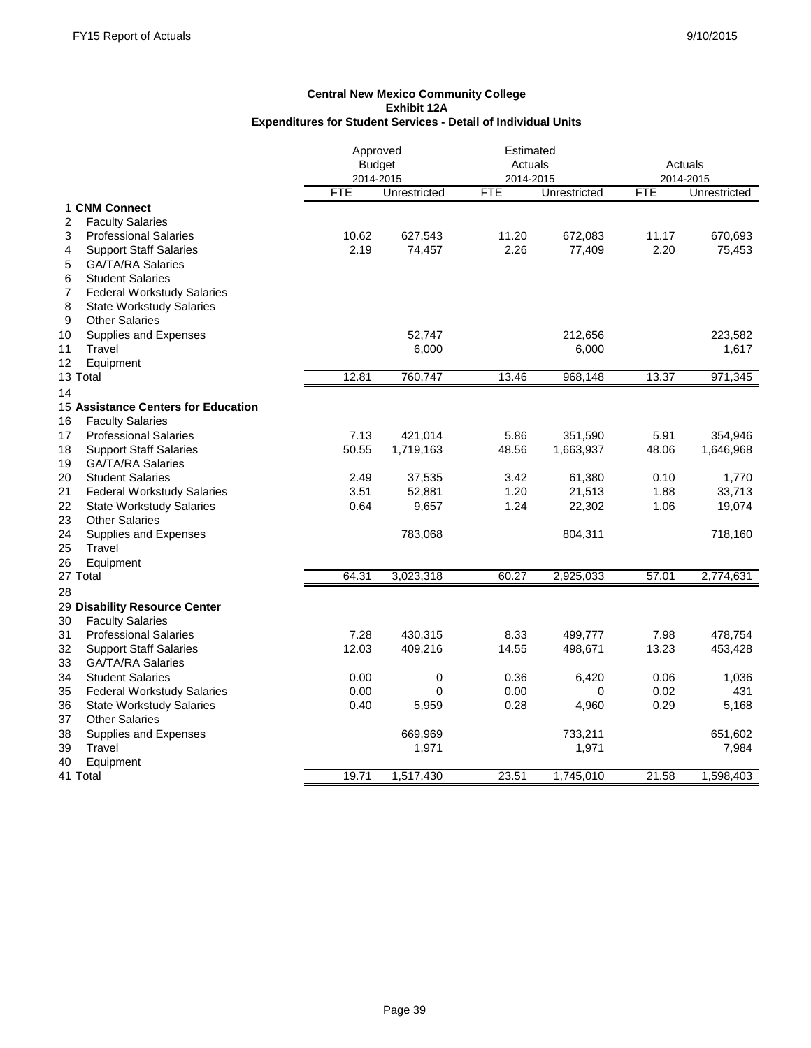**Central New Mexico Community College**
**Exhibit 12A**
**Expenditures for Student Services - Detail of Individual Units**

| | | Approved Budget 2014-2015 | | Estimated Actuals 2014-2015 | | Actuals 2014-2015 | |
|---|---|---|---|---|---|---|---|
| | | FTE | Unrestricted | FTE | Unrestricted | FTE | Unrestricted |
| 1 | **CNM Connect** | | | | | | |
| 2 | Faculty Salaries | | | | | | |
| 3 | Professional Salaries | 10.62 | 627,543 | 11.20 | 672,083 | 11.17 | 670,693 |
| 4 | Support Staff Salaries | 2.19 | 74,457 | 2.26 | 77,409 | 2.20 | 75,453 |
| 5 | GA/TA/RA Salaries | | | | | | |
| 6 | Student Salaries | | | | | | |
| 7 | Federal Workstudy Salaries | | | | | | |
| 8 | State Workstudy Salaries | | | | | | |
| 9 | Other Salaries | | | | | | |
| 10 | Supplies and Expenses | | 52,747 | | 212,656 | | 223,582 |
| 11 | Travel | | 6,000 | | 6,000 | | 1,617 |
| 12 | Equipment | | | | | | |
| 13 | Total | 12.81 | 760,747 | 13.46 | 968,148 | 13.37 | 971,345 |
| 14 | | | | | | | |
| 15 | **Assistance Centers for Education** | | | | | | |
| 16 | Faculty Salaries | | | | | | |
| 17 | Professional Salaries | 7.13 | 421,014 | 5.86 | 351,590 | 5.91 | 354,946 |
| 18 | Support Staff Salaries | 50.55 | 1,719,163 | 48.56 | 1,663,937 | 48.06 | 1,646,968 |
| 19 | GA/TA/RA Salaries | | | | | | |
| 20 | Student Salaries | 2.49 | 37,535 | 3.42 | 61,380 | 0.10 | 1,770 |
| 21 | Federal Workstudy Salaries | 3.51 | 52,881 | 1.20 | 21,513 | 1.88 | 33,713 |
| 22 | State Workstudy Salaries | 0.64 | 9,657 | 1.24 | 22,302 | 1.06 | 19,074 |
| 23 | Other Salaries | | | | | | |
| 24 | Supplies and Expenses | | 783,068 | | 804,311 | | 718,160 |
| 25 | Travel | | | | | | |
| 26 | Equipment | | | | | | |
| 27 | Total | 64.31 | 3,023,318 | 60.27 | 2,925,033 | 57.01 | 2,774,631 |
| 28 | | | | | | | |
| 29 | **Disability Resource Center** | | | | | | |
| 30 | Faculty Salaries | | | | | | |
| 31 | Professional Salaries | 7.28 | 430,315 | 8.33 | 499,777 | 7.98 | 478,754 |
| 32 | Support Staff Salaries | 12.03 | 409,216 | 14.55 | 498,671 | 13.23 | 453,428 |
| 33 | GA/TA/RA Salaries | | | | | | |
| 34 | Student Salaries | 0.00 | 0 | 0.36 | 6,420 | 0.06 | 1,036 |
| 35 | Federal Workstudy Salaries | 0.00 | 0 | 0.00 | 0 | 0.02 | 431 |
| 36 | State Workstudy Salaries | 0.40 | 5,959 | 0.28 | 4,960 | 0.29 | 5,168 |
| 37 | Other Salaries | | | | | | |
| 38 | Supplies and Expenses | | 669,969 | | 733,211 | | 651,602 |
| 39 | Travel | | 1,971 | | 1,971 | | 7,984 |
| 40 | Equipment | | | | | | |
| 41 | Total | 19.71 | 1,517,430 | 23.51 | 1,745,010 | 21.58 | 1,598,403 |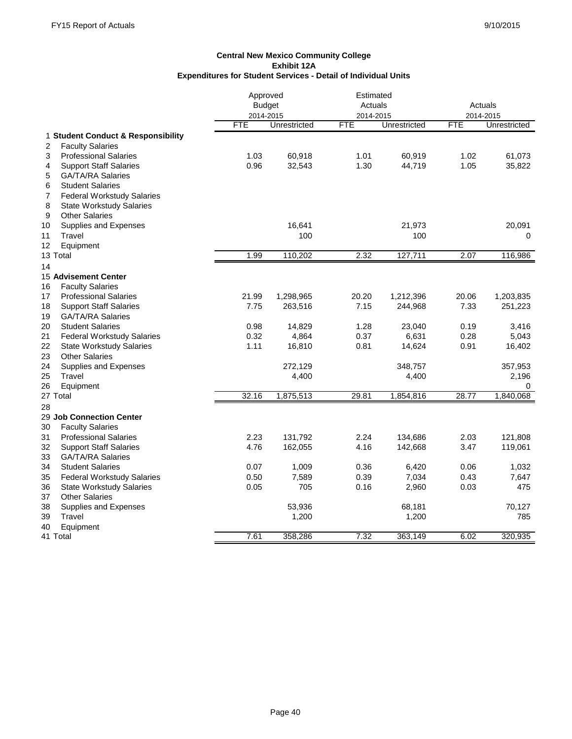**Central New Mexico Community College**
**Exhibit 12A**
**Expenditures for Student Services - Detail of Individual Units**

| | | Approved Budget 2014-2015 | | Estimated Actuals 2014-2015 | | Actuals 2014-2015 | |
|---|---|---|---|---|---|---|---|
| | | FTE | Unrestricted | FTE | Unrestricted | FTE | Unrestricted |
| 1 | **Student Conduct & Responsibility** | | | | | | |
| 2 | Faculty Salaries | | | | | | |
| 3 | Professional Salaries | 1.03 | 60,918 | 1.01 | 60,919 | 1.02 | 61,073 |
| 4 | Support Staff Salaries | 0.96 | 32,543 | 1.30 | 44,719 | 1.05 | 35,822 |
| 5 | GA/TA/RA Salaries | | | | | | |
| 6 | Student Salaries | | | | | | |
| 7 | Federal Workstudy Salaries | | | | | | |
| 8 | State Workstudy Salaries | | | | | | |
| 9 | Other Salaries | | | | | | |
| 10 | Supplies and Expenses | | 16,641 | | 21,973 | | 20,091 |
| 11 | Travel | | 100 | | 100 | | 0 |
| 12 | Equipment | | | | | | |
| 13 | Total | 1.99 | 110,202 | 2.32 | 127,711 | 2.07 | 116,986 |
| 14 | | | | | | | |
| 15 | **Advisement Center** | | | | | | |
| 16 | Faculty Salaries | | | | | | |
| 17 | Professional Salaries | 21.99 | 1,298,965 | 20.20 | 1,212,396 | 20.06 | 1,203,835 |
| 18 | Support Staff Salaries | 7.75 | 263,516 | 7.15 | 244,968 | 7.33 | 251,223 |
| 19 | GA/TA/RA Salaries | | | | | | |
| 20 | Student Salaries | 0.98 | 14,829 | 1.28 | 23,040 | 0.19 | 3,416 |
| 21 | Federal Workstudy Salaries | 0.32 | 4,864 | 0.37 | 6,631 | 0.28 | 5,043 |
| 22 | State Workstudy Salaries | 1.11 | 16,810 | 0.81 | 14,624 | 0.91 | 16,402 |
| 23 | Other Salaries | | | | | | |
| 24 | Supplies and Expenses | | 272,129 | | 348,757 | | 357,953 |
| 25 | Travel | | 4,400 | | 4,400 | | 2,196 |
| 26 | Equipment | | | | | | 0 |
| 27 | Total | 32.16 | 1,875,513 | 29.81 | 1,854,816 | 28.77 | 1,840,068 |
| 28 | | | | | | | |
| 29 | **Job Connection Center** | | | | | | |
| 30 | Faculty Salaries | | | | | | |
| 31 | Professional Salaries | 2.23 | 131,792 | 2.24 | 134,686 | 2.03 | 121,808 |
| 32 | Support Staff Salaries | 4.76 | 162,055 | 4.16 | 142,668 | 3.47 | 119,061 |
| 33 | GA/TA/RA Salaries | | | | | | |
| 34 | Student Salaries | 0.07 | 1,009 | 0.36 | 6,420 | 0.06 | 1,032 |
| 35 | Federal Workstudy Salaries | 0.50 | 7,589 | 0.39 | 7,034 | 0.43 | 7,647 |
| 36 | State Workstudy Salaries | 0.05 | 705 | 0.16 | 2,960 | 0.03 | 475 |
| 37 | Other Salaries | | | | | | |
| 38 | Supplies and Expenses | | 53,936 | | 68,181 | | 70,127 |
| 39 | Travel | | 1,200 | | 1,200 | | 785 |
| 40 | Equipment | | | | | | |
| 41 | Total | 7.61 | 358,286 | 7.32 | 363,149 | 6.02 | 320,935 |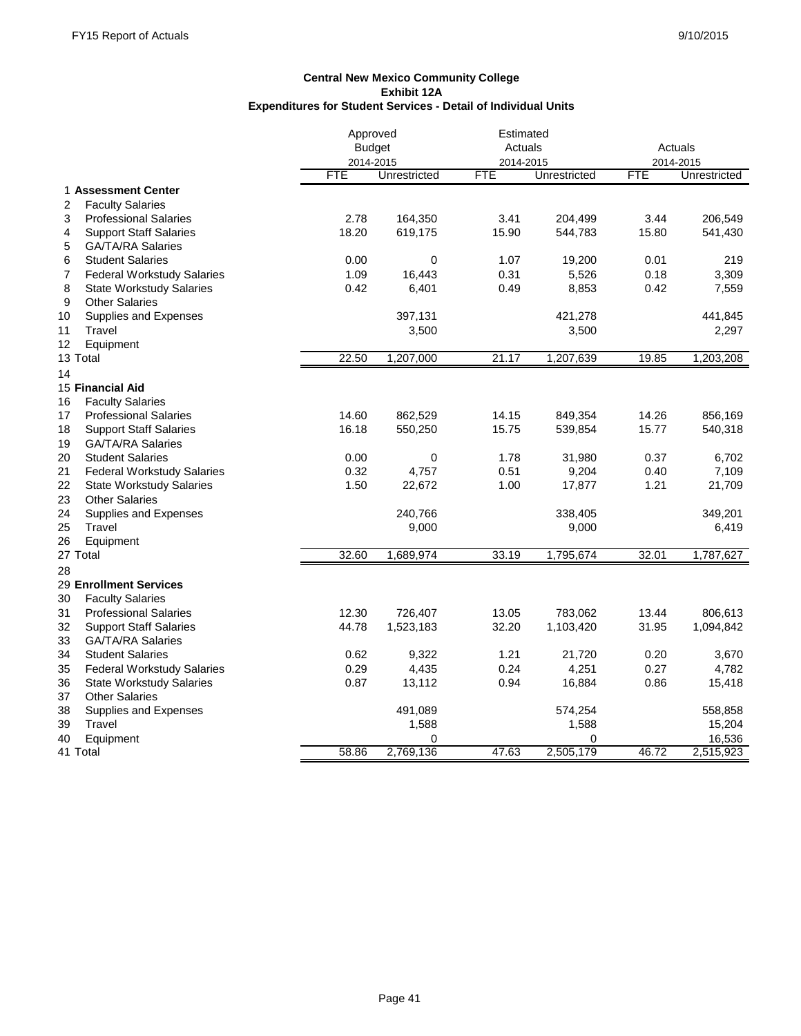**Central New Mexico Community College**
**Exhibit 12A**
**Expenditures for Student Services - Detail of Individual Units**

| | | Approved Budget 2014-2015 | | Estimated Actuals 2014-2015 | | Actuals 2014-2015 | |
|---|---|---|---|---|---|---|---|
| | | FTE | Unrestricted | FTE | Unrestricted | FTE | Unrestricted |
| 1 | **Assessment Center** | | | | | | |
| 2 | Faculty Salaries | | | | | | |
| 3 | Professional Salaries | 2.78 | 164,350 | 3.41 | 204,499 | 3.44 | 206,549 |
| 4 | Support Staff Salaries | 18.20 | 619,175 | 15.90 | 544,783 | 15.80 | 541,430 |
| 5 | GA/TA/RA Salaries | | | | | | |
| 6 | Student Salaries | 0.00 | 0 | 1.07 | 19,200 | 0.01 | 219 |
| 7 | Federal Workstudy Salaries | 1.09 | 16,443 | 0.31 | 5,526 | 0.18 | 3,309 |
| 8 | State Workstudy Salaries | 0.42 | 6,401 | 0.49 | 8,853 | 0.42 | 7,559 |
| 9 | Other Salaries | | | | | | |
| 10 | Supplies and Expenses | | 397,131 | | 421,278 | | 441,845 |
| 11 | Travel | | 3,500 | | 3,500 | | 2,297 |
| 12 | Equipment | | | | | | |
| 13 | Total | 22.50 | 1,207,000 | 21.17 | 1,207,639 | 19.85 | 1,203,208 |
| 14 | | | | | | | |
| 15 | **Financial Aid** | | | | | | |
| 16 | Faculty Salaries | | | | | | |
| 17 | Professional Salaries | 14.60 | 862,529 | 14.15 | 849,354 | 14.26 | 856,169 |
| 18 | Support Staff Salaries | 16.18 | 550,250 | 15.75 | 539,854 | 15.77 | 540,318 |
| 19 | GA/TA/RA Salaries | | | | | | |
| 20 | Student Salaries | 0.00 | 0 | 1.78 | 31,980 | 0.37 | 6,702 |
| 21 | Federal Workstudy Salaries | 0.32 | 4,757 | 0.51 | 9,204 | 0.40 | 7,109 |
| 22 | State Workstudy Salaries | 1.50 | 22,672 | 1.00 | 17,877 | 1.21 | 21,709 |
| 23 | Other Salaries | | | | | | |
| 24 | Supplies and Expenses | | 240,766 | | 338,405 | | 349,201 |
| 25 | Travel | | 9,000 | | 9,000 | | 6,419 |
| 26 | Equipment | | | | | | |
| 27 | Total | 32.60 | 1,689,974 | 33.19 | 1,795,674 | 32.01 | 1,787,627 |
| 28 | | | | | | | |
| 29 | **Enrollment Services** | | | | | | |
| 30 | Faculty Salaries | | | | | | |
| 31 | Professional Salaries | 12.30 | 726,407 | 13.05 | 783,062 | 13.44 | 806,613 |
| 32 | Support Staff Salaries | 44.78 | 1,523,183 | 32.20 | 1,103,420 | 31.95 | 1,094,842 |
| 33 | GA/TA/RA Salaries | | | | | | |
| 34 | Student Salaries | 0.62 | 9,322 | 1.21 | 21,720 | 0.20 | 3,670 |
| 35 | Federal Workstudy Salaries | 0.29 | 4,435 | 0.24 | 4,251 | 0.27 | 4,782 |
| 36 | State Workstudy Salaries | 0.87 | 13,112 | 0.94 | 16,884 | 0.86 | 15,418 |
| 37 | Other Salaries | | | | | | |
| 38 | Supplies and Expenses | | 491,089 | | 574,254 | | 558,858 |
| 39 | Travel | | 1,588 | | 1,588 | | 15,204 |
| 40 | Equipment | | 0 | | 0 | | 16,536 |
| 41 | Total | 58.86 | 2,769,136 | 47.63 | 2,505,179 | 46.72 | 2,515,923 |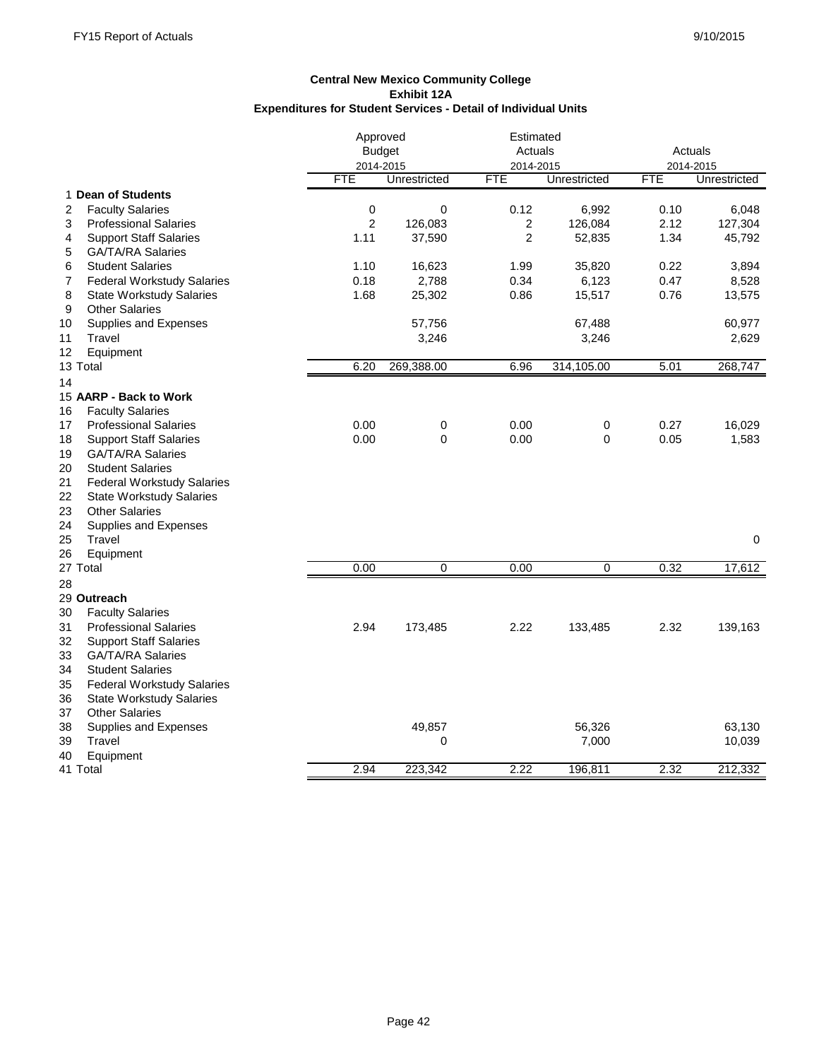**Central New Mexico Community College**
**Exhibit 12A**
**Expenditures for Student Services - Detail of Individual Units**

| | | Approved Budget 2014-2015 | | Estimated Actuals 2014-2015 | | Actuals 2014-2015 | |
|---|---|---|---|---|---|---|---|
| | | FTE | Unrestricted | FTE | Unrestricted | FTE | Unrestricted |
| 1 | **Dean of Students** | | | | | | |
| 2 | Faculty Salaries | 0 | 0 | 0.12 | 6,992 | 0.10 | 6,048 |
| 3 | Professional Salaries | 2 | 126,083 | 2 | 126,084 | 2.12 | 127,304 |
| 4 | Support Staff Salaries | 1.11 | 37,590 | 2 | 52,835 | 1.34 | 45,792 |
| 5 | GA/TA/RA Salaries | | | | | | |
| 6 | Student Salaries | 1.10 | 16,623 | 1.99 | 35,820 | 0.22 | 3,894 |
| 7 | Federal Workstudy Salaries | 0.18 | 2,788 | 0.34 | 6,123 | 0.47 | 8,528 |
| 8 | State Workstudy Salaries | 1.68 | 25,302 | 0.86 | 15,517 | 0.76 | 13,575 |
| 9 | Other Salaries | | | | | | |
| 10 | Supplies and Expenses | | 57,756 | | 67,488 | | 60,977 |
| 11 | Travel | | 3,246 | | 3,246 | | 2,629 |
| 12 | Equipment | | | | | | |
| 13 | Total | 6.20 | 269,388.00 | 6.96 | 314,105.00 | 5.01 | 268,747 |
| 14 | | | | | | | |
| 15 | **AARP - Back to Work** | | | | | | |
| 16 | Faculty Salaries | | | | | | |
| 17 | Professional Salaries | 0.00 | 0 | 0.00 | 0 | 0.27 | 16,029 |
| 18 | Support Staff Salaries | 0.00 | 0 | 0.00 | 0 | 0.05 | 1,583 |
| 19 | GA/TA/RA Salaries | | | | | | |
| 20 | Student Salaries | | | | | | |
| 21 | Federal Workstudy Salaries | | | | | | |
| 22 | State Workstudy Salaries | | | | | | |
| 23 | Other Salaries | | | | | | |
| 24 | Supplies and Expenses | | | | | | |
| 25 | Travel | | | | | | 0 |
| 26 | Equipment | | | | | | |
| 27 | Total | 0.00 | 0 | 0.00 | 0 | 0.32 | 17,612 |
| 28 | | | | | | | |
| 29 | **Outreach** | | | | | | |
| 30 | Faculty Salaries | | | | | | |
| 31 | Professional Salaries | 2.94 | 173,485 | 2.22 | 133,485 | 2.32 | 139,163 |
| 32 | Support Staff Salaries | | | | | | |
| 33 | GA/TA/RA Salaries | | | | | | |
| 34 | Student Salaries | | | | | | |
| 35 | Federal Workstudy Salaries | | | | | | |
| 36 | State Workstudy Salaries | | | | | | |
| 37 | Other Salaries | | | | | | |
| 38 | Supplies and Expenses | | 49,857 | | 56,326 | | 63,130 |
| 39 | Travel | | 0 | | 7,000 | | 10,039 |
| 40 | Equipment | | | | | | |
| 41 | Total | 2.94 | 223,342 | 2.22 | 196,811 | 2.32 | 212,332 |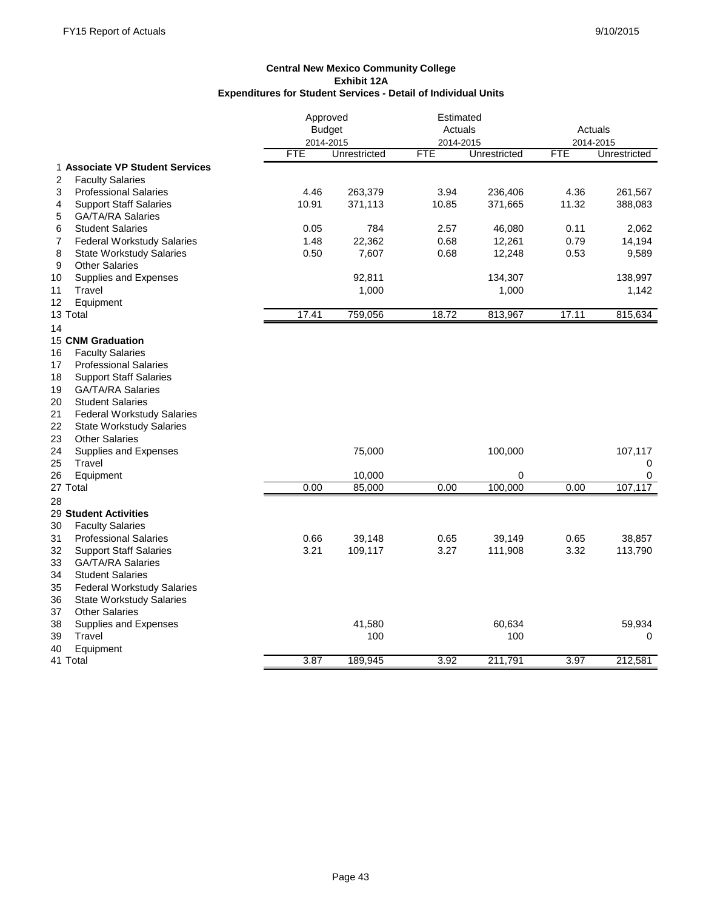**Central New Mexico Community College**
**Exhibit 12A**
**Expenditures for Student Services - Detail of Individual Units**

| | | Approved Budget 2014-2015 | | Estimated Actuals 2014-2015 | | Actuals 2014-2015 | |
|---|---|---|---|---|---|---|---|
| | | FTE | Unrestricted | FTE | Unrestricted | FTE | Unrestricted |
| 1 | **Associate VP Student Services** | | | | | | |
| 2 | Faculty Salaries | | | | | | |
| 3 | Professional Salaries | 4.46 | 263,379 | 3.94 | 236,406 | 4.36 | 261,567 |
| 4 | Support Staff Salaries | 10.91 | 371,113 | 10.85 | 371,665 | 11.32 | 388,083 |
| 5 | GA/TA/RA Salaries | | | | | | |
| 6 | Student Salaries | 0.05 | 784 | 2.57 | 46,080 | 0.11 | 2,062 |
| 7 | Federal Workstudy Salaries | 1.48 | 22,362 | 0.68 | 12,261 | 0.79 | 14,194 |
| 8 | State Workstudy Salaries | 0.50 | 7,607 | 0.68 | 12,248 | 0.53 | 9,589 |
| 9 | Other Salaries | | | | | | |
| 10 | Supplies and Expenses | | 92,811 | | 134,307 | | 138,997 |
| 11 | Travel | | 1,000 | | 1,000 | | 1,142 |
| 12 | Equipment | | | | | | |
| 13 | Total | 17.41 | 759,056 | 18.72 | 813,967 | 17.11 | 815,634 |
| 14 | | | | | | | |
| 15 | **CNM Graduation** | | | | | | |
| 16 | Faculty Salaries | | | | | | |
| 17 | Professional Salaries | | | | | | |
| 18 | Support Staff Salaries | | | | | | |
| 19 | GA/TA/RA Salaries | | | | | | |
| 20 | Student Salaries | | | | | | |
| 21 | Federal Workstudy Salaries | | | | | | |
| 22 | State Workstudy Salaries | | | | | | |
| 23 | Other Salaries | | | | | | |
| 24 | Supplies and Expenses | | 75,000 | | 100,000 | | 107,117 |
| 25 | Travel | | | | | | 0 |
| 26 | Equipment | | 10,000 | | 0 | | 0 |
| 27 | Total | 0.00 | 85,000 | 0.00 | 100,000 | 0.00 | 107,117 |
| 28 | | | | | | | |
| 29 | **Student Activities** | | | | | | |
| 30 | Faculty Salaries | | | | | | |
| 31 | Professional Salaries | 0.66 | 39,148 | 0.65 | 39,149 | 0.65 | 38,857 |
| 32 | Support Staff Salaries | 3.21 | 109,117 | 3.27 | 111,908 | 3.32 | 113,790 |
| 33 | GA/TA/RA Salaries | | | | | | |
| 34 | Student Salaries | | | | | | |
| 35 | Federal Workstudy Salaries | | | | | | |
| 36 | State Workstudy Salaries | | | | | | |
| 37 | Other Salaries | | | | | | |
| 38 | Supplies and Expenses | | 41,580 | | 60,634 | | 59,934 |
| 39 | Travel | | 100 | | 100 | | 0 |
| 40 | Equipment | | | | | | |
| 41 | Total | 3.87 | 189,945 | 3.92 | 211,791 | 3.97 | 212,581 |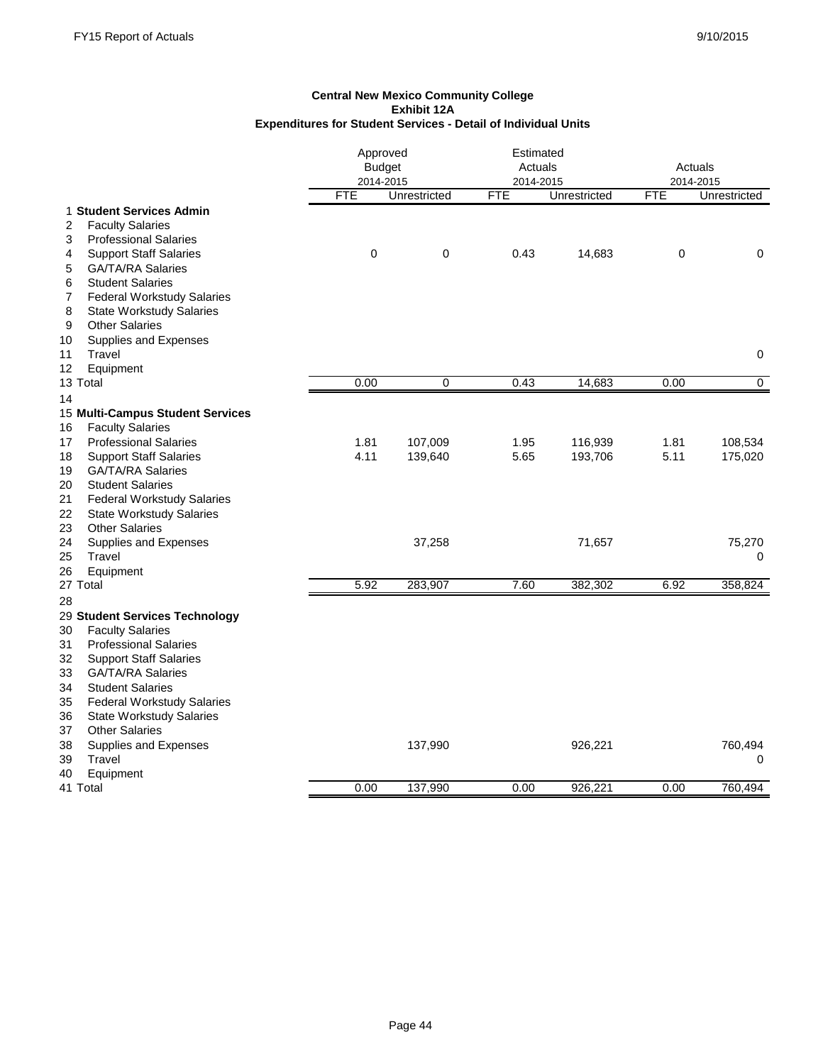**Central New Mexico Community College**
**Exhibit 12A**
**Expenditures for Student Services - Detail of Individual Units**

| | | Approved Budget 2014-2015 | | Estimated Actuals 2014-2015 | | Actuals 2014-2015 | |
|---|---|---|---|---|---|---|---|
| | | FTE | Unrestricted | FTE | Unrestricted | FTE | Unrestricted |
| 1 | **Student Services Admin** | | | | | | |
| 2 | Faculty Salaries | | | | | | |
| 3 | Professional Salaries | | | | | | |
| 4 | Support Staff Salaries | 0 | 0 | 0.43 | 14,683 | 0 | 0 |
| 5 | GA/TA/RA Salaries | | | | | | |
| 6 | Student Salaries | | | | | | |
| 7 | Federal Workstudy Salaries | | | | | | |
| 8 | State Workstudy Salaries | | | | | | |
| 9 | Other Salaries | | | | | | |
| 10 | Supplies and Expenses | | | | | | |
| 11 | Travel | | | | | | 0 |
| 12 | Equipment | | | | | | |
| 13 | Total | 0.00 | 0 | 0.43 | 14,683 | 0.00 | 0 |
| 14 | | | | | | | |
| 15 | **Multi-Campus Student Services** | | | | | | |
| 16 | Faculty Salaries | | | | | | |
| 17 | Professional Salaries | 1.81 | 107,009 | 1.95 | 116,939 | 1.81 | 108,534 |
| 18 | Support Staff Salaries | 4.11 | 139,640 | 5.65 | 193,706 | 5.11 | 175,020 |
| 19 | GA/TA/RA Salaries | | | | | | |
| 20 | Student Salaries | | | | | | |
| 21 | Federal Workstudy Salaries | | | | | | |
| 22 | State Workstudy Salaries | | | | | | |
| 23 | Other Salaries | | | | | | |
| 24 | Supplies and Expenses | | 37,258 | | 71,657 | | 75,270 |
| 25 | Travel | | | | | | 0 |
| 26 | Equipment | | | | | | |
| 27 | Total | 5.92 | 283,907 | 7.60 | 382,302 | 6.92 | 358,824 |
| 28 | | | | | | | |
| 29 | **Student Services Technology** | | | | | | |
| 30 | Faculty Salaries | | | | | | |
| 31 | Professional Salaries | | | | | | |
| 32 | Support Staff Salaries | | | | | | |
| 33 | GA/TA/RA Salaries | | | | | | |
| 34 | Student Salaries | | | | | | |
| 35 | Federal Workstudy Salaries | | | | | | |
| 36 | State Workstudy Salaries | | | | | | |
| 37 | Other Salaries | | | | | | |
| 38 | Supplies and Expenses | | 137,990 | | 926,221 | | 760,494 |
| 39 | Travel | | | | | | 0 |
| 40 | Equipment | | | | | | |
| 41 | Total | 0.00 | 137,990 | 0.00 | 926,221 | 0.00 | 760,494 |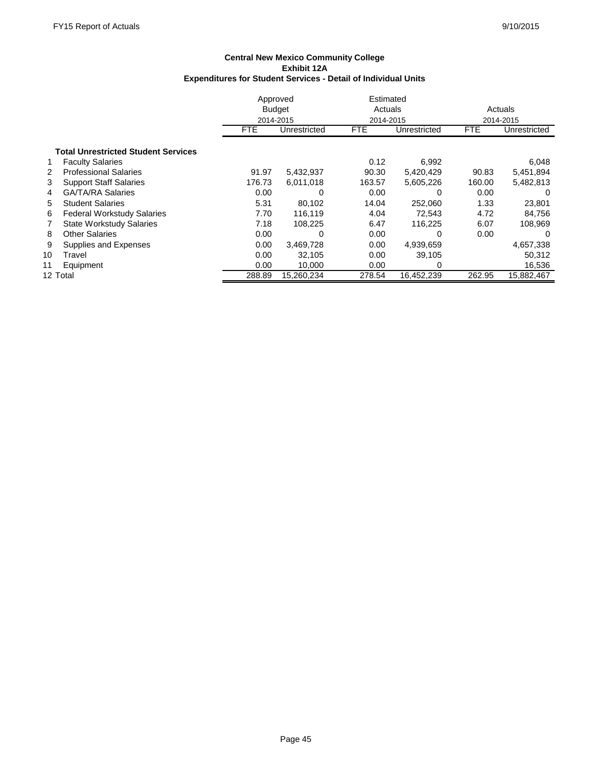**Central New Mexico Community College**
**Exhibit 12A**
**Expenditures for Student Services - Detail of Individual Units**

| | | Approved Budget 2014-2015 | | Estimated Actuals 2014-2015 | | Actuals 2014-2015 | |
|---|---|---|---|---|---|---|---|
| | | FTE | Unrestricted | FTE | Unrestricted | FTE | Unrestricted |
| | **Total Unrestricted Student Services** | | | | | | |
| 1 | Faculty Salaries | | | 0.12 | 6,992 | | 6,048 |
| 2 | Professional Salaries | 91.97 | 5,432,937 | 90.30 | 5,420,429 | 90.83 | 5,451,894 |
| 3 | Support Staff Salaries | 176.73 | 6,011,018 | 163.57 | 5,605,226 | 160.00 | 5,482,813 |
| 4 | GA/TA/RA Salaries | 0.00 | 0 | 0.00 | 0 | 0.00 | 0 |
| 5 | Student Salaries | 5.31 | 80,102 | 14.04 | 252,060 | 1.33 | 23,801 |
| 6 | Federal Workstudy Salaries | 7.70 | 116,119 | 4.04 | 72,543 | 4.72 | 84,756 |
| 7 | State Workstudy Salaries | 7.18 | 108,225 | 6.47 | 116,225 | 6.07 | 108,969 |
| 8 | Other Salaries | 0.00 | 0 | 0.00 | 0 | 0.00 | 0 |
| 9 | Supplies and Expenses | 0.00 | 3,469,728 | 0.00 | 4,939,659 | | 4,657,338 |
| 10 | Travel | 0.00 | 32,105 | 0.00 | 39,105 | | 50,312 |
| 11 | Equipment | 0.00 | 10,000 | 0.00 | 0 | | 16,536 |
| 12 | Total | 288.89 | 15,260,234 | 278.54 | 16,452,239 | 262.95 | 15,882,467 |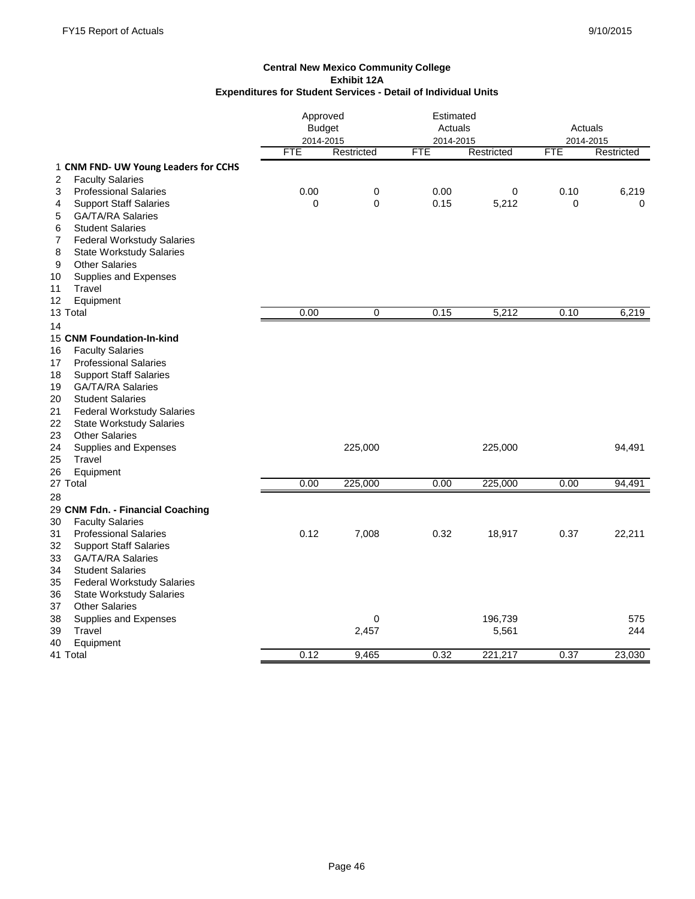**Central New Mexico Community College**
**Exhibit 12A**
**Expenditures for Student Services - Detail of Individual Units**

| | | Approved Budget 2014-2015 | | Estimated Actuals 2014-2015 | | Actuals 2014-2015 | |
|---|---|---|---|---|---|---|---|
| | | FTE | Restricted | FTE | Restricted | FTE | Restricted |
| 1 | **CNM FND- UW Young Leaders for CCHS** | | | | | | |
| 2 | Faculty Salaries | | | | | | |
| 3 | Professional Salaries | 0.00 | 0 | 0.00 | 0 | 0.10 | 6,219 |
| 4 | Support Staff Salaries | 0 | 0 | 0.15 | 5,212 | 0 | 0 |
| 5 | GA/TA/RA Salaries | | | | | | |
| 6 | Student Salaries | | | | | | |
| 7 | Federal Workstudy Salaries | | | | | | |
| 8 | State Workstudy Salaries | | | | | | |
| 9 | Other Salaries | | | | | | |
| 10 | Supplies and Expenses | | | | | | |
| 11 | Travel | | | | | | |
| 12 | Equipment | | | | | | |
| 13 | Total | 0.00 | 0 | 0.15 | 5,212 | 0.10 | 6,219 |
| 14 | | | | | | | |
| 15 | **CNM Foundation-In-kind** | | | | | | |
| 16 | Faculty Salaries | | | | | | |
| 17 | Professional Salaries | | | | | | |
| 18 | Support Staff Salaries | | | | | | |
| 19 | GA/TA/RA Salaries | | | | | | |
| 20 | Student Salaries | | | | | | |
| 21 | Federal Workstudy Salaries | | | | | | |
| 22 | State Workstudy Salaries | | | | | | |
| 23 | Other Salaries | | | | | | |
| 24 | Supplies and Expenses | | 225,000 | | 225,000 | | 94,491 |
| 25 | Travel | | | | | | |
| 26 | Equipment | | | | | | |
| 27 | Total | 0.00 | 225,000 | 0.00 | 225,000 | 0.00 | 94,491 |
| 28 | | | | | | | |
| 29 | **CNM Fdn. - Financial Coaching** | | | | | | |
| 30 | Faculty Salaries | | | | | | |
| 31 | Professional Salaries | 0.12 | 7,008 | 0.32 | 18,917 | 0.37 | 22,211 |
| 32 | Support Staff Salaries | | | | | | |
| 33 | GA/TA/RA Salaries | | | | | | |
| 34 | Student Salaries | | | | | | |
| 35 | Federal Workstudy Salaries | | | | | | |
| 36 | State Workstudy Salaries | | | | | | |
| 37 | Other Salaries | | | | | | |
| 38 | Supplies and Expenses | | 0 | | 196,739 | | 575 |
| 39 | Travel | | 2,457 | | 5,561 | | 244 |
| 40 | Equipment | | | | | | |
| 41 | Total | 0.12 | 9,465 | 0.32 | 221,217 | 0.37 | 23,030 |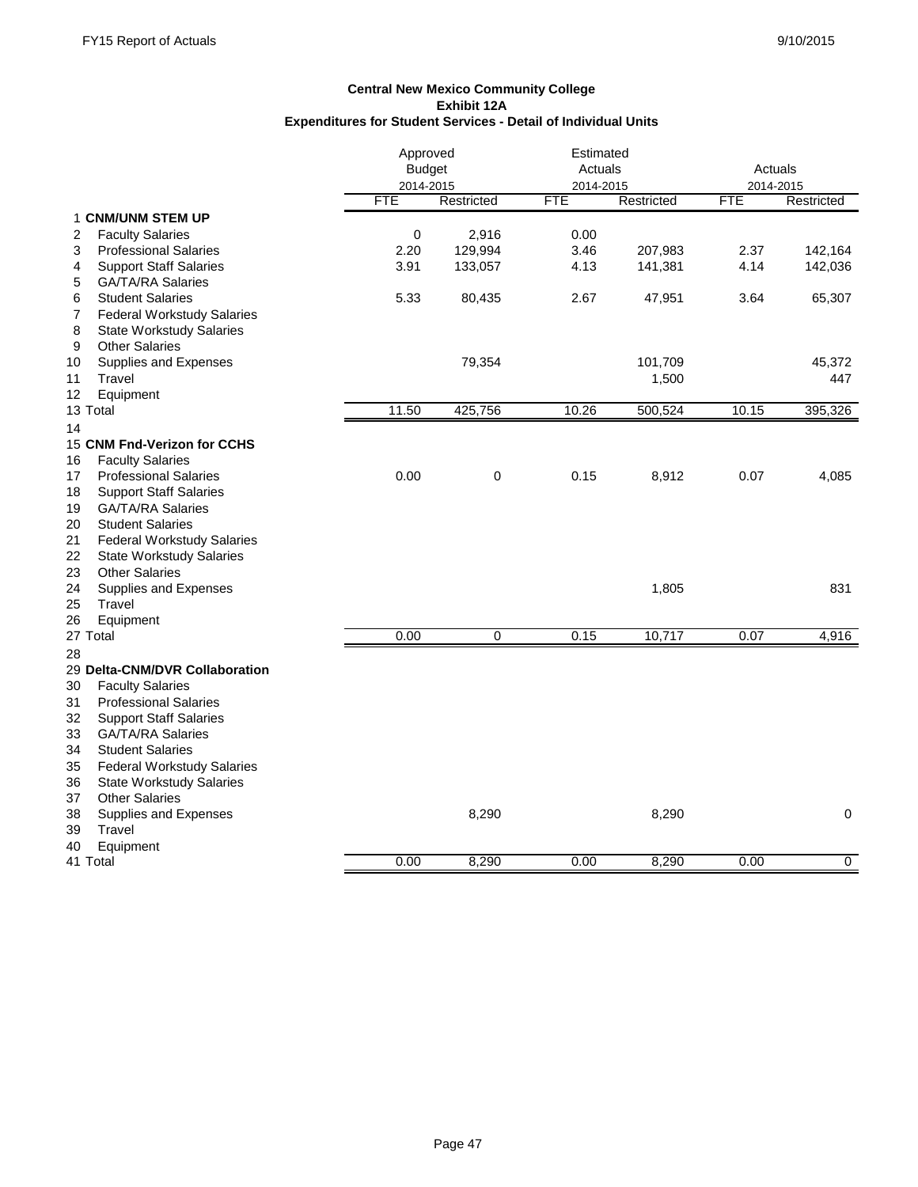**Central New Mexico Community College**
**Exhibit 12A**
**Expenditures for Student Services - Detail of Individual Units**

| | | Approved Budget 2014-2015 | | Estimated Actuals 2014-2015 | | Actuals 2014-2015 | |
|---|---|---|---|---|---|---|---|
| | | FTE | Restricted | FTE | Restricted | FTE | Restricted |
| 1 | **CNM/UNM STEM UP** | | | | | | |
| 2 | Faculty Salaries | 0 | 2,916 | 0.00 | | | |
| 3 | Professional Salaries | 2.20 | 129,994 | 3.46 | 207,983 | 2.37 | 142,164 |
| 4 | Support Staff Salaries | 3.91 | 133,057 | 4.13 | 141,381 | 4.14 | 142,036 |
| 5 | GA/TA/RA Salaries | | | | | | |
| 6 | Student Salaries | 5.33 | 80,435 | 2.67 | 47,951 | 3.64 | 65,307 |
| 7 | Federal Workstudy Salaries | | | | | | |
| 8 | State Workstudy Salaries | | | | | | |
| 9 | Other Salaries | | | | | | |
| 10 | Supplies and Expenses | | 79,354 | | 101,709 | | 45,372 |
| 11 | Travel | | | | 1,500 | | 447 |
| 12 | Equipment | | | | | | |
| 13 | Total | 11.50 | 425,756 | 10.26 | 500,524 | 10.15 | 395,326 |
| 14 | | | | | | | |
| 15 | **CNM Fnd-Verizon for CCHS** | | | | | | |
| 16 | Faculty Salaries | | | | | | |
| 17 | Professional Salaries | 0.00 | 0 | 0.15 | 8,912 | 0.07 | 4,085 |
| 18 | Support Staff Salaries | | | | | | |
| 19 | GA/TA/RA Salaries | | | | | | |
| 20 | Student Salaries | | | | | | |
| 21 | Federal Workstudy Salaries | | | | | | |
| 22 | State Workstudy Salaries | | | | | | |
| 23 | Other Salaries | | | | | | |
| 24 | Supplies and Expenses | | | | 1,805 | | 831 |
| 25 | Travel | | | | | | |
| 26 | Equipment | | | | | | |
| 27 | Total | 0.00 | 0 | 0.15 | 10,717 | 0.07 | 4,916 |
| 28 | | | | | | | |
| 29 | **Delta-CNM/DVR Collaboration** | | | | | | |
| 30 | Faculty Salaries | | | | | | |
| 31 | Professional Salaries | | | | | | |
| 32 | Support Staff Salaries | | | | | | |
| 33 | GA/TA/RA Salaries | | | | | | |
| 34 | Student Salaries | | | | | | |
| 35 | Federal Workstudy Salaries | | | | | | |
| 36 | State Workstudy Salaries | | | | | | |
| 37 | Other Salaries | | | | | | |
| 38 | Supplies and Expenses | | 8,290 | | 8,290 | | 0 |
| 39 | Travel | | | | | | |
| 40 | Equipment | | | | | | |
| 41 | Total | 0.00 | 8,290 | 0.00 | 8,290 | 0.00 | 0 |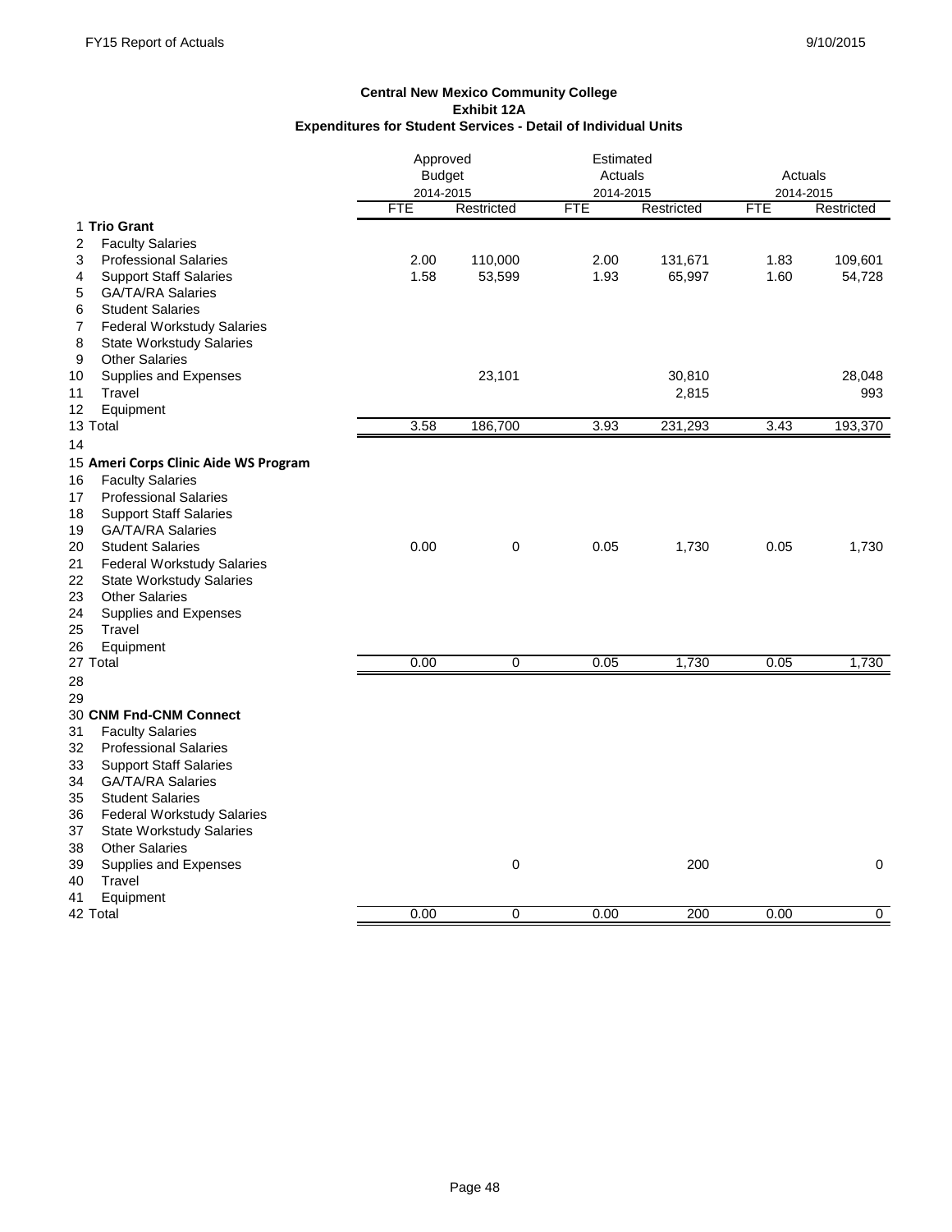**Central New Mexico Community College**
**Exhibit 12A**
**Expenditures for Student Services - Detail of Individual Units**

| | | Approved Budget 2014-2015 | | Estimated Actuals 2014-2015 | | Actuals 2014-2015 | |
|---|---|---|---|---|---|---|---|
| | | FTE | Restricted | FTE | Restricted | FTE | Restricted |
| 1 | **Trio Grant** | | | | | | |
| 2 | Faculty Salaries | | | | | | |
| 3 | Professional Salaries | 2.00 | 110,000 | 2.00 | 131,671 | 1.83 | 109,601 |
| 4 | Support Staff Salaries | 1.58 | 53,599 | 1.93 | 65,997 | 1.60 | 54,728 |
| 5 | GA/TA/RA Salaries | | | | | | |
| 6 | Student Salaries | | | | | | |
| 7 | Federal Workstudy Salaries | | | | | | |
| 8 | State Workstudy Salaries | | | | | | |
| 9 | Other Salaries | | | | | | |
| 10 | Supplies and Expenses | | 23,101 | | 30,810 | | 28,048 |
| 11 | Travel | | | | 2,815 | | 993 |
| 12 | Equipment | | | | | | |
| 13 | Total | 3.58 | 186,700 | 3.93 | 231,293 | 3.43 | 193,370 |
| 14 | | | | | | | |
| 15 | **Ameri Corps Clinic Aide WS Program** | | | | | | |
| 16 | Faculty Salaries | | | | | | |
| 17 | Professional Salaries | | | | | | |
| 18 | Support Staff Salaries | | | | | | |
| 19 | GA/TA/RA Salaries | | | | | | |
| 20 | Student Salaries | 0.00 | 0 | 0.05 | 1,730 | 0.05 | 1,730 |
| 21 | Federal Workstudy Salaries | | | | | | |
| 22 | State Workstudy Salaries | | | | | | |
| 23 | Other Salaries | | | | | | |
| 24 | Supplies and Expenses | | | | | | |
| 25 | Travel | | | | | | |
| 26 | Equipment | | | | | | |
| 27 | Total | 0.00 | 0 | 0.05 | 1,730 | 0.05 | 1,730 |
| 28 | | | | | | | |
| 29 | | | | | | | |
| 30 | **CNM Fnd-CNM Connect** | | | | | | |
| 31 | Faculty Salaries | | | | | | |
| 32 | Professional Salaries | | | | | | |
| 33 | Support Staff Salaries | | | | | | |
| 34 | GA/TA/RA Salaries | | | | | | |
| 35 | Student Salaries | | | | | | |
| 36 | Federal Workstudy Salaries | | | | | | |
| 37 | State Workstudy Salaries | | | | | | |
| 38 | Other Salaries | | | | | | |
| 39 | Supplies and Expenses | | 0 | | 200 | | 0 |
| 40 | Travel | | | | | | |
| 41 | Equipment | | | | | | |
| 42 | Total | 0.00 | 0 | 0.00 | 200 | 0.00 | 0 |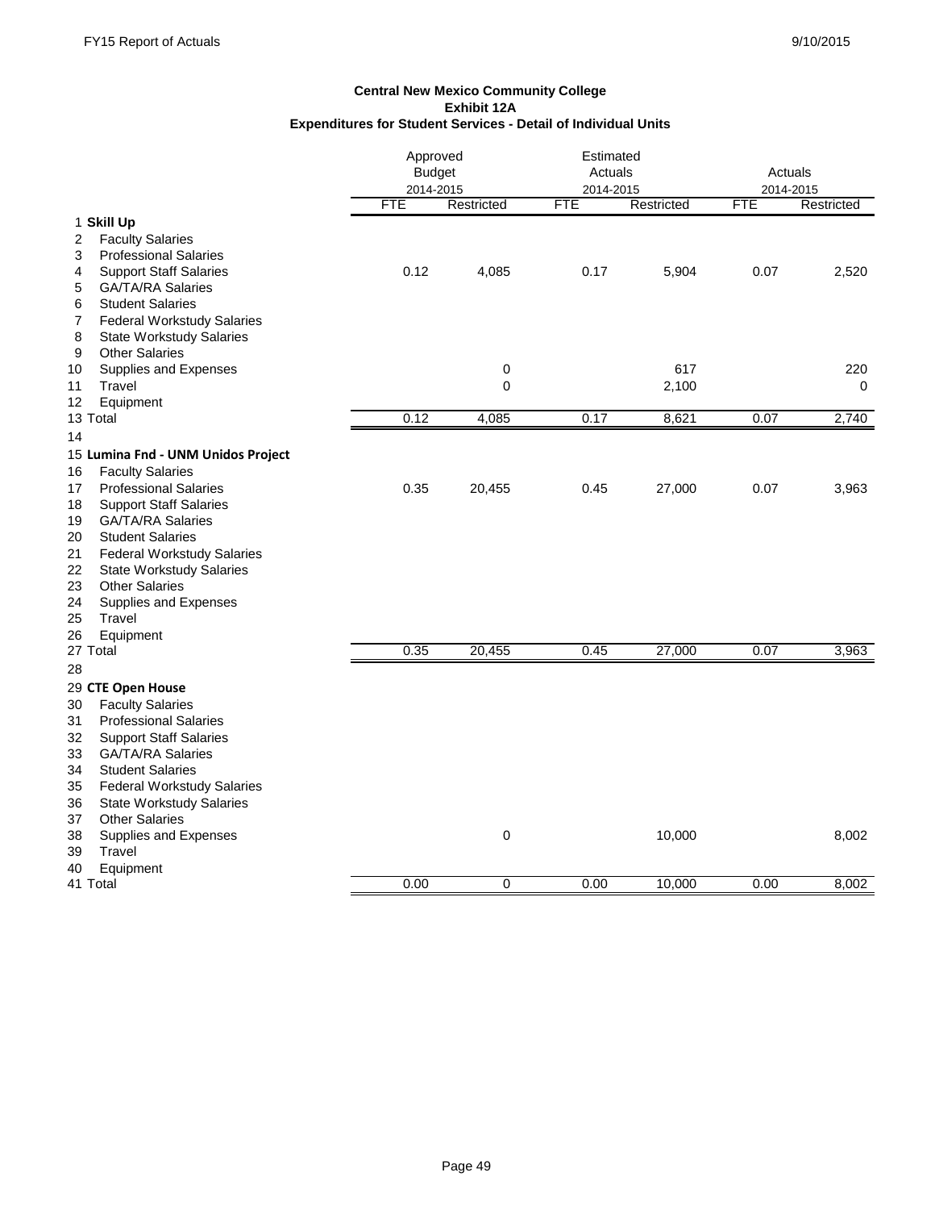FY15 Report of Actuals 9/10/2015

**Central New Mexico Community College**
**Exhibit 12A**
**Expenditures for Student Services - Detail of Individual Units**

| | | Approved Budget 2014-2015 | | Estimated Actuals 2014-2015 | | Actuals 2014-2015 | |
|---|---|---|---|---|---|---|---|
| | | FTE | Restricted | FTE | Restricted | FTE | Restricted |
| 1 | **Skill Up** | | | | | | |
| 2 | Faculty Salaries | | | | | | |
| 3 | Professional Salaries | | | | | | |
| 4 | Support Staff Salaries | 0.12 | 4,085 | 0.17 | 5,904 | 0.07 | 2,520 |
| 5 | GA/TA/RA Salaries | | | | | | |
| 6 | Student Salaries | | | | | | |
| 7 | Federal Workstudy Salaries | | | | | | |
| 8 | State Workstudy Salaries | | | | | | |
| 9 | Other Salaries | | | | | | |
| 10 | Supplies and Expenses | | 0 | | 617 | | 220 |
| 11 | Travel | | 0 | | 2,100 | | 0 |
| 12 | Equipment | | | | | | |
| 13 | Total | 0.12 | 4,085 | 0.17 | 8,621 | 0.07 | 2,740 |
| 14 | | | | | | | |
| 15 | **Lumina Fnd - UNM Unidos Project** | | | | | | |
| 16 | Faculty Salaries | | | | | | |
| 17 | Professional Salaries | 0.35 | 20,455 | 0.45 | 27,000 | 0.07 | 3,963 |
| 18 | Support Staff Salaries | | | | | | |
| 19 | GA/TA/RA Salaries | | | | | | |
| 20 | Student Salaries | | | | | | |
| 21 | Federal Workstudy Salaries | | | | | | |
| 22 | State Workstudy Salaries | | | | | | |
| 23 | Other Salaries | | | | | | |
| 24 | Supplies and Expenses | | | | | | |
| 25 | Travel | | | | | | |
| 26 | Equipment | | | | | | |
| 27 | Total | 0.35 | 20,455 | 0.45 | 27,000 | 0.07 | 3,963 |
| 28 | | | | | | | |
| 29 | **CTE Open House** | | | | | | |
| 30 | Faculty Salaries | | | | | | |
| 31 | Professional Salaries | | | | | | |
| 32 | Support Staff Salaries | | | | | | |
| 33 | GA/TA/RA Salaries | | | | | | |
| 34 | Student Salaries | | | | | | |
| 35 | Federal Workstudy Salaries | | | | | | |
| 36 | State Workstudy Salaries | | | | | | |
| 37 | Other Salaries | | | | | | |
| 38 | Supplies and Expenses | | 0 | | 10,000 | | 8,002 |
| 39 | Travel | | | | | | |
| 40 | Equipment | | | | | | |
| 41 | Total | 0.00 | 0 | 0.00 | 10,000 | 0.00 | 8,002 |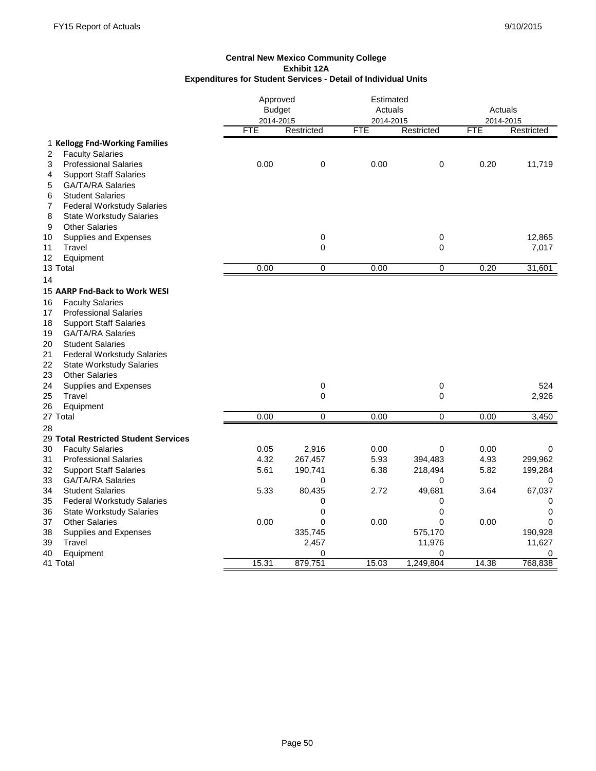**Central New Mexico Community College**
**Exhibit 12A**
**Expenditures for Student Services - Detail of Individual Units**

| | | Approved Budget 2014-2015 | | Estimated Actuals 2014-2015 | | Actuals 2014-2015 | |
|---|---|---|---|---|---|---|---|
| | | FTE | Restricted | FTE | Restricted | FTE | Restricted |
| 1 | **Kellogg Fnd-Working Families** | | | | | | |
| 2 | Faculty Salaries | | | | | | |
| 3 | Professional Salaries | 0.00 | 0 | 0.00 | 0 | 0.20 | 11,719 |
| 4 | Support Staff Salaries | | | | | | |
| 5 | GA/TA/RA Salaries | | | | | | |
| 6 | Student Salaries | | | | | | |
| 7 | Federal Workstudy Salaries | | | | | | |
| 8 | State Workstudy Salaries | | | | | | |
| 9 | Other Salaries | | | | | | |
| 10 | Supplies and Expenses | | 0 | | 0 | | 12,865 |
| 11 | Travel | | 0 | | 0 | | 7,017 |
| 12 | Equipment | | | | | | |
| 13 | Total | 0.00 | 0 | 0.00 | 0 | 0.20 | 31,601 |
| 14 | | | | | | | |
| 15 | **AARP Fnd-Back to Work WESI** | | | | | | |
| 16 | Faculty Salaries | | | | | | |
| 17 | Professional Salaries | | | | | | |
| 18 | Support Staff Salaries | | | | | | |
| 19 | GA/TA/RA Salaries | | | | | | |
| 20 | Student Salaries | | | | | | |
| 21 | Federal Workstudy Salaries | | | | | | |
| 22 | State Workstudy Salaries | | | | | | |
| 23 | Other Salaries | | | | | | |
| 24 | Supplies and Expenses | | 0 | | 0 | | 524 |
| 25 | Travel | | 0 | | 0 | | 2,926 |
| 26 | Equipment | | | | | | |
| 27 | Total | 0.00 | 0 | 0.00 | 0 | 0.00 | 3,450 |
| 28 | | | | | | | |
| 29 | **Total Restricted Student Services** | | | | | | |
| 30 | Faculty Salaries | 0.05 | 2,916 | 0.00 | 0 | 0.00 | 0 |
| 31 | Professional Salaries | 4.32 | 267,457 | 5.93 | 394,483 | 4.93 | 299,962 |
| 32 | Support Staff Salaries | 5.61 | 190,741 | 6.38 | 218,494 | 5.82 | 199,284 |
| 33 | GA/TA/RA Salaries | | 0 | | 0 | | 0 |
| 34 | Student Salaries | 5.33 | 80,435 | 2.72 | 49,681 | 3.64 | 67,037 |
| 35 | Federal Workstudy Salaries | | 0 | | 0 | | 0 |
| 36 | State Workstudy Salaries | | 0 | | 0 | | 0 |
| 37 | Other Salaries | 0.00 | 0 | 0.00 | 0 | 0.00 | 0 |
| 38 | Supplies and Expenses | | 335,745 | | 575,170 | | 190,928 |
| 39 | Travel | | 2,457 | | 11,976 | | 11,627 |
| 40 | Equipment | | 0 | | 0 | | 0 |
| 41 | Total | 15.31 | 879,751 | 15.03 | 1,249,804 | 14.38 | 768,838 |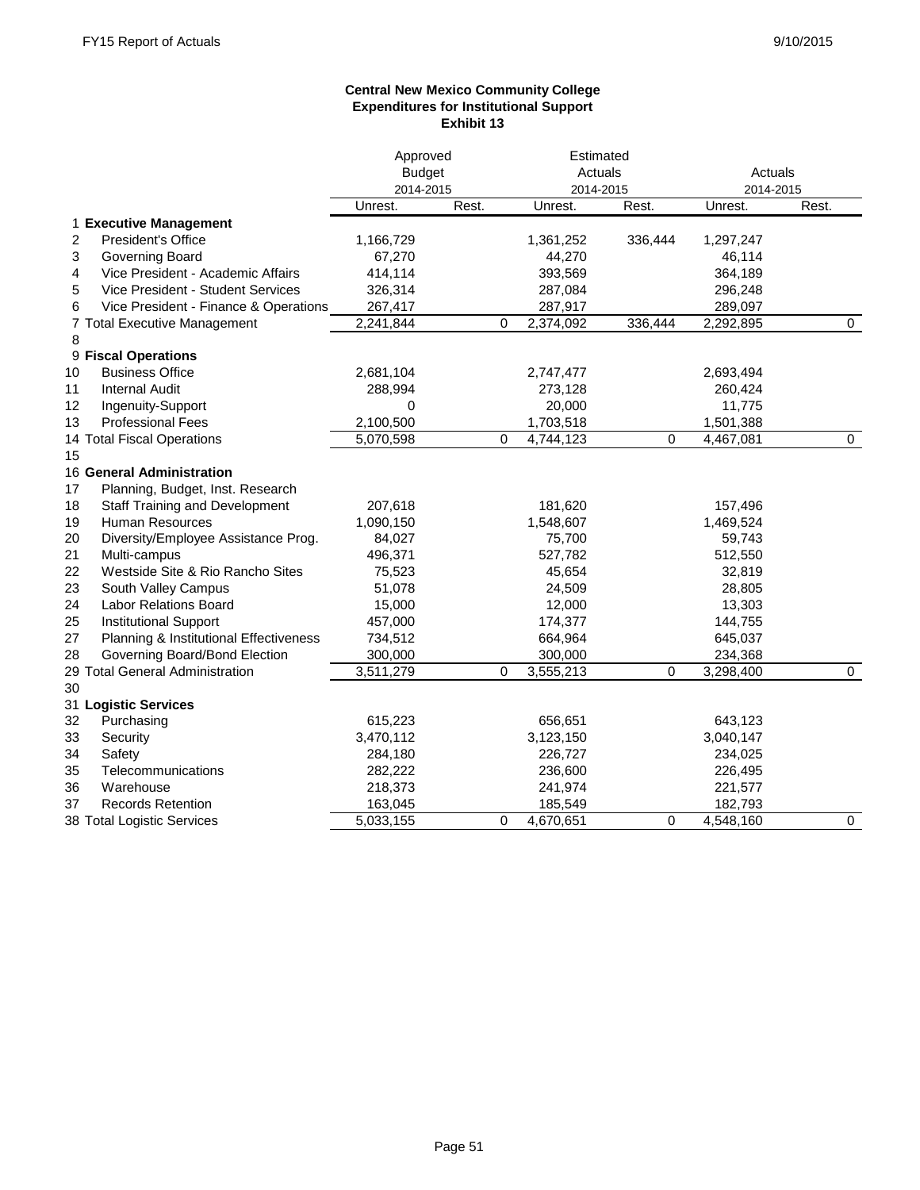**Central New Mexico Community College**
**Expenditures for Institutional Support**
**Exhibit 13**

| | | Approved Budget 2014-2015 | | Estimated Actuals 2014-2015 | | Actuals 2014-2015 | |
|---|---|---|---|---|---|---|---|
| | | Unrest. | Rest. | Unrest. | Rest. | Unrest. | Rest. |
| 1 | **Executive Management** | | | | | | |
| 2 | President's Office | 1,166,729 | | 1,361,252 | 336,444 | 1,297,247 | |
| 3 | Governing Board | 67,270 | | 44,270 | | 46,114 | |
| 4 | Vice President - Academic Affairs | 414,114 | | 393,569 | | 364,189 | |
| 5 | Vice President - Student Services | 326,314 | | 287,084 | | 296,248 | |
| 6 | Vice President - Finance & Operations | 267,417 | | 287,917 | | 289,097 | |
| 7 | Total Executive Management | 2,241,844 | 0 | 2,374,092 | 336,444 | 2,292,895 | 0 |
| 8 | | | | | | | |
| 9 | **Fiscal Operations** | | | | | | |
| 10 | Business Office | 2,681,104 | | 2,747,477 | | 2,693,494 | |
| 11 | Internal Audit | 288,994 | | 273,128 | | 260,424 | |
| 12 | Ingenuity-Support | 0 | | 20,000 | | 11,775 | |
| 13 | Professional Fees | 2,100,500 | | 1,703,518 | | 1,501,388 | |
| 14 | Total Fiscal Operations | 5,070,598 | 0 | 4,744,123 | 0 | 4,467,081 | 0 |
| 15 | | | | | | | |
| 16 | **General Administration** | | | | | | |
| 17 | Planning, Budget, Inst. Research | | | | | | |
| 18 | Staff Training and Development | 207,618 | | 181,620 | | 157,496 | |
| 19 | Human Resources | 1,090,150 | | 1,548,607 | | 1,469,524 | |
| 20 | Diversity/Employee Assistance Prog. | 84,027 | | 75,700 | | 59,743 | |
| 21 | Multi-campus | 496,371 | | 527,782 | | 512,550 | |
| 22 | Westside Site & Rio Rancho Sites | 75,523 | | 45,654 | | 32,819 | |
| 23 | South Valley Campus | 51,078 | | 24,509 | | 28,805 | |
| 24 | Labor Relations Board | 15,000 | | 12,000 | | 13,303 | |
| 25 | Institutional Support | 457,000 | | 174,377 | | 144,755 | |
| 27 | Planning & Institutional Effectiveness | 734,512 | | 664,964 | | 645,037 | |
| 28 | Governing Board/Bond Election | 300,000 | | 300,000 | | 234,368 | |
| 29 | Total General Administration | 3,511,279 | 0 | 3,555,213 | 0 | 3,298,400 | 0 |
| 30 | | | | | | | |
| 31 | **Logistic Services** | | | | | | |
| 32 | Purchasing | 615,223 | | 656,651 | | 643,123 | |
| 33 | Security | 3,470,112 | | 3,123,150 | | 3,040,147 | |
| 34 | Safety | 284,180 | | 226,727 | | 234,025 | |
| 35 | Telecommunications | 282,222 | | 236,600 | | 226,495 | |
| 36 | Warehouse | 218,373 | | 241,974 | | 221,577 | |
| 37 | Records Retention | 163,045 | | 185,549 | | 182,793 | |
| 38 | Total Logistic Services | 5,033,155 | 0 | 4,670,651 | 0 | 4,548,160 | 0 |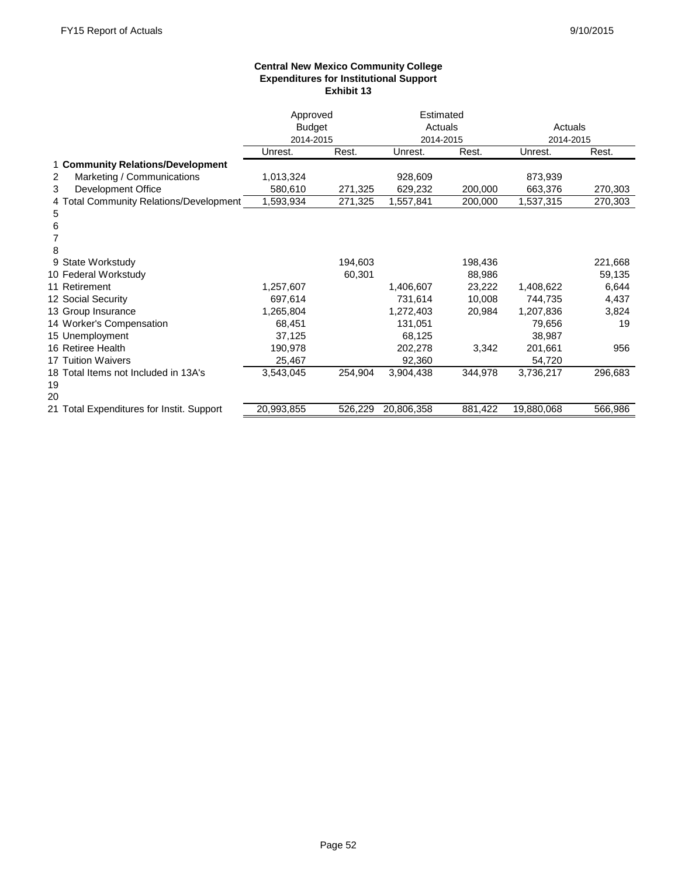**Central New Mexico Community College**
**Expenditures for Institutional Support**
**Exhibit 13**

| | | Approved Budget 2014-2015 | | Estimated Actuals 2014-2015 | | Actuals 2014-2015 | |
|---|---|---|---|---|---|---|---|
| | | Unrest. | Rest. | Unrest. | Rest. | Unrest. | Rest. |
| 1 | **Community Relations/Development** | | | | | | |
| 2 | Marketing / Communications | 1,013,324 | | 928,609 | | 873,939 | |
| 3 | Development Office | 580,610 | 271,325 | 629,232 | 200,000 | 663,376 | 270,303 |
| 4 | Total Community Relations/Development | 1,593,934 | 271,325 | 1,557,841 | 200,000 | 1,537,315 | 270,303 |
| 5 | | | | | | | |
| 6 | | | | | | | |
| 7 | | | | | | | |
| 8 | | | | | | | |
| 9 | State Workstudy | | 194,603 | | 198,436 | | 221,668 |
| 10 | Federal Workstudy | | 60,301 | | 88,986 | | 59,135 |
| 11 | Retirement | 1,257,607 | | 1,406,607 | 23,222 | 1,408,622 | 6,644 |
| 12 | Social Security | 697,614 | | 731,614 | 10,008 | 744,735 | 4,437 |
| 13 | Group Insurance | 1,265,804 | | 1,272,403 | 20,984 | 1,207,836 | 3,824 |
| 14 | Worker's Compensation | 68,451 | | 131,051 | | 79,656 | 19 |
| 15 | Unemployment | 37,125 | | 68,125 | | 38,987 | |
| 16 | Retiree Health | 190,978 | | 202,278 | 3,342 | 201,661 | 956 |
| 17 | Tuition Waivers | 25,467 | | 92,360 | | 54,720 | |
| 18 | Total Items not Included in 13A's | 3,543,045 | 254,904 | 3,904,438 | 344,978 | 3,736,217 | 296,683 |
| 19 | | | | | | | |
| 20 | | | | | | | |
| 21 | Total Expenditures for Instit. Support | 20,993,855 | 526,229 | 20,806,358 | 881,422 | 19,880,068 | 566,986 |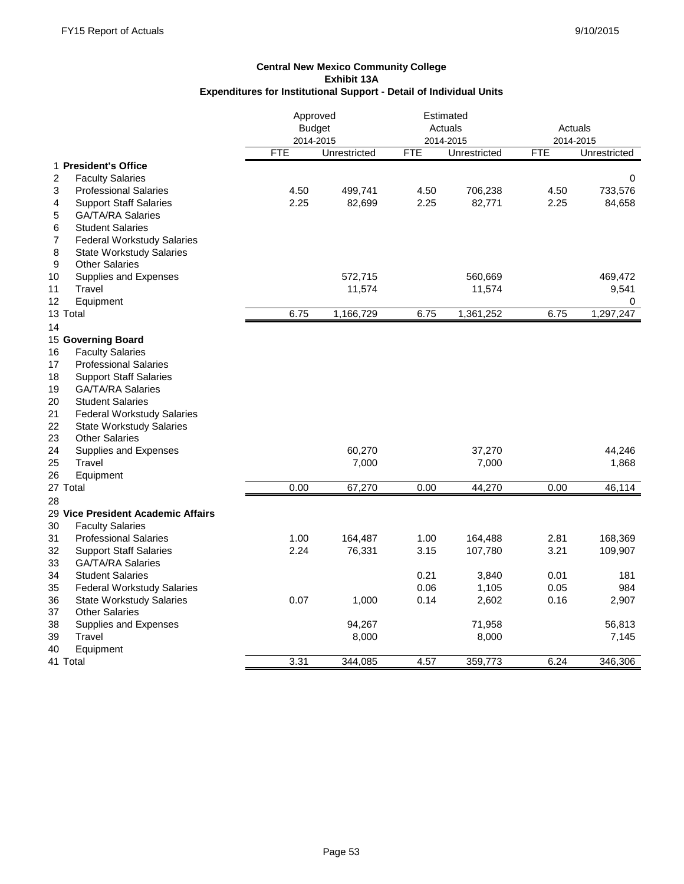**Central New Mexico Community College**
**Exhibit 13A**
**Expenditures for Institutional Support - Detail of Individual Units**

| | | Approved Budget 2014-2015 | | Estimated Actuals 2014-2015 | | Actuals 2014-2015 | |
|---|---|---|---|---|---|---|---|
| | | FTE | Unrestricted | FTE | Unrestricted | FTE | Unrestricted |
| 1 | **President's Office** | | | | | | |
| 2 | Faculty Salaries | | | | | | 0 |
| 3 | Professional Salaries | 4.50 | 499,741 | 4.50 | 706,238 | 4.50 | 733,576 |
| 4 | Support Staff Salaries | 2.25 | 82,699 | 2.25 | 82,771 | 2.25 | 84,658 |
| 5 | GA/TA/RA Salaries | | | | | | |
| 6 | Student Salaries | | | | | | |
| 7 | Federal Workstudy Salaries | | | | | | |
| 8 | State Workstudy Salaries | | | | | | |
| 9 | Other Salaries | | | | | | |
| 10 | Supplies and Expenses | | 572,715 | | 560,669 | | 469,472 |
| 11 | Travel | | 11,574 | | 11,574 | | 9,541 |
| 12 | Equipment | | | | | | 0 |
| 13 | Total | 6.75 | 1,166,729 | 6.75 | 1,361,252 | 6.75 | 1,297,247 |
| 14 | | | | | | | |
| 15 | **Governing Board** | | | | | | |
| 16 | Faculty Salaries | | | | | | |
| 17 | Professional Salaries | | | | | | |
| 18 | Support Staff Salaries | | | | | | |
| 19 | GA/TA/RA Salaries | | | | | | |
| 20 | Student Salaries | | | | | | |
| 21 | Federal Workstudy Salaries | | | | | | |
| 22 | State Workstudy Salaries | | | | | | |
| 23 | Other Salaries | | | | | | |
| 24 | Supplies and Expenses | | 60,270 | | 37,270 | | 44,246 |
| 25 | Travel | | 7,000 | | 7,000 | | 1,868 |
| 26 | Equipment | | | | | | |
| 27 | Total | 0.00 | 67,270 | 0.00 | 44,270 | 0.00 | 46,114 |
| 28 | | | | | | | |
| 29 | **Vice President Academic Affairs** | | | | | | |
| 30 | Faculty Salaries | | | | | | |
| 31 | Professional Salaries | 1.00 | 164,487 | 1.00 | 164,488 | 2.81 | 168,369 |
| 32 | Support Staff Salaries | 2.24 | 76,331 | 3.15 | 107,780 | 3.21 | 109,907 |
| 33 | GA/TA/RA Salaries | | | | | | |
| 34 | Student Salaries | | | 0.21 | 3,840 | 0.01 | 181 |
| 35 | Federal Workstudy Salaries | | | 0.06 | 1,105 | 0.05 | 984 |
| 36 | State Workstudy Salaries | 0.07 | 1,000 | 0.14 | 2,602 | 0.16 | 2,907 |
| 37 | Other Salaries | | | | | | |
| 38 | Supplies and Expenses | | 94,267 | | 71,958 | | 56,813 |
| 39 | Travel | | 8,000 | | 8,000 | | 7,145 |
| 40 | Equipment | | | | | | |
| 41 | Total | 3.31 | 344,085 | 4.57 | 359,773 | 6.24 | 346,306 |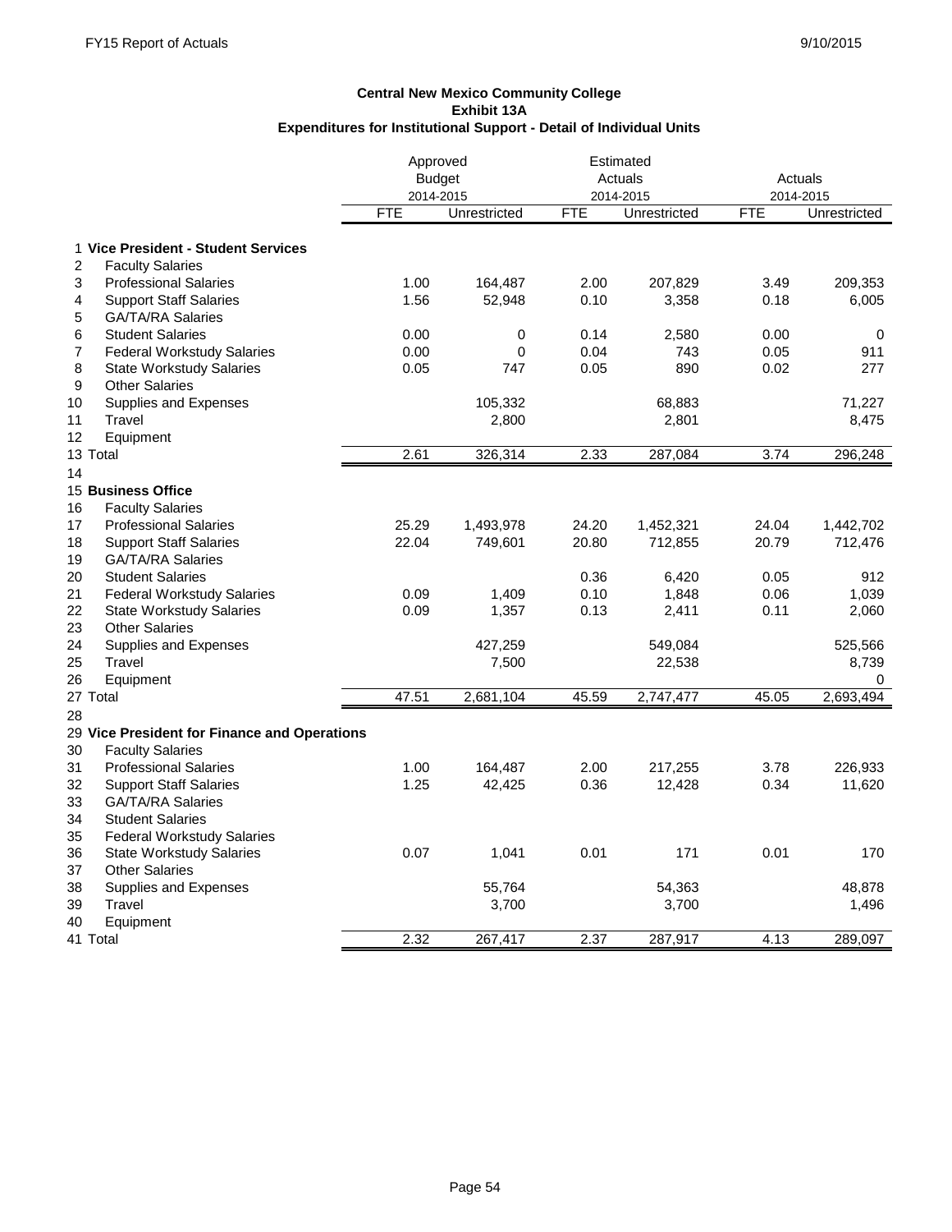**Central New Mexico Community College**
**Exhibit 13A**
**Expenditures for Institutional Support - Detail of Individual Units**

| | | Approved Budget 2014-2015 | | Estimated Actuals 2014-2015 | | Actuals 2014-2015 | |
|---|---|---|---|---|---|---|---|
| | | FTE | Unrestricted | FTE | Unrestricted | FTE | Unrestricted |
| 1 | **Vice President - Student Services** | | | | | | |
| 2 | Faculty Salaries | | | | | | |
| 3 | Professional Salaries | 1.00 | 164,487 | 2.00 | 207,829 | 3.49 | 209,353 |
| 4 | Support Staff Salaries | 1.56 | 52,948 | 0.10 | 3,358 | 0.18 | 6,005 |
| 5 | GA/TA/RA Salaries | | | | | | |
| 6 | Student Salaries | 0.00 | 0 | 0.14 | 2,580 | 0.00 | 0 |
| 7 | Federal Workstudy Salaries | 0.00 | 0 | 0.04 | 743 | 0.05 | 911 |
| 8 | State Workstudy Salaries | 0.05 | 747 | 0.05 | 890 | 0.02 | 277 |
| 9 | Other Salaries | | | | | | |
| 10 | Supplies and Expenses | | 105,332 | | 68,883 | | 71,227 |
| 11 | Travel | | 2,800 | | 2,801 | | 8,475 |
| 12 | Equipment | | | | | | |
| 13 | Total | 2.61 | 326,314 | 2.33 | 287,084 | 3.74 | 296,248 |
| 14 | | | | | | | |
| 15 | **Business Office** | | | | | | |
| 16 | Faculty Salaries | | | | | | |
| 17 | Professional Salaries | 25.29 | 1,493,978 | 24.20 | 1,452,321 | 24.04 | 1,442,702 |
| 18 | Support Staff Salaries | 22.04 | 749,601 | 20.80 | 712,855 | 20.79 | 712,476 |
| 19 | GA/TA/RA Salaries | | | | | | |
| 20 | Student Salaries | | | 0.36 | 6,420 | 0.05 | 912 |
| 21 | Federal Workstudy Salaries | 0.09 | 1,409 | 0.10 | 1,848 | 0.06 | 1,039 |
| 22 | State Workstudy Salaries | 0.09 | 1,357 | 0.13 | 2,411 | 0.11 | 2,060 |
| 23 | Other Salaries | | | | | | |
| 24 | Supplies and Expenses | | 427,259 | | 549,084 | | 525,566 |
| 25 | Travel | | 7,500 | | 22,538 | | 8,739 |
| 26 | Equipment | | | | | | 0 |
| 27 | Total | 47.51 | 2,681,104 | 45.59 | 2,747,477 | 45.05 | 2,693,494 |
| 28 | | | | | | | |
| 29 | **Vice President for Finance and Operations** | | | | | | |
| 30 | Faculty Salaries | | | | | | |
| 31 | Professional Salaries | 1.00 | 164,487 | 2.00 | 217,255 | 3.78 | 226,933 |
| 32 | Support Staff Salaries | 1.25 | 42,425 | 0.36 | 12,428 | 0.34 | 11,620 |
| 33 | GA/TA/RA Salaries | | | | | | |
| 34 | Student Salaries | | | | | | |
| 35 | Federal Workstudy Salaries | | | | | | |
| 36 | State Workstudy Salaries | 0.07 | 1,041 | 0.01 | 171 | 0.01 | 170 |
| 37 | Other Salaries | | | | | | |
| 38 | Supplies and Expenses | | 55,764 | | 54,363 | | 48,878 |
| 39 | Travel | | 3,700 | | 3,700 | | 1,496 |
| 40 | Equipment | | | | | | |
| 41 | Total | 2.32 | 267,417 | 2.37 | 287,917 | 4.13 | 289,097 |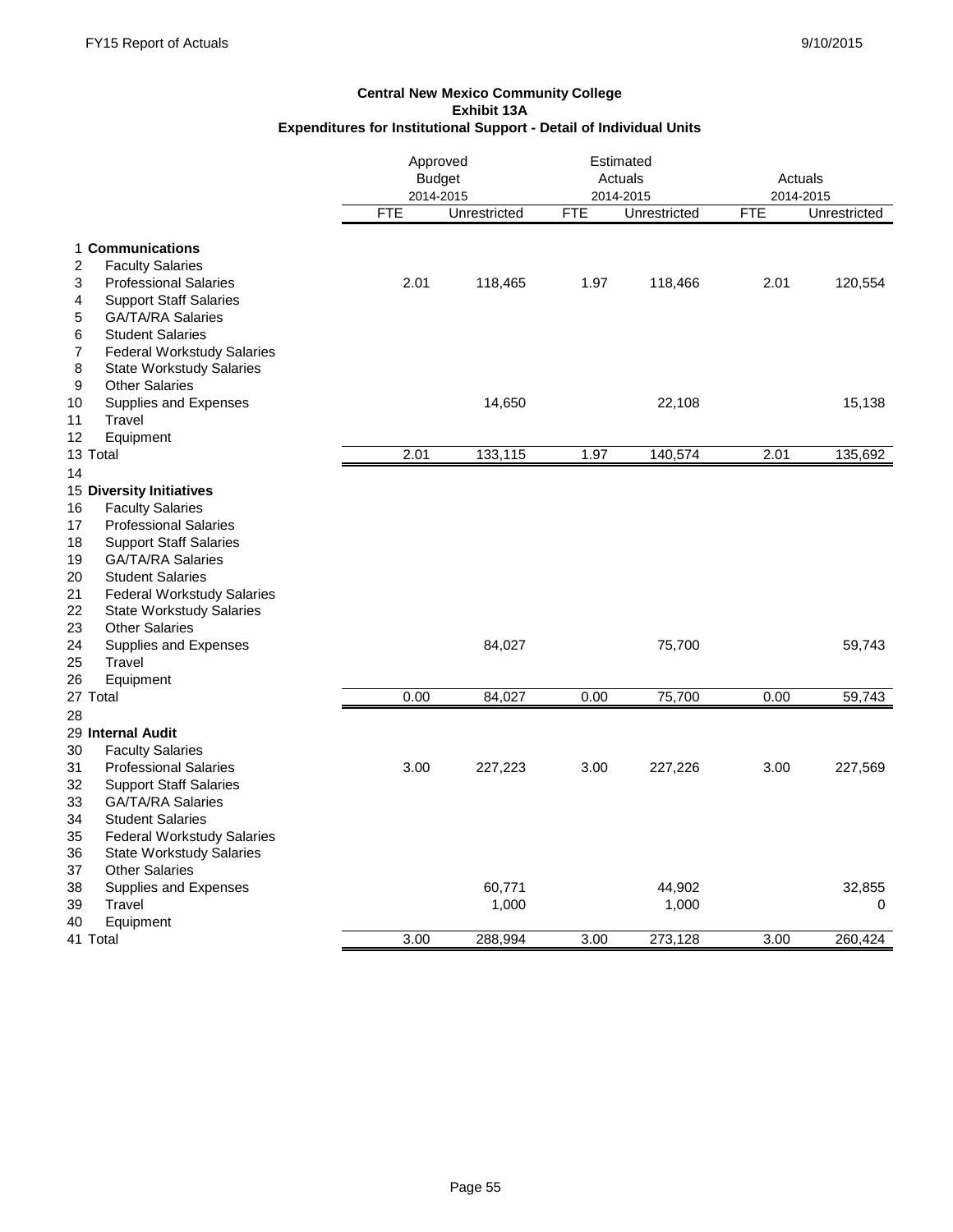**Central New Mexico Community College**
**Exhibit 13A**
**Expenditures for Institutional Support - Detail of Individual Units**

| | | Approved Budget 2014-2015 | | Estimated Actuals 2014-2015 | | Actuals 2014-2015 | |
|---|---|---|---|---|---|---|---|
| | | FTE | Unrestricted | FTE | Unrestricted | FTE | Unrestricted |
| 1 | **Communications** | | | | | | |
| 2 | Faculty Salaries | | | | | | |
| 3 | Professional Salaries | 2.01 | 118,465 | 1.97 | 118,466 | 2.01 | 120,554 |
| 4 | Support Staff Salaries | | | | | | |
| 5 | GA/TA/RA Salaries | | | | | | |
| 6 | Student Salaries | | | | | | |
| 7 | Federal Workstudy Salaries | | | | | | |
| 8 | State Workstudy Salaries | | | | | | |
| 9 | Other Salaries | | | | | | |
| 10 | Supplies and Expenses | | 14,650 | | 22,108 | | 15,138 |
| 11 | Travel | | | | | | |
| 12 | Equipment | | | | | | |
| 13 | Total | 2.01 | 133,115 | 1.97 | 140,574 | 2.01 | 135,692 |
| 14 | | | | | | | |
| 15 | **Diversity Initiatives** | | | | | | |
| 16 | Faculty Salaries | | | | | | |
| 17 | Professional Salaries | | | | | | |
| 18 | Support Staff Salaries | | | | | | |
| 19 | GA/TA/RA Salaries | | | | | | |
| 20 | Student Salaries | | | | | | |
| 21 | Federal Workstudy Salaries | | | | | | |
| 22 | State Workstudy Salaries | | | | | | |
| 23 | Other Salaries | | | | | | |
| 24 | Supplies and Expenses | | 84,027 | | 75,700 | | 59,743 |
| 25 | Travel | | | | | | |
| 26 | Equipment | | | | | | |
| 27 | Total | 0.00 | 84,027 | 0.00 | 75,700 | 0.00 | 59,743 |
| 28 | | | | | | | |
| 29 | **Internal Audit** | | | | | | |
| 30 | Faculty Salaries | | | | | | |
| 31 | Professional Salaries | 3.00 | 227,223 | 3.00 | 227,226 | 3.00 | 227,569 |
| 32 | Support Staff Salaries | | | | | | |
| 33 | GA/TA/RA Salaries | | | | | | |
| 34 | Student Salaries | | | | | | |
| 35 | Federal Workstudy Salaries | | | | | | |
| 36 | State Workstudy Salaries | | | | | | |
| 37 | Other Salaries | | | | | | |
| 38 | Supplies and Expenses | | 60,771 | | 44,902 | | 32,855 |
| 39 | Travel | | 1,000 | | 1,000 | | 0 |
| 40 | Equipment | | | | | | |
| 41 | Total | 3.00 | 288,994 | 3.00 | 273,128 | 3.00 | 260,424 |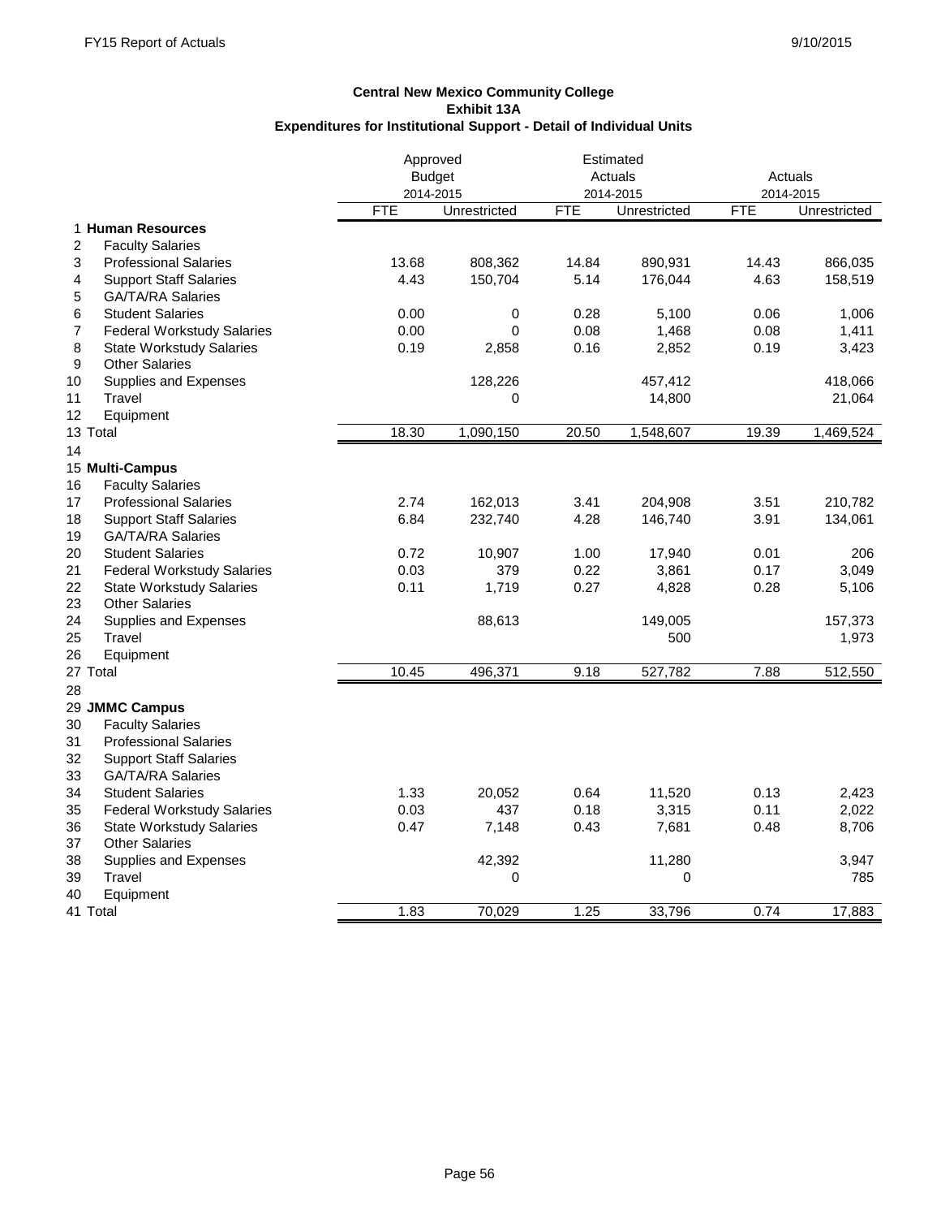**Central New Mexico Community College**
**Exhibit 13A**
**Expenditures for Institutional Support - Detail of Individual Units**

| | | Approved Budget 2014-2015 | | Estimated Actuals 2014-2015 | | Actuals 2014-2015 | |
|---|---|---|---|---|---|---|---|
| | | FTE | Unrestricted | FTE | Unrestricted | FTE | Unrestricted |
| 1 | **Human Resources** | | | | | | |
| 2 | Faculty Salaries | | | | | | |
| 3 | Professional Salaries | 13.68 | 808,362 | 14.84 | 890,931 | 14.43 | 866,035 |
| 4 | Support Staff Salaries | 4.43 | 150,704 | 5.14 | 176,044 | 4.63 | 158,519 |
| 5 | GA/TA/RA Salaries | | | | | | |
| 6 | Student Salaries | 0.00 | 0 | 0.28 | 5,100 | 0.06 | 1,006 |
| 7 | Federal Workstudy Salaries | 0.00 | 0 | 0.08 | 1,468 | 0.08 | 1,411 |
| 8 | State Workstudy Salaries | 0.19 | 2,858 | 0.16 | 2,852 | 0.19 | 3,423 |
| 9 | Other Salaries | | | | | | |
| 10 | Supplies and Expenses | | 128,226 | | 457,412 | | 418,066 |
| 11 | Travel | | 0 | | 14,800 | | 21,064 |
| 12 | Equipment | | | | | | |
| 13 | Total | 18.30 | 1,090,150 | 20.50 | 1,548,607 | 19.39 | 1,469,524 |
| 14 | | | | | | | |
| 15 | **Multi-Campus** | | | | | | |
| 16 | Faculty Salaries | | | | | | |
| 17 | Professional Salaries | 2.74 | 162,013 | 3.41 | 204,908 | 3.51 | 210,782 |
| 18 | Support Staff Salaries | 6.84 | 232,740 | 4.28 | 146,740 | 3.91 | 134,061 |
| 19 | GA/TA/RA Salaries | | | | | | |
| 20 | Student Salaries | 0.72 | 10,907 | 1.00 | 17,940 | 0.01 | 206 |
| 21 | Federal Workstudy Salaries | 0.03 | 379 | 0.22 | 3,861 | 0.17 | 3,049 |
| 22 | State Workstudy Salaries | 0.11 | 1,719 | 0.27 | 4,828 | 0.28 | 5,106 |
| 23 | Other Salaries | | | | | | |
| 24 | Supplies and Expenses | | 88,613 | | 149,005 | | 157,373 |
| 25 | Travel | | | | 500 | | 1,973 |
| 26 | Equipment | | | | | | |
| 27 | Total | 10.45 | 496,371 | 9.18 | 527,782 | 7.88 | 512,550 |
| 28 | | | | | | | |
| 29 | **JMMC Campus** | | | | | | |
| 30 | Faculty Salaries | | | | | | |
| 31 | Professional Salaries | | | | | | |
| 32 | Support Staff Salaries | | | | | | |
| 33 | GA/TA/RA Salaries | | | | | | |
| 34 | Student Salaries | 1.33 | 20,052 | 0.64 | 11,520 | 0.13 | 2,423 |
| 35 | Federal Workstudy Salaries | 0.03 | 437 | 0.18 | 3,315 | 0.11 | 2,022 |
| 36 | State Workstudy Salaries | 0.47 | 7,148 | 0.43 | 7,681 | 0.48 | 8,706 |
| 37 | Other Salaries | | | | | | |
| 38 | Supplies and Expenses | | 42,392 | | 11,280 | | 3,947 |
| 39 | Travel | | 0 | | 0 | | 785 |
| 40 | Equipment | | | | | | |
| 41 | Total | 1.83 | 70,029 | 1.25 | 33,796 | 0.74 | 17,883 |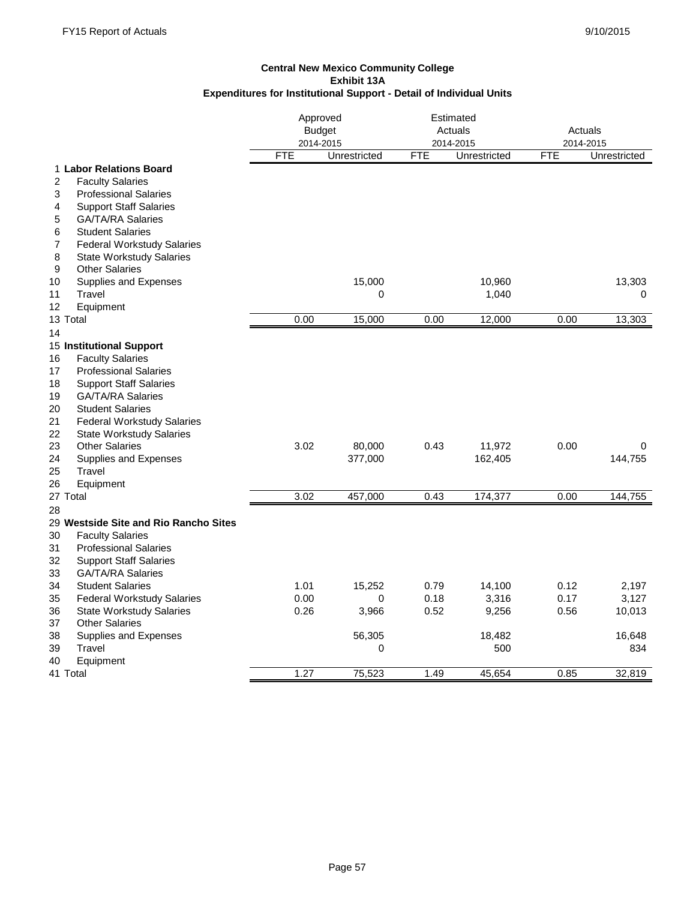**Central New Mexico Community College**
**Exhibit 13A**
**Expenditures for Institutional Support - Detail of Individual Units**

| | | Approved Budget 2014-2015 | | Estimated Actuals 2014-2015 | | Actuals 2014-2015 | |
|---|---|---|---|---|---|---|---|
| | | FTE | Unrestricted | FTE | Unrestricted | FTE | Unrestricted |
| 1 | **Labor Relations Board** | | | | | | |
| 2 | Faculty Salaries | | | | | | |
| 3 | Professional Salaries | | | | | | |
| 4 | Support Staff Salaries | | | | | | |
| 5 | GA/TA/RA Salaries | | | | | | |
| 6 | Student Salaries | | | | | | |
| 7 | Federal Workstudy Salaries | | | | | | |
| 8 | State Workstudy Salaries | | | | | | |
| 9 | Other Salaries | | | | | | |
| 10 | Supplies and Expenses | | 15,000 | | 10,960 | | 13,303 |
| 11 | Travel | | 0 | | 1,040 | | 0 |
| 12 | Equipment | | | | | | |
| 13 | Total | 0.00 | 15,000 | 0.00 | 12,000 | 0.00 | 13,303 |
| 14 | | | | | | | |
| 15 | **Institutional Support** | | | | | | |
| 16 | Faculty Salaries | | | | | | |
| 17 | Professional Salaries | | | | | | |
| 18 | Support Staff Salaries | | | | | | |
| 19 | GA/TA/RA Salaries | | | | | | |
| 20 | Student Salaries | | | | | | |
| 21 | Federal Workstudy Salaries | | | | | | |
| 22 | State Workstudy Salaries | | | | | | |
| 23 | Other Salaries | 3.02 | 80,000 | 0.43 | 11,972 | 0.00 | 0 |
| 24 | Supplies and Expenses | | 377,000 | | 162,405 | | 144,755 |
| 25 | Travel | | | | | | |
| 26 | Equipment | | | | | | |
| 27 | Total | 3.02 | 457,000 | 0.43 | 174,377 | 0.00 | 144,755 |
| 28 | | | | | | | |
| 29 | **Westside Site and Rio Rancho Sites** | | | | | | |
| 30 | Faculty Salaries | | | | | | |
| 31 | Professional Salaries | | | | | | |
| 32 | Support Staff Salaries | | | | | | |
| 33 | GA/TA/RA Salaries | | | | | | |
| 34 | Student Salaries | 1.01 | 15,252 | 0.79 | 14,100 | 0.12 | 2,197 |
| 35 | Federal Workstudy Salaries | 0.00 | 0 | 0.18 | 3,316 | 0.17 | 3,127 |
| 36 | State Workstudy Salaries | 0.26 | 3,966 | 0.52 | 9,256 | 0.56 | 10,013 |
| 37 | Other Salaries | | | | | | |
| 38 | Supplies and Expenses | | 56,305 | | 18,482 | | 16,648 |
| 39 | Travel | | 0 | | 500 | | 834 |
| 40 | Equipment | | | | | | |
| 41 | Total | 1.27 | 75,523 | 1.49 | 45,654 | 0.85 | 32,819 |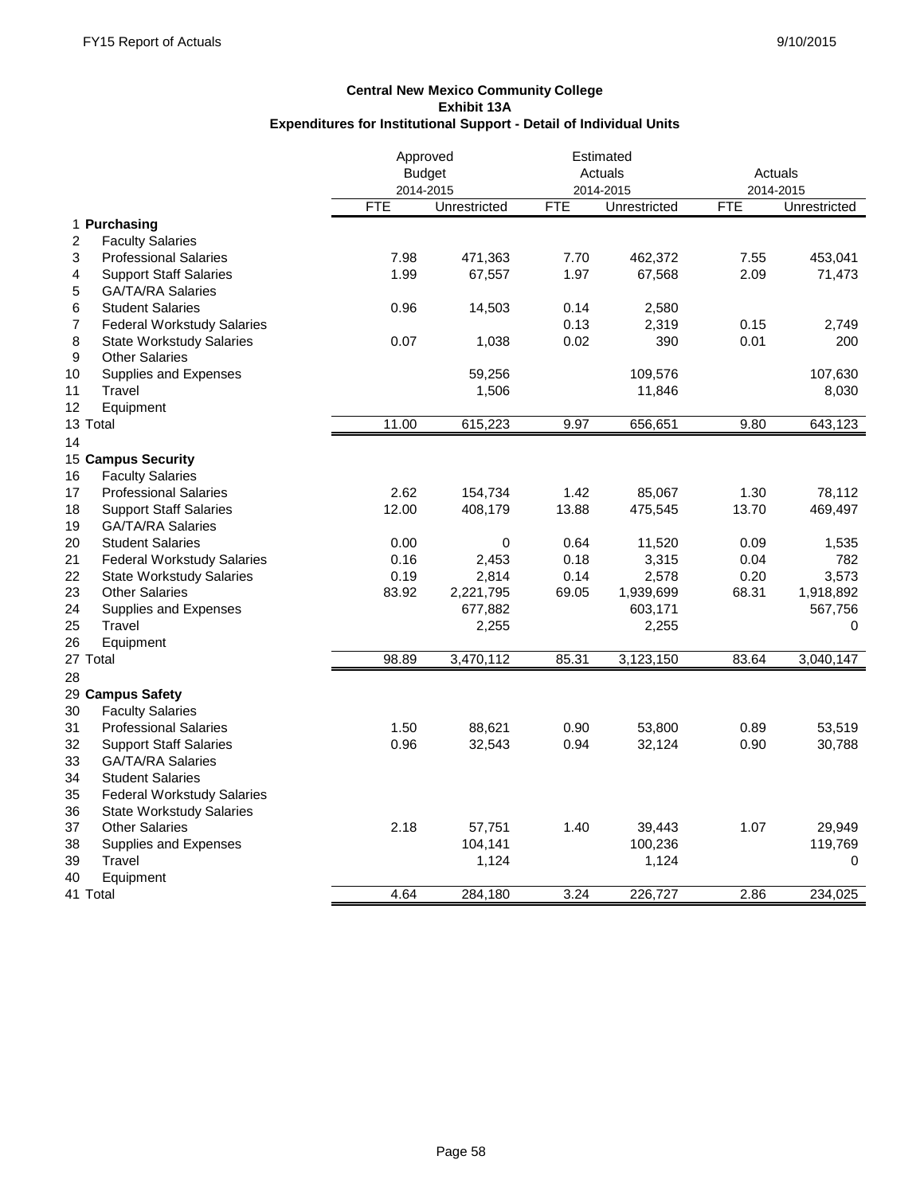**Central New Mexico Community College**
**Exhibit 13A**
**Expenditures for Institutional Support - Detail of Individual Units**

| | | Approved Budget 2014-2015 | | Estimated Actuals 2014-2015 | | Actuals 2014-2015 | |
|---|---|---|---|---|---|---|---|
| | | FTE | Unrestricted | FTE | Unrestricted | FTE | Unrestricted |
| 1 | **Purchasing** | | | | | | |
| 2 | Faculty Salaries | | | | | | |
| 3 | Professional Salaries | 7.98 | 471,363 | 7.70 | 462,372 | 7.55 | 453,041 |
| 4 | Support Staff Salaries | 1.99 | 67,557 | 1.97 | 67,568 | 2.09 | 71,473 |
| 5 | GA/TA/RA Salaries | | | | | | |
| 6 | Student Salaries | 0.96 | 14,503 | 0.14 | 2,580 | | |
| 7 | Federal Workstudy Salaries | | | 0.13 | 2,319 | 0.15 | 2,749 |
| 8 | State Workstudy Salaries | 0.07 | 1,038 | 0.02 | 390 | 0.01 | 200 |
| 9 | Other Salaries | | | | | | |
| 10 | Supplies and Expenses | | 59,256 | | 109,576 | | 107,630 |
| 11 | Travel | | 1,506 | | 11,846 | | 8,030 |
| 12 | Equipment | | | | | | |
| 13 | Total | 11.00 | 615,223 | 9.97 | 656,651 | 9.80 | 643,123 |
| 14 | | | | | | | |
| 15 | **Campus Security** | | | | | | |
| 16 | Faculty Salaries | | | | | | |
| 17 | Professional Salaries | 2.62 | 154,734 | 1.42 | 85,067 | 1.30 | 78,112 |
| 18 | Support Staff Salaries | 12.00 | 408,179 | 13.88 | 475,545 | 13.70 | 469,497 |
| 19 | GA/TA/RA Salaries | | | | | | |
| 20 | Student Salaries | 0.00 | 0 | 0.64 | 11,520 | 0.09 | 1,535 |
| 21 | Federal Workstudy Salaries | 0.16 | 2,453 | 0.18 | 3,315 | 0.04 | 782 |
| 22 | State Workstudy Salaries | 0.19 | 2,814 | 0.14 | 2,578 | 0.20 | 3,573 |
| 23 | Other Salaries | 83.92 | 2,221,795 | 69.05 | 1,939,699 | 68.31 | 1,918,892 |
| 24 | Supplies and Expenses | | 677,882 | | 603,171 | | 567,756 |
| 25 | Travel | | 2,255 | | 2,255 | | 0 |
| 26 | Equipment | | | | | | |
| 27 | Total | 98.89 | 3,470,112 | 85.31 | 3,123,150 | 83.64 | 3,040,147 |
| 28 | | | | | | | |
| 29 | **Campus Safety** | | | | | | |
| 30 | Faculty Salaries | | | | | | |
| 31 | Professional Salaries | 1.50 | 88,621 | 0.90 | 53,800 | 0.89 | 53,519 |
| 32 | Support Staff Salaries | 0.96 | 32,543 | 0.94 | 32,124 | 0.90 | 30,788 |
| 33 | GA/TA/RA Salaries | | | | | | |
| 34 | Student Salaries | | | | | | |
| 35 | Federal Workstudy Salaries | | | | | | |
| 36 | State Workstudy Salaries | | | | | | |
| 37 | Other Salaries | 2.18 | 57,751 | 1.40 | 39,443 | 1.07 | 29,949 |
| 38 | Supplies and Expenses | | 104,141 | | 100,236 | | 119,769 |
| 39 | Travel | | 1,124 | | 1,124 | | 0 |
| 40 | Equipment | | | | | | |
| 41 | Total | 4.64 | 284,180 | 3.24 | 226,727 | 2.86 | 234,025 |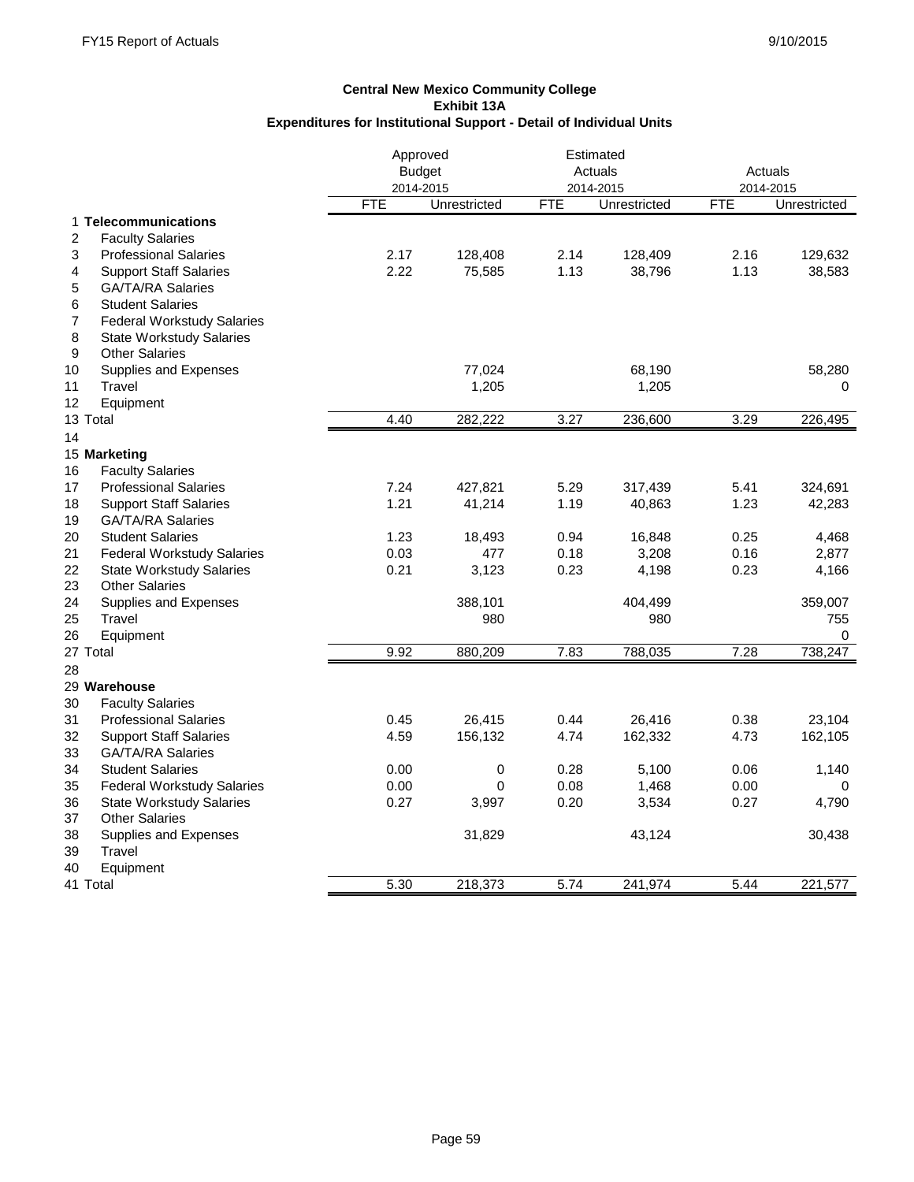**Central New Mexico Community College**
**Exhibit 13A**
**Expenditures for Institutional Support - Detail of Individual Units**

| | | Approved Budget 2014-2015 | | Estimated Actuals 2014-2015 | | Actuals 2014-2015 | |
|---|---|---|---|---|---|---|---|
| | | FTE | Unrestricted | FTE | Unrestricted | FTE | Unrestricted |
| 1 | **Telecommunications** | | | | | | |
| 2 | Faculty Salaries | | | | | | |
| 3 | Professional Salaries | 2.17 | 128,408 | 2.14 | 128,409 | 2.16 | 129,632 |
| 4 | Support Staff Salaries | 2.22 | 75,585 | 1.13 | 38,796 | 1.13 | 38,583 |
| 5 | GA/TA/RA Salaries | | | | | | |
| 6 | Student Salaries | | | | | | |
| 7 | Federal Workstudy Salaries | | | | | | |
| 8 | State Workstudy Salaries | | | | | | |
| 9 | Other Salaries | | | | | | |
| 10 | Supplies and Expenses | | 77,024 | | 68,190 | | 58,280 |
| 11 | Travel | | 1,205 | | 1,205 | | 0 |
| 12 | Equipment | | | | | | |
| 13 | Total | 4.40 | 282,222 | 3.27 | 236,600 | 3.29 | 226,495 |
| 14 | | | | | | | |
| 15 | **Marketing** | | | | | | |
| 16 | Faculty Salaries | | | | | | |
| 17 | Professional Salaries | 7.24 | 427,821 | 5.29 | 317,439 | 5.41 | 324,691 |
| 18 | Support Staff Salaries | 1.21 | 41,214 | 1.19 | 40,863 | 1.23 | 42,283 |
| 19 | GA/TA/RA Salaries | | | | | | |
| 20 | Student Salaries | 1.23 | 18,493 | 0.94 | 16,848 | 0.25 | 4,468 |
| 21 | Federal Workstudy Salaries | 0.03 | 477 | 0.18 | 3,208 | 0.16 | 2,877 |
| 22 | State Workstudy Salaries | 0.21 | 3,123 | 0.23 | 4,198 | 0.23 | 4,166 |
| 23 | Other Salaries | | | | | | |
| 24 | Supplies and Expenses | | 388,101 | | 404,499 | | 359,007 |
| 25 | Travel | | 980 | | 980 | | 755 |
| 26 | Equipment | | | | | | 0 |
| 27 | Total | 9.92 | 880,209 | 7.83 | 788,035 | 7.28 | 738,247 |
| 28 | | | | | | | |
| 29 | **Warehouse** | | | | | | |
| 30 | Faculty Salaries | | | | | | |
| 31 | Professional Salaries | 0.45 | 26,415 | 0.44 | 26,416 | 0.38 | 23,104 |
| 32 | Support Staff Salaries | 4.59 | 156,132 | 4.74 | 162,332 | 4.73 | 162,105 |
| 33 | GA/TA/RA Salaries | | | | | | |
| 34 | Student Salaries | 0.00 | 0 | 0.28 | 5,100 | 0.06 | 1,140 |
| 35 | Federal Workstudy Salaries | 0.00 | 0 | 0.08 | 1,468 | 0.00 | 0 |
| 36 | State Workstudy Salaries | 0.27 | 3,997 | 0.20 | 3,534 | 0.27 | 4,790 |
| 37 | Other Salaries | | | | | | |
| 38 | Supplies and Expenses | | 31,829 | | 43,124 | | 30,438 |
| 39 | Travel | | | | | | |
| 40 | Equipment | | | | | | |
| 41 | Total | 5.30 | 218,373 | 5.74 | 241,974 | 5.44 | 221,577 |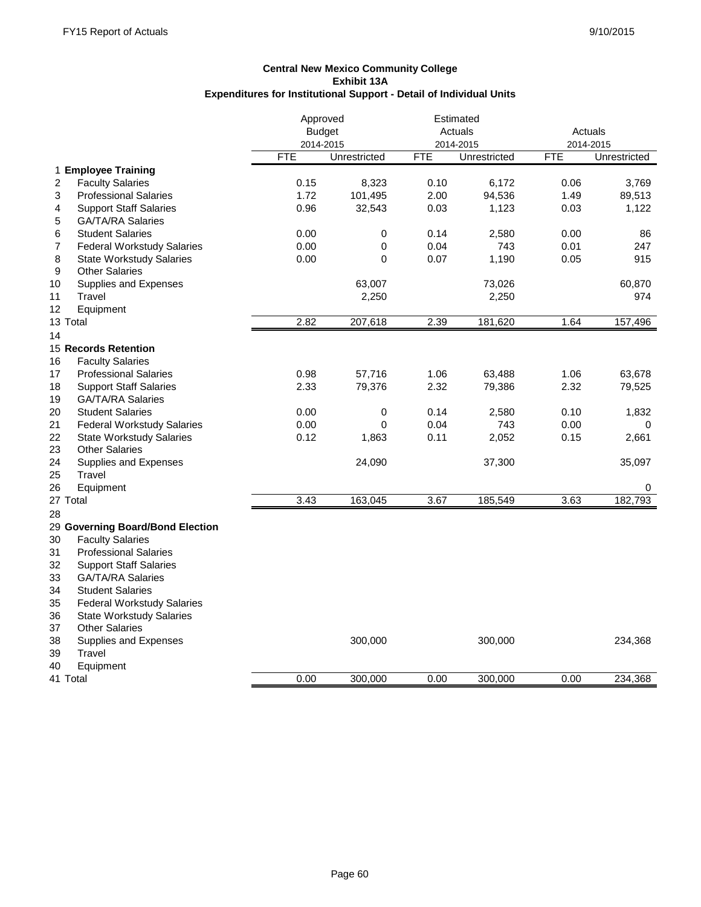**Central New Mexico Community College**
**Exhibit 13A**
**Expenditures for Institutional Support - Detail of Individual Units**

| | | Approved Budget 2014-2015 | | Estimated Actuals 2014-2015 | | Actuals 2014-2015 | |
|---|---|---|---|---|---|---|---|
| | | FTE | Unrestricted | FTE | Unrestricted | FTE | Unrestricted |
| 1 | **Employee Training** | | | | | | |
| 2 | Faculty Salaries | 0.15 | 8,323 | 0.10 | 6,172 | 0.06 | 3,769 |
| 3 | Professional Salaries | 1.72 | 101,495 | 2.00 | 94,536 | 1.49 | 89,513 |
| 4 | Support Staff Salaries | 0.96 | 32,543 | 0.03 | 1,123 | 0.03 | 1,122 |
| 5 | GA/TA/RA Salaries | | | | | | |
| 6 | Student Salaries | 0.00 | 0 | 0.14 | 2,580 | 0.00 | 86 |
| 7 | Federal Workstudy Salaries | 0.00 | 0 | 0.04 | 743 | 0.01 | 247 |
| 8 | State Workstudy Salaries | 0.00 | 0 | 0.07 | 1,190 | 0.05 | 915 |
| 9 | Other Salaries | | | | | | |
| 10 | Supplies and Expenses | | 63,007 | | 73,026 | | 60,870 |
| 11 | Travel | | 2,250 | | 2,250 | | 974 |
| 12 | Equipment | | | | | | |
| 13 | Total | 2.82 | 207,618 | 2.39 | 181,620 | 1.64 | 157,496 |
| 14 | | | | | | | |
| 15 | **Records Retention** | | | | | | |
| 16 | Faculty Salaries | | | | | | |
| 17 | Professional Salaries | 0.98 | 57,716 | 1.06 | 63,488 | 1.06 | 63,678 |
| 18 | Support Staff Salaries | 2.33 | 79,376 | 2.32 | 79,386 | 2.32 | 79,525 |
| 19 | GA/TA/RA Salaries | | | | | | |
| 20 | Student Salaries | 0.00 | 0 | 0.14 | 2,580 | 0.10 | 1,832 |
| 21 | Federal Workstudy Salaries | 0.00 | 0 | 0.04 | 743 | 0.00 | 0 |
| 22 | State Workstudy Salaries | 0.12 | 1,863 | 0.11 | 2,052 | 0.15 | 2,661 |
| 23 | Other Salaries | | | | | | |
| 24 | Supplies and Expenses | | 24,090 | | 37,300 | | 35,097 |
| 25 | Travel | | | | | | |
| 26 | Equipment | | | | | | 0 |
| 27 | Total | 3.43 | 163,045 | 3.67 | 185,549 | 3.63 | 182,793 |
| 28 | | | | | | | |
| 29 | **Governing Board/Bond Election** | | | | | | |
| 30 | Faculty Salaries | | | | | | |
| 31 | Professional Salaries | | | | | | |
| 32 | Support Staff Salaries | | | | | | |
| 33 | GA/TA/RA Salaries | | | | | | |
| 34 | Student Salaries | | | | | | |
| 35 | Federal Workstudy Salaries | | | | | | |
| 36 | State Workstudy Salaries | | | | | | |
| 37 | Other Salaries | | | | | | |
| 38 | Supplies and Expenses | | 300,000 | | 300,000 | | 234,368 |
| 39 | Travel | | | | | | |
| 40 | Equipment | | | | | | |
| 41 | Total | 0.00 | 300,000 | 0.00 | 300,000 | 0.00 | 234,368 |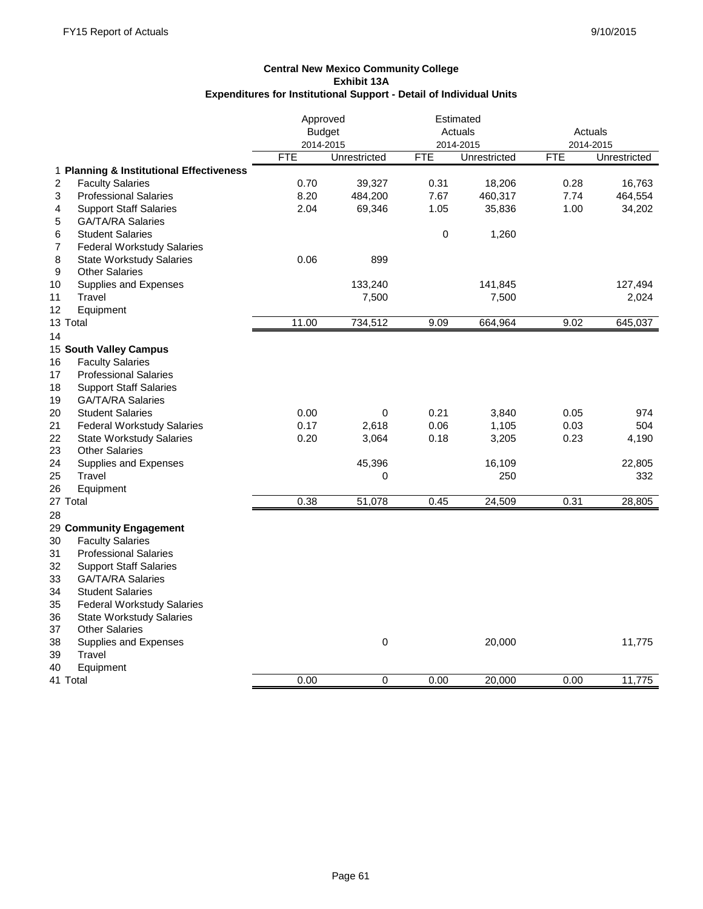**Central New Mexico Community College**
**Exhibit 13A**
**Expenditures for Institutional Support - Detail of Individual Units**

| | | Approved Budget 2014-2015 | | Estimated Actuals 2014-2015 | | Actuals 2014-2015 | |
|---|---|---|---|---|---|---|---|
| | | FTE | Unrestricted | FTE | Unrestricted | FTE | Unrestricted |
| 1 | **Planning & Institutional Effectiveness** | | | | | | |
| 2 | Faculty Salaries | 0.70 | 39,327 | 0.31 | 18,206 | 0.28 | 16,763 |
| 3 | Professional Salaries | 8.20 | 484,200 | 7.67 | 460,317 | 7.74 | 464,554 |
| 4 | Support Staff Salaries | 2.04 | 69,346 | 1.05 | 35,836 | 1.00 | 34,202 |
| 5 | GA/TA/RA Salaries | | | | | | |
| 6 | Student Salaries | | | 0 | 1,260 | | |
| 7 | Federal Workstudy Salaries | | | | | | |
| 8 | State Workstudy Salaries | 0.06 | 899 | | | | |
| 9 | Other Salaries | | | | | | |
| 10 | Supplies and Expenses | | 133,240 | | 141,845 | | 127,494 |
| 11 | Travel | | 7,500 | | 7,500 | | 2,024 |
| 12 | Equipment | | | | | | |
| 13 | Total | 11.00 | 734,512 | 9.09 | 664,964 | 9.02 | 645,037 |
| 14 | | | | | | | |
| 15 | **South Valley Campus** | | | | | | |
| 16 | Faculty Salaries | | | | | | |
| 17 | Professional Salaries | | | | | | |
| 18 | Support Staff Salaries | | | | | | |
| 19 | GA/TA/RA Salaries | | | | | | |
| 20 | Student Salaries | 0.00 | 0 | 0.21 | 3,840 | 0.05 | 974 |
| 21 | Federal Workstudy Salaries | 0.17 | 2,618 | 0.06 | 1,105 | 0.03 | 504 |
| 22 | State Workstudy Salaries | 0.20 | 3,064 | 0.18 | 3,205 | 0.23 | 4,190 |
| 23 | Other Salaries | | | | | | |
| 24 | Supplies and Expenses | | 45,396 | | 16,109 | | 22,805 |
| 25 | Travel | | 0 | | 250 | | 332 |
| 26 | Equipment | | | | | | |
| 27 | Total | 0.38 | 51,078 | 0.45 | 24,509 | 0.31 | 28,805 |
| 28 | | | | | | | |
| 29 | **Community Engagement** | | | | | | |
| 30 | Faculty Salaries | | | | | | |
| 31 | Professional Salaries | | | | | | |
| 32 | Support Staff Salaries | | | | | | |
| 33 | GA/TA/RA Salaries | | | | | | |
| 34 | Student Salaries | | | | | | |
| 35 | Federal Workstudy Salaries | | | | | | |
| 36 | State Workstudy Salaries | | | | | | |
| 37 | Other Salaries | | | | | | |
| 38 | Supplies and Expenses | | 0 | | 20,000 | | 11,775 |
| 39 | Travel | | | | | | |
| 40 | Equipment | | | | | | |
| 41 | Total | 0.00 | 0 | 0.00 | 20,000 | 0.00 | 11,775 |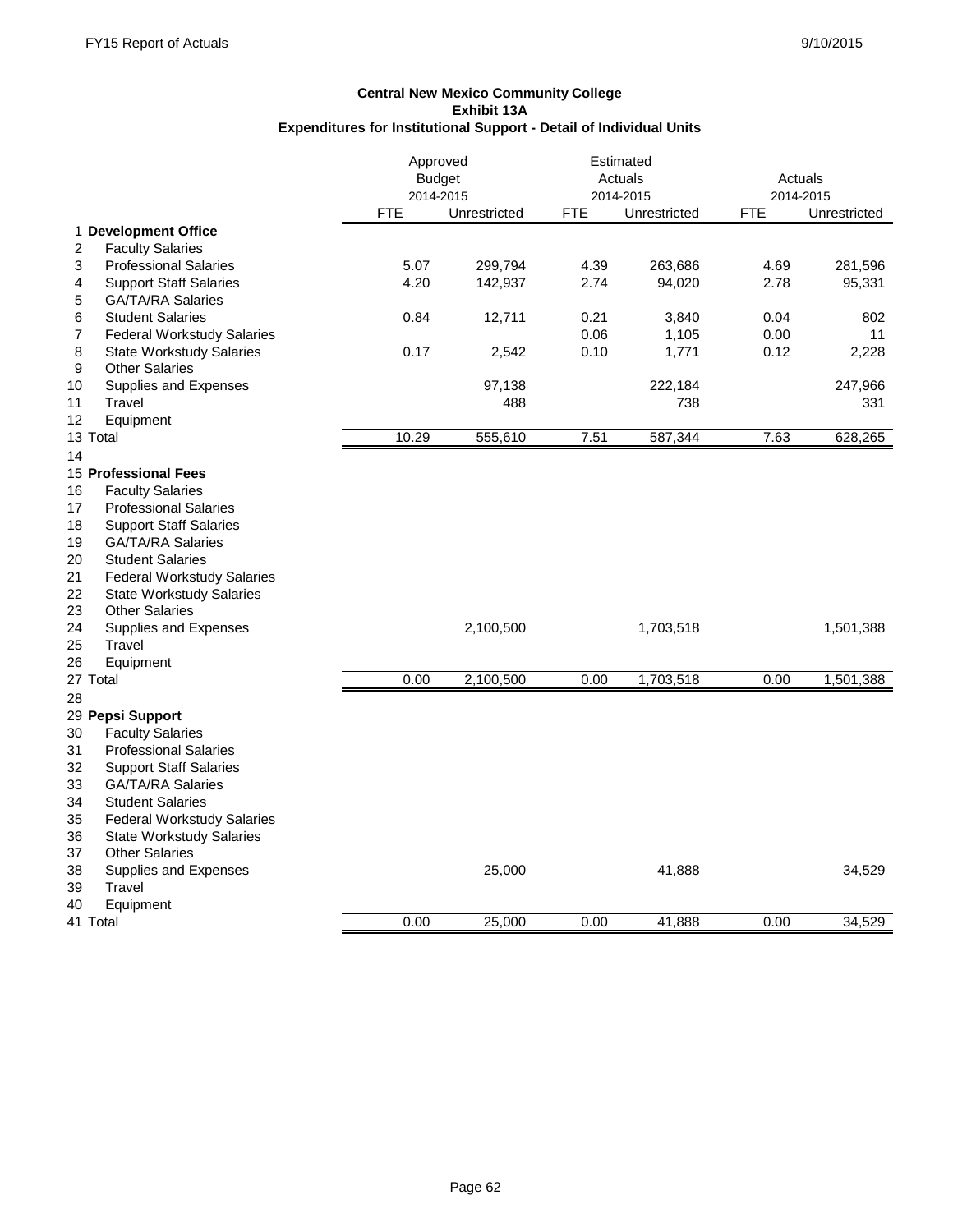**Central New Mexico Community College**
**Exhibit 13A**
**Expenditures for Institutional Support - Detail of Individual Units**

| | | Approved Budget 2014-2015 | | Estimated Actuals 2014-2015 | | Actuals 2014-2015 | |
|---|---|---|---|---|---|---|---|
| | | FTE | Unrestricted | FTE | Unrestricted | FTE | Unrestricted |
| 1 | **Development Office** | | | | | | |
| 2 | Faculty Salaries | | | | | | |
| 3 | Professional Salaries | 5.07 | 299,794 | 4.39 | 263,686 | 4.69 | 281,596 |
| 4 | Support Staff Salaries | 4.20 | 142,937 | 2.74 | 94,020 | 2.78 | 95,331 |
| 5 | GA/TA/RA Salaries | | | | | | |
| 6 | Student Salaries | 0.84 | 12,711 | 0.21 | 3,840 | 0.04 | 802 |
| 7 | Federal Workstudy Salaries | | | 0.06 | 1,105 | 0.00 | 11 |
| 8 | State Workstudy Salaries | 0.17 | 2,542 | 0.10 | 1,771 | 0.12 | 2,228 |
| 9 | Other Salaries | | | | | | |
| 10 | Supplies and Expenses | | 97,138 | | 222,184 | | 247,966 |
| 11 | Travel | | 488 | | 738 | | 331 |
| 12 | Equipment | | | | | | |
| 13 | Total | 10.29 | 555,610 | 7.51 | 587,344 | 7.63 | 628,265 |
| 14 | | | | | | | |
| 15 | **Professional Fees** | | | | | | |
| 16 | Faculty Salaries | | | | | | |
| 17 | Professional Salaries | | | | | | |
| 18 | Support Staff Salaries | | | | | | |
| 19 | GA/TA/RA Salaries | | | | | | |
| 20 | Student Salaries | | | | | | |
| 21 | Federal Workstudy Salaries | | | | | | |
| 22 | State Workstudy Salaries | | | | | | |
| 23 | Other Salaries | | | | | | |
| 24 | Supplies and Expenses | | 2,100,500 | | 1,703,518 | | 1,501,388 |
| 25 | Travel | | | | | | |
| 26 | Equipment | | | | | | |
| 27 | Total | 0.00 | 2,100,500 | 0.00 | 1,703,518 | 0.00 | 1,501,388 |
| 28 | | | | | | | |
| 29 | **Pepsi Support** | | | | | | |
| 30 | Faculty Salaries | | | | | | |
| 31 | Professional Salaries | | | | | | |
| 32 | Support Staff Salaries | | | | | | |
| 33 | GA/TA/RA Salaries | | | | | | |
| 34 | Student Salaries | | | | | | |
| 35 | Federal Workstudy Salaries | | | | | | |
| 36 | State Workstudy Salaries | | | | | | |
| 37 | Other Salaries | | | | | | |
| 38 | Supplies and Expenses | | 25,000 | | 41,888 | | 34,529 |
| 39 | Travel | | | | | | |
| 40 | Equipment | | | | | | |
| 41 | Total | 0.00 | 25,000 | 0.00 | 41,888 | 0.00 | 34,529 |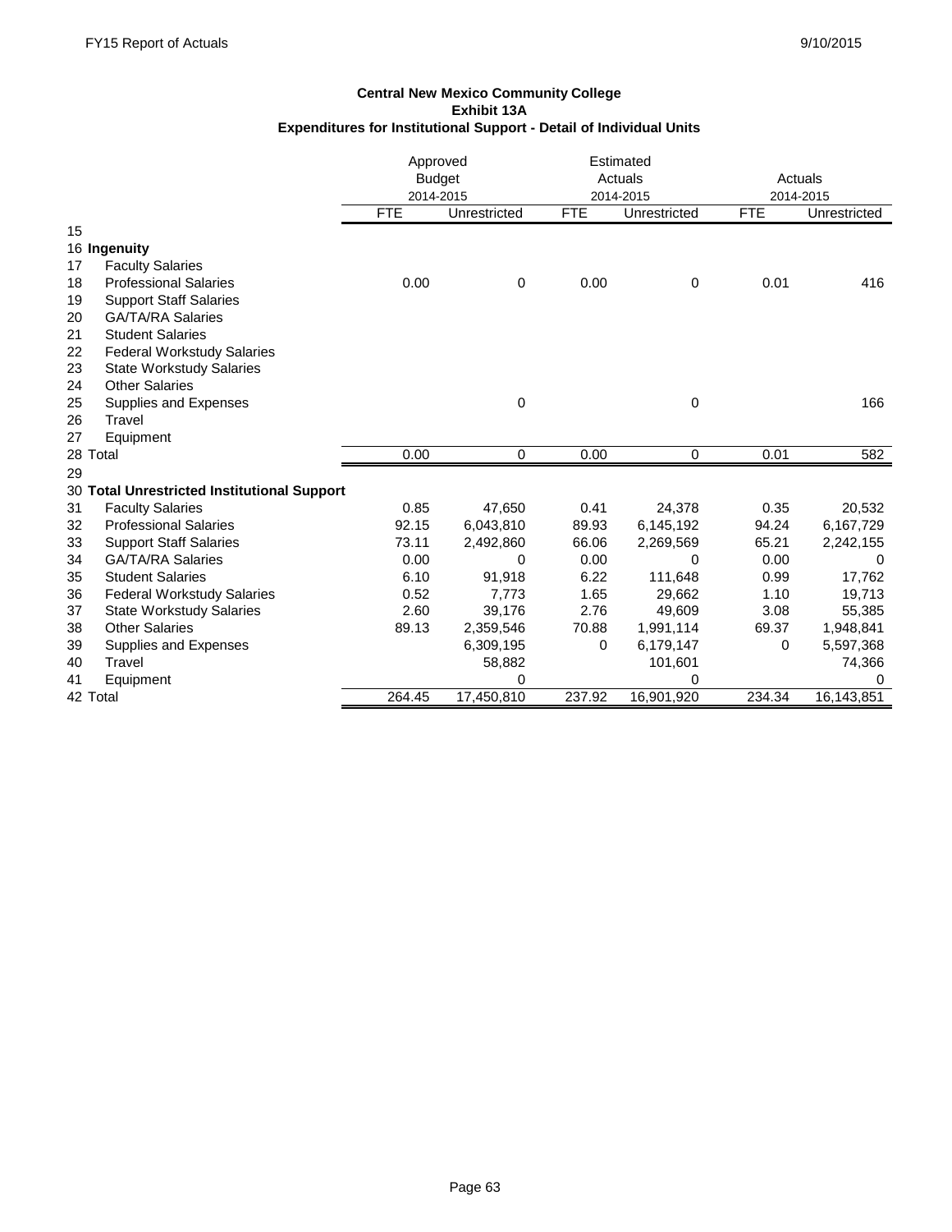**Central New Mexico Community College**
**Exhibit 13A**
**Expenditures for Institutional Support - Detail of Individual Units**

| | | Approved Budget 2014-2015 | | Estimated Actuals 2014-2015 | | Actuals 2014-2015 | |
|---|---|---|---|---|---|---|---|
| | | FTE | Unrestricted | FTE | Unrestricted | FTE | Unrestricted |
| 15 | | | | | | | |
| 16 | **Ingenuity** | | | | | | |
| 17 | Faculty Salaries | | | | | | |
| 18 | Professional Salaries | 0.00 | 0 | 0.00 | 0 | 0.01 | 416 |
| 19 | Support Staff Salaries | | | | | | |
| 20 | GA/TA/RA Salaries | | | | | | |
| 21 | Student Salaries | | | | | | |
| 22 | Federal Workstudy Salaries | | | | | | |
| 23 | State Workstudy Salaries | | | | | | |
| 24 | Other Salaries | | | | | | |
| 25 | Supplies and Expenses | | 0 | | 0 | | 166 |
| 26 | Travel | | | | | | |
| 27 | Equipment | | | | | | |
| 28 | Total | 0.00 | 0 | 0.00 | 0 | 0.01 | 582 |
| 29 | | | | | | | |
| 30 | **Total Unrestricted Institutional Support** | | | | | | |
| 31 | Faculty Salaries | 0.85 | 47,650 | 0.41 | 24,378 | 0.35 | 20,532 |
| 32 | Professional Salaries | 92.15 | 6,043,810 | 89.93 | 6,145,192 | 94.24 | 6,167,729 |
| 33 | Support Staff Salaries | 73.11 | 2,492,860 | 66.06 | 2,269,569 | 65.21 | 2,242,155 |
| 34 | GA/TA/RA Salaries | 0.00 | 0 | 0.00 | 0 | 0.00 | 0 |
| 35 | Student Salaries | 6.10 | 91,918 | 6.22 | 111,648 | 0.99 | 17,762 |
| 36 | Federal Workstudy Salaries | 0.52 | 7,773 | 1.65 | 29,662 | 1.10 | 19,713 |
| 37 | State Workstudy Salaries | 2.60 | 39,176 | 2.76 | 49,609 | 3.08 | 55,385 |
| 38 | Other Salaries | 89.13 | 2,359,546 | 70.88 | 1,991,114 | 69.37 | 1,948,841 |
| 39 | Supplies and Expenses | | 6,309,195 | 0 | 6,179,147 | 0 | 5,597,368 |
| 40 | Travel | | 58,882 | | 101,601 | | 74,366 |
| 41 | Equipment | | 0 | | 0 | | 0 |
| 42 | Total | 264.45 | 17,450,810 | 237.92 | 16,901,920 | 234.34 | 16,143,851 |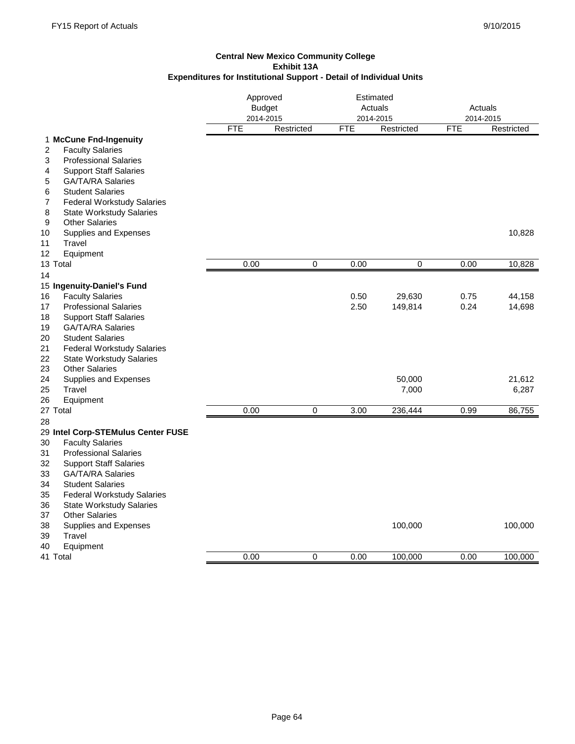**Central New Mexico Community College**
**Exhibit 13A**
**Expenditures for Institutional Support - Detail of Individual Units**

| | | Approved Budget 2014-2015 | | Estimated Actuals 2014-2015 | | Actuals 2014-2015 | |
|---|---|---|---|---|---|---|---|
| | | FTE | Restricted | FTE | Restricted | FTE | Restricted |
| 1 | **McCune Fnd-Ingenuity** | | | | | | |
| 2 | Faculty Salaries | | | | | | |
| 3 | Professional Salaries | | | | | | |
| 4 | Support Staff Salaries | | | | | | |
| 5 | GA/TA/RA Salaries | | | | | | |
| 6 | Student Salaries | | | | | | |
| 7 | Federal Workstudy Salaries | | | | | | |
| 8 | State Workstudy Salaries | | | | | | |
| 9 | Other Salaries | | | | | | |
| 10 | Supplies and Expenses | | | | | | 10,828 |
| 11 | Travel | | | | | | |
| 12 | Equipment | | | | | | |
| 13 | Total | 0.00 | 0 | 0.00 | 0 | 0.00 | 10,828 |
| 14 | | | | | | | |
| 15 | **Ingenuity-Daniel's Fund** | | | | | | |
| 16 | Faculty Salaries | | | 0.50 | 29,630 | 0.75 | 44,158 |
| 17 | Professional Salaries | | | 2.50 | 149,814 | 0.24 | 14,698 |
| 18 | Support Staff Salaries | | | | | | |
| 19 | GA/TA/RA Salaries | | | | | | |
| 20 | Student Salaries | | | | | | |
| 21 | Federal Workstudy Salaries | | | | | | |
| 22 | State Workstudy Salaries | | | | | | |
| 23 | Other Salaries | | | | | | |
| 24 | Supplies and Expenses | | | | 50,000 | | 21,612 |
| 25 | Travel | | | | 7,000 | | 6,287 |
| 26 | Equipment | | | | | | |
| 27 | Total | 0.00 | 0 | 3.00 | 236,444 | 0.99 | 86,755 |
| 28 | | | | | | | |
| 29 | **Intel Corp-STEMulus Center FUSE** | | | | | | |
| 30 | Faculty Salaries | | | | | | |
| 31 | Professional Salaries | | | | | | |
| 32 | Support Staff Salaries | | | | | | |
| 33 | GA/TA/RA Salaries | | | | | | |
| 34 | Student Salaries | | | | | | |
| 35 | Federal Workstudy Salaries | | | | | | |
| 36 | State Workstudy Salaries | | | | | | |
| 37 | Other Salaries | | | | | | |
| 38 | Supplies and Expenses | | | | 100,000 | | 100,000 |
| 39 | Travel | | | | | | |
| 40 | Equipment | | | | | | |
| 41 | Total | 0.00 | 0 | 0.00 | 100,000 | 0.00 | 100,000 |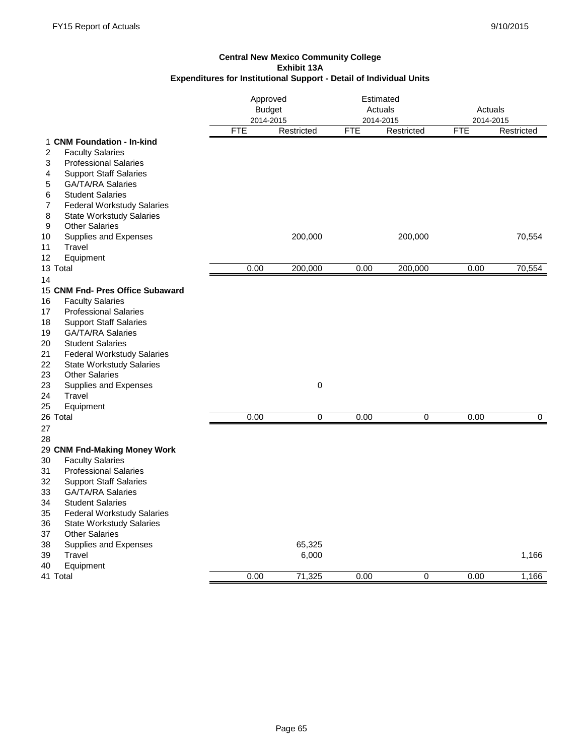**Central New Mexico Community College**
**Exhibit 13A**
**Expenditures for Institutional Support - Detail of Individual Units**

| | | Approved Budget 2014-2015 | | Estimated Actuals 2014-2015 | | Actuals 2014-2015 | |
|---|---|---|---|---|---|---|---|
| | | FTE | Restricted | FTE | Restricted | FTE | Restricted |
| 1 | **CNM Foundation - In-kind** | | | | | | |
| 2 | Faculty Salaries | | | | | | |
| 3 | Professional Salaries | | | | | | |
| 4 | Support Staff Salaries | | | | | | |
| 5 | GA/TA/RA Salaries | | | | | | |
| 6 | Student Salaries | | | | | | |
| 7 | Federal Workstudy Salaries | | | | | | |
| 8 | State Workstudy Salaries | | | | | | |
| 9 | Other Salaries | | | | | | |
| 10 | Supplies and Expenses | | 200,000 | | 200,000 | | 70,554 |
| 11 | Travel | | | | | | |
| 12 | Equipment | | | | | | |
| 13 | Total | 0.00 | 200,000 | 0.00 | 200,000 | 0.00 | 70,554 |
| 14 | | | | | | | |
| 15 | **CNM Fnd- Pres Office Subaward** | | | | | | |
| 16 | Faculty Salaries | | | | | | |
| 17 | Professional Salaries | | | | | | |
| 18 | Support Staff Salaries | | | | | | |
| 19 | GA/TA/RA Salaries | | | | | | |
| 20 | Student Salaries | | | | | | |
| 21 | Federal Workstudy Salaries | | | | | | |
| 22 | State Workstudy Salaries | | | | | | |
| 23 | Other Salaries | | | | | | |
| 23 | Supplies and Expenses | | 0 | | | | |
| 24 | Travel | | | | | | |
| 25 | Equipment | | | | | | |
| 26 | Total | 0.00 | 0 | 0.00 | 0 | 0.00 | 0 |
| 27 | | | | | | | |
| 28 | | | | | | | |
| 29 | **CNM Fnd-Making Money Work** | | | | | | |
| 30 | Faculty Salaries | | | | | | |
| 31 | Professional Salaries | | | | | | |
| 32 | Support Staff Salaries | | | | | | |
| 33 | GA/TA/RA Salaries | | | | | | |
| 34 | Student Salaries | | | | | | |
| 35 | Federal Workstudy Salaries | | | | | | |
| 36 | State Workstudy Salaries | | | | | | |
| 37 | Other Salaries | | | | | | |
| 38 | Supplies and Expenses | | 65,325 | | | | |
| 39 | Travel | | 6,000 | | | | 1,166 |
| 40 | Equipment | | | | | | |
| 41 | Total | 0.00 | 71,325 | 0.00 | 0 | 0.00 | 1,166 |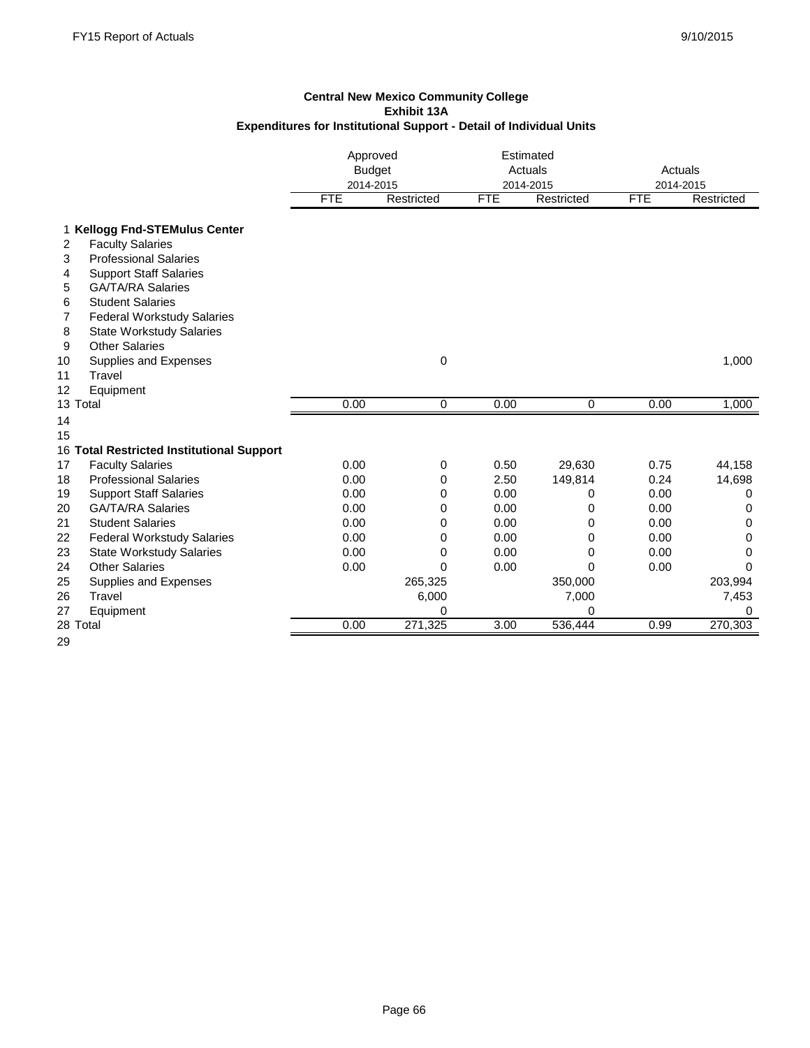**Central New Mexico Community College**
**Exhibit 13A**
**Expenditures for Institutional Support - Detail of Individual Units**

| | | Approved Budget 2014-2015 | | Estimated Actuals 2014-2015 | | Actuals 2014-2015 | |
|---|---|---|---|---|---|---|---|
| | | FTE | Restricted | FTE | Restricted | FTE | Restricted |
| 1 | **Kellogg Fnd-STEMulus Center** | | | | | | |
| 2 | Faculty Salaries | | | | | | |
| 3 | Professional Salaries | | | | | | |
| 4 | Support Staff Salaries | | | | | | |
| 5 | GA/TA/RA Salaries | | | | | | |
| 6 | Student Salaries | | | | | | |
| 7 | Federal Workstudy Salaries | | | | | | |
| 8 | State Workstudy Salaries | | | | | | |
| 9 | Other Salaries | | | | | | |
| 10 | Supplies and Expenses | | 0 | | | | 1,000 |
| 11 | Travel | | | | | | |
| 12 | Equipment | | | | | | |
| 13 | Total | 0.00 | 0 | 0.00 | 0 | 0.00 | 1,000 |
| 14 | | | | | | | |
| 15 | | | | | | | |
| 16 | **Total Restricted Institutional Support** | | | | | | |
| 17 | Faculty Salaries | 0.00 | 0 | 0.50 | 29,630 | 0.75 | 44,158 |
| 18 | Professional Salaries | 0.00 | 0 | 2.50 | 149,814 | 0.24 | 14,698 |
| 19 | Support Staff Salaries | 0.00 | 0 | 0.00 | 0 | 0.00 | 0 |
| 20 | GA/TA/RA Salaries | 0.00 | 0 | 0.00 | 0 | 0.00 | 0 |
| 21 | Student Salaries | 0.00 | 0 | 0.00 | 0 | 0.00 | 0 |
| 22 | Federal Workstudy Salaries | 0.00 | 0 | 0.00 | 0 | 0.00 | 0 |
| 23 | State Workstudy Salaries | 0.00 | 0 | 0.00 | 0 | 0.00 | 0 |
| 24 | Other Salaries | 0.00 | 0 | 0.00 | 0 | 0.00 | 0 |
| 25 | Supplies and Expenses | | 265,325 | | 350,000 | | 203,994 |
| 26 | Travel | | 6,000 | | 7,000 | | 7,453 |
| 27 | Equipment | | 0 | | 0 | | 0 |
| 28 | Total | 0.00 | 271,325 | 3.00 | 536,444 | 0.99 | 270,303 |
| 29 | | | | | | | |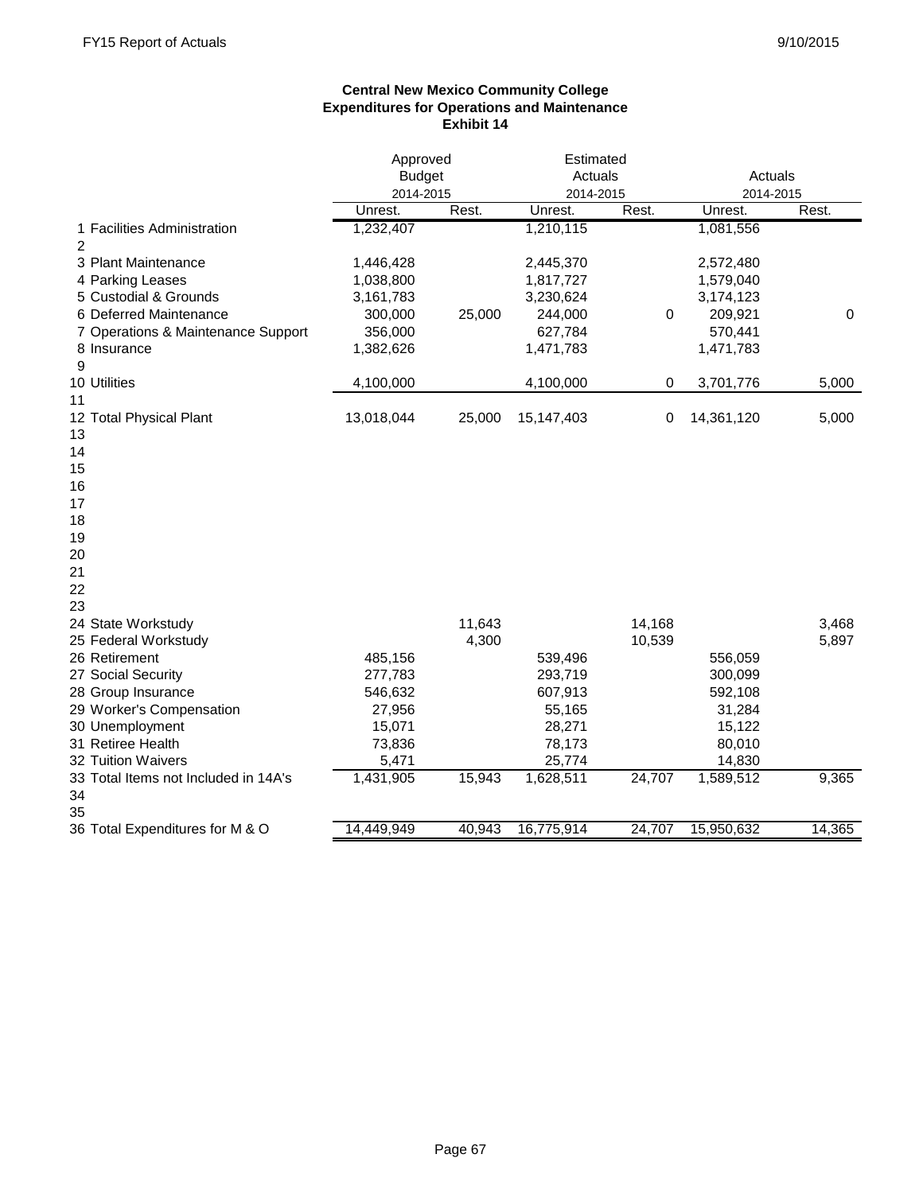**Central New Mexico Community College**
**Expenditures for Operations and Maintenance**
**Exhibit 14**

| | | Approved Budget 2014-2015 | | Estimated Actuals 2014-2015 | | Actuals 2014-2015 | |
|---|---|---|---|---|---|---|---|
| | | Unrest. | Rest. | Unrest. | Rest. | Unrest. | Rest. |
| 1 | Facilities Administration | 1,232,407 | | 1,210,115 | | 1,081,556 | |
| 2 | | | | | | | |
| 3 | Plant Maintenance | 1,446,428 | | 2,445,370 | | 2,572,480 | |
| 4 | Parking Leases | 1,038,800 | | 1,817,727 | | 1,579,040 | |
| 5 | Custodial & Grounds | 3,161,783 | | 3,230,624 | | 3,174,123 | |
| 6 | Deferred Maintenance | 300,000 | 25,000 | 244,000 | 0 | 209,921 | 0 |
| 7 | Operations & Maintenance Support | 356,000 | | 627,784 | | 570,441 | |
| 8 | Insurance | 1,382,626 | | 1,471,783 | | 1,471,783 | |
| 9 | | | | | | | |
| 10 | Utilities | 4,100,000 | | 4,100,000 | 0 | 3,701,776 | 5,000 |
| 11 | | | | | | | |
| 12 | Total Physical Plant | 13,018,044 | 25,000 | 15,147,403 | 0 | 14,361,120 | 5,000 |
| 13 | | | | | | | |
| 14 | | | | | | | |
| 15 | | | | | | | |
| 16 | | | | | | | |
| 17 | | | | | | | |
| 18 | | | | | | | |
| 19 | | | | | | | |
| 20 | | | | | | | |
| 21 | | | | | | | |
| 22 | | | | | | | |
| 23 | | | | | | | |
| 24 | State Workstudy | | 11,643 | | 14,168 | | 3,468 |
| 25 | Federal Workstudy | | 4,300 | | 10,539 | | 5,897 |
| 26 | Retirement | 485,156 | | 539,496 | | 556,059 | |
| 27 | Social Security | 277,783 | | 293,719 | | 300,099 | |
| 28 | Group Insurance | 546,632 | | 607,913 | | 592,108 | |
| 29 | Worker's Compensation | 27,956 | | 55,165 | | 31,284 | |
| 30 | Unemployment | 15,071 | | 28,271 | | 15,122 | |
| 31 | Retiree Health | 73,836 | | 78,173 | | 80,010 | |
| 32 | Tuition Waivers | 5,471 | | 25,774 | | 14,830 | |
| 33 | Total Items not Included in 14A's | 1,431,905 | 15,943 | 1,628,511 | 24,707 | 1,589,512 | 9,365 |
| 34 | | | | | | | |
| 35 | | | | | | | |
| 36 | Total Expenditures for M & O | 14,449,949 | 40,943 | 16,775,914 | 24,707 | 15,950,632 | 14,365 |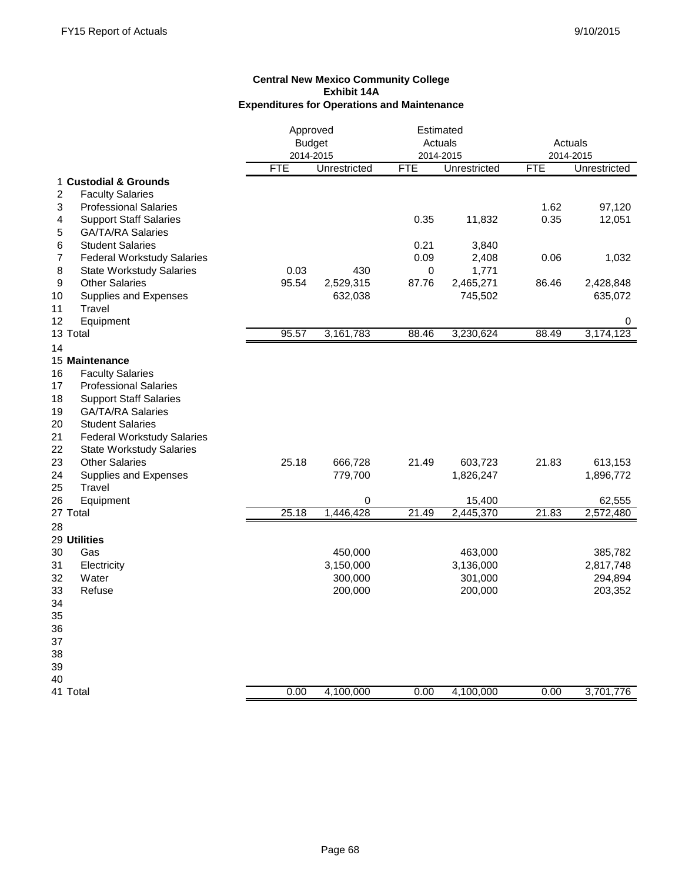**Central New Mexico Community College**
**Exhibit 14A**
**Expenditures for Operations and Maintenance**

| | | Approved Budget 2014-2015 | | Estimated Actuals 2014-2015 | | Actuals 2014-2015 | |
|---|---|---|---|---|---|---|---|
| | | FTE | Unrestricted | FTE | Unrestricted | FTE | Unrestricted |
| 1 | **Custodial & Grounds** | | | | | | |
| 2 | Faculty Salaries | | | | | | |
| 3 | Professional Salaries | | | | | 1.62 | 97,120 |
| 4 | Support Staff Salaries | | | 0.35 | 11,832 | 0.35 | 12,051 |
| 5 | GA/TA/RA Salaries | | | | | | |
| 6 | Student Salaries | | | 0.21 | 3,840 | | |
| 7 | Federal Workstudy Salaries | | | 0.09 | 2,408 | 0.06 | 1,032 |
| 8 | State Workstudy Salaries | 0.03 | 430 | 0 | 1,771 | | |
| 9 | Other Salaries | 95.54 | 2,529,315 | 87.76 | 2,465,271 | 86.46 | 2,428,848 |
| 10 | Supplies and Expenses | | 632,038 | | 745,502 | | 635,072 |
| 11 | Travel | | | | | | |
| 12 | Equipment | | | | | | 0 |
| 13 | Total | 95.57 | 3,161,783 | 88.46 | 3,230,624 | 88.49 | 3,174,123 |
| 14 | | | | | | | |
| 15 | **Maintenance** | | | | | | |
| 16 | Faculty Salaries | | | | | | |
| 17 | Professional Salaries | | | | | | |
| 18 | Support Staff Salaries | | | | | | |
| 19 | GA/TA/RA Salaries | | | | | | |
| 20 | Student Salaries | | | | | | |
| 21 | Federal Workstudy Salaries | | | | | | |
| 22 | State Workstudy Salaries | | | | | | |
| 23 | Other Salaries | 25.18 | 666,728 | 21.49 | 603,723 | 21.83 | 613,153 |
| 24 | Supplies and Expenses | | 779,700 | | 1,826,247 | | 1,896,772 |
| 25 | Travel | | | | | | |
| 26 | Equipment | | 0 | | 15,400 | | 62,555 |
| 27 | Total | 25.18 | 1,446,428 | 21.49 | 2,445,370 | 21.83 | 2,572,480 |
| 28 | | | | | | | |
| 29 | **Utilities** | | | | | | |
| 30 | Gas | | 450,000 | | 463,000 | | 385,782 |
| 31 | Electricity | | 3,150,000 | | 3,136,000 | | 2,817,748 |
| 32 | Water | | 300,000 | | 301,000 | | 294,894 |
| 33 | Refuse | | 200,000 | | 200,000 | | 203,352 |
| 34 | | | | | | | |
| 35 | | | | | | | |
| 36 | | | | | | | |
| 37 | | | | | | | |
| 38 | | | | | | | |
| 39 | | | | | | | |
| 40 | | | | | | | |
| 41 | Total | 0.00 | 4,100,000 | 0.00 | 4,100,000 | 0.00 | 3,701,776 |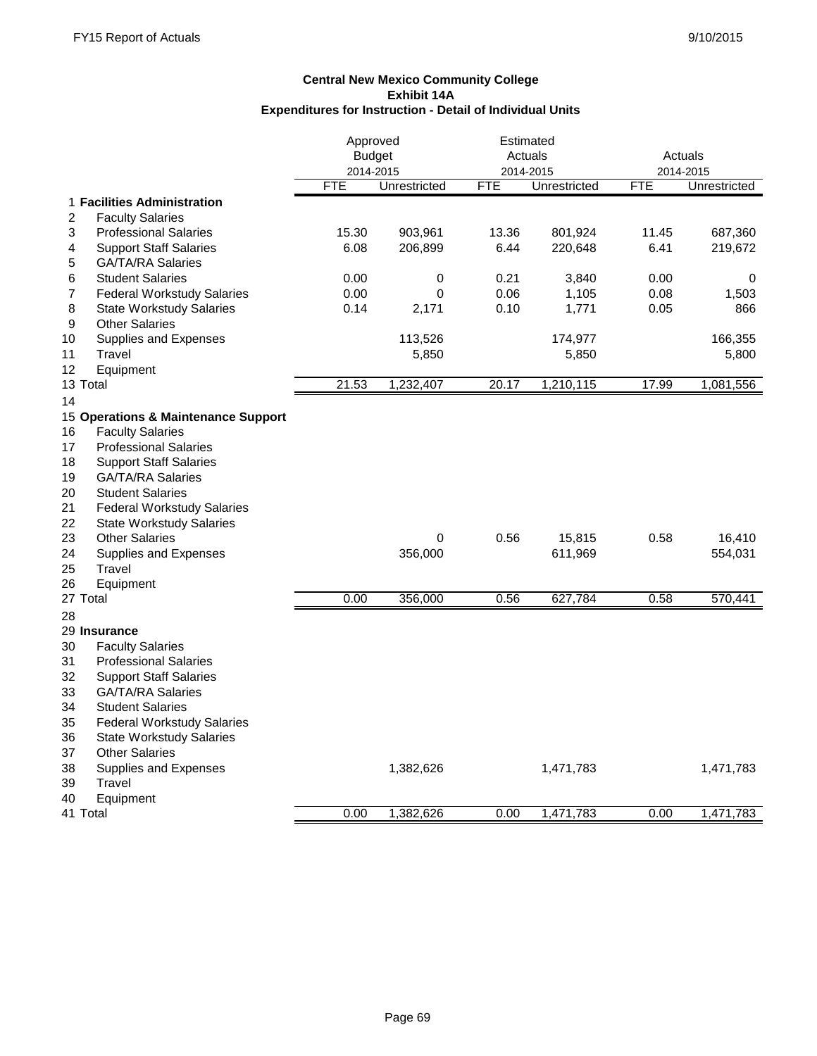**Central New Mexico Community College**
**Exhibit 14A**
**Expenditures for Instruction - Detail of Individual Units**

| | | Approved Budget 2014-2015 | | Estimated Actuals 2014-2015 | | Actuals 2014-2015 | |
|---|---|---|---|---|---|---|---|
| | | FTE | Unrestricted | FTE | Unrestricted | FTE | Unrestricted |
| 1 | **Facilities Administration** | | | | | | |
| 2 | Faculty Salaries | | | | | | |
| 3 | Professional Salaries | 15.30 | 903,961 | 13.36 | 801,924 | 11.45 | 687,360 |
| 4 | Support Staff Salaries | 6.08 | 206,899 | 6.44 | 220,648 | 6.41 | 219,672 |
| 5 | GA/TA/RA Salaries | | | | | | |
| 6 | Student Salaries | 0.00 | 0 | 0.21 | 3,840 | 0.00 | 0 |
| 7 | Federal Workstudy Salaries | 0.00 | 0 | 0.06 | 1,105 | 0.08 | 1,503 |
| 8 | State Workstudy Salaries | 0.14 | 2,171 | 0.10 | 1,771 | 0.05 | 866 |
| 9 | Other Salaries | | | | | | |
| 10 | Supplies and Expenses | | 113,526 | | 174,977 | | 166,355 |
| 11 | Travel | | 5,850 | | 5,850 | | 5,800 |
| 12 | Equipment | | | | | | |
| 13 | Total | 21.53 | 1,232,407 | 20.17 | 1,210,115 | 17.99 | 1,081,556 |
| 14 | | | | | | | |
| 15 | **Operations & Maintenance Support** | | | | | | |
| 16 | Faculty Salaries | | | | | | |
| 17 | Professional Salaries | | | | | | |
| 18 | Support Staff Salaries | | | | | | |
| 19 | GA/TA/RA Salaries | | | | | | |
| 20 | Student Salaries | | | | | | |
| 21 | Federal Workstudy Salaries | | | | | | |
| 22 | State Workstudy Salaries | | | | | | |
| 23 | Other Salaries | | 0 | 0.56 | 15,815 | 0.58 | 16,410 |
| 24 | Supplies and Expenses | | 356,000 | | 611,969 | | 554,031 |
| 25 | Travel | | | | | | |
| 26 | Equipment | | | | | | |
| 27 | Total | 0.00 | 356,000 | 0.56 | 627,784 | 0.58 | 570,441 |
| 28 | | | | | | | |
| 29 | **Insurance** | | | | | | |
| 30 | Faculty Salaries | | | | | | |
| 31 | Professional Salaries | | | | | | |
| 32 | Support Staff Salaries | | | | | | |
| 33 | GA/TA/RA Salaries | | | | | | |
| 34 | Student Salaries | | | | | | |
| 35 | Federal Workstudy Salaries | | | | | | |
| 36 | State Workstudy Salaries | | | | | | |
| 37 | Other Salaries | | | | | | |
| 38 | Supplies and Expenses | | 1,382,626 | | 1,471,783 | | 1,471,783 |
| 39 | Travel | | | | | | |
| 40 | Equipment | | | | | | |
| 41 | Total | 0.00 | 1,382,626 | 0.00 | 1,471,783 | 0.00 | 1,471,783 |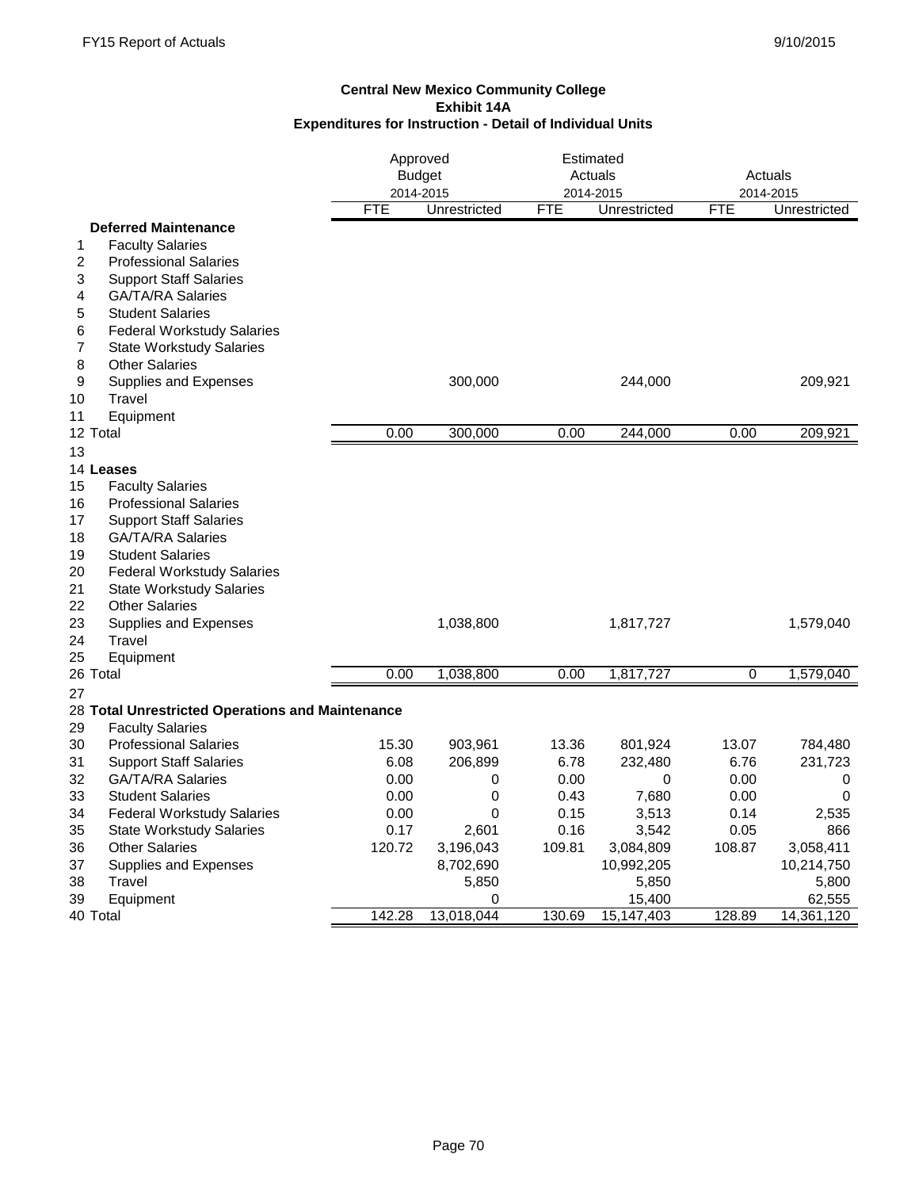**Central New Mexico Community College**
**Exhibit 14A**
**Expenditures for Instruction - Detail of Individual Units**

| | | Approved Budget 2014-2015 | | Estimated Actuals 2014-2015 | | Actuals 2014-2015 | |
|---|---|---|---|---|---|---|---|
| | | FTE | Unrestricted | FTE | Unrestricted | FTE | Unrestricted |
| | **Deferred Maintenance** | | | | | | |
| 1 | Faculty Salaries | | | | | | |
| 2 | Professional Salaries | | | | | | |
| 3 | Support Staff Salaries | | | | | | |
| 4 | GA/TA/RA Salaries | | | | | | |
| 5 | Student Salaries | | | | | | |
| 6 | Federal Workstudy Salaries | | | | | | |
| 7 | State Workstudy Salaries | | | | | | |
| 8 | Other Salaries | | | | | | |
| 9 | Supplies and Expenses | | 300,000 | | 244,000 | | 209,921 |
| 10 | Travel | | | | | | |
| 11 | Equipment | | | | | | |
| 12 | Total | 0.00 | 300,000 | 0.00 | 244,000 | 0.00 | 209,921 |
| 13 | | | | | | | |
| 14 | **Leases** | | | | | | |
| 15 | Faculty Salaries | | | | | | |
| 16 | Professional Salaries | | | | | | |
| 17 | Support Staff Salaries | | | | | | |
| 18 | GA/TA/RA Salaries | | | | | | |
| 19 | Student Salaries | | | | | | |
| 20 | Federal Workstudy Salaries | | | | | | |
| 21 | State Workstudy Salaries | | | | | | |
| 22 | Other Salaries | | | | | | |
| 23 | Supplies and Expenses | | 1,038,800 | | 1,817,727 | | 1,579,040 |
| 24 | Travel | | | | | | |
| 25 | Equipment | | | | | | |
| 26 | Total | 0.00 | 1,038,800 | 0.00 | 1,817,727 | 0 | 1,579,040 |
| 27 | | | | | | | |
| 28 | **Total Unrestricted Operations and Maintenance** | | | | | | |
| 29 | Faculty Salaries | | | | | | |
| 30 | Professional Salaries | 15.30 | 903,961 | 13.36 | 801,924 | 13.07 | 784,480 |
| 31 | Support Staff Salaries | 6.08 | 206,899 | 6.78 | 232,480 | 6.76 | 231,723 |
| 32 | GA/TA/RA Salaries | 0.00 | 0 | 0.00 | 0 | 0.00 | 0 |
| 33 | Student Salaries | 0.00 | 0 | 0.43 | 7,680 | 0.00 | 0 |
| 34 | Federal Workstudy Salaries | 0.00 | 0 | 0.15 | 3,513 | 0.14 | 2,535 |
| 35 | State Workstudy Salaries | 0.17 | 2,601 | 0.16 | 3,542 | 0.05 | 866 |
| 36 | Other Salaries | 120.72 | 3,196,043 | 109.81 | 3,084,809 | 108.87 | 3,058,411 |
| 37 | Supplies and Expenses | | 8,702,690 | | 10,992,205 | | 10,214,750 |
| 38 | Travel | | 5,850 | | 5,850 | | 5,800 |
| 39 | Equipment | | 0 | | 15,400 | | 62,555 |
| 40 | Total | 142.28 | 13,018,044 | 130.69 | 15,147,403 | 128.89 | 14,361,120 |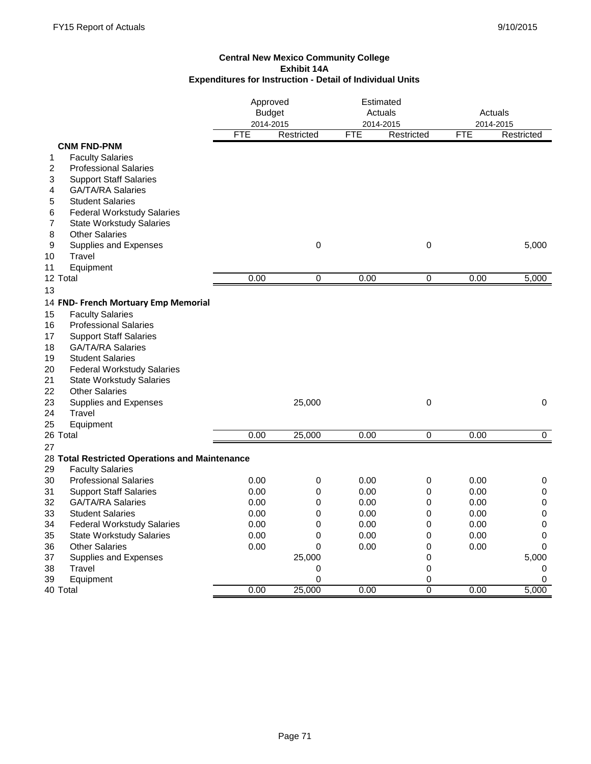**Central New Mexico Community College**
**Exhibit 14A**
**Expenditures for Instruction - Detail of Individual Units**

| | | Approved Budget 2014-2015 | | Estimated Actuals 2014-2015 | | Actuals 2014-2015 | |
|---|---|---|---|---|---|---|---|
| | | FTE | Restricted | FTE | Restricted | FTE | Restricted |
| | **CNM FND-PNM** | | | | | | |
| 1 | Faculty Salaries | | | | | | |
| 2 | Professional Salaries | | | | | | |
| 3 | Support Staff Salaries | | | | | | |
| 4 | GA/TA/RA Salaries | | | | | | |
| 5 | Student Salaries | | | | | | |
| 6 | Federal Workstudy Salaries | | | | | | |
| 7 | State Workstudy Salaries | | | | | | |
| 8 | Other Salaries | | | | | | |
| 9 | Supplies and Expenses | | 0 | | 0 | | 5,000 |
| 10 | Travel | | | | | | |
| 11 | Equipment | | | | | | |
| 12 | Total | 0.00 | 0 | 0.00 | 0 | 0.00 | 5,000 |
| 13 | | | | | | | |
| 14 | **FND- French Mortuary Emp Memorial** | | | | | | |
| 15 | Faculty Salaries | | | | | | |
| 16 | Professional Salaries | | | | | | |
| 17 | Support Staff Salaries | | | | | | |
| 18 | GA/TA/RA Salaries | | | | | | |
| 19 | Student Salaries | | | | | | |
| 20 | Federal Workstudy Salaries | | | | | | |
| 21 | State Workstudy Salaries | | | | | | |
| 22 | Other Salaries | | | | | | |
| 23 | Supplies and Expenses | | 25,000 | | 0 | | 0 |
| 24 | Travel | | | | | | |
| 25 | Equipment | | | | | | |
| 26 | Total | 0.00 | 25,000 | 0.00 | 0 | 0.00 | 0 |
| 27 | | | | | | | |
| 28 | **Total Restricted Operations and Maintenance** | | | | | | |
| 29 | Faculty Salaries | | | | | | |
| 30 | Professional Salaries | 0.00 | 0 | 0.00 | 0 | 0.00 | 0 |
| 31 | Support Staff Salaries | 0.00 | 0 | 0.00 | 0 | 0.00 | 0 |
| 32 | GA/TA/RA Salaries | 0.00 | 0 | 0.00 | 0 | 0.00 | 0 |
| 33 | Student Salaries | 0.00 | 0 | 0.00 | 0 | 0.00 | 0 |
| 34 | Federal Workstudy Salaries | 0.00 | 0 | 0.00 | 0 | 0.00 | 0 |
| 35 | State Workstudy Salaries | 0.00 | 0 | 0.00 | 0 | 0.00 | 0 |
| 36 | Other Salaries | 0.00 | 0 | 0.00 | 0 | 0.00 | 0 |
| 37 | Supplies and Expenses | | 25,000 | | 0 | | 5,000 |
| 38 | Travel | | 0 | | 0 | | 0 |
| 39 | Equipment | | 0 | | 0 | | 0 |
| 40 | Total | 0.00 | 25,000 | 0.00 | 0 | 0.00 | 5,000 |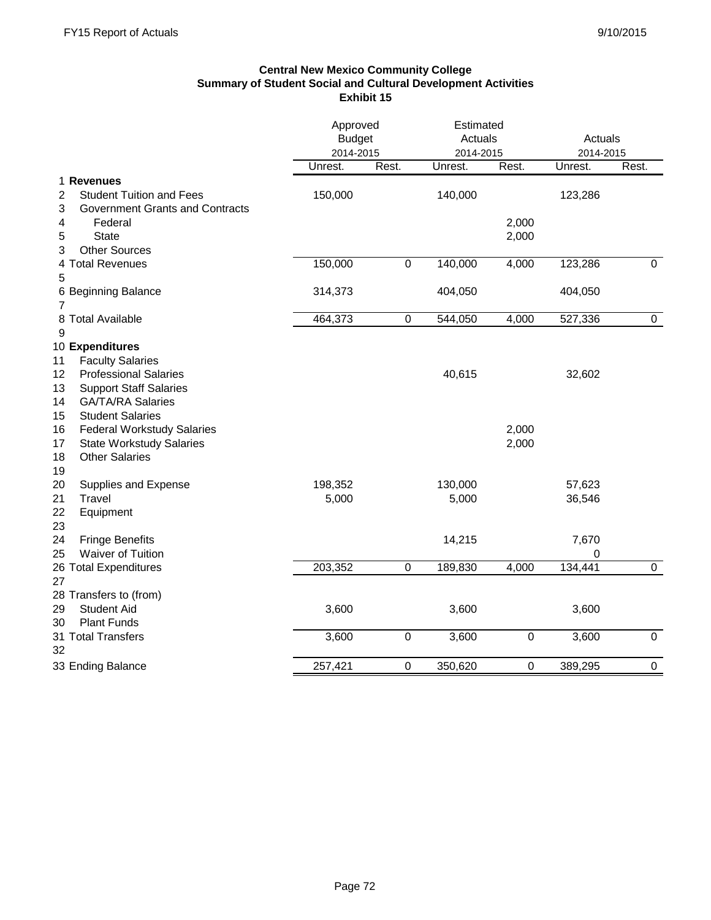**Central New Mexico Community College**
**Summary of Student Social and Cultural Development Activities**
**Exhibit 15**

| | | Approved Budget 2014-2015 | | Estimated Actuals 2014-2015 | | Actuals 2014-2015 | |
|---|---|---|---|---|---|---|---|
| | | Unrest. | Rest. | Unrest. | Rest. | Unrest. | Rest. |
| 1 | **Revenues** | | | | | | |
| 2 | Student Tuition and Fees | 150,000 | | 140,000 | | 123,286 | |
| 3 | Government Grants and Contracts | | | | | | |
| 4 | Federal | | | | 2,000 | | |
| 5 | State | | | | 2,000 | | |
| 3 | Other Sources | | | | | | |
| 4 | Total Revenues | 150,000 | 0 | 140,000 | 4,000 | 123,286 | 0 |
| 5 | | | | | | | |
| 6 | Beginning Balance | 314,373 | | 404,050 | | 404,050 | |
| 7 | | | | | | | |
| 8 | Total Available | 464,373 | 0 | 544,050 | 4,000 | 527,336 | 0 |
| 9 | | | | | | | |
| 10 | **Expenditures** | | | | | | |
| 11 | Faculty Salaries | | | | | | |
| 12 | Professional Salaries | | | 40,615 | | 32,602 | |
| 13 | Support Staff Salaries | | | | | | |
| 14 | GA/TA/RA Salaries | | | | | | |
| 15 | Student Salaries | | | | | | |
| 16 | Federal Workstudy Salaries | | | | 2,000 | | |
| 17 | State Workstudy Salaries | | | | 2,000 | | |
| 18 | Other Salaries | | | | | | |
| 19 | | | | | | | |
| 20 | Supplies and Expense | 198,352 | | 130,000 | | 57,623 | |
| 21 | Travel | 5,000 | | 5,000 | | 36,546 | |
| 22 | Equipment | | | | | | |
| 23 | | | | | | | |
| 24 | Fringe Benefits | | | 14,215 | | 7,670 | |
| 25 | Waiver of Tuition | | | | | 0 | |
| 26 | Total Expenditures | 203,352 | 0 | 189,830 | 4,000 | 134,441 | 0 |
| 27 | | | | | | | |
| 28 | Transfers to (from) | | | | | | |
| 29 | Student Aid | 3,600 | | 3,600 | | 3,600 | |
| 30 | Plant Funds | | | | | | |
| 31 | Total Transfers | 3,600 | 0 | 3,600 | 0 | 3,600 | 0 |
| 32 | | | | | | | |
| 33 | Ending Balance | 257,421 | 0 | 350,620 | 0 | 389,295 | 0 |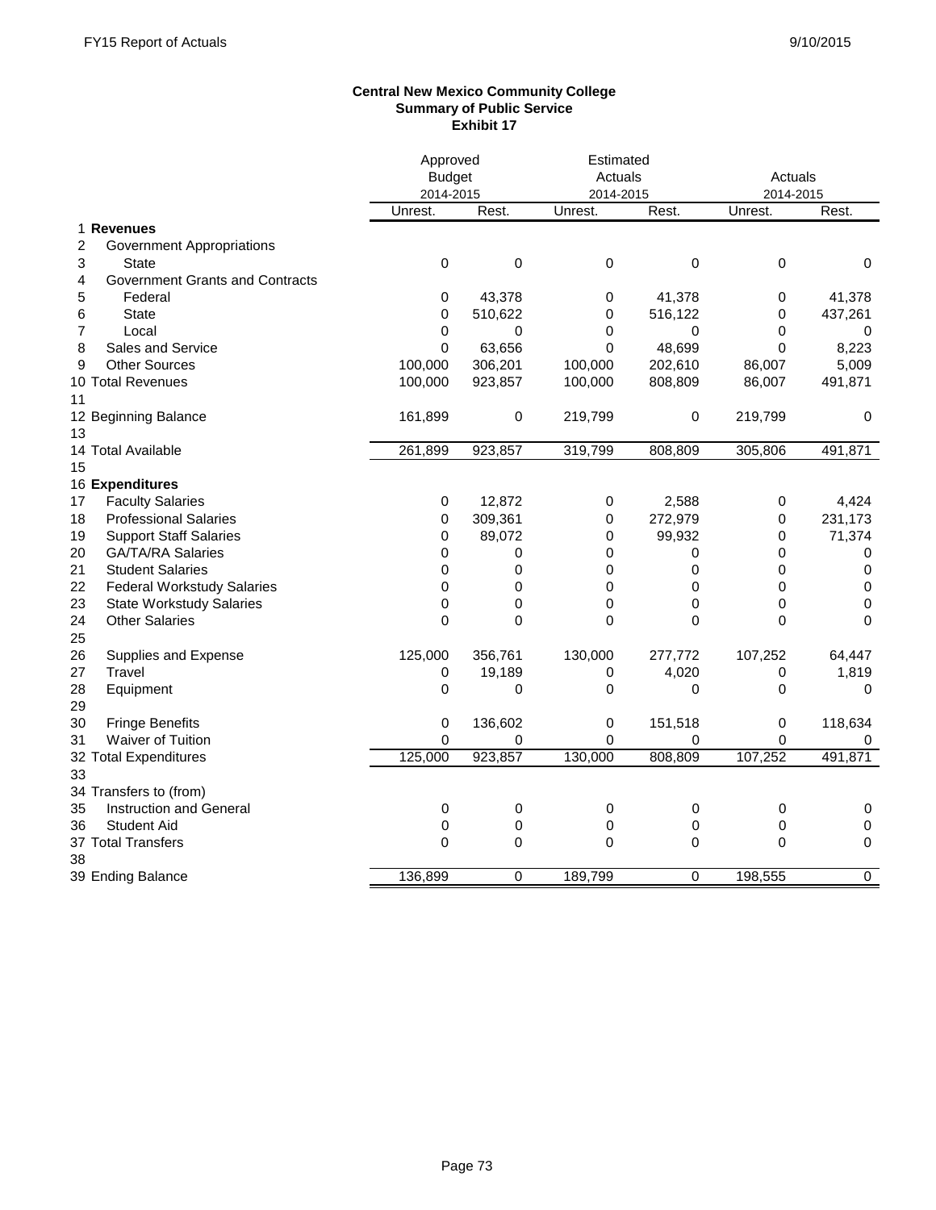**Central New Mexico Community College**
**Summary of Public Service**
**Exhibit 17**

| | | Approved Budget 2014-2015 | | Estimated Actuals 2014-2015 | | Actuals 2014-2015 | |
|---|---|---|---|---|---|---|---|
| | | Unrest. | Rest. | Unrest. | Rest. | Unrest. | Rest. |
| 1 | **Revenues** | | | | | | |
| 2 | Government Appropriations | | | | | | |
| 3 | State | 0 | 0 | 0 | 0 | 0 | 0 |
| 4 | Government Grants and Contracts | | | | | | |
| 5 | Federal | 0 | 43,378 | 0 | 41,378 | 0 | 41,378 |
| 6 | State | 0 | 510,622 | 0 | 516,122 | 0 | 437,261 |
| 7 | Local | 0 | 0 | 0 | 0 | 0 | 0 |
| 8 | Sales and Service | 0 | 63,656 | 0 | 48,699 | 0 | 8,223 |
| 9 | Other Sources | 100,000 | 306,201 | 100,000 | 202,610 | 86,007 | 5,009 |
| 10 | Total Revenues | 100,000 | 923,857 | 100,000 | 808,809 | 86,007 | 491,871 |
| 11 | | | | | | | |
| 12 | Beginning Balance | 161,899 | 0 | 219,799 | 0 | 219,799 | 0 |
| 13 | | | | | | | |
| 14 | Total Available | 261,899 | 923,857 | 319,799 | 808,809 | 305,806 | 491,871 |
| 15 | | | | | | | |
| 16 | **Expenditures** | | | | | | |
| 17 | Faculty Salaries | 0 | 12,872 | 0 | 2,588 | 0 | 4,424 |
| 18 | Professional Salaries | 0 | 309,361 | 0 | 272,979 | 0 | 231,173 |
| 19 | Support Staff Salaries | 0 | 89,072 | 0 | 99,932 | 0 | 71,374 |
| 20 | GA/TA/RA Salaries | 0 | 0 | 0 | 0 | 0 | 0 |
| 21 | Student Salaries | 0 | 0 | 0 | 0 | 0 | 0 |
| 22 | Federal Workstudy Salaries | 0 | 0 | 0 | 0 | 0 | 0 |
| 23 | State Workstudy Salaries | 0 | 0 | 0 | 0 | 0 | 0 |
| 24 | Other Salaries | 0 | 0 | 0 | 0 | 0 | 0 |
| 25 | | | | | | | |
| 26 | Supplies and Expense | 125,000 | 356,761 | 130,000 | 277,772 | 107,252 | 64,447 |
| 27 | Travel | 0 | 19,189 | 0 | 4,020 | 0 | 1,819 |
| 28 | Equipment | 0 | 0 | 0 | 0 | 0 | 0 |
| 29 | | | | | | | |
| 30 | Fringe Benefits | 0 | 136,602 | 0 | 151,518 | 0 | 118,634 |
| 31 | Waiver of Tuition | 0 | 0 | 0 | 0 | 0 | 0 |
| 32 | Total Expenditures | 125,000 | 923,857 | 130,000 | 808,809 | 107,252 | 491,871 |
| 33 | | | | | | | |
| 34 | Transfers to (from) | | | | | | |
| 35 | Instruction and General | 0 | 0 | 0 | 0 | 0 | 0 |
| 36 | Student Aid | 0 | 0 | 0 | 0 | 0 | 0 |
| 37 | Total Transfers | 0 | 0 | 0 | 0 | 0 | 0 |
| 38 | | | | | | | |
| 39 | Ending Balance | 136,899 | 0 | 189,799 | 0 | 198,555 | 0 |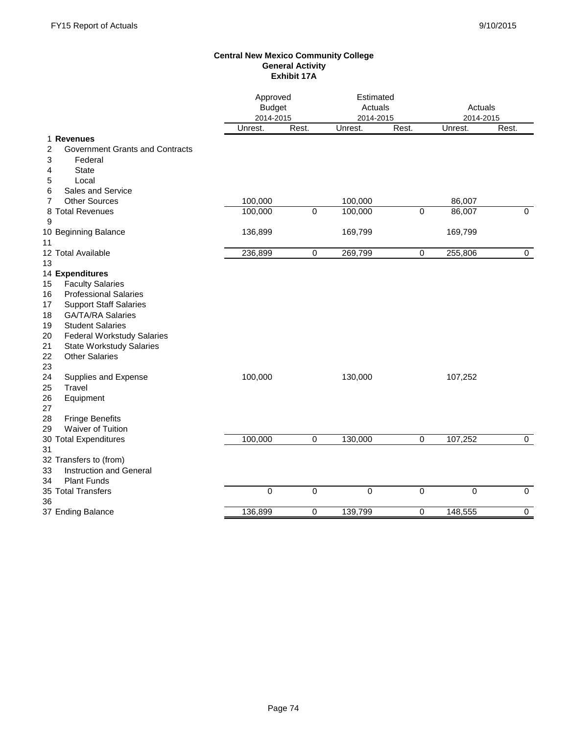**Central New Mexico Community College**
**General Activity**
**Exhibit 17A**

| | | Approved Budget 2014-2015 | | Estimated Actuals 2014-2015 | | Actuals 2014-2015 | |
|---|---|---|---|---|---|---|---|
| | | Unrest. | Rest. | Unrest. | Rest. | Unrest. | Rest. |
| 1 | **Revenues** | | | | | | |
| 2 | Government Grants and Contracts | | | | | | |
| 3 | Federal | | | | | | |
| 4 | State | | | | | | |
| 5 | Local | | | | | | |
| 6 | Sales and Service | | | | | | |
| 7 | Other Sources | 100,000 | | 100,000 | | 86,007 | |
| 8 | Total Revenues | 100,000 | 0 | 100,000 | 0 | 86,007 | 0 |
| 9 | | | | | | | |
| 10 | Beginning Balance | 136,899 | | 169,799 | | 169,799 | |
| 11 | | | | | | | |
| 12 | Total Available | 236,899 | 0 | 269,799 | 0 | 255,806 | 0 |
| 13 | | | | | | | |
| 14 | **Expenditures** | | | | | | |
| 15 | Faculty Salaries | | | | | | |
| 16 | Professional Salaries | | | | | | |
| 17 | Support Staff Salaries | | | | | | |
| 18 | GA/TA/RA Salaries | | | | | | |
| 19 | Student Salaries | | | | | | |
| 20 | Federal Workstudy Salaries | | | | | | |
| 21 | State Workstudy Salaries | | | | | | |
| 22 | Other Salaries | | | | | | |
| 23 | | | | | | | |
| 24 | Supplies and Expense | 100,000 | | 130,000 | | 107,252 | |
| 25 | Travel | | | | | | |
| 26 | Equipment | | | | | | |
| 27 | | | | | | | |
| 28 | Fringe Benefits | | | | | | |
| 29 | Waiver of Tuition | | | | | | |
| 30 | Total Expenditures | 100,000 | 0 | 130,000 | 0 | 107,252 | 0 |
| 31 | | | | | | | |
| 32 | Transfers to (from) | | | | | | |
| 33 | Instruction and General | | | | | | |
| 34 | Plant Funds | | | | | | |
| 35 | Total Transfers | 0 | 0 | 0 | 0 | 0 | 0 |
| 36 | | | | | | | |
| 37 | Ending Balance | 136,899 | 0 | 139,799 | 0 | 148,555 | 0 |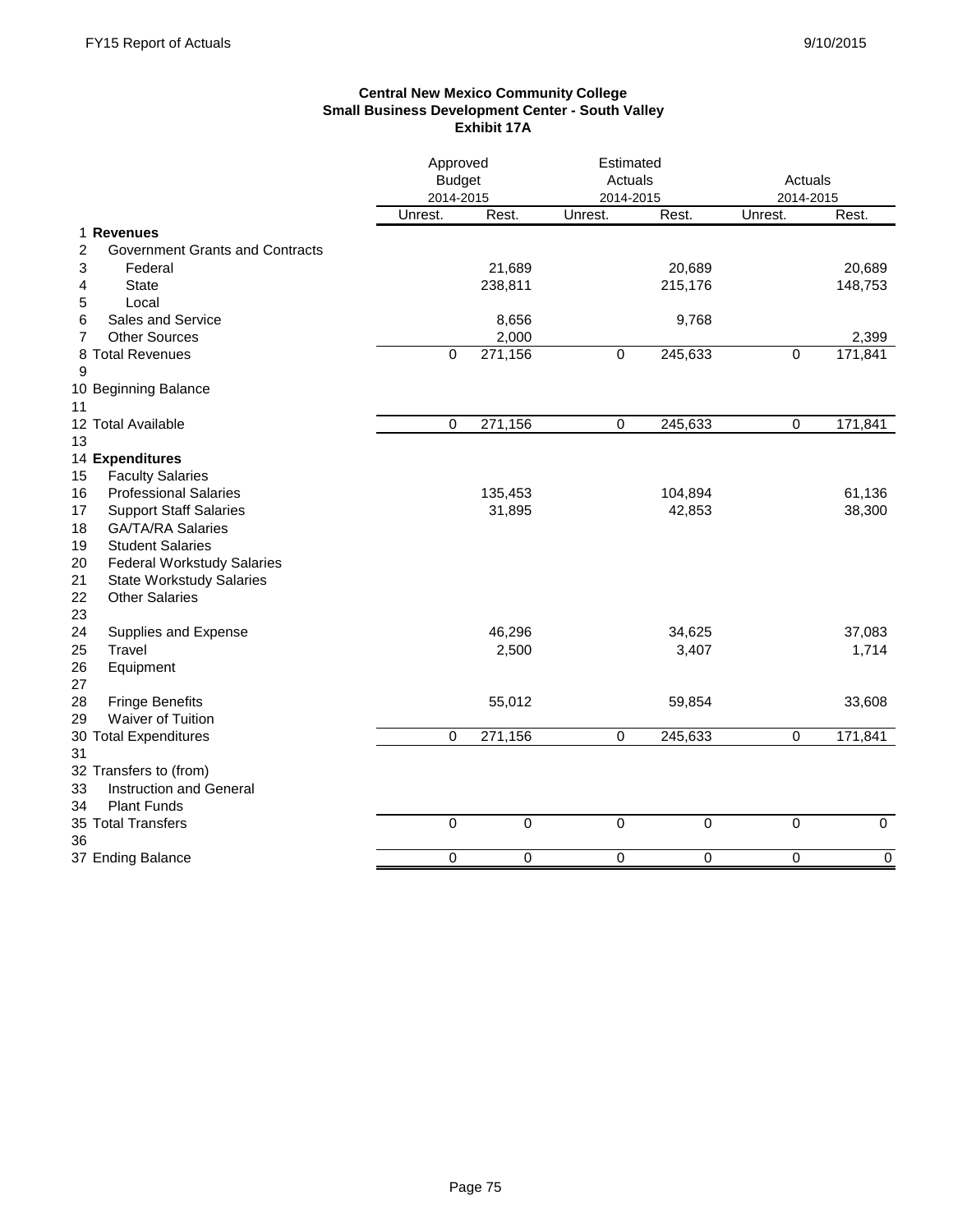**Central New Mexico Community College**
**Small Business Development Center - South Valley**
**Exhibit 17A**

| | | Approved Budget 2014-2015 | | Estimated Actuals 2014-2015 | | Actuals 2014-2015 | |
|---|---|---|---|---|---|---|---|
| | | Unrest. | Rest. | Unrest. | Rest. | Unrest. | Rest. |
| 1 | **Revenues** | | | | | | |
| 2 | Government Grants and Contracts | | | | | | |
| 3 | Federal | | 21,689 | | 20,689 | | 20,689 |
| 4 | State | | 238,811 | | 215,176 | | 148,753 |
| 5 | Local | | | | | | |
| 6 | Sales and Service | | 8,656 | | 9,768 | | |
| 7 | Other Sources | | 2,000 | | | | 2,399 |
| 8 | Total Revenues | 0 | 271,156 | 0 | 245,633 | 0 | 171,841 |
| 9 | | | | | | | |
| 10 | Beginning Balance | | | | | | |
| 11 | | | | | | | |
| 12 | Total Available | 0 | 271,156 | 0 | 245,633 | 0 | 171,841 |
| 13 | | | | | | | |
| 14 | **Expenditures** | | | | | | |
| 15 | Faculty Salaries | | | | | | |
| 16 | Professional Salaries | | 135,453 | | 104,894 | | 61,136 |
| 17 | Support Staff Salaries | | 31,895 | | 42,853 | | 38,300 |
| 18 | GA/TA/RA Salaries | | | | | | |
| 19 | Student Salaries | | | | | | |
| 20 | Federal Workstudy Salaries | | | | | | |
| 21 | State Workstudy Salaries | | | | | | |
| 22 | Other Salaries | | | | | | |
| 23 | | | | | | | |
| 24 | Supplies and Expense | | 46,296 | | 34,625 | | 37,083 |
| 25 | Travel | | 2,500 | | 3,407 | | 1,714 |
| 26 | Equipment | | | | | | |
| 27 | | | | | | | |
| 28 | Fringe Benefits | | 55,012 | | 59,854 | | 33,608 |
| 29 | Waiver of Tuition | | | | | | |
| 30 | Total Expenditures | 0 | 271,156 | 0 | 245,633 | 0 | 171,841 |
| 31 | | | | | | | |
| 32 | Transfers to (from) | | | | | | |
| 33 | Instruction and General | | | | | | |
| 34 | Plant Funds | | | | | | |
| 35 | Total Transfers | 0 | 0 | 0 | 0 | 0 | 0 |
| 36 | | | | | | | |
| 37 | Ending Balance | 0 | 0 | 0 | 0 | 0 | 0 |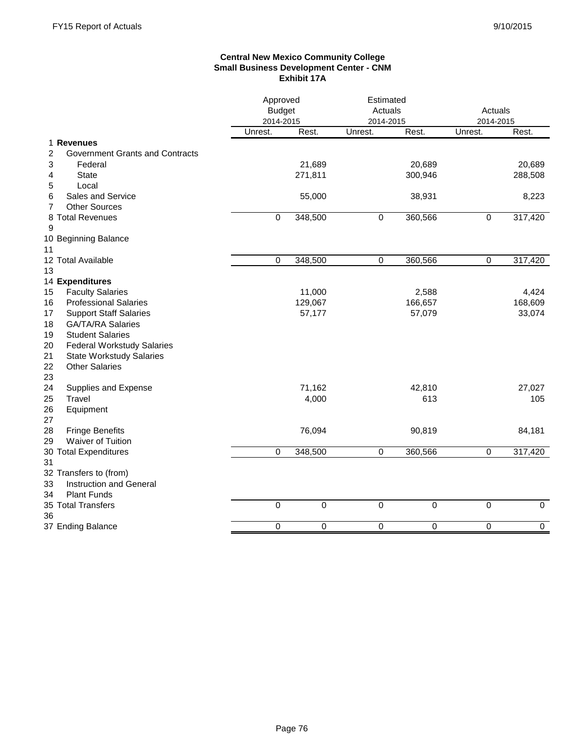**Central New Mexico Community College**
**Small Business Development Center - CNM**
**Exhibit 17A**

| | | Approved Budget 2014-2015 | | Estimated Actuals 2014-2015 | | Actuals 2014-2015 | |
|---|---|---|---|---|---|---|---|
| | | Unrest. | Rest. | Unrest. | Rest. | Unrest. | Rest. |
| 1 | **Revenues** | | | | | | |
| 2 | Government Grants and Contracts | | | | | | |
| 3 | Federal | | 21,689 | | 20,689 | | 20,689 |
| 4 | State | | 271,811 | | 300,946 | | 288,508 |
| 5 | Local | | | | | | |
| 6 | Sales and Service | | 55,000 | | 38,931 | | 8,223 |
| 7 | Other Sources | | | | | | |
| 8 | Total Revenues | 0 | 348,500 | 0 | 360,566 | 0 | 317,420 |
| 9 | | | | | | | |
| 10 | Beginning Balance | | | | | | |
| 11 | | | | | | | |
| 12 | Total Available | 0 | 348,500 | 0 | 360,566 | 0 | 317,420 |
| 13 | | | | | | | |
| 14 | **Expenditures** | | | | | | |
| 15 | Faculty Salaries | | 11,000 | | 2,588 | | 4,424 |
| 16 | Professional Salaries | | 129,067 | | 166,657 | | 168,609 |
| 17 | Support Staff Salaries | | 57,177 | | 57,079 | | 33,074 |
| 18 | GA/TA/RA Salaries | | | | | | |
| 19 | Student Salaries | | | | | | |
| 20 | Federal Workstudy Salaries | | | | | | |
| 21 | State Workstudy Salaries | | | | | | |
| 22 | Other Salaries | | | | | | |
| 23 | | | | | | | |
| 24 | Supplies and Expense | | 71,162 | | 42,810 | | 27,027 |
| 25 | Travel | | 4,000 | | 613 | | 105 |
| 26 | Equipment | | | | | | |
| 27 | | | | | | | |
| 28 | Fringe Benefits | | 76,094 | | 90,819 | | 84,181 |
| 29 | Waiver of Tuition | | | | | | |
| 30 | Total Expenditures | 0 | 348,500 | 0 | 360,566 | 0 | 317,420 |
| 31 | | | | | | | |
| 32 | Transfers to (from) | | | | | | |
| 33 | Instruction and General | | | | | | |
| 34 | Plant Funds | | | | | | |
| 35 | Total Transfers | 0 | 0 | 0 | 0 | 0 | 0 |
| 36 | | | | | | | |
| 37 | Ending Balance | 0 | 0 | 0 | 0 | 0 | 0 |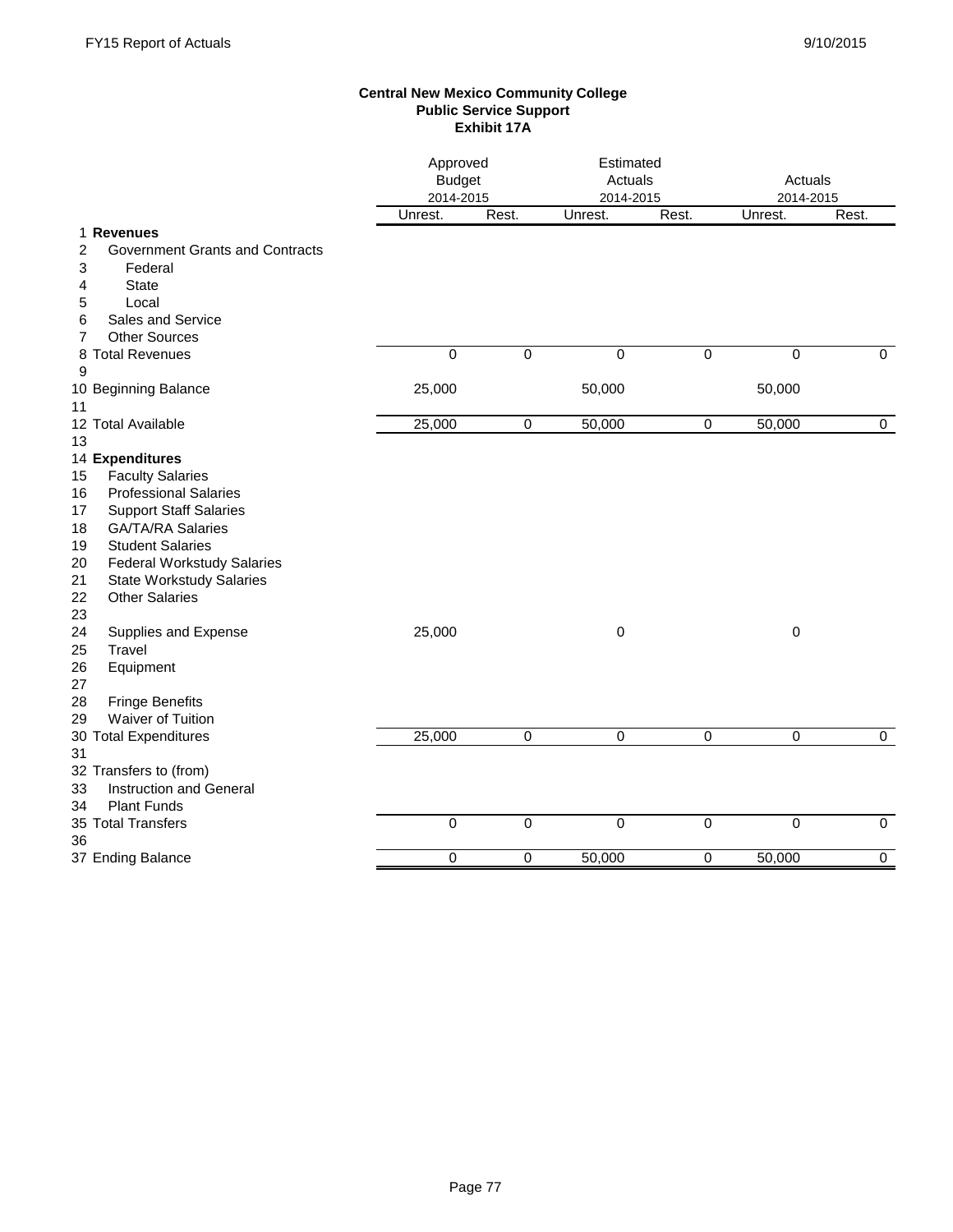**Central New Mexico Community College**
**Public Service Support**
**Exhibit 17A**

| | | Approved Budget 2014-2015 | | Estimated Actuals 2014-2015 | | Actuals 2014-2015 | |
|---|---|---|---|---|---|---|---|
| | | Unrest. | Rest. | Unrest. | Rest. | Unrest. | Rest. |
| 1 | **Revenues** | | | | | | |
| 2 | Government Grants and Contracts | | | | | | |
| 3 | Federal | | | | | | |
| 4 | State | | | | | | |
| 5 | Local | | | | | | |
| 6 | Sales and Service | | | | | | |
| 7 | Other Sources | | | | | | |
| 8 | Total Revenues | 0 | 0 | 0 | 0 | 0 | 0 |
| 9 | | | | | | | |
| 10 | Beginning Balance | 25,000 | | 50,000 | | 50,000 | |
| 11 | | | | | | | |
| 12 | Total Available | 25,000 | 0 | 50,000 | 0 | 50,000 | 0 |
| 13 | | | | | | | |
| 14 | **Expenditures** | | | | | | |
| 15 | Faculty Salaries | | | | | | |
| 16 | Professional Salaries | | | | | | |
| 17 | Support Staff Salaries | | | | | | |
| 18 | GA/TA/RA Salaries | | | | | | |
| 19 | Student Salaries | | | | | | |
| 20 | Federal Workstudy Salaries | | | | | | |
| 21 | State Workstudy Salaries | | | | | | |
| 22 | Other Salaries | | | | | | |
| 23 | | | | | | | |
| 24 | Supplies and Expense | 25,000 | | 0 | | 0 | |
| 25 | Travel | | | | | | |
| 26 | Equipment | | | | | | |
| 27 | | | | | | | |
| 28 | Fringe Benefits | | | | | | |
| 29 | Waiver of Tuition | | | | | | |
| 30 | Total Expenditures | 25,000 | 0 | 0 | 0 | 0 | 0 |
| 31 | | | | | | | |
| 32 | Transfers to (from) | | | | | | |
| 33 | Instruction and General | | | | | | |
| 34 | Plant Funds | | | | | | |
| 35 | Total Transfers | 0 | 0 | 0 | 0 | 0 | 0 |
| 36 | | | | | | | |
| 37 | Ending Balance | 0 | 0 | 50,000 | 0 | 50,000 | 0 |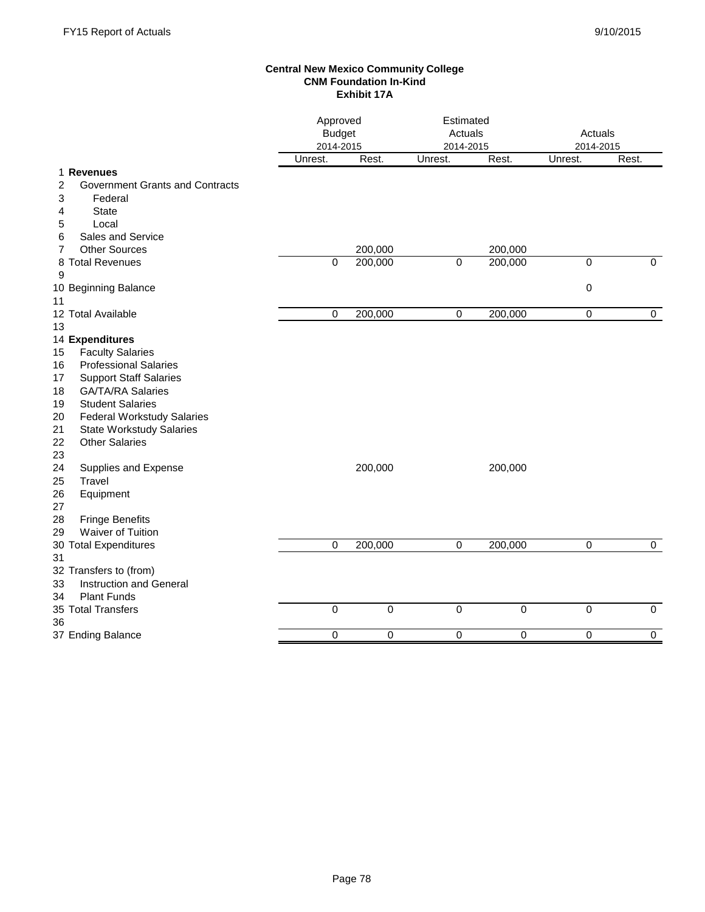**Central New Mexico Community College**
**CNM Foundation In-Kind**
**Exhibit 17A**

| | | Approved Budget 2014-2015 | | Estimated Actuals 2014-2015 | | Actuals 2014-2015 | |
|---|---|---|---|---|---|---|---|
| | | Unrest. | Rest. | Unrest. | Rest. | Unrest. | Rest. |
| 1 | **Revenues** | | | | | | |
| 2 | Government Grants and Contracts | | | | | | |
| 3 | Federal | | | | | | |
| 4 | State | | | | | | |
| 5 | Local | | | | | | |
| 6 | Sales and Service | | | | | | |
| 7 | Other Sources | | 200,000 | | 200,000 | | |
| 8 | Total Revenues | 0 | 200,000 | 0 | 200,000 | 0 | 0 |
| 9 | | | | | | | |
| 10 | Beginning Balance | | | | | 0 | |
| 11 | | | | | | | |
| 12 | Total Available | 0 | 200,000 | 0 | 200,000 | 0 | 0 |
| 13 | | | | | | | |
| 14 | **Expenditures** | | | | | | |
| 15 | Faculty Salaries | | | | | | |
| 16 | Professional Salaries | | | | | | |
| 17 | Support Staff Salaries | | | | | | |
| 18 | GA/TA/RA Salaries | | | | | | |
| 19 | Student Salaries | | | | | | |
| 20 | Federal Workstudy Salaries | | | | | | |
| 21 | State Workstudy Salaries | | | | | | |
| 22 | Other Salaries | | | | | | |
| 23 | | | | | | | |
| 24 | Supplies and Expense | | 200,000 | | 200,000 | | |
| 25 | Travel | | | | | | |
| 26 | Equipment | | | | | | |
| 27 | | | | | | | |
| 28 | Fringe Benefits | | | | | | |
| 29 | Waiver of Tuition | | | | | | |
| 30 | Total Expenditures | 0 | 200,000 | 0 | 200,000 | 0 | 0 |
| 31 | | | | | | | |
| 32 | Transfers to (from) | | | | | | |
| 33 | Instruction and General | | | | | | |
| 34 | Plant Funds | | | | | | |
| 35 | Total Transfers | 0 | 0 | 0 | 0 | 0 | 0 |
| 36 | | | | | | | |
| 37 | Ending Balance | 0 | 0 | 0 | 0 | 0 | 0 |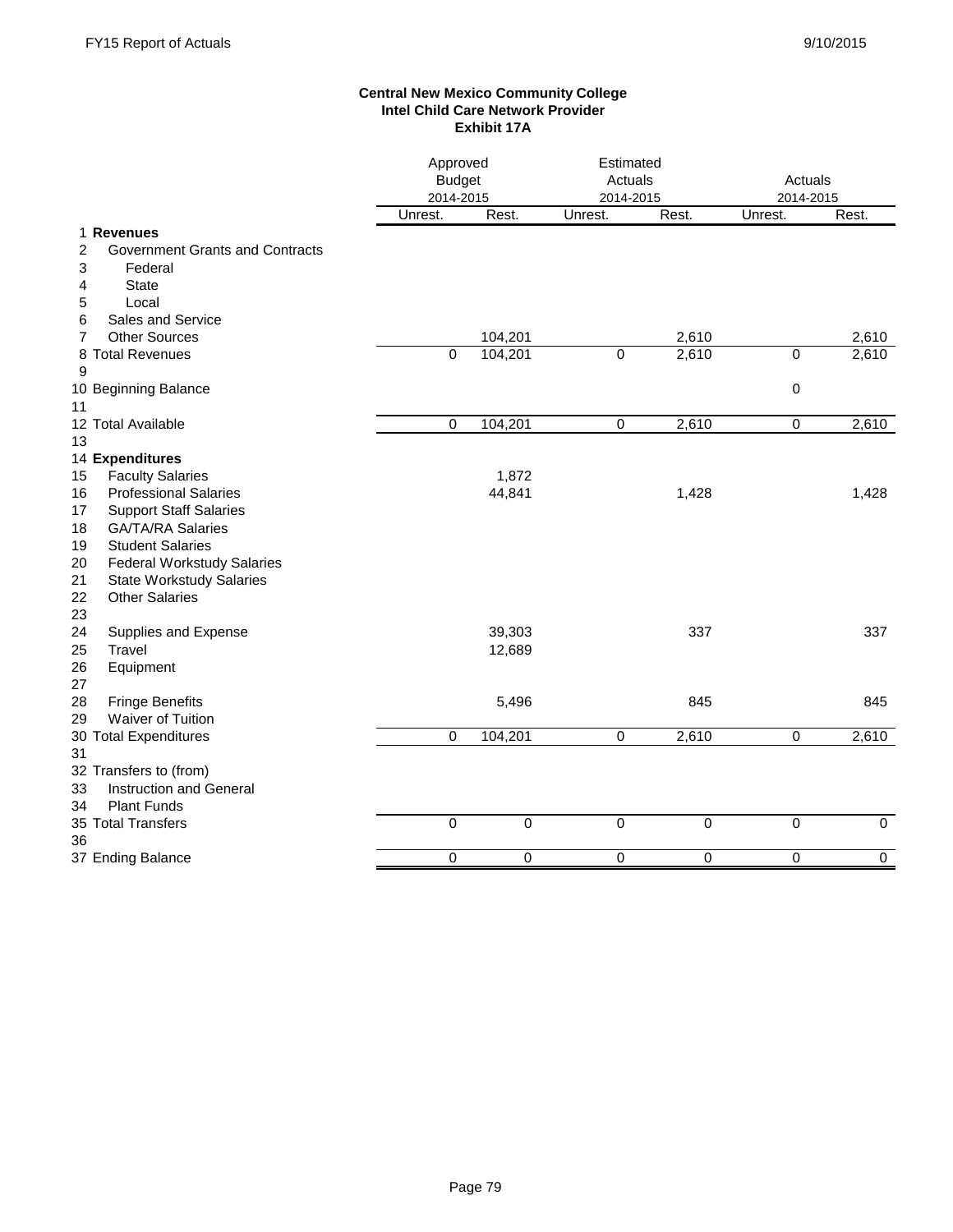**Central New Mexico Community College**
**Intel Child Care Network Provider**
**Exhibit 17A**

| | | Approved Budget 2014-2015 | | Estimated Actuals 2014-2015 | | Actuals 2014-2015 | |
|---|---|---|---|---|---|---|---|
| | | Unrest. | Rest. | Unrest. | Rest. | Unrest. | Rest. |
| 1 | **Revenues** | | | | | | |
| 2 | Government Grants and Contracts | | | | | | |
| 3 | Federal | | | | | | |
| 4 | State | | | | | | |
| 5 | Local | | | | | | |
| 6 | Sales and Service | | | | | | |
| 7 | Other Sources | | 104,201 | | 2,610 | | 2,610 |
| 8 | Total Revenues | 0 | 104,201 | 0 | 2,610 | 0 | 2,610 |
| 9 | | | | | | | |
| 10 | Beginning Balance | | | | | 0 | |
| 11 | | | | | | | |
| 12 | Total Available | 0 | 104,201 | 0 | 2,610 | 0 | 2,610 |
| 13 | | | | | | | |
| 14 | **Expenditures** | | | | | | |
| 15 | Faculty Salaries | | 1,872 | | | | |
| 16 | Professional Salaries | | 44,841 | | 1,428 | | 1,428 |
| 17 | Support Staff Salaries | | | | | | |
| 18 | GA/TA/RA Salaries | | | | | | |
| 19 | Student Salaries | | | | | | |
| 20 | Federal Workstudy Salaries | | | | | | |
| 21 | State Workstudy Salaries | | | | | | |
| 22 | Other Salaries | | | | | | |
| 23 | | | | | | | |
| 24 | Supplies and Expense | | 39,303 | | 337 | | 337 |
| 25 | Travel | | 12,689 | | | | |
| 26 | Equipment | | | | | | |
| 27 | | | | | | | |
| 28 | Fringe Benefits | | 5,496 | | 845 | | 845 |
| 29 | Waiver of Tuition | | | | | | |
| 30 | Total Expenditures | 0 | 104,201 | 0 | 2,610 | 0 | 2,610 |
| 31 | | | | | | | |
| 32 | Transfers to (from) | | | | | | |
| 33 | Instruction and General | | | | | | |
| 34 | Plant Funds | | | | | | |
| 35 | Total Transfers | 0 | 0 | 0 | 0 | 0 | 0 |
| 36 | | | | | | | |
| 37 | Ending Balance | 0 | 0 | 0 | 0 | 0 | 0 |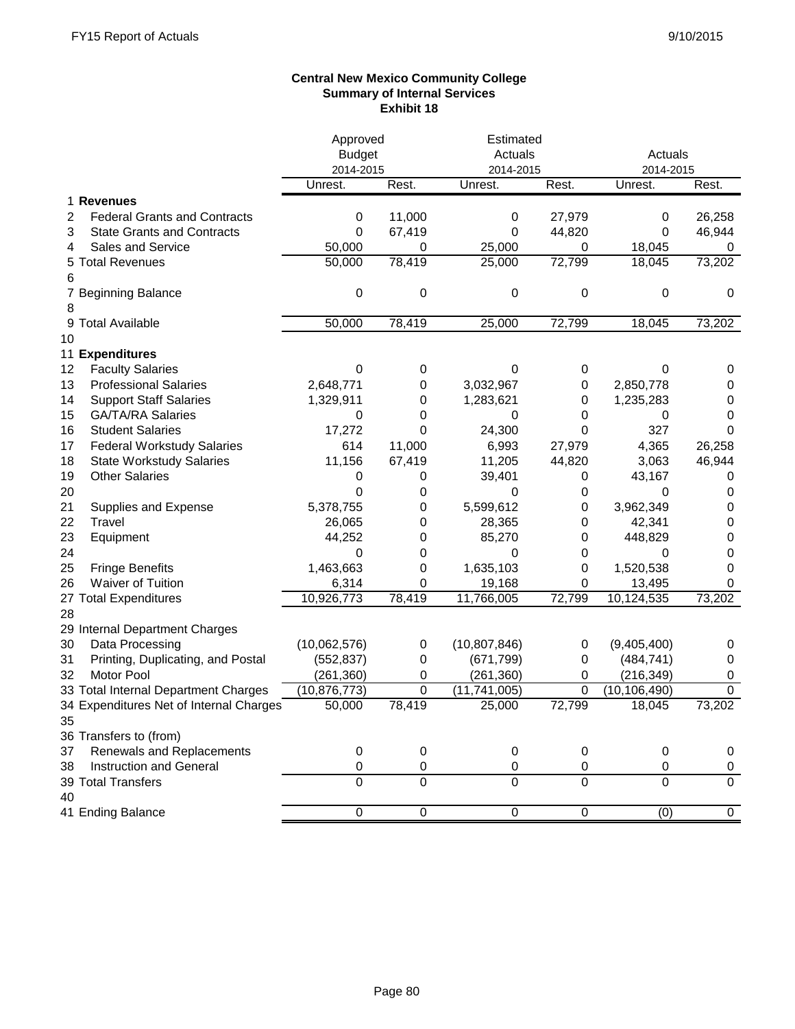**Central New Mexico Community College**
**Summary of Internal Services**
**Exhibit 18**

| | | Approved Budget 2014-2015 | | Estimated Actuals 2014-2015 | | Actuals 2014-2015 | |
|---|---|---|---|---|---|---|---|
| | | Unrest. | Rest. | Unrest. | Rest. | Unrest. | Rest. |
| 1 | **Revenues** | | | | | | |
| 2 | Federal Grants and Contracts | 0 | 11,000 | 0 | 27,979 | 0 | 26,258 |
| 3 | State Grants and Contracts | 0 | 67,419 | 0 | 44,820 | 0 | 46,944 |
| 4 | Sales and Service | 50,000 | 0 | 25,000 | 0 | 18,045 | 0 |
| 5 | Total Revenues | 50,000 | 78,419 | 25,000 | 72,799 | 18,045 | 73,202 |
| 6 | | | | | | | |
| 7 | Beginning Balance | 0 | 0 | 0 | 0 | 0 | 0 |
| 8 | | | | | | | |
| 9 | Total Available | 50,000 | 78,419 | 25,000 | 72,799 | 18,045 | 73,202 |
| 10 | | | | | | | |
| 11 | **Expenditures** | | | | | | |
| 12 | Faculty Salaries | 0 | 0 | 0 | 0 | 0 | 0 |
| 13 | Professional Salaries | 2,648,771 | 0 | 3,032,967 | 0 | 2,850,778 | 0 |
| 14 | Support Staff Salaries | 1,329,911 | 0 | 1,283,621 | 0 | 1,235,283 | 0 |
| 15 | GA/TA/RA Salaries | 0 | 0 | 0 | 0 | 0 | 0 |
| 16 | Student Salaries | 17,272 | 0 | 24,300 | 0 | 327 | 0 |
| 17 | Federal Workstudy Salaries | 614 | 11,000 | 6,993 | 27,979 | 4,365 | 26,258 |
| 18 | State Workstudy Salaries | 11,156 | 67,419 | 11,205 | 44,820 | 3,063 | 46,944 |
| 19 | Other Salaries | 0 | 0 | 39,401 | 0 | 43,167 | 0 |
| 20 | | 0 | 0 | 0 | 0 | 0 | 0 |
| 21 | Supplies and Expense | 5,378,755 | 0 | 5,599,612 | 0 | 3,962,349 | 0 |
| 22 | Travel | 26,065 | 0 | 28,365 | 0 | 42,341 | 0 |
| 23 | Equipment | 44,252 | 0 | 85,270 | 0 | 448,829 | 0 |
| 24 | | 0 | 0 | 0 | 0 | 0 | 0 |
| 25 | Fringe Benefits | 1,463,663 | 0 | 1,635,103 | 0 | 1,520,538 | 0 |
| 26 | Waiver of Tuition | 6,314 | 0 | 19,168 | 0 | 13,495 | 0 |
| 27 | Total Expenditures | 10,926,773 | 78,419 | 11,766,005 | 72,799 | 10,124,535 | 73,202 |
| 28 | | | | | | | |
| 29 | Internal Department Charges | | | | | | |
| 30 | Data Processing | (10,062,576) | 0 | (10,807,846) | 0 | (9,405,400) | 0 |
| 31 | Printing, Duplicating, and Postal | (552,837) | 0 | (671,799) | 0 | (484,741) | 0 |
| 32 | Motor Pool | (261,360) | 0 | (261,360) | 0 | (216,349) | 0 |
| 33 | Total Internal Department Charges | (10,876,773) | 0 | (11,741,005) | 0 | (10,106,490) | 0 |
| 34 | Expenditures Net of Internal Charges | 50,000 | 78,419 | 25,000 | 72,799 | 18,045 | 73,202 |
| 35 | | | | | | | |
| 36 | Transfers to (from) | | | | | | |
| 37 | Renewals and Replacements | 0 | 0 | 0 | 0 | 0 | 0 |
| 38 | Instruction and General | 0 | 0 | 0 | 0 | 0 | 0 |
| 39 | Total Transfers | 0 | 0 | 0 | 0 | 0 | 0 |
| 40 | | | | | | | |
| 41 | Ending Balance | 0 | 0 | 0 | 0 | (0) | 0 |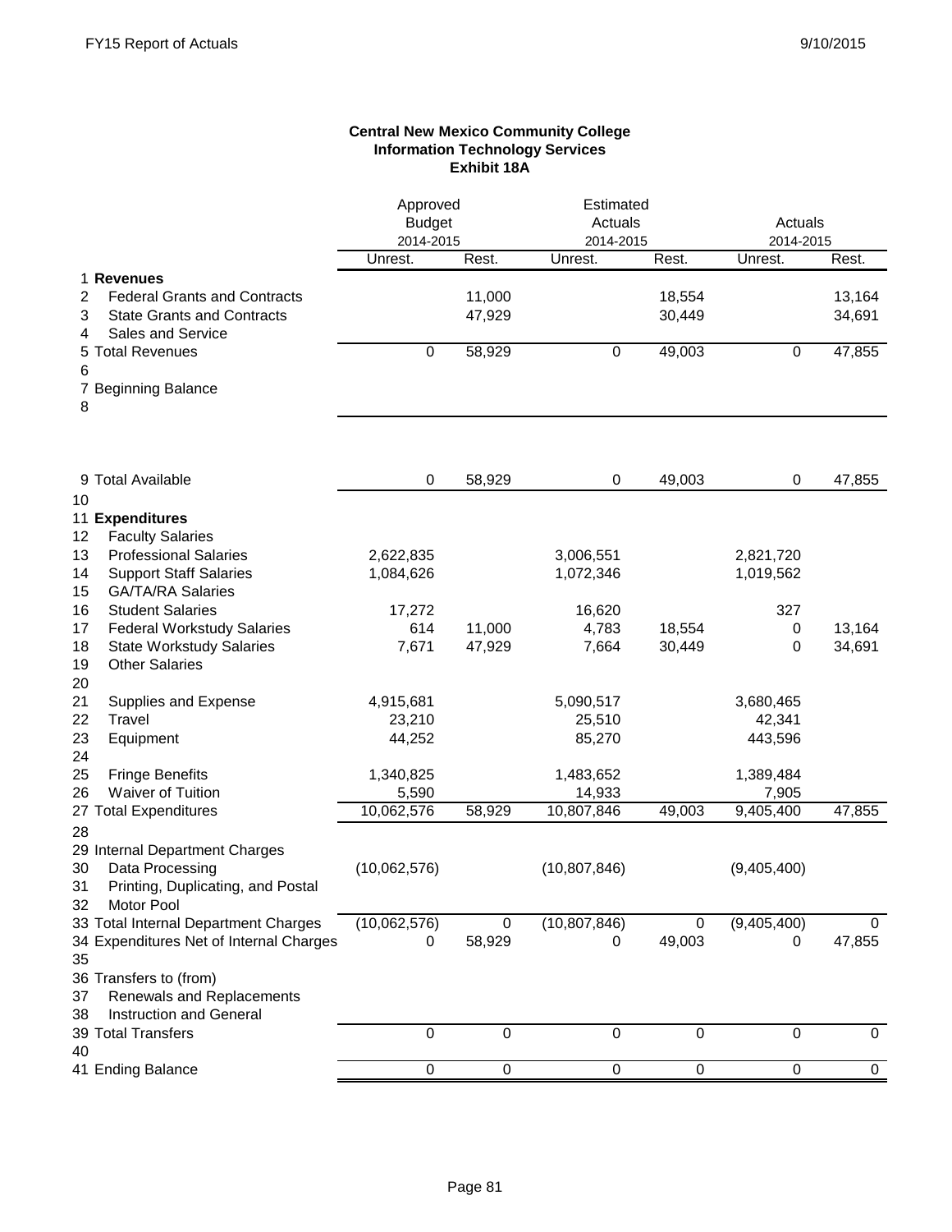**Central New Mexico Community College**
**Information Technology Services**
**Exhibit 18A**

| | | Approved Budget 2014-2015 | | Estimated Actuals 2014-2015 | | Actuals 2014-2015 | |
|---|---|---|---|---|---|---|---|
| | | Unrest. | Rest. | Unrest. | Rest. | Unrest. | Rest. |
| 1 | **Revenues** | | | | | | |
| 2 | Federal Grants and Contracts | | 11,000 | | 18,554 | | 13,164 |
| 3 | State Grants and Contracts | | 47,929 | | 30,449 | | 34,691 |
| 4 | Sales and Service | | | | | | |
| 5 | Total Revenues | 0 | 58,929 | 0 | 49,003 | 0 | 47,855 |
| 6 | | | | | | | |
| 7 | Beginning Balance | | | | | | |
| 8 | | | | | | | |
| 9 | Total Available | 0 | 58,929 | 0 | 49,003 | 0 | 47,855 |
| 10 | | | | | | | |
| 11 | **Expenditures** | | | | | | |
| 12 | Faculty Salaries | | | | | | |
| 13 | Professional Salaries | 2,622,835 | | 3,006,551 | | 2,821,720 | |
| 14 | Support Staff Salaries | 1,084,626 | | 1,072,346 | | 1,019,562 | |
| 15 | GA/TA/RA Salaries | | | | | | |
| 16 | Student Salaries | 17,272 | | 16,620 | | 327 | |
| 17 | Federal Workstudy Salaries | 614 | 11,000 | 4,783 | 18,554 | 0 | 13,164 |
| 18 | State Workstudy Salaries | 7,671 | 47,929 | 7,664 | 30,449 | 0 | 34,691 |
| 19 | Other Salaries | | | | | | |
| 20 | | | | | | | |
| 21 | Supplies and Expense | 4,915,681 | | 5,090,517 | | 3,680,465 | |
| 22 | Travel | 23,210 | | 25,510 | | 42,341 | |
| 23 | Equipment | 44,252 | | 85,270 | | 443,596 | |
| 24 | | | | | | | |
| 25 | Fringe Benefits | 1,340,825 | | 1,483,652 | | 1,389,484 | |
| 26 | Waiver of Tuition | 5,590 | | 14,933 | | 7,905 | |
| 27 | Total Expenditures | 10,062,576 | 58,929 | 10,807,846 | 49,003 | 9,405,400 | 47,855 |
| 28 | | | | | | | |
| 29 | Internal Department Charges | | | | | | |
| 30 | Data Processing | (10,062,576) | | (10,807,846) | | (9,405,400) | |
| 31 | Printing, Duplicating, and Postal | | | | | | |
| 32 | Motor Pool | | | | | | |
| 33 | Total Internal Department Charges | (10,062,576) | 0 | (10,807,846) | 0 | (9,405,400) | 0 |
| 34 | Expenditures Net of Internal Charges | 0 | 58,929 | 0 | 49,003 | 0 | 47,855 |
| 35 | | | | | | | |
| 36 | Transfers to (from) | | | | | | |
| 37 | Renewals and Replacements | | | | | | |
| 38 | Instruction and General | | | | | | |
| 39 | Total Transfers | 0 | 0 | 0 | 0 | 0 | 0 |
| 40 | | | | | | | |
| 41 | Ending Balance | 0 | 0 | 0 | 0 | 0 | 0 |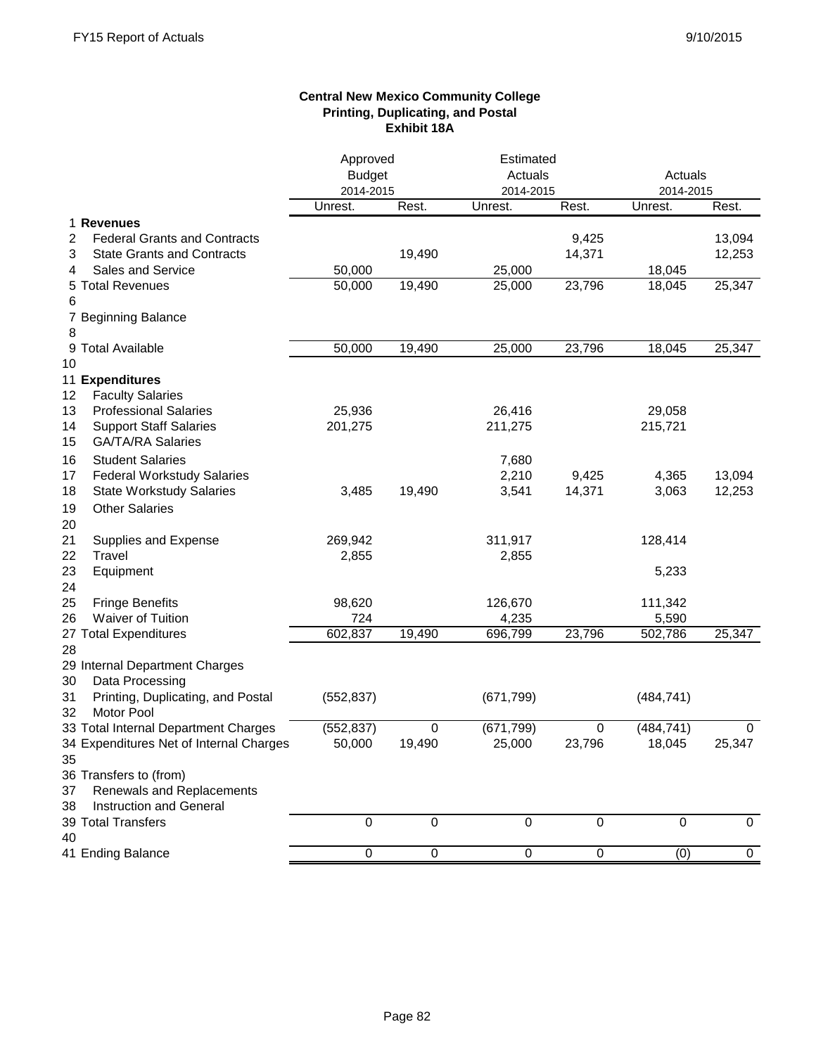**Central New Mexico Community College**
**Printing, Duplicating, and Postal**
**Exhibit 18A**

| | | Approved Budget 2014-2015 | | Estimated Actuals 2014-2015 | | Actuals 2014-2015 | |
|---|---|---|---|---|---|---|---|
| | | Unrest. | Rest. | Unrest. | Rest. | Unrest. | Rest. |
| 1 | **Revenues** | | | | | | |
| 2 | Federal Grants and Contracts | | | | 9,425 | | 13,094 |
| 3 | State Grants and Contracts | | 19,490 | | 14,371 | | 12,253 |
| 4 | Sales and Service | 50,000 | | 25,000 | | 18,045 | |
| 5 | Total Revenues | 50,000 | 19,490 | 25,000 | 23,796 | 18,045 | 25,347 |
| 6 | | | | | | | |
| 7 | Beginning Balance | | | | | | |
| 8 | | | | | | | |
| 9 | Total Available | 50,000 | 19,490 | 25,000 | 23,796 | 18,045 | 25,347 |
| 10 | | | | | | | |
| 11 | **Expenditures** | | | | | | |
| 12 | Faculty Salaries | | | | | | |
| 13 | Professional Salaries | 25,936 | | 26,416 | | 29,058 | |
| 14 | Support Staff Salaries | 201,275 | | 211,275 | | 215,721 | |
| 15 | GA/TA/RA Salaries | | | | | | |
| 16 | Student Salaries | | | 7,680 | | | |
| 17 | Federal Workstudy Salaries | | | 2,210 | 9,425 | 4,365 | 13,094 |
| 18 | State Workstudy Salaries | 3,485 | 19,490 | 3,541 | 14,371 | 3,063 | 12,253 |
| 19 | Other Salaries | | | | | | |
| 20 | | | | | | | |
| 21 | Supplies and Expense | 269,942 | | 311,917 | | 128,414 | |
| 22 | Travel | 2,855 | | 2,855 | | | |
| 23 | Equipment | | | | | 5,233 | |
| 24 | | | | | | | |
| 25 | Fringe Benefits | 98,620 | | 126,670 | | 111,342 | |
| 26 | Waiver of Tuition | 724 | | 4,235 | | 5,590 | |
| 27 | Total Expenditures | 602,837 | 19,490 | 696,799 | 23,796 | 502,786 | 25,347 |
| 28 | | | | | | | |
| 29 | Internal Department Charges | | | | | | |
| 30 | Data Processing | | | | | | |
| 31 | Printing, Duplicating, and Postal | (552,837) | | (671,799) | | (484,741) | |
| 32 | Motor Pool | | | | | | |
| 33 | Total Internal Department Charges | (552,837) | 0 | (671,799) | 0 | (484,741) | 0 |
| 34 | Expenditures Net of Internal Charges | 50,000 | 19,490 | 25,000 | 23,796 | 18,045 | 25,347 |
| 35 | | | | | | | |
| 36 | Transfers to (from) | | | | | | |
| 37 | Renewals and Replacements | | | | | | |
| 38 | Instruction and General | | | | | | |
| 39 | Total Transfers | 0 | 0 | 0 | 0 | 0 | 0 |
| 40 | | | | | | | |
| 41 | Ending Balance | 0 | 0 | 0 | 0 | (0) | 0 |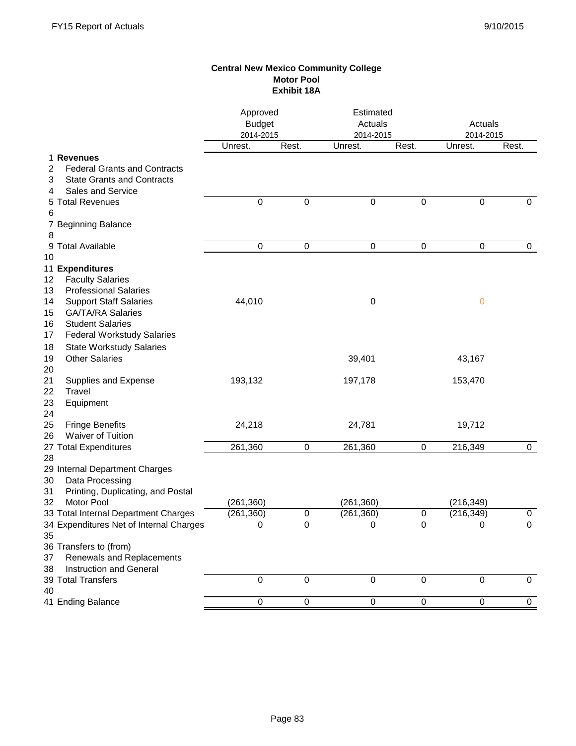FY15 Report of Actuals 9/10/2015

**Central New Mexico Community College**
**Motor Pool**
**Exhibit 18A**

| | | Approved Budget 2014-2015 | | Estimated Actuals 2014-2015 | | Actuals 2014-2015 | |
|---|---|---|---|---|---|---|---|
| | | Unrest. | Rest. | Unrest. | Rest. | Unrest. | Rest. |
| 1 | **Revenues** | | | | | | |
| 2 | Federal Grants and Contracts | | | | | | |
| 3 | State Grants and Contracts | | | | | | |
| 4 | Sales and Service | | | | | | |
| 5 | Total Revenues | 0 | 0 | 0 | 0 | 0 | 0 |
| 6 | | | | | | | |
| 7 | Beginning Balance | | | | | | |
| 8 | | | | | | | |
| 9 | Total Available | 0 | 0 | 0 | 0 | 0 | 0 |
| 10 | | | | | | | |
| 11 | **Expenditures** | | | | | | |
| 12 | Faculty Salaries | | | | | | |
| 13 | Professional Salaries | | | | | | |
| 14 | Support Staff Salaries | 44,010 | | 0 | | 0 | |
| 15 | GA/TA/RA Salaries | | | | | | |
| 16 | Student Salaries | | | | | | |
| 17 | Federal Workstudy Salaries | | | | | | |
| 18 | State Workstudy Salaries | | | | | | |
| 19 | Other Salaries | | | 39,401 | | 43,167 | |
| 20 | | | | | | | |
| 21 | Supplies and Expense | 193,132 | | 197,178 | | 153,470 | |
| 22 | Travel | | | | | | |
| 23 | Equipment | | | | | | |
| 24 | | | | | | | |
| 25 | Fringe Benefits | 24,218 | | 24,781 | | 19,712 | |
| 26 | Waiver of Tuition | | | | | | |
| 27 | Total Expenditures | 261,360 | 0 | 261,360 | 0 | 216,349 | 0 |
| 28 | | | | | | | |
| 29 | Internal Department Charges | | | | | | |
| 30 | Data Processing | | | | | | |
| 31 | Printing, Duplicating, and Postal | | | | | | |
| 32 | Motor Pool | (261,360) | | (261,360) | | (216,349) | |
| 33 | Total Internal Department Charges | (261,360) | 0 | (261,360) | 0 | (216,349) | 0 |
| 34 | Expenditures Net of Internal Charges | 0 | 0 | 0 | 0 | 0 | 0 |
| 35 | | | | | | | |
| 36 | Transfers to (from) | | | | | | |
| 37 | Renewals and Replacements | | | | | | |
| 38 | Instruction and General | | | | | | |
| 39 | Total Transfers | 0 | 0 | 0 | 0 | 0 | 0 |
| 40 | | | | | | | |
| 41 | Ending Balance | 0 | 0 | 0 | 0 | 0 | 0 |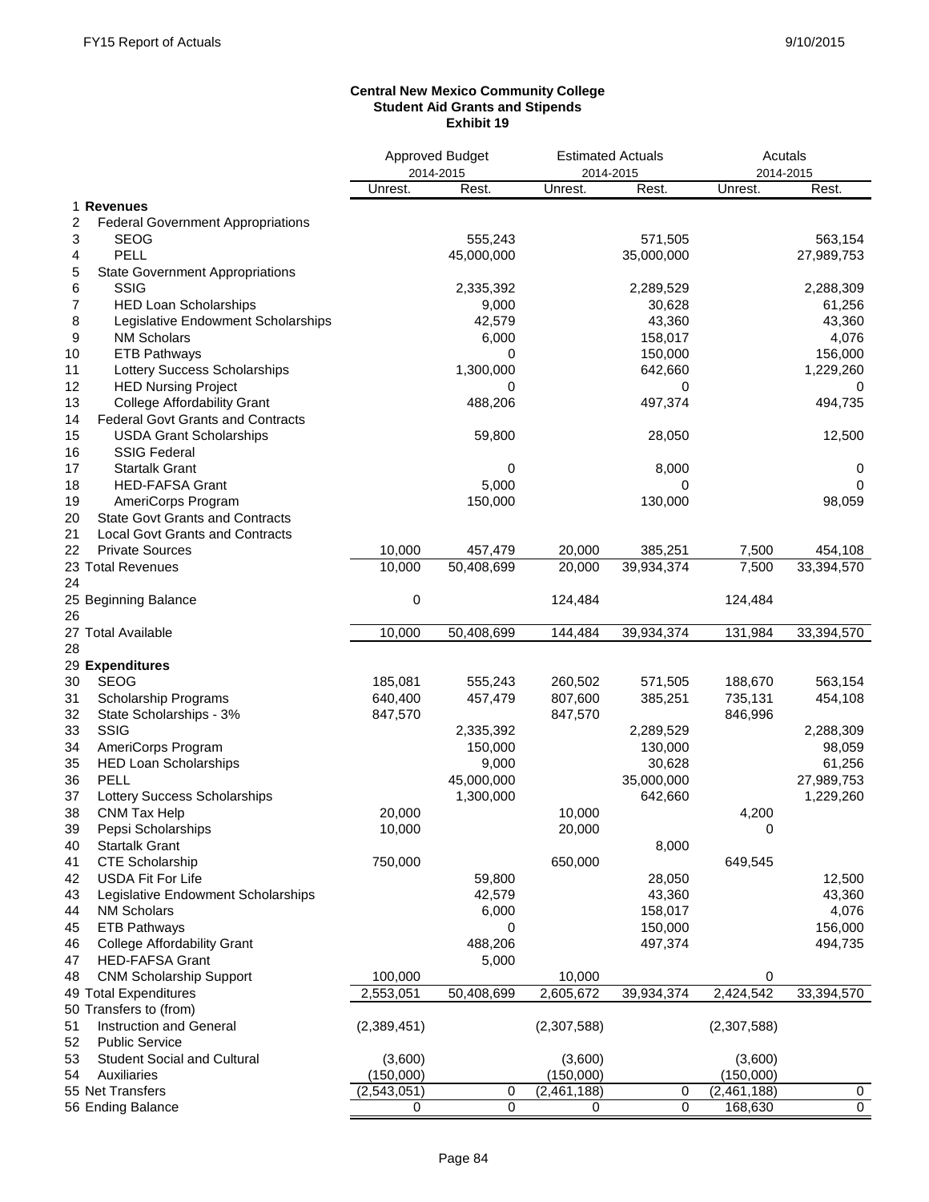**Central New Mexico Community College**
**Student Aid Grants and Stipends**
**Exhibit 19**

| | | Approved Budget 2014-2015 | | Estimated Actuals 2014-2015 | | Acutals 2014-2015 | |
|---|---|---|---|---|---|---|---|
| | | Unrest. | Rest. | Unrest. | Rest. | Unrest. | Rest. |
| 1 | **Revenues** | | | | | | |
| 2 | Federal Government Appropriations | | | | | | |
| 3 | SEOG | | 555,243 | | 571,505 | | 563,154 |
| 4 | PELL | | 45,000,000 | | 35,000,000 | | 27,989,753 |
| 5 | State Government Appropriations | | | | | | |
| 6 | SSIG | | 2,335,392 | | 2,289,529 | | 2,288,309 |
| 7 | HED Loan Scholarships | | 9,000 | | 30,628 | | 61,256 |
| 8 | Legislative Endowment Scholarships | | 42,579 | | 43,360 | | 43,360 |
| 9 | NM Scholars | | 6,000 | | 158,017 | | 4,076 |
| 10 | ETB Pathways | | 0 | | 150,000 | | 156,000 |
| 11 | Lottery Success Scholarships | | 1,300,000 | | 642,660 | | 1,229,260 |
| 12 | HED Nursing Project | | 0 | | 0 | | 0 |
| 13 | College Affordability Grant | | 488,206 | | 497,374 | | 494,735 |
| 14 | Federal Govt Grants and Contracts | | | | | | |
| 15 | USDA Grant Scholarships | | 59,800 | | 28,050 | | 12,500 |
| 16 | SSIG Federal | | | | | | |
| 17 | Startalk Grant | | 0 | | 8,000 | | 0 |
| 18 | HED-FAFSA Grant | | 5,000 | | 0 | | 0 |
| 19 | AmeriCorps Program | | 150,000 | | 130,000 | | 98,059 |
| 20 | State Govt Grants and Contracts | | | | | | |
| 21 | Local Govt Grants and Contracts | | | | | | |
| 22 | Private Sources | 10,000 | 457,479 | 20,000 | 385,251 | 7,500 | 454,108 |
| 23 | Total Revenues | 10,000 | 50,408,699 | 20,000 | 39,934,374 | 7,500 | 33,394,570 |
| 24 | | | | | | | |
| 25 | Beginning Balance | 0 | | 124,484 | | 124,484 | |
| 26 | | | | | | | |
| 27 | Total Available | 10,000 | 50,408,699 | 144,484 | 39,934,374 | 131,984 | 33,394,570 |
| 28 | | | | | | | |
| 29 | **Expenditures** | | | | | | |
| 30 | SEOG | 185,081 | 555,243 | 260,502 | 571,505 | 188,670 | 563,154 |
| 31 | Scholarship Programs | 640,400 | 457,479 | 807,600 | 385,251 | 735,131 | 454,108 |
| 32 | State Scholarships - 3% | 847,570 | | 847,570 | | 846,996 | |
| 33 | SSIG | | 2,335,392 | | 2,289,529 | | 2,288,309 |
| 34 | AmeriCorps Program | | 150,000 | | 130,000 | | 98,059 |
| 35 | HED Loan Scholarships | | 9,000 | | 30,628 | | 61,256 |
| 36 | PELL | | 45,000,000 | | 35,000,000 | | 27,989,753 |
| 37 | Lottery Success Scholarships | | 1,300,000 | | 642,660 | | 1,229,260 |
| 38 | CNM Tax Help | 20,000 | | 10,000 | | 4,200 | |
| 39 | Pepsi Scholarships | 10,000 | | 20,000 | | 0 | |
| 40 | Startalk Grant | | | | 8,000 | | |
| 41 | CTE Scholarship | 750,000 | | 650,000 | | 649,545 | |
| 42 | USDA Fit For Life | | 59,800 | | 28,050 | | 12,500 |
| 43 | Legislative Endowment Scholarships | | 42,579 | | 43,360 | | 43,360 |
| 44 | NM Scholars | | 6,000 | | 158,017 | | 4,076 |
| 45 | ETB Pathways | | 0 | | 150,000 | | 156,000 |
| 46 | College Affordability Grant | | 488,206 | | 497,374 | | 494,735 |
| 47 | HED-FAFSA Grant | | 5,000 | | | | |
| 48 | CNM Scholarship Support | 100,000 | | 10,000 | | 0 | |
| 49 | Total Expenditures | 2,553,051 | 50,408,699 | 2,605,672 | 39,934,374 | 2,424,542 | 33,394,570 |
| 50 | Transfers to (from) | | | | | | |
| 51 | Instruction and General | (2,389,451) | | (2,307,588) | | (2,307,588) | |
| 52 | Public Service | | | | | | |
| 53 | Student Social and Cultural | (3,600) | | (3,600) | | (3,600) | |
| 54 | Auxiliaries | (150,000) | | (150,000) | | (150,000) | |
| 55 | Net Transfers | (2,543,051) | 0 | (2,461,188) | 0 | (2,461,188) | 0 |
| 56 | Ending Balance | 0 | 0 | 0 | 0 | 168,630 | 0 |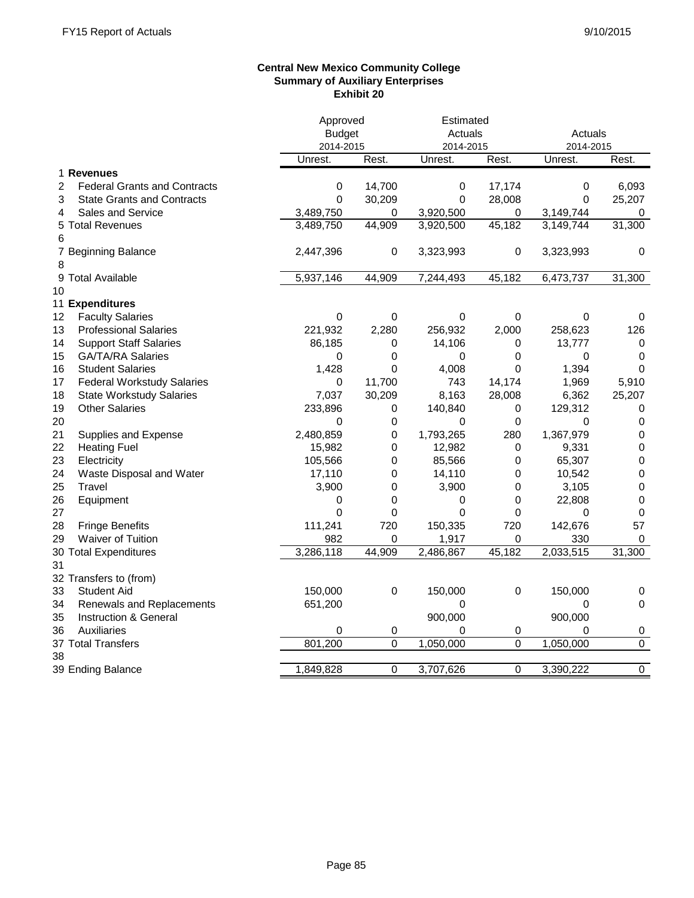**Central New Mexico Community College**
**Summary of Auxiliary Enterprises**
**Exhibit 20**

| | | Approved Budget 2014-2015 | | Estimated Actuals 2014-2015 | | Actuals 2014-2015 | |
|---|---|---|---|---|---|---|---|
| | | Unrest. | Rest. | Unrest. | Rest. | Unrest. | Rest. |
| 1 | **Revenues** | | | | | | |
| 2 | Federal Grants and Contracts | 0 | 14,700 | 0 | 17,174 | 0 | 6,093 |
| 3 | State Grants and Contracts | 0 | 30,209 | 0 | 28,008 | 0 | 25,207 |
| 4 | Sales and Service | 3,489,750 | 0 | 3,920,500 | 0 | 3,149,744 | 0 |
| 5 | Total Revenues | 3,489,750 | 44,909 | 3,920,500 | 45,182 | 3,149,744 | 31,300 |
| 6 | | | | | | | |
| 7 | Beginning Balance | 2,447,396 | 0 | 3,323,993 | 0 | 3,323,993 | 0 |
| 8 | | | | | | | |
| 9 | Total Available | 5,937,146 | 44,909 | 7,244,493 | 45,182 | 6,473,737 | 31,300 |
| 10 | | | | | | | |
| 11 | **Expenditures** | | | | | | |
| 12 | Faculty Salaries | 0 | 0 | 0 | 0 | 0 | 0 |
| 13 | Professional Salaries | 221,932 | 2,280 | 256,932 | 2,000 | 258,623 | 126 |
| 14 | Support Staff Salaries | 86,185 | 0 | 14,106 | 0 | 13,777 | 0 |
| 15 | GA/TA/RA Salaries | 0 | 0 | 0 | 0 | 0 | 0 |
| 16 | Student Salaries | 1,428 | 0 | 4,008 | 0 | 1,394 | 0 |
| 17 | Federal Workstudy Salaries | 0 | 11,700 | 743 | 14,174 | 1,969 | 5,910 |
| 18 | State Workstudy Salaries | 7,037 | 30,209 | 8,163 | 28,008 | 6,362 | 25,207 |
| 19 | Other Salaries | 233,896 | 0 | 140,840 | 0 | 129,312 | 0 |
| 20 | | 0 | 0 | 0 | 0 | 0 | 0 |
| 21 | Supplies and Expense | 2,480,859 | 0 | 1,793,265 | 280 | 1,367,979 | 0 |
| 22 | Heating Fuel | 15,982 | 0 | 12,982 | 0 | 9,331 | 0 |
| 23 | Electricity | 105,566 | 0 | 85,566 | 0 | 65,307 | 0 |
| 24 | Waste Disposal and Water | 17,110 | 0 | 14,110 | 0 | 10,542 | 0 |
| 25 | Travel | 3,900 | 0 | 3,900 | 0 | 3,105 | 0 |
| 26 | Equipment | 0 | 0 | 0 | 0 | 22,808 | 0 |
| 27 | | 0 | 0 | 0 | 0 | 0 | 0 |
| 28 | Fringe Benefits | 111,241 | 720 | 150,335 | 720 | 142,676 | 57 |
| 29 | Waiver of Tuition | 982 | 0 | 1,917 | 0 | 330 | 0 |
| 30 | Total Expenditures | 3,286,118 | 44,909 | 2,486,867 | 45,182 | 2,033,515 | 31,300 |
| 31 | | | | | | | |
| 32 | Transfers to (from) | | | | | | |
| 33 | Student Aid | 150,000 | 0 | 150,000 | 0 | 150,000 | 0 |
| 34 | Renewals and Replacements | 651,200 | | 0 | | 0 | 0 |
| 35 | Instruction & General | | | 900,000 | | 900,000 | |
| 36 | Auxiliaries | 0 | 0 | 0 | 0 | 0 | 0 |
| 37 | Total Transfers | 801,200 | 0 | 1,050,000 | 0 | 1,050,000 | 0 |
| 38 | | | | | | | |
| 39 | Ending Balance | 1,849,828 | 0 | 3,707,626 | 0 | 3,390,222 | 0 |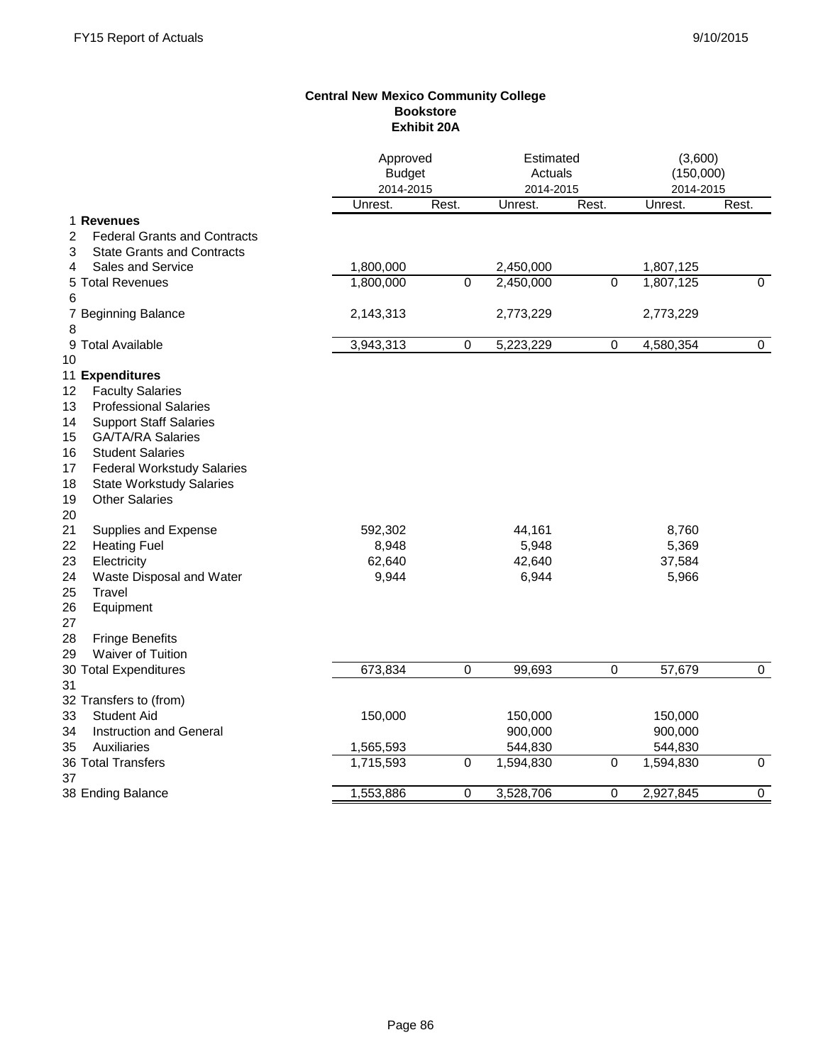**Central New Mexico Community College**
**Bookstore**
**Exhibit 20A**

| | | Approved Budget 2014-2015 | | Estimated Actuals 2014-2015 | | (3,600) (150,000) 2014-2015 | |
|---|---|---|---|---|---|---|---|
| | | Unrest. | Rest. | Unrest. | Rest. | Unrest. | Rest. |
| 1 | **Revenues** | | | | | | |
| 2 | Federal Grants and Contracts | | | | | | |
| 3 | State Grants and Contracts | | | | | | |
| 4 | Sales and Service | 1,800,000 | | 2,450,000 | | 1,807,125 | |
| 5 | Total Revenues | 1,800,000 | 0 | 2,450,000 | 0 | 1,807,125 | 0 |
| 6 | | | | | | | |
| 7 | Beginning Balance | 2,143,313 | | 2,773,229 | | 2,773,229 | |
| 8 | | | | | | | |
| 9 | Total Available | 3,943,313 | 0 | 5,223,229 | 0 | 4,580,354 | 0 |
| 10 | | | | | | | |
| 11 | **Expenditures** | | | | | | |
| 12 | Faculty Salaries | | | | | | |
| 13 | Professional Salaries | | | | | | |
| 14 | Support Staff Salaries | | | | | | |
| 15 | GA/TA/RA Salaries | | | | | | |
| 16 | Student Salaries | | | | | | |
| 17 | Federal Workstudy Salaries | | | | | | |
| 18 | State Workstudy Salaries | | | | | | |
| 19 | Other Salaries | | | | | | |
| 20 | | | | | | | |
| 21 | Supplies and Expense | 592,302 | | 44,161 | | 8,760 | |
| 22 | Heating Fuel | 8,948 | | 5,948 | | 5,369 | |
| 23 | Electricity | 62,640 | | 42,640 | | 37,584 | |
| 24 | Waste Disposal and Water | 9,944 | | 6,944 | | 5,966 | |
| 25 | Travel | | | | | | |
| 26 | Equipment | | | | | | |
| 27 | | | | | | | |
| 28 | Fringe Benefits | | | | | | |
| 29 | Waiver of Tuition | | | | | | |
| 30 | Total Expenditures | 673,834 | 0 | 99,693 | 0 | 57,679 | 0 |
| 31 | | | | | | | |
| 32 | Transfers to (from) | | | | | | |
| 33 | Student Aid | 150,000 | | 150,000 | | 150,000 | |
| 34 | Instruction and General | | | 900,000 | | 900,000 | |
| 35 | Auxiliaries | 1,565,593 | | 544,830 | | 544,830 | |
| 36 | Total Transfers | 1,715,593 | 0 | 1,594,830 | 0 | 1,594,830 | 0 |
| 37 | | | | | | | |
| 38 | Ending Balance | 1,553,886 | 0 | 3,528,706 | 0 | 2,927,845 | 0 |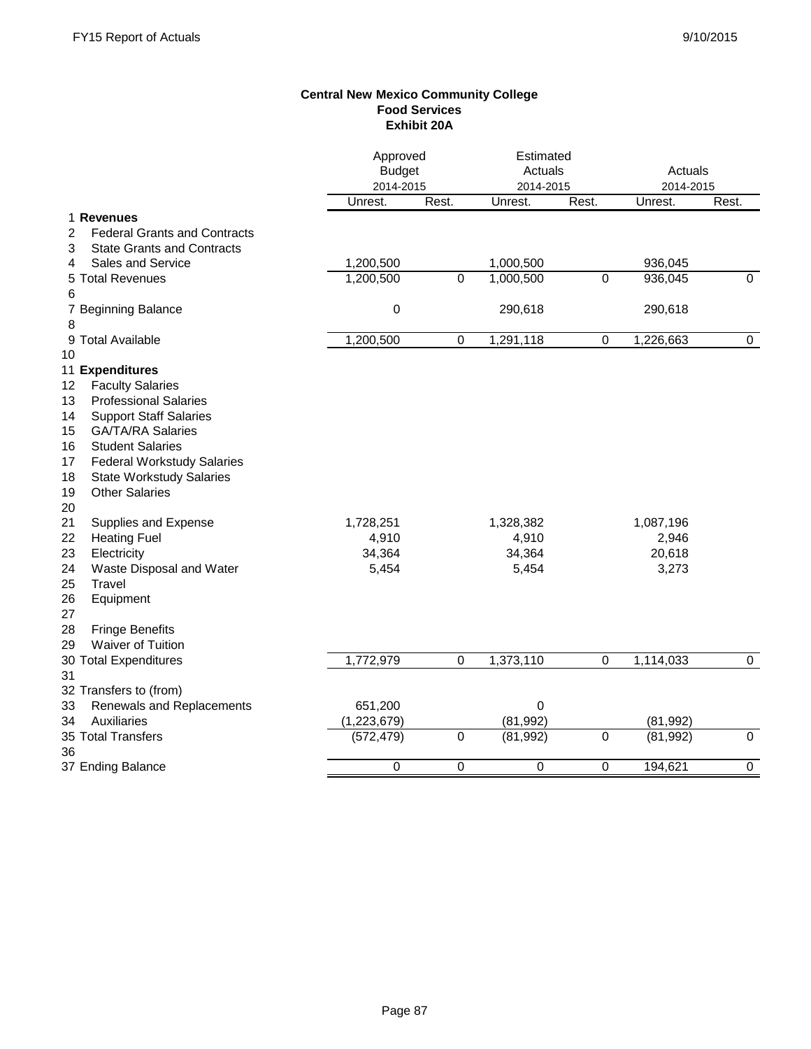**Central New Mexico Community College**
**Food Services**
**Exhibit 20A**

| | | Approved Budget 2014-2015 | | Estimated Actuals 2014-2015 | | Actuals 2014-2015 | |
|---|---|---|---|---|---|---|---|
| | | Unrest. | Rest. | Unrest. | Rest. | Unrest. | Rest. |
| 1 | **Revenues** | | | | | | |
| 2 | Federal Grants and Contracts | | | | | | |
| 3 | State Grants and Contracts | | | | | | |
| 4 | Sales and Service | 1,200,500 | | 1,000,500 | | 936,045 | |
| 5 | Total Revenues | 1,200,500 | 0 | 1,000,500 | 0 | 936,045 | 0 |
| 6 | | | | | | | |
| 7 | Beginning Balance | 0 | | 290,618 | | 290,618 | |
| 8 | | | | | | | |
| 9 | Total Available | 1,200,500 | 0 | 1,291,118 | 0 | 1,226,663 | 0 |
| 10 | | | | | | | |
| 11 | **Expenditures** | | | | | | |
| 12 | Faculty Salaries | | | | | | |
| 13 | Professional Salaries | | | | | | |
| 14 | Support Staff Salaries | | | | | | |
| 15 | GA/TA/RA Salaries | | | | | | |
| 16 | Student Salaries | | | | | | |
| 17 | Federal Workstudy Salaries | | | | | | |
| 18 | State Workstudy Salaries | | | | | | |
| 19 | Other Salaries | | | | | | |
| 20 | | | | | | | |
| 21 | Supplies and Expense | 1,728,251 | | 1,328,382 | | 1,087,196 | |
| 22 | Heating Fuel | 4,910 | | 4,910 | | 2,946 | |
| 23 | Electricity | 34,364 | | 34,364 | | 20,618 | |
| 24 | Waste Disposal and Water | 5,454 | | 5,454 | | 3,273 | |
| 25 | Travel | | | | | | |
| 26 | Equipment | | | | | | |
| 27 | | | | | | | |
| 28 | Fringe Benefits | | | | | | |
| 29 | Waiver of Tuition | | | | | | |
| 30 | Total Expenditures | 1,772,979 | 0 | 1,373,110 | 0 | 1,114,033 | 0 |
| 31 | | | | | | | |
| 32 | Transfers to (from) | | | | | | |
| 33 | Renewals and Replacements | 651,200 | | 0 | | | |
| 34 | Auxiliaries | (1,223,679) | | (81,992) | | (81,992) | |
| 35 | Total Transfers | (572,479) | 0 | (81,992) | 0 | (81,992) | 0 |
| 36 | | | | | | | |
| 37 | Ending Balance | 0 | 0 | 0 | 0 | 194,621 | 0 |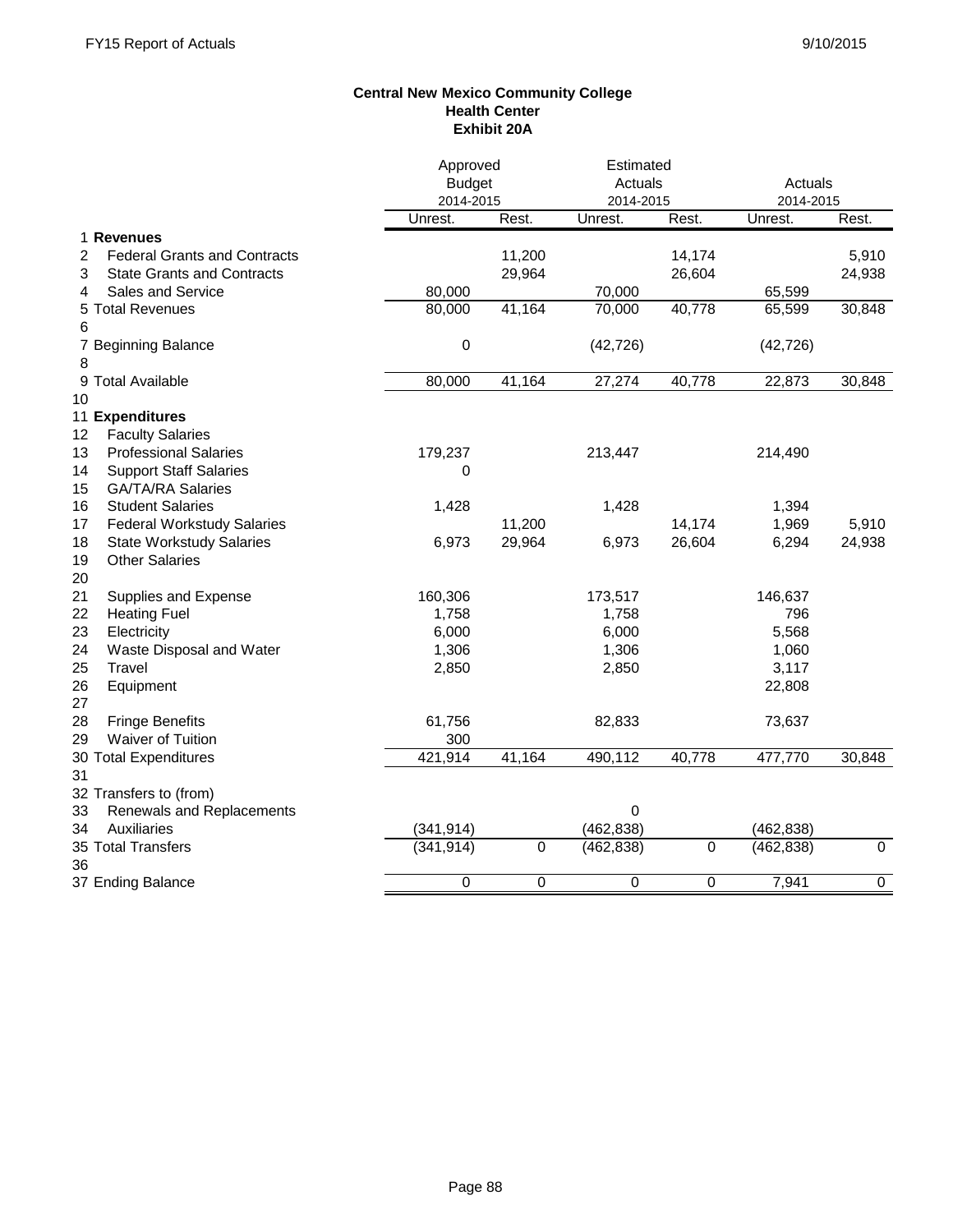**Central New Mexico Community College**
**Health Center**
**Exhibit 20A**

| | | Approved Budget 2014-2015 | | Estimated Actuals 2014-2015 | | Actuals 2014-2015 | |
|---|---|---|---|---|---|---|---|
| | | Unrest. | Rest. | Unrest. | Rest. | Unrest. | Rest. |
| 1 | **Revenues** | | | | | | |
| 2 | Federal Grants and Contracts | | 11,200 | | 14,174 | | 5,910 |
| 3 | State Grants and Contracts | | 29,964 | | 26,604 | | 24,938 |
| 4 | Sales and Service | 80,000 | | 70,000 | | 65,599 | |
| 5 | Total Revenues | 80,000 | 41,164 | 70,000 | 40,778 | 65,599 | 30,848 |
| 6 | | | | | | | |
| 7 | Beginning Balance | 0 | | (42,726) | | (42,726) | |
| 8 | | | | | | | |
| 9 | Total Available | 80,000 | 41,164 | 27,274 | 40,778 | 22,873 | 30,848 |
| 10 | | | | | | | |
| 11 | **Expenditures** | | | | | | |
| 12 | Faculty Salaries | | | | | | |
| 13 | Professional Salaries | 179,237 | | 213,447 | | 214,490 | |
| 14 | Support Staff Salaries | 0 | | | | | |
| 15 | GA/TA/RA Salaries | | | | | | |
| 16 | Student Salaries | 1,428 | | 1,428 | | 1,394 | |
| 17 | Federal Workstudy Salaries | | 11,200 | | 14,174 | 1,969 | 5,910 |
| 18 | State Workstudy Salaries | 6,973 | 29,964 | 6,973 | 26,604 | 6,294 | 24,938 |
| 19 | Other Salaries | | | | | | |
| 20 | | | | | | | |
| 21 | Supplies and Expense | 160,306 | | 173,517 | | 146,637 | |
| 22 | Heating Fuel | 1,758 | | 1,758 | | 796 | |
| 23 | Electricity | 6,000 | | 6,000 | | 5,568 | |
| 24 | Waste Disposal and Water | 1,306 | | 1,306 | | 1,060 | |
| 25 | Travel | 2,850 | | 2,850 | | 3,117 | |
| 26 | Equipment | | | | | 22,808 | |
| 27 | | | | | | | |
| 28 | Fringe Benefits | 61,756 | | 82,833 | | 73,637 | |
| 29 | Waiver of Tuition | 300 | | | | | |
| 30 | Total Expenditures | 421,914 | 41,164 | 490,112 | 40,778 | 477,770 | 30,848 |
| 31 | | | | | | | |
| 32 | Transfers to (from) | | | | | | |
| 33 | Renewals and Replacements | | | 0 | | | |
| 34 | Auxiliaries | (341,914) | | (462,838) | | (462,838) | |
| 35 | Total Transfers | (341,914) | 0 | (462,838) | 0 | (462,838) | 0 |
| 36 | | | | | | | |
| 37 | Ending Balance | 0 | 0 | 0 | 0 | 7,941 | 0 |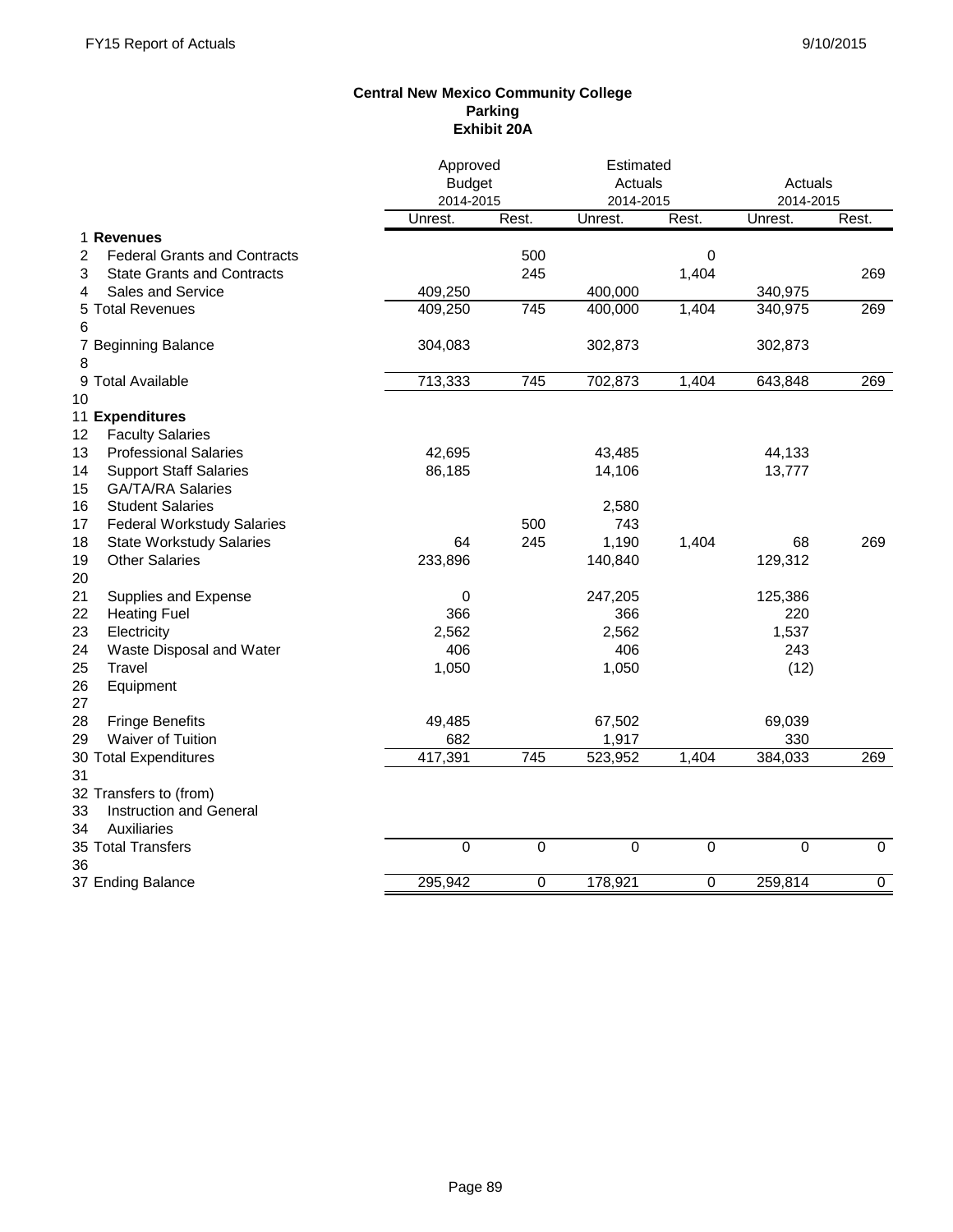**Central New Mexico Community College**
**Parking**
**Exhibit 20A**

| | | Approved Budget 2014-2015 | | Estimated Actuals 2014-2015 | | Actuals 2014-2015 | |
|---|---|---|---|---|---|---|---|
| | | Unrest. | Rest. | Unrest. | Rest. | Unrest. | Rest. |
| 1 | **Revenues** | | | | | | |
| 2 | Federal Grants and Contracts | | 500 | | 0 | | |
| 3 | State Grants and Contracts | | 245 | | 1,404 | | 269 |
| 4 | Sales and Service | 409,250 | | 400,000 | | 340,975 | |
| 5 | Total Revenues | 409,250 | 745 | 400,000 | 1,404 | 340,975 | 269 |
| 6 | | | | | | | |
| 7 | Beginning Balance | 304,083 | | 302,873 | | 302,873 | |
| 8 | | | | | | | |
| 9 | Total Available | 713,333 | 745 | 702,873 | 1,404 | 643,848 | 269 |
| 10 | | | | | | | |
| 11 | **Expenditures** | | | | | | |
| 12 | Faculty Salaries | | | | | | |
| 13 | Professional Salaries | 42,695 | | 43,485 | | 44,133 | |
| 14 | Support Staff Salaries | 86,185 | | 14,106 | | 13,777 | |
| 15 | GA/TA/RA Salaries | | | | | | |
| 16 | Student Salaries | | | 2,580 | | | |
| 17 | Federal Workstudy Salaries | | 500 | 743 | | | |
| 18 | State Workstudy Salaries | 64 | 245 | 1,190 | 1,404 | 68 | 269 |
| 19 | Other Salaries | 233,896 | | 140,840 | | 129,312 | |
| 20 | | | | | | | |
| 21 | Supplies and Expense | 0 | | 247,205 | | 125,386 | |
| 22 | Heating Fuel | 366 | | 366 | | 220 | |
| 23 | Electricity | 2,562 | | 2,562 | | 1,537 | |
| 24 | Waste Disposal and Water | 406 | | 406 | | 243 | |
| 25 | Travel | 1,050 | | 1,050 | | (12) | |
| 26 | Equipment | | | | | | |
| 27 | | | | | | | |
| 28 | Fringe Benefits | 49,485 | | 67,502 | | 69,039 | |
| 29 | Waiver of Tuition | 682 | | 1,917 | | 330 | |
| 30 | Total Expenditures | 417,391 | 745 | 523,952 | 1,404 | 384,033 | 269 |
| 31 | | | | | | | |
| 32 | Transfers to (from) | | | | | | |
| 33 | Instruction and General | | | | | | |
| 34 | Auxiliaries | | | | | | |
| 35 | Total Transfers | 0 | 0 | 0 | 0 | 0 | 0 |
| 36 | | | | | | | |
| 37 | Ending Balance | 295,942 | 0 | 178,921 | 0 | 259,814 | 0 |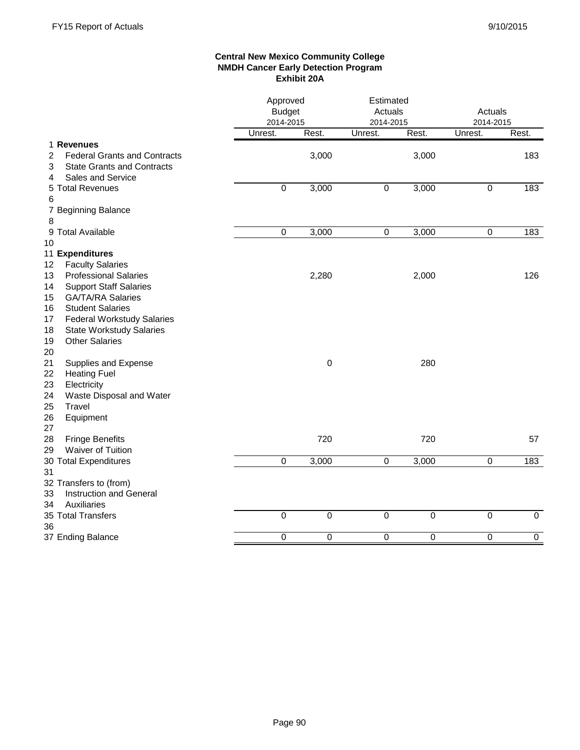**Central New Mexico Community College**
**NMDH Cancer Early Detection Program**
**Exhibit 20A**

| | | Approved Budget 2014-2015 | | Estimated Actuals 2014-2015 | | Actuals 2014-2015 | |
|---|---|---|---|---|---|---|---|
| | | Unrest. | Rest. | Unrest. | Rest. | Unrest. | Rest. |
| 1 | **Revenues** | | | | | | |
| 2 | Federal Grants and Contracts | | 3,000 | | 3,000 | | 183 |
| 3 | State Grants and Contracts | | | | | | |
| 4 | Sales and Service | | | | | | |
| 5 | Total Revenues | 0 | 3,000 | 0 | 3,000 | 0 | 183 |
| 6 | | | | | | | |
| 7 | Beginning Balance | | | | | | |
| 8 | | | | | | | |
| 9 | Total Available | 0 | 3,000 | 0 | 3,000 | 0 | 183 |
| 10 | | | | | | | |
| 11 | **Expenditures** | | | | | | |
| 12 | Faculty Salaries | | | | | | |
| 13 | Professional Salaries | | 2,280 | | 2,000 | | 126 |
| 14 | Support Staff Salaries | | | | | | |
| 15 | GA/TA/RA Salaries | | | | | | |
| 16 | Student Salaries | | | | | | |
| 17 | Federal Workstudy Salaries | | | | | | |
| 18 | State Workstudy Salaries | | | | | | |
| 19 | Other Salaries | | | | | | |
| 20 | | | | | | | |
| 21 | Supplies and Expense | | 0 | | 280 | | |
| 22 | Heating Fuel | | | | | | |
| 23 | Electricity | | | | | | |
| 24 | Waste Disposal and Water | | | | | | |
| 25 | Travel | | | | | | |
| 26 | Equipment | | | | | | |
| 27 | | | | | | | |
| 28 | Fringe Benefits | | 720 | | 720 | | 57 |
| 29 | Waiver of Tuition | | | | | | |
| 30 | Total Expenditures | 0 | 3,000 | 0 | 3,000 | 0 | 183 |
| 31 | | | | | | | |
| 32 | Transfers to (from) | | | | | | |
| 33 | Instruction and General | | | | | | |
| 34 | Auxiliaries | | | | | | |
| 35 | Total Transfers | 0 | 0 | 0 | 0 | 0 | 0 |
| 36 | | | | | | | |
| 37 | Ending Balance | 0 | 0 | 0 | 0 | 0 | 0 |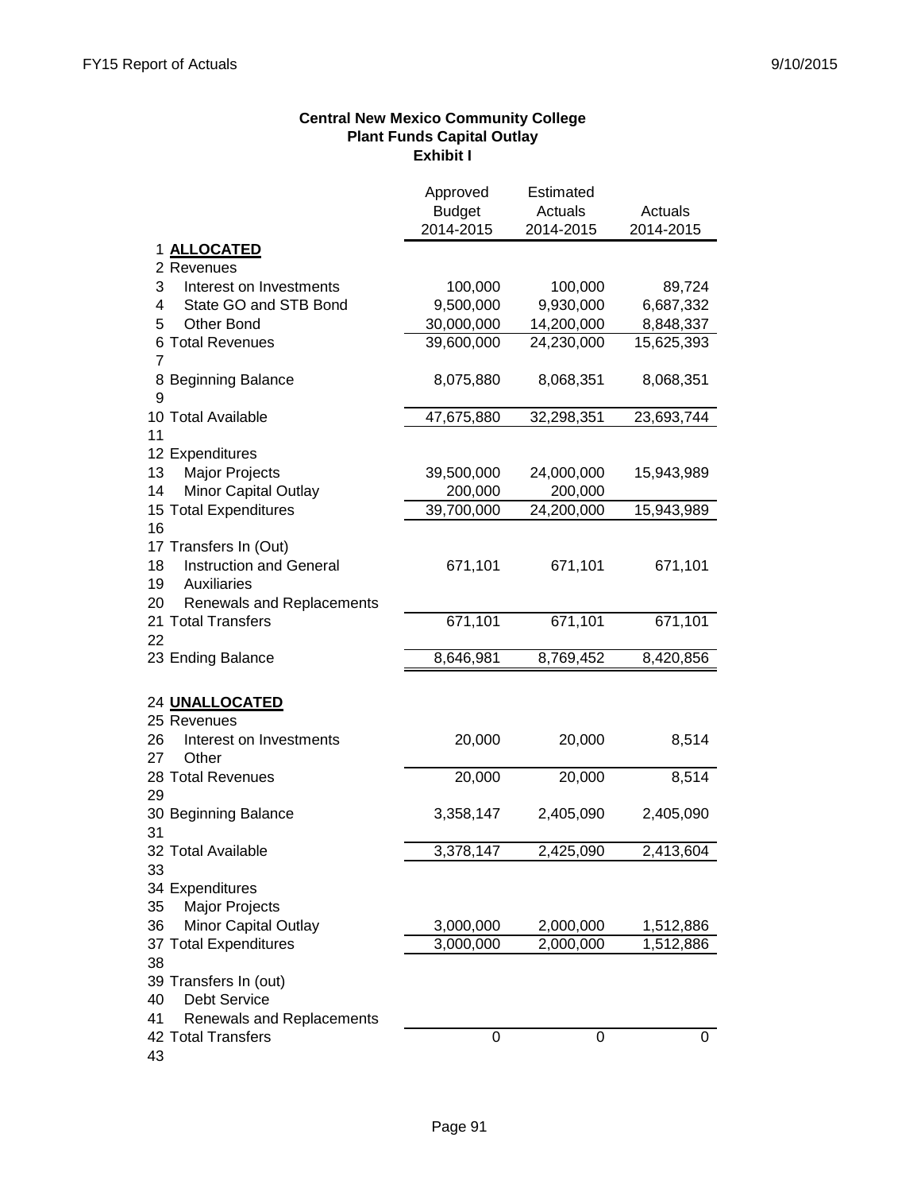**Central New Mexico Community College**
**Plant Funds Capital Outlay**
**Exhibit I**

| | | Approved Budget 2014-2015 | Estimated Actuals 2014-2015 | Actuals 2014-2015 |
|---|---|---|---|---|
| 1 | **ALLOCATED** | | | |
| 2 | Revenues | | | |
| 3 | Interest on Investments | 100,000 | 100,000 | 89,724 |
| 4 | State GO and STB Bond | 9,500,000 | 9,930,000 | 6,687,332 |
| 5 | Other Bond | 30,000,000 | 14,200,000 | 8,848,337 |
| 6 | Total Revenues | 39,600,000 | 24,230,000 | 15,625,393 |
| 7 | | | | |
| 8 | Beginning Balance | 8,075,880 | 8,068,351 | 8,068,351 |
| 9 | | | | |
| 10 | Total Available | 47,675,880 | 32,298,351 | 23,693,744 |
| 11 | | | | |
| 12 | Expenditures | | | |
| 13 | Major Projects | 39,500,000 | 24,000,000 | 15,943,989 |
| 14 | Minor Capital Outlay | 200,000 | 200,000 | |
| 15 | Total Expenditures | 39,700,000 | 24,200,000 | 15,943,989 |
| 16 | | | | |
| 17 | Transfers In (Out) | | | |
| 18 | Instruction and General | 671,101 | 671,101 | 671,101 |
| 19 | Auxiliaries | | | |
| 20 | Renewals and Replacements | | | |
| 21 | Total Transfers | 671,101 | 671,101 | 671,101 |
| 22 | | | | |
| 23 | Ending Balance | 8,646,981 | 8,769,452 | 8,420,856 |
| 24 | **UNALLOCATED** | | | |
| 25 | Revenues | | | |
| 26 | Interest on Investments | 20,000 | 20,000 | 8,514 |
| 27 | Other | | | |
| 28 | Total Revenues | 20,000 | 20,000 | 8,514 |
| 29 | | | | |
| 30 | Beginning Balance | 3,358,147 | 2,405,090 | 2,405,090 |
| 31 | | | | |
| 32 | Total Available | 3,378,147 | 2,425,090 | 2,413,604 |
| 33 | | | | |
| 34 | Expenditures | | | |
| 35 | Major Projects | | | |
| 36 | Minor Capital Outlay | 3,000,000 | 2,000,000 | 1,512,886 |
| 37 | Total Expenditures | 3,000,000 | 2,000,000 | 1,512,886 |
| 38 | | | | |
| 39 | Transfers In (out) | | | |
| 40 | Debt Service | | | |
| 41 | Renewals and Replacements | | | |
| 42 | Total Transfers | 0 | 0 | 0 |
| 43 | | | | |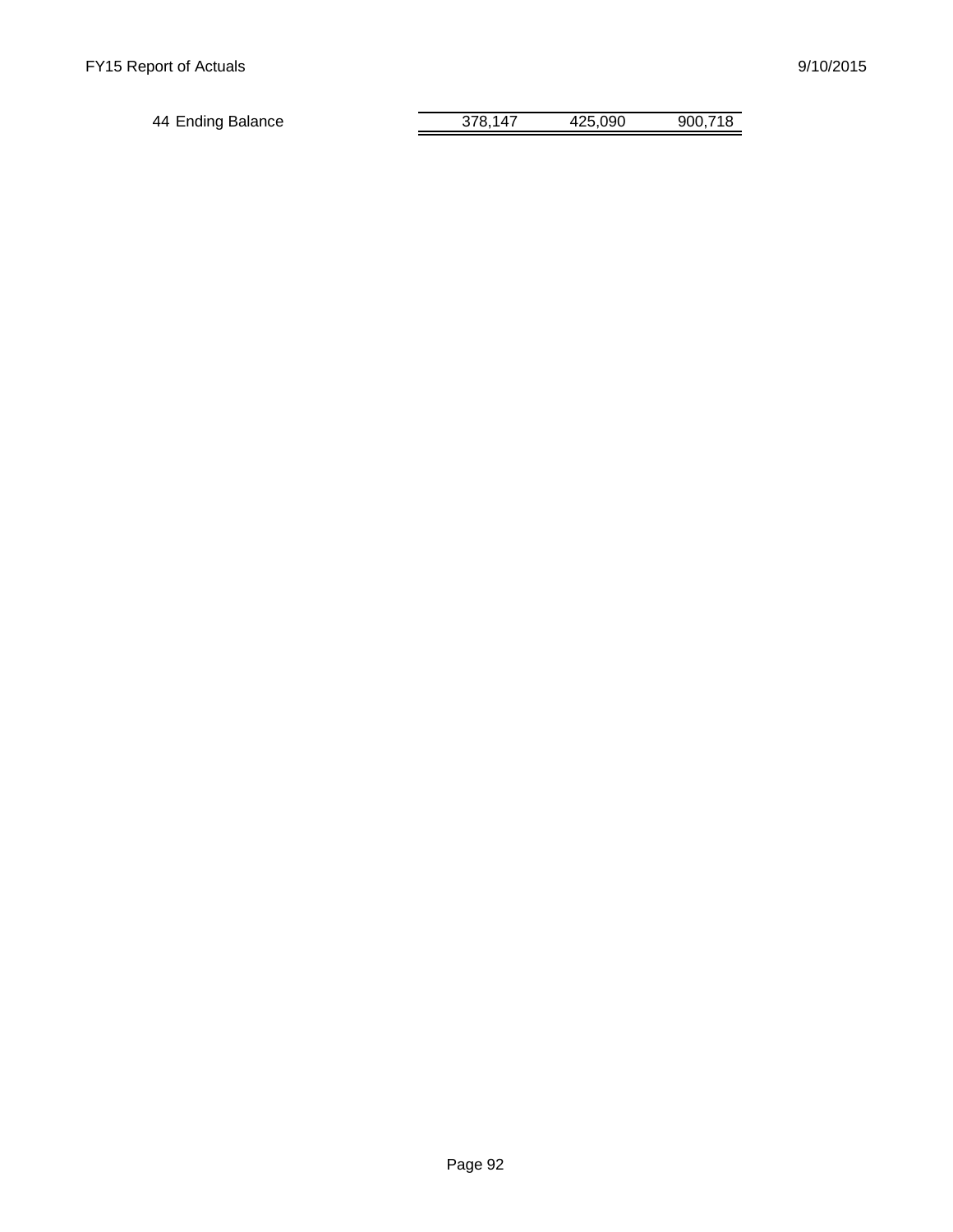| | | | |
|---|---|---|---|
| 44 Ending Balance | 378,147 | 425,090 | 900,718 |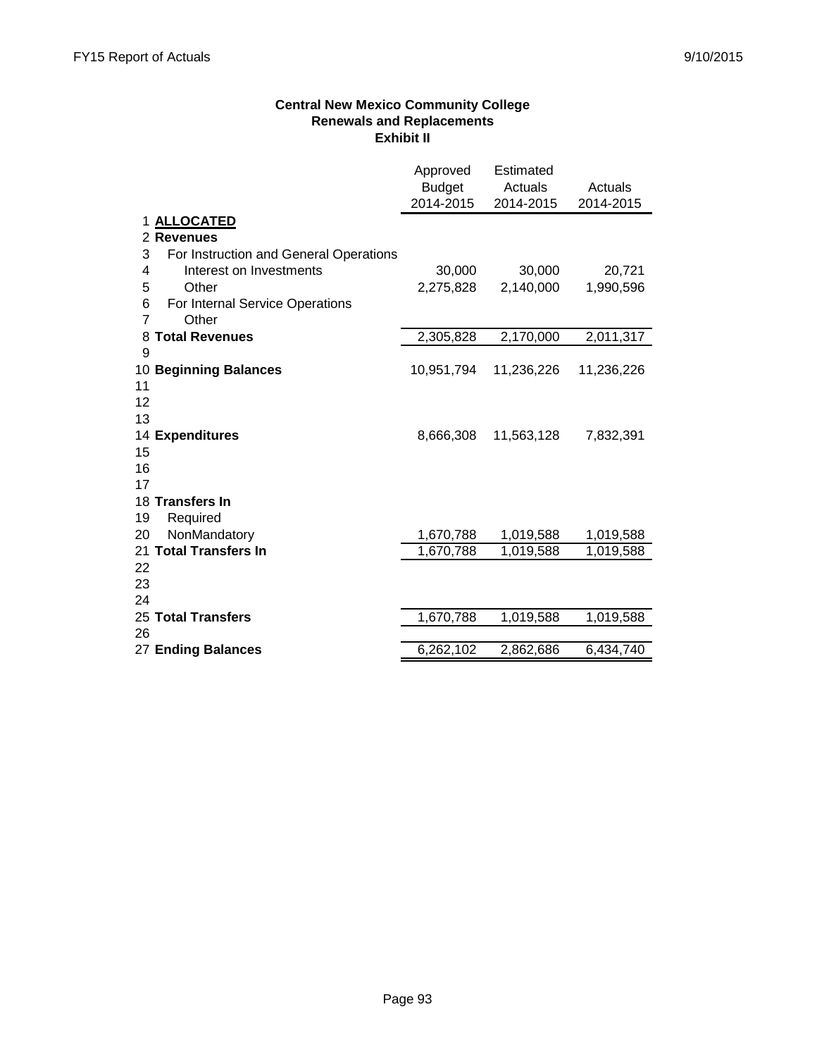**Central New Mexico Community College**
**Renewals and Replacements**
**Exhibit II**

| | | Approved Budget 2014-2015 | Estimated Actuals 2014-2015 | Actuals 2014-2015 |
|---|---|---|---|---|
| 1 | **ALLOCATED** | | | |
| 2 | **Revenues** | | | |
| 3 | For Instruction and General Operations | | | |
| 4 | Interest on Investments | 30,000 | 30,000 | 20,721 |
| 5 | Other | 2,275,828 | 2,140,000 | 1,990,596 |
| 6 | For Internal Service Operations | | | |
| 7 | Other | | | |
| 8 | **Total Revenues** | 2,305,828 | 2,170,000 | 2,011,317 |
| 9 | | | | |
| 10 | **Beginning Balances** | 10,951,794 | 11,236,226 | 11,236,226 |
| 11 | | | | |
| 12 | | | | |
| 13 | | | | |
| 14 | **Expenditures** | 8,666,308 | 11,563,128 | 7,832,391 |
| 15 | | | | |
| 16 | | | | |
| 17 | | | | |
| 18 | **Transfers In** | | | |
| 19 | Required | | | |
| 20 | NonMandatory | 1,670,788 | 1,019,588 | 1,019,588 |
| 21 | **Total Transfers In** | 1,670,788 | 1,019,588 | 1,019,588 |
| 22 | | | | |
| 23 | | | | |
| 24 | | | | |
| 25 | **Total Transfers** | 1,670,788 | 1,019,588 | 1,019,588 |
| 26 | | | | |
| 27 | **Ending Balances** | 6,262,102 | 2,862,686 | 6,434,740 |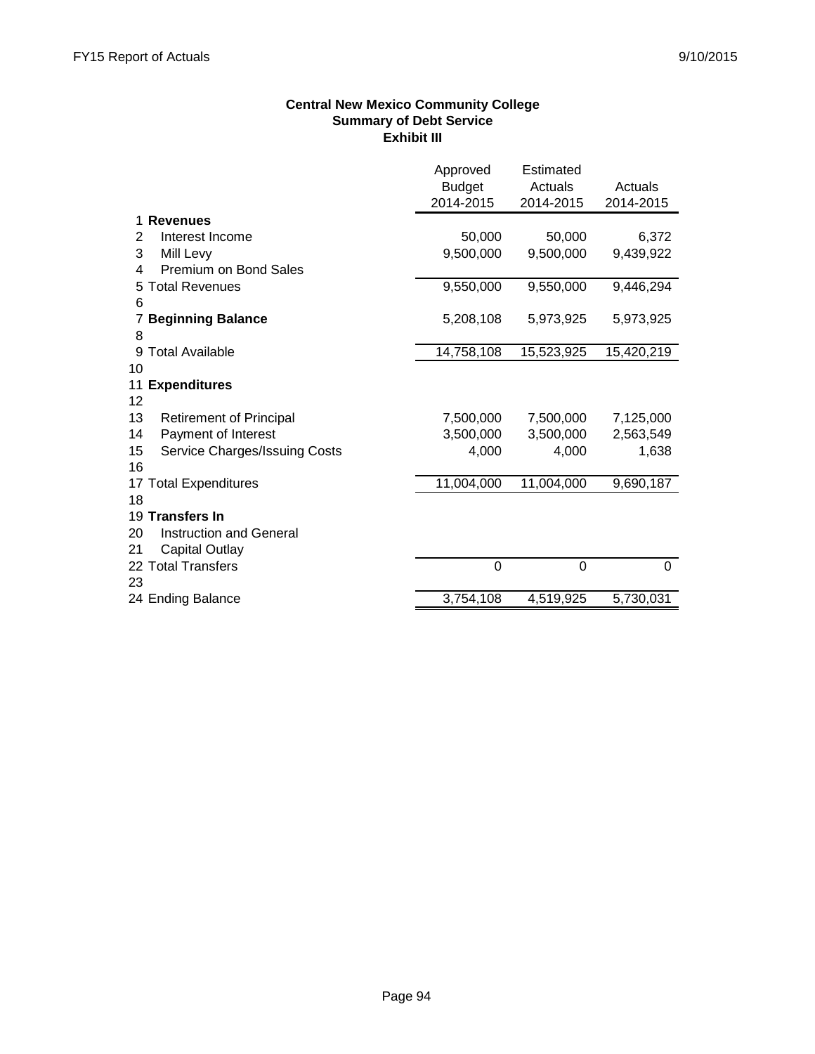**Central New Mexico Community College**
**Summary of Debt Service**
**Exhibit III**

| | | Approved Budget 2014-2015 | Estimated Actuals 2014-2015 | Actuals 2014-2015 |
|---|---|---|---|---|
| 1 | **Revenues** | | | |
| 2 | Interest Income | 50,000 | 50,000 | 6,372 |
| 3 | Mill Levy | 9,500,000 | 9,500,000 | 9,439,922 |
| 4 | Premium on Bond Sales | | | |
| 5 | Total Revenues | 9,550,000 | 9,550,000 | 9,446,294 |
| 6 | | | | |
| 7 | **Beginning Balance** | 5,208,108 | 5,973,925 | 5,973,925 |
| 8 | | | | |
| 9 | Total Available | 14,758,108 | 15,523,925 | 15,420,219 |
| 10 | | | | |
| 11 | **Expenditures** | | | |
| 12 | | | | |
| 13 | Retirement of Principal | 7,500,000 | 7,500,000 | 7,125,000 |
| 14 | Payment of Interest | 3,500,000 | 3,500,000 | 2,563,549 |
| 15 | Service Charges/Issuing Costs | 4,000 | 4,000 | 1,638 |
| 16 | | | | |
| 17 | Total Expenditures | 11,004,000 | 11,004,000 | 9,690,187 |
| 18 | | | | |
| 19 | **Transfers In** | | | |
| 20 | Instruction and General | | | |
| 21 | Capital Outlay | | | |
| 22 | Total Transfers | 0 | 0 | 0 |
| 23 | | | | |
| 24 | Ending Balance | 3,754,108 | 4,519,925 | 5,730,031 |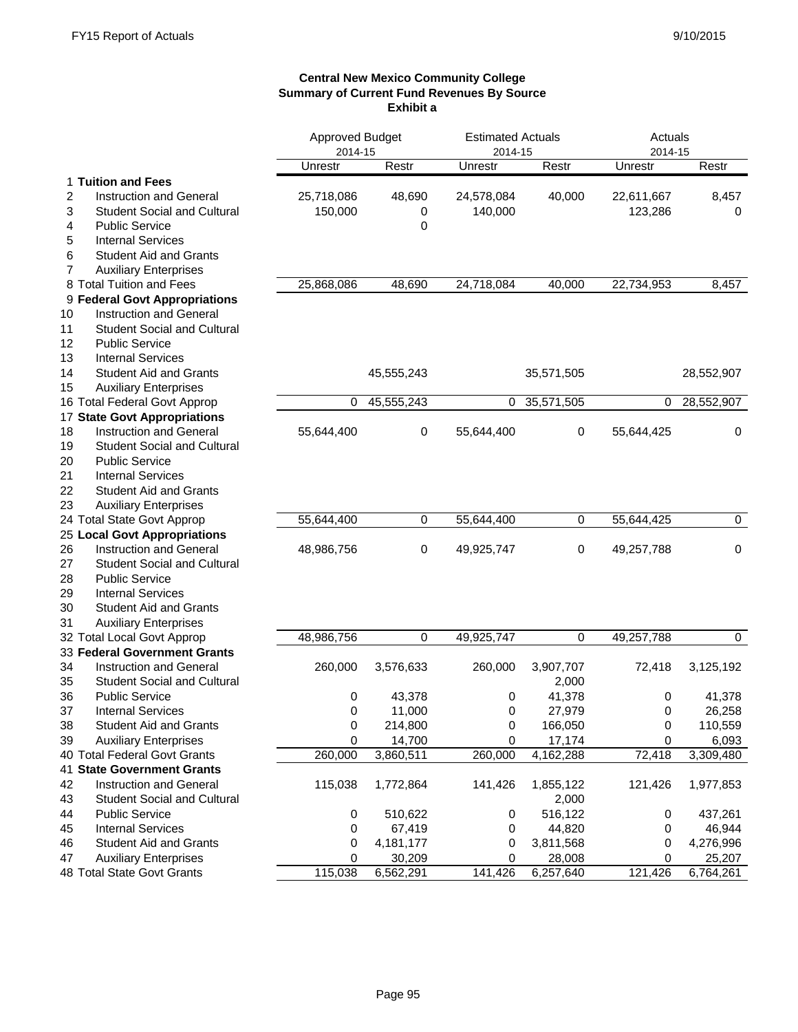**Central New Mexico Community College**
**Summary of Current Fund Revenues By Source**
**Exhibit a**

| | | Approved Budget 2014-15 | | Estimated Actuals 2014-15 | | Actuals 2014-15 | |
|---|---|---|---|---|---|---|---|
| | | Unrestr | Restr | Unrestr | Restr | Unrestr | Restr |
| 1 | **Tuition and Fees** | | | | | | |
| 2 | Instruction and General | 25,718,086 | 48,690 | 24,578,084 | 40,000 | 22,611,667 | 8,457 |
| 3 | Student Social and Cultural | 150,000 | 0 | 140,000 | | 123,286 | 0 |
| 4 | Public Service | | 0 | | | | |
| 5 | Internal Services | | | | | | |
| 6 | Student Aid and Grants | | | | | | |
| 7 | Auxiliary Enterprises | | | | | | |
| 8 | Total Tuition and Fees | 25,868,086 | 48,690 | 24,718,084 | 40,000 | 22,734,953 | 8,457 |
| 9 | **Federal Govt Appropriations** | | | | | | |
| 10 | Instruction and General | | | | | | |
| 11 | Student Social and Cultural | | | | | | |
| 12 | Public Service | | | | | | |
| 13 | Internal Services | | | | | | |
| 14 | Student Aid and Grants | | 45,555,243 | | 35,571,505 | | 28,552,907 |
| 15 | Auxiliary Enterprises | | | | | | |
| 16 | Total Federal Govt Approp | 0 | 45,555,243 | 0 | 35,571,505 | 0 | 28,552,907 |
| 17 | **State Govt Appropriations** | | | | | | |
| 18 | Instruction and General | 55,644,400 | 0 | 55,644,400 | 0 | 55,644,425 | 0 |
| 19 | Student Social and Cultural | | | | | | |
| 20 | Public Service | | | | | | |
| 21 | Internal Services | | | | | | |
| 22 | Student Aid and Grants | | | | | | |
| 23 | Auxiliary Enterprises | | | | | | |
| 24 | Total State Govt Approp | 55,644,400 | 0 | 55,644,400 | 0 | 55,644,425 | 0 |
| 25 | **Local Govt Appropriations** | | | | | | |
| 26 | Instruction and General | 48,986,756 | 0 | 49,925,747 | 0 | 49,257,788 | 0 |
| 27 | Student Social and Cultural | | | | | | |
| 28 | Public Service | | | | | | |
| 29 | Internal Services | | | | | | |
| 30 | Student Aid and Grants | | | | | | |
| 31 | Auxiliary Enterprises | | | | | | |
| 32 | Total Local Govt Approp | 48,986,756 | 0 | 49,925,747 | 0 | 49,257,788 | 0 |
| 33 | **Federal Government Grants** | | | | | | |
| 34 | Instruction and General | 260,000 | 3,576,633 | 260,000 | 3,907,707 | 72,418 | 3,125,192 |
| 35 | Student Social and Cultural | | | | 2,000 | | |
| 36 | Public Service | 0 | 43,378 | 0 | 41,378 | 0 | 41,378 |
| 37 | Internal Services | 0 | 11,000 | 0 | 27,979 | 0 | 26,258 |
| 38 | Student Aid and Grants | 0 | 214,800 | 0 | 166,050 | 0 | 110,559 |
| 39 | Auxiliary Enterprises | 0 | 14,700 | 0 | 17,174 | 0 | 6,093 |
| 40 | Total Federal Govt Grants | 260,000 | 3,860,511 | 260,000 | 4,162,288 | 72,418 | 3,309,480 |
| 41 | **State Government Grants** | | | | | | |
| 42 | Instruction and General | 115,038 | 1,772,864 | 141,426 | 1,855,122 | 121,426 | 1,977,853 |
| 43 | Student Social and Cultural | | | | 2,000 | | |
| 44 | Public Service | 0 | 510,622 | 0 | 516,122 | 0 | 437,261 |
| 45 | Internal Services | 0 | 67,419 | 0 | 44,820 | 0 | 46,944 |
| 46 | Student Aid and Grants | 0 | 4,181,177 | 0 | 3,811,568 | 0 | 4,276,996 |
| 47 | Auxiliary Enterprises | 0 | 30,209 | 0 | 28,008 | 0 | 25,207 |
| 48 | Total State Govt Grants | 115,038 | 6,562,291 | 141,426 | 6,257,640 | 121,426 | 6,764,261 |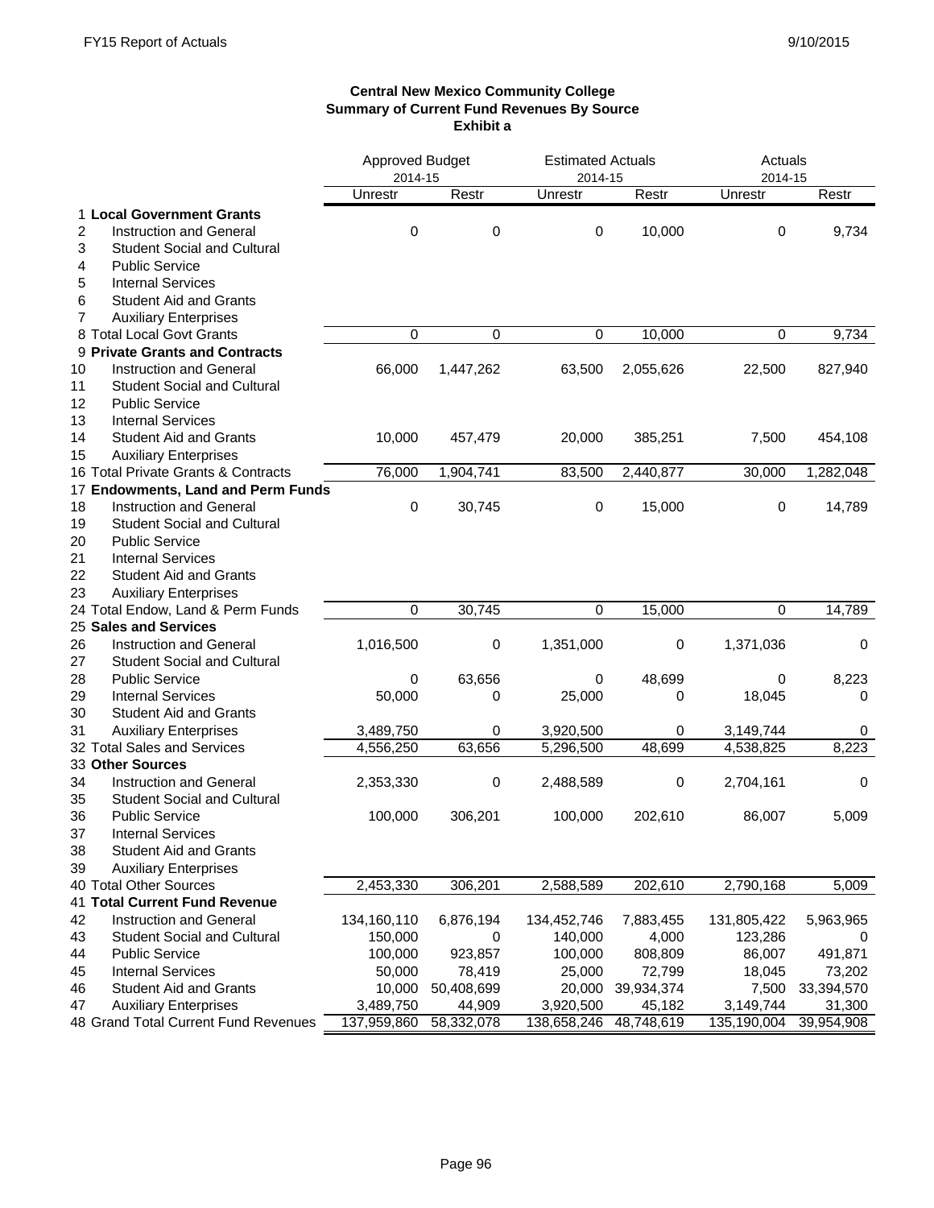**Central New Mexico Community College**
**Summary of Current Fund Revenues By Source**
**Exhibit a**

| | | Approved Budget 2014-15 | | Estimated Actuals 2014-15 | | Actuals 2014-15 | |
|---|---|---|---|---|---|---|---|
| | | Unrestr | Restr | Unrestr | Restr | Unrestr | Restr |
| 1 | **Local Government Grants** | | | | | | |
| 2 | Instruction and General | 0 | 0 | 0 | 10,000 | 0 | 9,734 |
| 3 | Student Social and Cultural | | | | | | |
| 4 | Public Service | | | | | | |
| 5 | Internal Services | | | | | | |
| 6 | Student Aid and Grants | | | | | | |
| 7 | Auxiliary Enterprises | | | | | | |
| 8 | Total Local Govt Grants | 0 | 0 | 0 | 10,000 | 0 | 9,734 |
| 9 | **Private Grants and Contracts** | | | | | | |
| 10 | Instruction and General | 66,000 | 1,447,262 | 63,500 | 2,055,626 | 22,500 | 827,940 |
| 11 | Student Social and Cultural | | | | | | |
| 12 | Public Service | | | | | | |
| 13 | Internal Services | | | | | | |
| 14 | Student Aid and Grants | 10,000 | 457,479 | 20,000 | 385,251 | 7,500 | 454,108 |
| 15 | Auxiliary Enterprises | | | | | | |
| 16 | Total Private Grants & Contracts | 76,000 | 1,904,741 | 83,500 | 2,440,877 | 30,000 | 1,282,048 |
| 17 | **Endowments, Land and Perm Funds** | | | | | | |
| 18 | Instruction and General | 0 | 30,745 | 0 | 15,000 | 0 | 14,789 |
| 19 | Student Social and Cultural | | | | | | |
| 20 | Public Service | | | | | | |
| 21 | Internal Services | | | | | | |
| 22 | Student Aid and Grants | | | | | | |
| 23 | Auxiliary Enterprises | | | | | | |
| 24 | Total Endow, Land & Perm Funds | 0 | 30,745 | 0 | 15,000 | 0 | 14,789 |
| 25 | **Sales and Services** | | | | | | |
| 26 | Instruction and General | 1,016,500 | 0 | 1,351,000 | 0 | 1,371,036 | 0 |
| 27 | Student Social and Cultural | | | | | | |
| 28 | Public Service | 0 | 63,656 | 0 | 48,699 | 0 | 8,223 |
| 29 | Internal Services | 50,000 | 0 | 25,000 | 0 | 18,045 | 0 |
| 30 | Student Aid and Grants | | | | | | |
| 31 | Auxiliary Enterprises | 3,489,750 | 0 | 3,920,500 | 0 | 3,149,744 | 0 |
| 32 | Total Sales and Services | 4,556,250 | 63,656 | 5,296,500 | 48,699 | 4,538,825 | 8,223 |
| 33 | **Other Sources** | | | | | | |
| 34 | Instruction and General | 2,353,330 | 0 | 2,488,589 | 0 | 2,704,161 | 0 |
| 35 | Student Social and Cultural | | | | | | |
| 36 | Public Service | 100,000 | 306,201 | 100,000 | 202,610 | 86,007 | 5,009 |
| 37 | Internal Services | | | | | | |
| 38 | Student Aid and Grants | | | | | | |
| 39 | Auxiliary Enterprises | | | | | | |
| 40 | Total Other Sources | 2,453,330 | 306,201 | 2,588,589 | 202,610 | 2,790,168 | 5,009 |
| 41 | **Total Current Fund Revenue** | | | | | | |
| 42 | Instruction and General | 134,160,110 | 6,876,194 | 134,452,746 | 7,883,455 | 131,805,422 | 5,963,965 |
| 43 | Student Social and Cultural | 150,000 | 0 | 140,000 | 4,000 | 123,286 | 0 |
| 44 | Public Service | 100,000 | 923,857 | 100,000 | 808,809 | 86,007 | 491,871 |
| 45 | Internal Services | 50,000 | 78,419 | 25,000 | 72,799 | 18,045 | 73,202 |
| 46 | Student Aid and Grants | 10,000 | 50,408,699 | 20,000 | 39,934,374 | 7,500 | 33,394,570 |
| 47 | Auxiliary Enterprises | 3,489,750 | 44,909 | 3,920,500 | 45,182 | 3,149,744 | 31,300 |
| 48 | Grand Total Current Fund Revenues | 137,959,860 | 58,332,078 | 138,658,246 | 48,748,619 | 135,190,004 | 39,954,908 |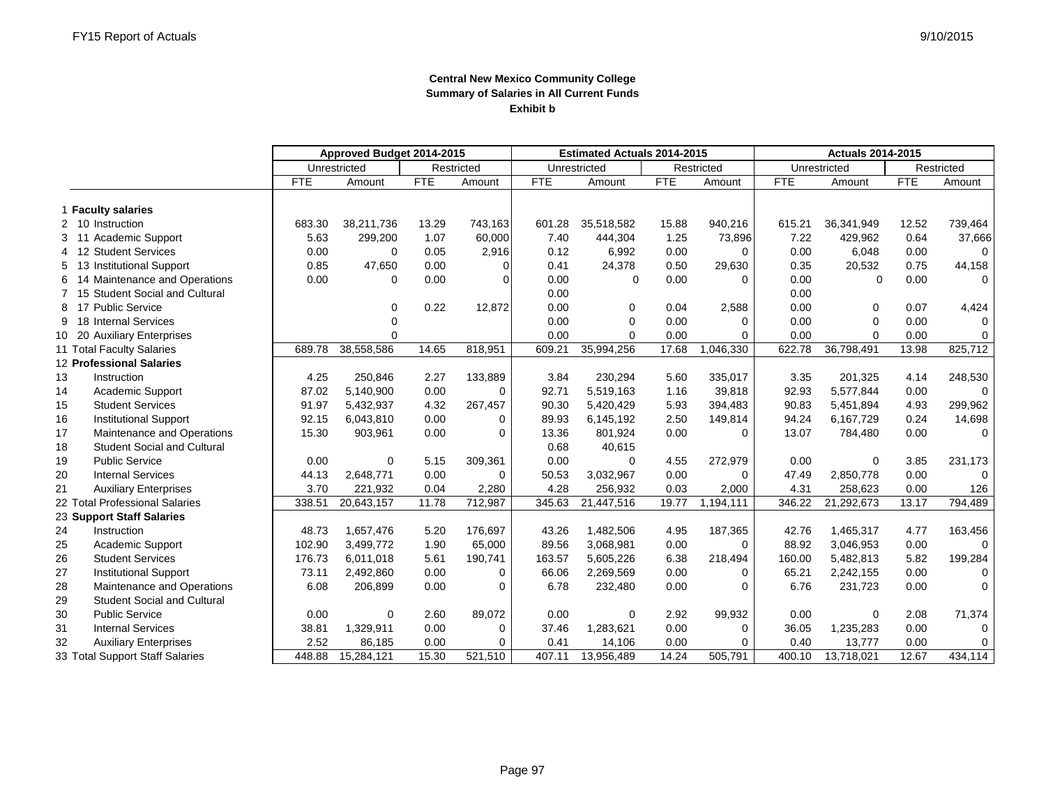# Central New Mexico Community College
## Summary of Salaries in All Current Funds
### Exhibit b

| | | Approved Budget 2014-2015 | | | | Estimated Actuals 2014-2015 | | | | Actuals 2014-2015 | | | |
|---|---|---|---|---|---|---|---|---|---|---|---|---|---|
| | | Unrestricted | | Restricted | | Unrestricted | | Restricted | | Unrestricted | | Restricted | |
| | | FTE | Amount | FTE | Amount | FTE | Amount | FTE | Amount | FTE | Amount | FTE | Amount |
| 1 | **Faculty salaries** | | | | | | | | | | | | |
| 2 | 10 Instruction | 683.30 | 38,211,736 | 13.29 | 743,163 | 601.28 | 35,518,582 | 15.88 | 940,216 | 615.21 | 36,341,949 | 12.52 | 739,464 |
| 3 | 11 Academic Support | 5.63 | 299,200 | 1.07 | 60,000 | 7.40 | 444,304 | 1.25 | 73,896 | 7.22 | 429,962 | 0.64 | 37,666 |
| 4 | 12 Student Services | 0.00 | 0 | 0.05 | 2,916 | 0.12 | 6,992 | 0.00 | 0 | 0.00 | 6,048 | 0.00 | 0 |
| 5 | 13 Institutional Support | 0.85 | 47,650 | 0.00 | 0 | 0.41 | 24,378 | 0.50 | 29,630 | 0.35 | 20,532 | 0.75 | 44,158 |
| 6 | 14 Maintenance and Operations | 0.00 | 0 | 0.00 | 0 | 0.00 | 0 | 0.00 | 0 | 0.00 | 0 | 0.00 | 0 |
| 7 | 15 Student Social and Cultural | | | | | 0.00 | | | | 0.00 | | | |
| 8 | 17 Public Service | | 0 | 0.22 | 12,872 | 0.00 | 0 | 0.04 | 2,588 | 0.00 | 0 | 0.07 | 4,424 |
| 9 | 18 Internal Services | | 0 | | | 0.00 | 0 | 0.00 | 0 | 0.00 | 0 | 0.00 | 0 |
| 10 | 20 Auxiliary Enterprises | | 0 | | | 0.00 | 0 | 0.00 | 0 | 0.00 | 0 | 0.00 | 0 |
| 11 | Total Faculty Salaries | 689.78 | 38,558,586 | 14.65 | 818,951 | 609.21 | 35,994,256 | 17.68 | 1,046,330 | 622.78 | 36,798,491 | 13.98 | 825,712 |
| 12 | **Professional Salaries** | | | | | | | | | | | | |
| 13 | Instruction | 4.25 | 250,846 | 2.27 | 133,889 | 3.84 | 230,294 | 5.60 | 335,017 | 3.35 | 201,325 | 4.14 | 248,530 |
| 14 | Academic Support | 87.02 | 5,140,900 | 0.00 | 0 | 92.71 | 5,519,163 | 1.16 | 39,818 | 92.93 | 5,577,844 | 0.00 | 0 |
| 15 | Student Services | 91.97 | 5,432,937 | 4.32 | 267,457 | 90.30 | 5,420,429 | 5.93 | 394,483 | 90.83 | 5,451,894 | 4.93 | 299,962 |
| 16 | Institutional Support | 92.15 | 6,043,810 | 0.00 | 0 | 89.93 | 6,145,192 | 2.50 | 149,814 | 94.24 | 6,167,729 | 0.24 | 14,698 |
| 17 | Maintenance and Operations | 15.30 | 903,961 | 0.00 | 0 | 13.36 | 801,924 | 0.00 | 0 | 13.07 | 784,480 | 0.00 | 0 |
| 18 | Student Social and Cultural | | | | | 0.68 | 40,615 | | | | | | |
| 19 | Public Service | 0.00 | 0 | 5.15 | 309,361 | 0.00 | 0 | 4.55 | 272,979 | 0.00 | 0 | 3.85 | 231,173 |
| 20 | Internal Services | 44.13 | 2,648,771 | 0.00 | 0 | 50.53 | 3,032,967 | 0.00 | 0 | 47.49 | 2,850,778 | 0.00 | 0 |
| 21 | Auxiliary Enterprises | 3.70 | 221,932 | 0.04 | 2,280 | 4.28 | 256,932 | 0.03 | 2,000 | 4.31 | 258,623 | 0.00 | 126 |
| 22 | Total Professional Salaries | 338.51 | 20,643,157 | 11.78 | 712,987 | 345.63 | 21,447,516 | 19.77 | 1,194,111 | 346.22 | 21,292,673 | 13.17 | 794,489 |
| 23 | **Support Staff Salaries** | | | | | | | | | | | | |
| 24 | Instruction | 48.73 | 1,657,476 | 5.20 | 176,697 | 43.26 | 1,482,506 | 4.95 | 187,365 | 42.76 | 1,465,317 | 4.77 | 163,456 |
| 25 | Academic Support | 102.90 | 3,499,772 | 1.90 | 65,000 | 89.56 | 3,068,981 | 0.00 | 0 | 88.92 | 3,046,953 | 0.00 | 0 |
| 26 | Student Services | 176.73 | 6,011,018 | 5.61 | 190,741 | 163.57 | 5,605,226 | 6.38 | 218,494 | 160.00 | 5,482,813 | 5.82 | 199,284 |
| 27 | Institutional Support | 73.11 | 2,492,860 | 0.00 | 0 | 66.06 | 2,269,569 | 0.00 | 0 | 65.21 | 2,242,155 | 0.00 | 0 |
| 28 | Maintenance and Operations | 6.08 | 206,899 | 0.00 | 0 | 6.78 | 232,480 | 0.00 | 0 | 6.76 | 231,723 | 0.00 | 0 |
| 29 | Student Social and Cultural | | | | | | | | | | | | |
| 30 | Public Service | 0.00 | 0 | 2.60 | 89,072 | 0.00 | 0 | 2.92 | 99,932 | 0.00 | 0 | 2.08 | 71,374 |
| 31 | Internal Services | 38.81 | 1,329,911 | 0.00 | 0 | 37.46 | 1,283,621 | 0.00 | 0 | 36.05 | 1,235,283 | 0.00 | 0 |
| 32 | Auxiliary Enterprises | 2.52 | 86,185 | 0.00 | 0 | 0.41 | 14,106 | 0.00 | 0 | 0.40 | 13,777 | 0.00 | 0 |
| 33 | Total Support Staff Salaries | 448.88 | 15,284,121 | 15.30 | 521,510 | 407.11 | 13,956,489 | 14.24 | 505,791 | 400.10 | 13,718,021 | 12.67 | 434,114 |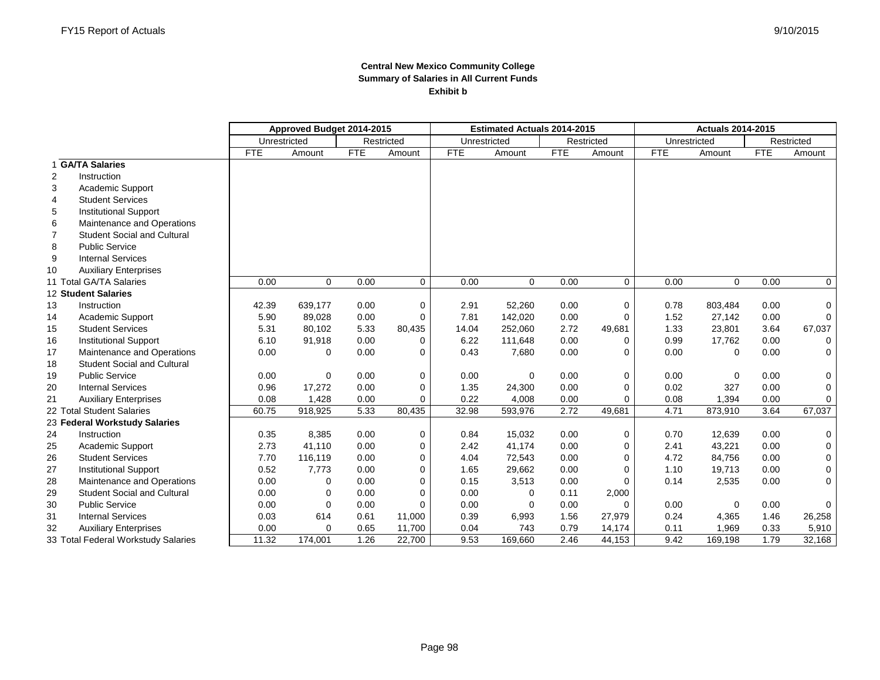# Central New Mexico Community College
## Summary of Salaries in All Current Funds
### Exhibit b

| | | Approved Budget 2014-2015 | | | | Estimated Actuals 2014-2015 | | | | Actuals 2014-2015 | | | |
|---|---|---|---|---|---|---|---|---|---|---|---|---|---|
| | | Unrestricted | | Restricted | | Unrestricted | | Restricted | | Unrestricted | | Restricted | |
| | | FTE | Amount | FTE | Amount | FTE | Amount | FTE | Amount | FTE | Amount | FTE | Amount |
| 1 | **GA/TA Salaries** | | | | | | | | | | | | |
| 2 | Instruction | | | | | | | | | | | | |
| 3 | Academic Support | | | | | | | | | | | | |
| 4 | Student Services | | | | | | | | | | | | |
| 5 | Institutional Support | | | | | | | | | | | | |
| 6 | Maintenance and Operations | | | | | | | | | | | | |
| 7 | Student Social and Cultural | | | | | | | | | | | | |
| 8 | Public Service | | | | | | | | | | | | |
| 9 | Internal Services | | | | | | | | | | | | |
| 10 | Auxiliary Enterprises | | | | | | | | | | | | |
| 11 | Total GA/TA Salaries | 0.00 | 0 | 0.00 | 0 | 0.00 | 0 | 0.00 | 0 | 0.00 | 0 | 0.00 | 0 |
| 12 | **Student Salaries** | | | | | | | | | | | | |
| 13 | Instruction | 42.39 | 639,177 | 0.00 | 0 | 2.91 | 52,260 | 0.00 | 0 | 0.78 | 803,484 | 0.00 | 0 |
| 14 | Academic Support | 5.90 | 89,028 | 0.00 | 0 | 7.81 | 142,020 | 0.00 | 0 | 1.52 | 27,142 | 0.00 | 0 |
| 15 | Student Services | 5.31 | 80,102 | 5.33 | 80,435 | 14.04 | 252,060 | 2.72 | 49,681 | 1.33 | 23,801 | 3.64 | 67,037 |
| 16 | Institutional Support | 6.10 | 91,918 | 0.00 | 0 | 6.22 | 111,648 | 0.00 | 0 | 0.99 | 17,762 | 0.00 | 0 |
| 17 | Maintenance and Operations | 0.00 | 0 | 0.00 | 0 | 0.43 | 7,680 | 0.00 | 0 | 0.00 | 0 | 0.00 | 0 |
| 18 | Student Social and Cultural | | | | | | | | | | | | |
| 19 | Public Service | 0.00 | 0 | 0.00 | 0 | 0.00 | 0 | 0.00 | 0 | 0.00 | 0 | 0.00 | 0 |
| 20 | Internal Services | 0.96 | 17,272 | 0.00 | 0 | 1.35 | 24,300 | 0.00 | 0 | 0.02 | 327 | 0.00 | 0 |
| 21 | Auxiliary Enterprises | 0.08 | 1,428 | 0.00 | 0 | 0.22 | 4,008 | 0.00 | 0 | 0.08 | 1,394 | 0.00 | 0 |
| 22 | Total Student Salaries | 60.75 | 918,925 | 5.33 | 80,435 | 32.98 | 593,976 | 2.72 | 49,681 | 4.71 | 873,910 | 3.64 | 67,037 |
| 23 | **Federal Workstudy Salaries** | | | | | | | | | | | | |
| 24 | Instruction | 0.35 | 8,385 | 0.00 | 0 | 0.84 | 15,032 | 0.00 | 0 | 0.70 | 12,639 | 0.00 | 0 |
| 25 | Academic Support | 2.73 | 41,110 | 0.00 | 0 | 2.42 | 41,174 | 0.00 | 0 | 2.41 | 43,221 | 0.00 | 0 |
| 26 | Student Services | 7.70 | 116,119 | 0.00 | 0 | 4.04 | 72,543 | 0.00 | 0 | 4.72 | 84,756 | 0.00 | 0 |
| 27 | Institutional Support | 0.52 | 7,773 | 0.00 | 0 | 1.65 | 29,662 | 0.00 | 0 | 1.10 | 19,713 | 0.00 | 0 |
| 28 | Maintenance and Operations | 0.00 | 0 | 0.00 | 0 | 0.15 | 3,513 | 0.00 | 0 | 0.14 | 2,535 | 0.00 | 0 |
| 29 | Student Social and Cultural | 0.00 | 0 | 0.00 | 0 | 0.00 | 0 | 0.11 | 2,000 | | | | |
| 30 | Public Service | 0.00 | 0 | 0.00 | 0 | 0.00 | 0 | 0.00 | 0 | 0.00 | 0 | 0.00 | 0 |
| 31 | Internal Services | 0.03 | 614 | 0.61 | 11,000 | 0.39 | 6,993 | 1.56 | 27,979 | 0.24 | 4,365 | 1.46 | 26,258 |
| 32 | Auxiliary Enterprises | 0.00 | 0 | 0.65 | 11,700 | 0.04 | 743 | 0.79 | 14,174 | 0.11 | 1,969 | 0.33 | 5,910 |
| 33 | Total Federal Workstudy Salaries | 11.32 | 174,001 | 1.26 | 22,700 | 9.53 | 169,660 | 2.46 | 44,153 | 9.42 | 169,198 | 1.79 | 32,168 |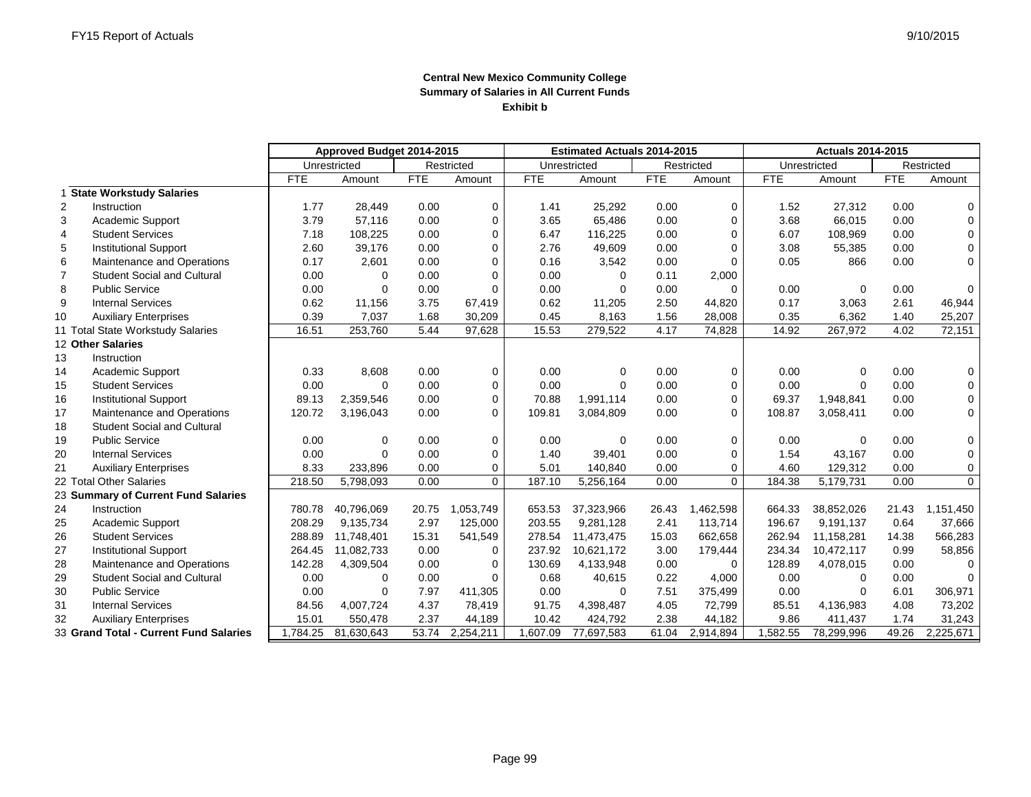### Central New Mexico Community College
### Summary of Salaries in All Current Funds
### Exhibit b

| | | Approved Budget 2014-2015 | | | | Estimated Actuals 2014-2015 | | | | Actuals 2014-2015 | | | |
|---|---|---|---|---|---|---|---|---|---|---|---|---|---|
| | | Unrestricted | | Restricted | | Unrestricted | | Restricted | | Unrestricted | | Restricted | |
| | | FTE | Amount | FTE | Amount | FTE | Amount | FTE | Amount | FTE | Amount | FTE | Amount |
| 1 | **State Workstudy Salaries** | | | | | | | | | | | | |
| 2 | Instruction | 1.77 | 28,449 | 0.00 | 0 | 1.41 | 25,292 | 0.00 | 0 | 1.52 | 27,312 | 0.00 | 0 |
| 3 | Academic Support | 3.79 | 57,116 | 0.00 | 0 | 3.65 | 65,486 | 0.00 | 0 | 3.68 | 66,015 | 0.00 | 0 |
| 4 | Student Services | 7.18 | 108,225 | 0.00 | 0 | 6.47 | 116,225 | 0.00 | 0 | 6.07 | 108,969 | 0.00 | 0 |
| 5 | Institutional Support | 2.60 | 39,176 | 0.00 | 0 | 2.76 | 49,609 | 0.00 | 0 | 3.08 | 55,385 | 0.00 | 0 |
| 6 | Maintenance and Operations | 0.17 | 2,601 | 0.00 | 0 | 0.16 | 3,542 | 0.00 | 0 | 0.05 | 866 | 0.00 | 0 |
| 7 | Student Social and Cultural | 0.00 | 0 | 0.00 | 0 | 0.00 | 0 | 0.11 | 2,000 | | | | |
| 8 | Public Service | 0.00 | 0 | 0.00 | 0 | 0.00 | 0 | 0.00 | 0 | 0.00 | 0 | 0.00 | 0 |
| 9 | Internal Services | 0.62 | 11,156 | 3.75 | 67,419 | 0.62 | 11,205 | 2.50 | 44,820 | 0.17 | 3,063 | 2.61 | 46,944 |
| 10 | Auxiliary Enterprises | 0.39 | 7,037 | 1.68 | 30,209 | 0.45 | 8,163 | 1.56 | 28,008 | 0.35 | 6,362 | 1.40 | 25,207 |
| 11 | Total State Workstudy Salaries | 16.51 | 253,760 | 5.44 | 97,628 | 15.53 | 279,522 | 4.17 | 74,828 | 14.92 | 267,972 | 4.02 | 72,151 |
| 12 | **Other Salaries** | | | | | | | | | | | | |
| 13 | Instruction | | | | | | | | | | | | |
| 14 | Academic Support | 0.33 | 8,608 | 0.00 | 0 | 0.00 | 0 | 0.00 | 0 | 0.00 | 0 | 0.00 | 0 |
| 15 | Student Services | 0.00 | 0 | 0.00 | 0 | 0.00 | 0 | 0.00 | 0 | 0.00 | 0 | 0.00 | 0 |
| 16 | Institutional Support | 89.13 | 2,359,546 | 0.00 | 0 | 70.88 | 1,991,114 | 0.00 | 0 | 69.37 | 1,948,841 | 0.00 | 0 |
| 17 | Maintenance and Operations | 120.72 | 3,196,043 | 0.00 | 0 | 109.81 | 3,084,809 | 0.00 | 0 | 108.87 | 3,058,411 | 0.00 | 0 |
| 18 | Student Social and Cultural | | | | | | | | | | | | |
| 19 | Public Service | 0.00 | 0 | 0.00 | 0 | 0.00 | 0 | 0.00 | 0 | 0.00 | 0 | 0.00 | 0 |
| 20 | Internal Services | 0.00 | 0 | 0.00 | 0 | 1.40 | 39,401 | 0.00 | 0 | 1.54 | 43,167 | 0.00 | 0 |
| 21 | Auxiliary Enterprises | 8.33 | 233,896 | 0.00 | 0 | 5.01 | 140,840 | 0.00 | 0 | 4.60 | 129,312 | 0.00 | 0 |
| 22 | Total Other Salaries | 218.50 | 5,798,093 | 0.00 | 0 | 187.10 | 5,256,164 | 0.00 | 0 | 184.38 | 5,179,731 | 0.00 | 0 |
| 23 | **Summary of Current Fund Salaries** | | | | | | | | | | | | |
| 24 | Instruction | 780.78 | 40,796,069 | 20.75 | 1,053,749 | 653.53 | 37,323,966 | 26.43 | 1,462,598 | 664.33 | 38,852,026 | 21.43 | 1,151,450 |
| 25 | Academic Support | 208.29 | 9,135,734 | 2.97 | 125,000 | 203.55 | 9,281,128 | 2.41 | 113,714 | 196.67 | 9,191,137 | 0.64 | 37,666 |
| 26 | Student Services | 288.89 | 11,748,401 | 15.31 | 541,549 | 278.54 | 11,473,475 | 15.03 | 662,658 | 262.94 | 11,158,281 | 14.38 | 566,283 |
| 27 | Institutional Support | 264.45 | 11,082,733 | 0.00 | 0 | 237.92 | 10,621,172 | 3.00 | 179,444 | 234.34 | 10,472,117 | 0.99 | 58,856 |
| 28 | Maintenance and Operations | 142.28 | 4,309,504 | 0.00 | 0 | 130.69 | 4,133,948 | 0.00 | 0 | 128.89 | 4,078,015 | 0.00 | 0 |
| 29 | Student Social and Cultural | 0.00 | 0 | 0.00 | 0 | 0.68 | 40,615 | 0.22 | 4,000 | 0.00 | 0 | 0.00 | 0 |
| 30 | Public Service | 0.00 | 0 | 7.97 | 411,305 | 0.00 | 0 | 7.51 | 375,499 | 0.00 | 0 | 6.01 | 306,971 |
| 31 | Internal Services | 84.56 | 4,007,724 | 4.37 | 78,419 | 91.75 | 4,398,487 | 4.05 | 72,799 | 85.51 | 4,136,983 | 4.08 | 73,202 |
| 32 | Auxiliary Enterprises | 15.01 | 550,478 | 2.37 | 44,189 | 10.42 | 424,792 | 2.38 | 44,182 | 9.86 | 411,437 | 1.74 | 31,243 |
| 33 | **Grand Total - Current Fund Salaries** | 1,784.25 | 81,630,643 | 53.74 | 2,254,211 | 1,607.09 | 77,697,583 | 61.04 | 2,914,894 | 1,582.55 | 78,299,996 | 49.26 | 2,225,671 |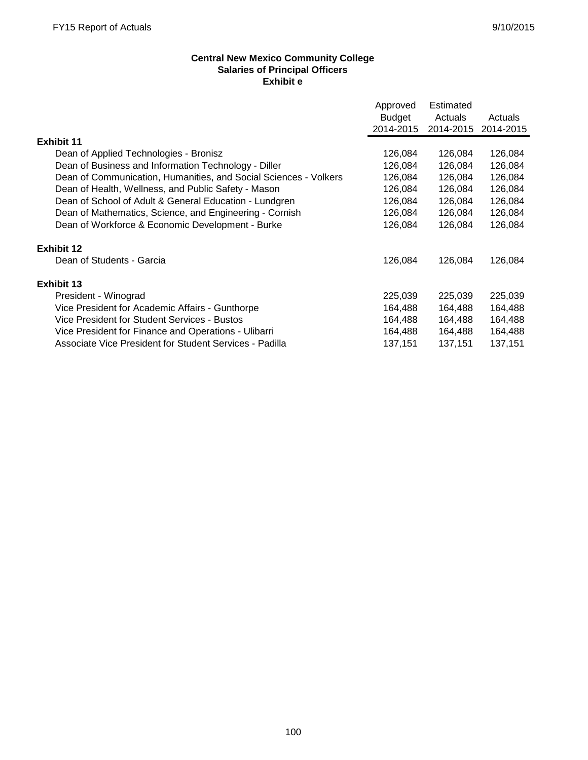**Central New Mexico Community College**
**Salaries of Principal Officers**
**Exhibit e**

| | Approved Budget 2014-2015 | Estimated Actuals 2014-2015 | Actuals 2014-2015 |
|---|---|---|---|
| **Exhibit 11** | | | |
| Dean of Applied Technologies - Bronisz | 126,084 | 126,084 | 126,084 |
| Dean of Business and Information Technology - Diller | 126,084 | 126,084 | 126,084 |
| Dean of Communication, Humanities, and Social Sciences - Volkers | 126,084 | 126,084 | 126,084 |
| Dean of Health, Wellness, and Public Safety - Mason | 126,084 | 126,084 | 126,084 |
| Dean of School of Adult & General Education - Lundgren | 126,084 | 126,084 | 126,084 |
| Dean of Mathematics, Science, and Engineering - Cornish | 126,084 | 126,084 | 126,084 |
| Dean of Workforce & Economic Development - Burke | 126,084 | 126,084 | 126,084 |
| **Exhibit 12** | | | |
| Dean of Students - Garcia | 126,084 | 126,084 | 126,084 |
| **Exhibit 13** | | | |
| President - Winograd | 225,039 | 225,039 | 225,039 |
| Vice President for Academic Affairs - Gunthorpe | 164,488 | 164,488 | 164,488 |
| Vice President for Student Services - Bustos | 164,488 | 164,488 | 164,488 |
| Vice President for Finance and Operations - Ulibarri | 164,488 | 164,488 | 164,488 |
| Associate Vice President for Student Services - Padilla | 137,151 | 137,151 | 137,151 |